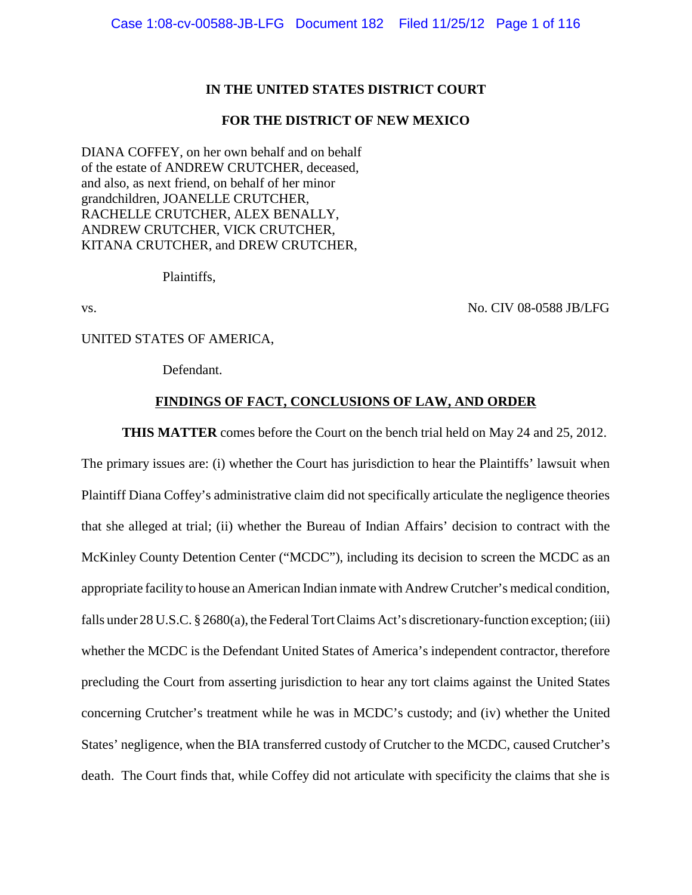**IN THE UNITED STATES DISTRICT COURT**

**FOR THE DISTRICT OF NEW MEXICO**

DIANA COFFEY, on her own behalf and on behalf of the estate of ANDREW CRUTCHER, deceased, and also, as next friend, on behalf of her minor grandchildren, JOANELLE CRUTCHER, RACHELLE CRUTCHER, ALEX BENALLY, ANDREW CRUTCHER, VICK CRUTCHER, KITANA CRUTCHER, and DREW CRUTCHER,

Plaintiffs,

vs. No. CIV 08-0588 JB/LFG

UNITED STATES OF AMERICA,

Defendant.

**FINDINGS OF FACT, CONCLUSIONS OF LAW, AND ORDER**

**THIS MATTER** comes before the Court on the bench trial held on May 24 and 25, 2012. The primary issues are: (i) whether the Court has jurisdiction to hear the Plaintiffs' lawsuit when Plaintiff Diana Coffey's administrative claim did not specifically articulate the negligence theories that she alleged at trial; (ii) whether the Bureau of Indian Affairs' decision to contract with the McKinley County Detention Center ("MCDC"), including its decision to screen the MCDC as an appropriate facility to house an American Indian inmate with Andrew Crutcher's medical condition, falls under 28 U.S.C. § 2680(a), the Federal Tort Claims Act's discretionary-function exception; (iii) whether the MCDC is the Defendant United States of America's independent contractor, therefore precluding the Court from asserting jurisdiction to hear any tort claims against the United States concerning Crutcher's treatment while he was in MCDC's custody; and (iv) whether the United States' negligence, when the BIA transferred custody of Crutcher to the MCDC, caused Crutcher's death. The Court finds that, while Coffey did not articulate with specificity the claims that she is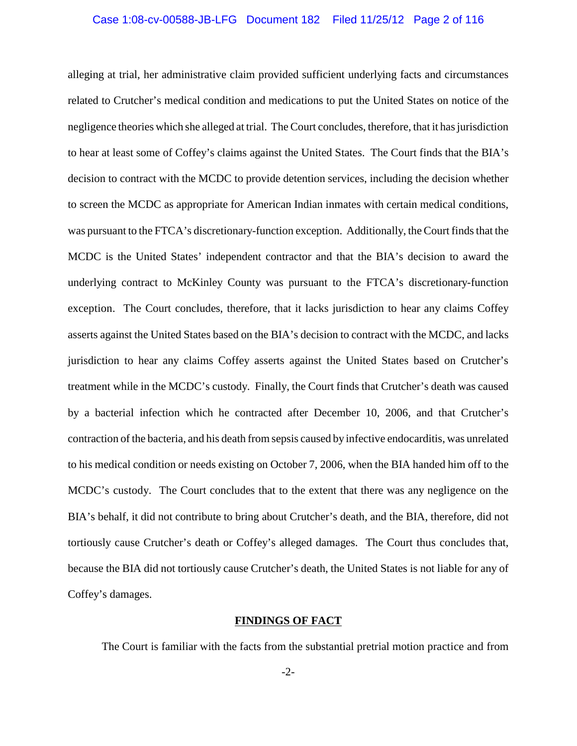alleging at trial, her administrative claim provided sufficient underlying facts and circumstances related to Crutcher's medical condition and medications to put the United States on notice of the negligence theories which she alleged at trial. The Court concludes, therefore, that it has jurisdiction to hear at least some of Coffey's claims against the United States. The Court finds that the BIA's decision to contract with the MCDC to provide detention services, including the decision whether to screen the MCDC as appropriate for American Indian inmates with certain medical conditions, was pursuant to the FTCA's discretionary-function exception. Additionally, the Court finds that the MCDC is the United States' independent contractor and that the BIA's decision to award the underlying contract to McKinley County was pursuant to the FTCA's discretionary-function exception. The Court concludes, therefore, that it lacks jurisdiction to hear any claims Coffey asserts against the United States based on the BIA's decision to contract with the MCDC, and lacks jurisdiction to hear any claims Coffey asserts against the United States based on Crutcher's treatment while in the MCDC's custody. Finally, the Court finds that Crutcher's death was caused by a bacterial infection which he contracted after December 10, 2006, and that Crutcher's contraction of the bacteria, and his death from sepsis caused by infective endocarditis, was unrelated to his medical condition or needs existing on October 7, 2006, when the BIA handed him off to the MCDC's custody. The Court concludes that to the extent that there was any negligence on the BIA's behalf, it did not contribute to bring about Crutcher's death, and the BIA, therefore, did not tortiously cause Crutcher's death or Coffey's alleged damages. The Court thus concludes that, because the BIA did not tortiously cause Crutcher's death, the United States is not liable for any of Coffey's damages.

## FINDINGS OF FACT

The Court is familiar with the facts from the substantial pretrial motion practice and from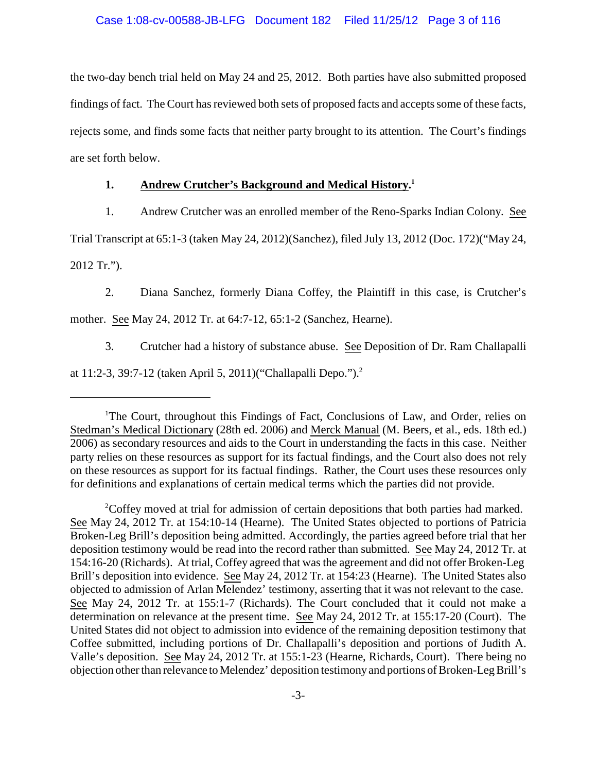the two-day bench trial held on May 24 and 25, 2012. Both parties have also submitted proposed findings of fact. The Court has reviewed both sets of proposed facts and accepts some of these facts, rejects some, and finds some facts that neither party brought to its attention. The Court's findings are set forth below.

### 1. Andrew Crutcher's Background and Medical History.[1]

1. Andrew Crutcher was an enrolled member of the Reno-Sparks Indian Colony. See Trial Transcript at 65:1-3 (taken May 24, 2012)(Sanchez), filed July 13, 2012 (Doc. 172)("May 24, 2012 Tr.").

2. Diana Sanchez, formerly Diana Coffey, the Plaintiff in this case, is Crutcher's mother. See May 24, 2012 Tr. at 64:7-12, 65:1-2 (Sanchez, Hearne).

3. Crutcher had a history of substance abuse. See Deposition of Dr. Ram Challapalli at 11:2-3, 39:7-12 (taken April 5, 2011)("Challapalli Depo.").[2]

---

[1] The Court, throughout this Findings of Fact, Conclusions of Law, and Order, relies on Stedman's Medical Dictionary (28th ed. 2006) and Merck Manual (M. Beers, et al., eds. 18th ed.) 2006) as secondary resources and aids to the Court in understanding the facts in this case. Neither party relies on these resources as support for its factual findings, and the Court also does not rely on these resources as support for its factual findings. Rather, the Court uses these resources only for definitions and explanations of certain medical terms which the parties did not provide.

[2] Coffey moved at trial for admission of certain depositions that both parties had marked. See May 24, 2012 Tr. at 154:10-14 (Hearne). The United States objected to portions of Patricia Broken-Leg Brill's deposition being admitted. Accordingly, the parties agreed before trial that her deposition testimony would be read into the record rather than submitted. See May 24, 2012 Tr. at 154:16-20 (Richards). At trial, Coffey agreed that was the agreement and did not offer Broken-Leg Brill's deposition into evidence. See May 24, 2012 Tr. at 154:23 (Hearne). The United States also objected to admission of Arlan Melendez' testimony, asserting that it was not relevant to the case. See May 24, 2012 Tr. at 155:1-7 (Richards). The Court concluded that it could not make a determination on relevance at the present time. See May 24, 2012 Tr. at 155:17-20 (Court). The United States did not object to admission into evidence of the remaining deposition testimony that Coffee submitted, including portions of Dr. Challapalli's deposition and portions of Judith A. Valle's deposition. See May 24, 2012 Tr. at 155:1-23 (Hearne, Richards, Court). There being no objection other than relevance to Melendez' deposition testimony and portions of Broken-Leg Brill's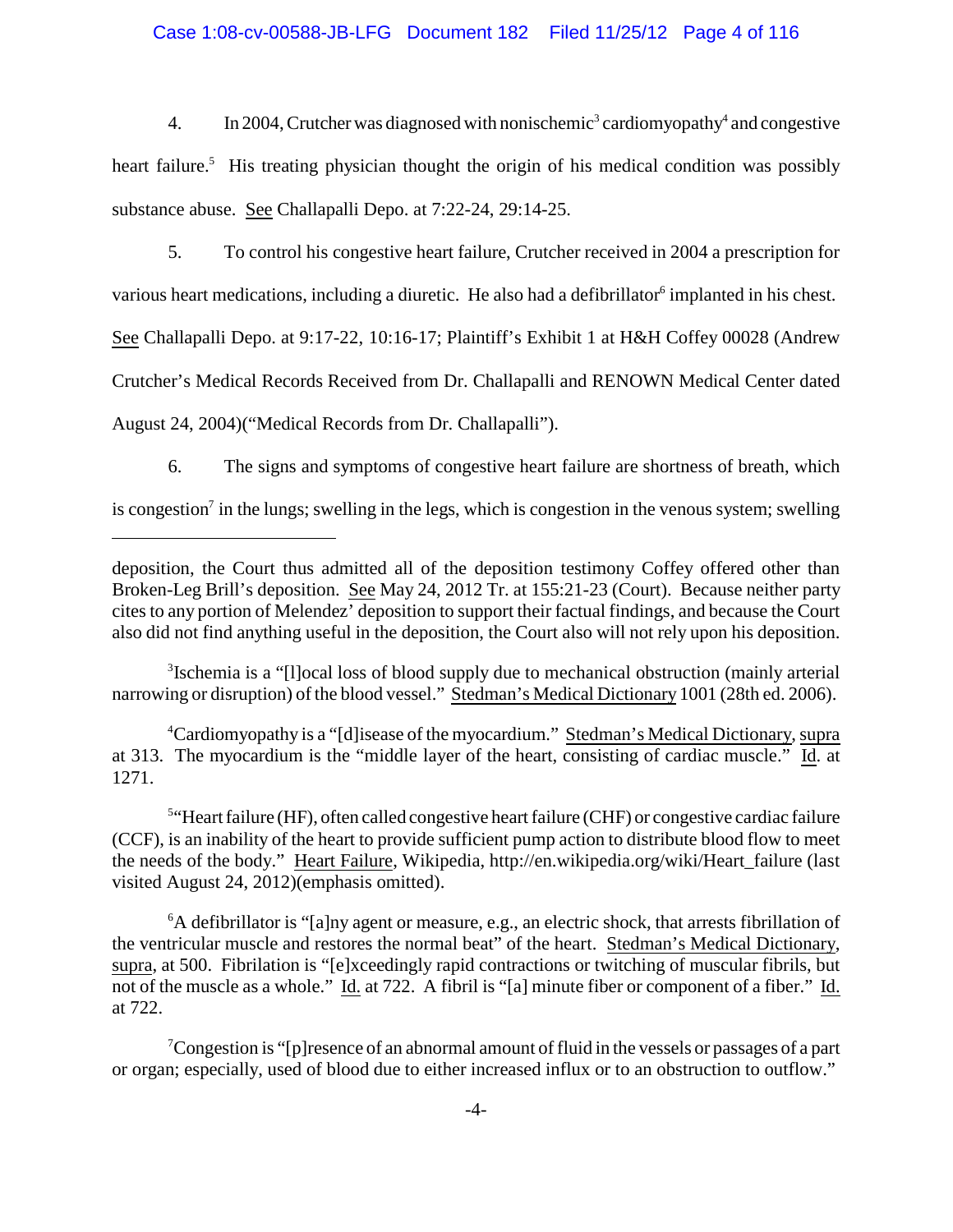4. In 2004, Crutcher was diagnosed with nonischemic[3] cardiomyopathy[4] and congestive heart failure.[5] His treating physician thought the origin of his medical condition was possibly substance abuse. See Challapalli Depo. at 7:22-24, 29:14-25.

5. To control his congestive heart failure, Crutcher received in 2004 a prescription for various heart medications, including a diuretic. He also had a defibrillator[6] implanted in his chest. See Challapalli Depo. at 9:17-22, 10:16-17; Plaintiff's Exhibit 1 at H&H Coffey 00028 (Andrew Crutcher's Medical Records Received from Dr. Challapalli and RENOWN Medical Center dated August 24, 2004)("Medical Records from Dr. Challapalli").

6. The signs and symptoms of congestive heart failure are shortness of breath, which is congestion[7] in the lungs; swelling in the legs, which is congestion in the venous system; swelling

---

deposition, the Court thus admitted all of the deposition testimony Coffey offered other than Broken-Leg Brill's deposition. See May 24, 2012 Tr. at 155:21-23 (Court). Because neither party cites to any portion of Melendez' deposition to support their factual findings, and because the Court also did not find anything useful in the deposition, the Court also will not rely upon his deposition.

[3]Ischemia is a "[l]ocal loss of blood supply due to mechanical obstruction (mainly arterial narrowing or disruption) of the blood vessel." Stedman's Medical Dictionary 1001 (28th ed. 2006).

[4]Cardiomyopathy is a "[d]isease of the myocardium." Stedman's Medical Dictionary, supra at 313. The myocardium is the "middle layer of the heart, consisting of cardiac muscle." Id. at 1271.

[5]"Heart failure (HF), often called congestive heart failure (CHF) or congestive cardiac failure (CCF), is an inability of the heart to provide sufficient pump action to distribute blood flow to meet the needs of the body." Heart Failure, Wikipedia, http://en.wikipedia.org/wiki/Heart_failure (last visited August 24, 2012)(emphasis omitted).

[6]A defibrillator is "[a]ny agent or measure, e.g., an electric shock, that arrests fibrillation of the ventricular muscle and restores the normal beat" of the heart. Stedman's Medical Dictionary, supra, at 500. Fibrilation is "[e]xceedingly rapid contractions or twitching of muscular fibrils, but not of the muscle as a whole." Id. at 722. A fibril is "[a] minute fiber or component of a fiber." Id. at 722.

[7]Congestion is "[p]resence of an abnormal amount of fluid in the vessels or passages of a part or organ; especially, used of blood due to either increased influx or to an obstruction to outflow."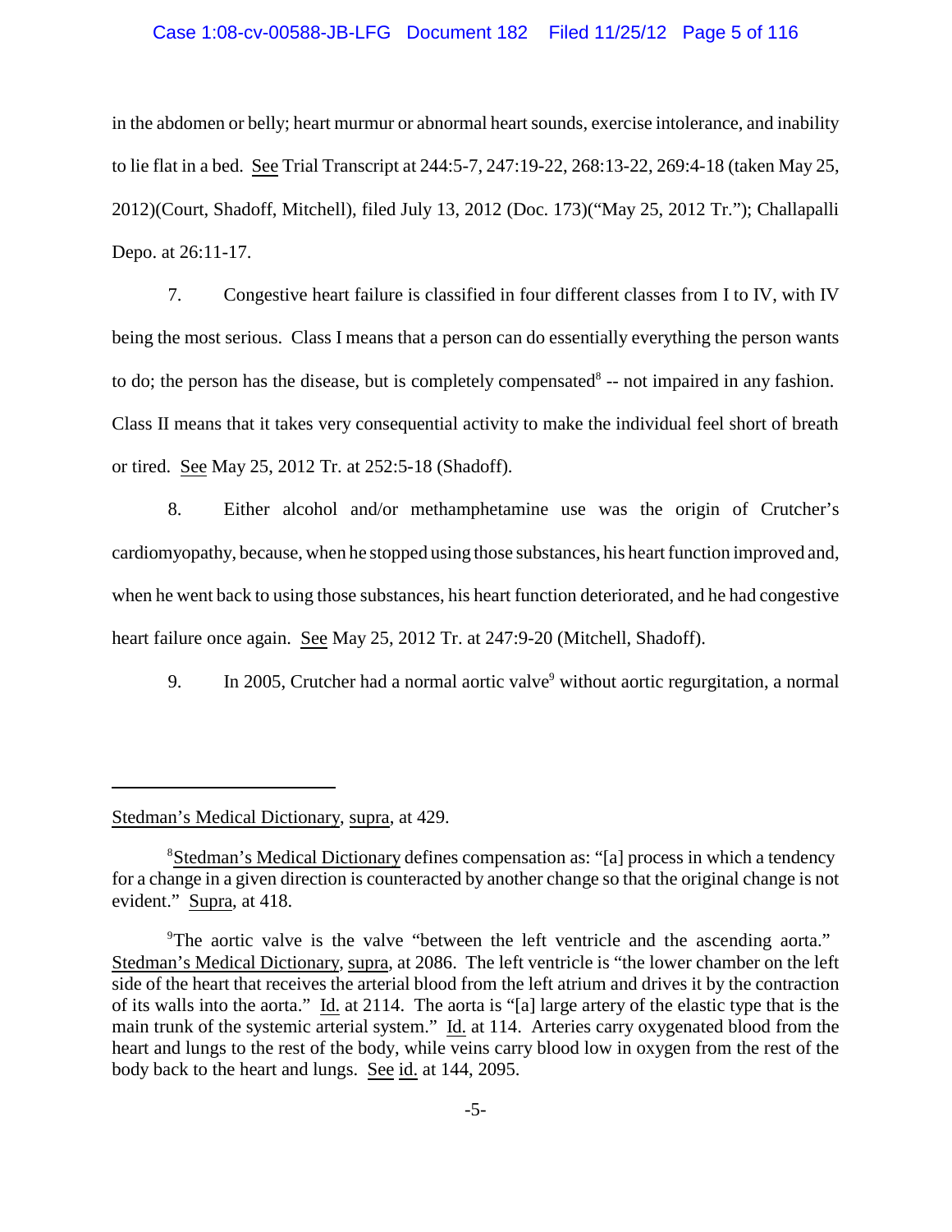in the abdomen or belly; heart murmur or abnormal heart sounds, exercise intolerance, and inability to lie flat in a bed. See Trial Transcript at 244:5-7, 247:19-22, 268:13-22, 269:4-18 (taken May 25, 2012)(Court, Shadoff, Mitchell), filed July 13, 2012 (Doc. 173)("May 25, 2012 Tr."); Challapalli Depo. at 26:11-17.

7. Congestive heart failure is classified in four different classes from I to IV, with IV being the most serious. Class I means that a person can do essentially everything the person wants to do; the person has the disease, but is completely compensated[8] -- not impaired in any fashion. Class II means that it takes very consequential activity to make the individual feel short of breath or tired. See May 25, 2012 Tr. at 252:5-18 (Shadoff).

8. Either alcohol and/or methamphetamine use was the origin of Crutcher's cardiomyopathy, because, when he stopped using those substances, his heart function improved and, when he went back to using those substances, his heart function deteriorated, and he had congestive heart failure once again. See May 25, 2012 Tr. at 247:9-20 (Mitchell, Shadoff).

9. In 2005, Crutcher had a normal aortic valve[9] without aortic regurgitation, a normal

---

Stedman's Medical Dictionary, supra, at 429.

[8] Stedman's Medical Dictionary defines compensation as: "[a] process in which a tendency for a change in a given direction is counteracted by another change so that the original change is not evident." Supra, at 418.

[9] The aortic valve is the valve "between the left ventricle and the ascending aorta." Stedman's Medical Dictionary, supra, at 2086. The left ventricle is "the lower chamber on the left side of the heart that receives the arterial blood from the left atrium and drives it by the contraction of its walls into the aorta." Id. at 2114. The aorta is "[a] large artery of the elastic type that is the main trunk of the systemic arterial system." Id. at 114. Arteries carry oxygenated blood from the heart and lungs to the rest of the body, while veins carry blood low in oxygen from the rest of the body back to the heart and lungs. See id. at 144, 2095.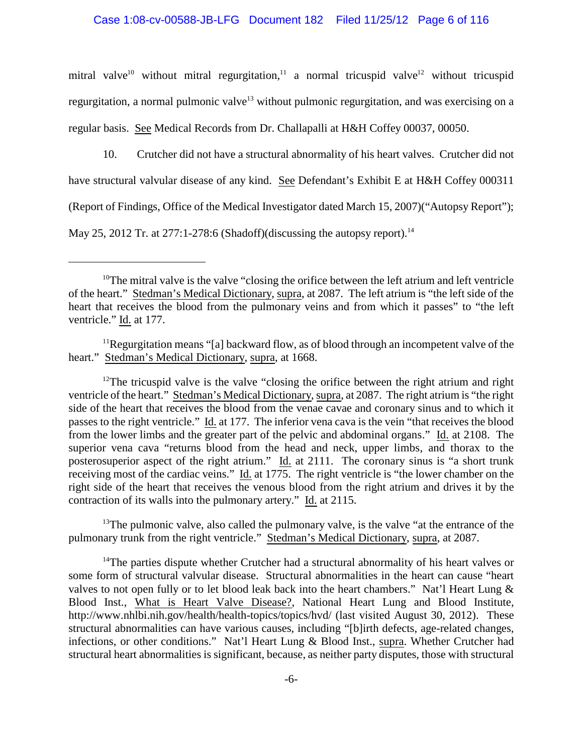mitral valve[10] without mitral regurgitation,[11] a normal tricuspid valve[12] without tricuspid regurgitation, a normal pulmonic valve[13] without pulmonic regurgitation, and was exercising on a regular basis. See Medical Records from Dr. Challapalli at H&H Coffey 00037, 00050.

10. Crutcher did not have a structural abnormality of his heart valves. Crutcher did not have structural valvular disease of any kind. See Defendant's Exhibit E at H&H Coffey 000311 (Report of Findings, Office of the Medical Investigator dated March 15, 2007)("Autopsy Report"); May 25, 2012 Tr. at 277:1-278:6 (Shadoff)(discussing the autopsy report).[14]

---

[10]The mitral valve is the valve "closing the orifice between the left atrium and left ventricle of the heart." Stedman's Medical Dictionary, supra, at 2087. The left atrium is "the left side of the heart that receives the blood from the pulmonary veins and from which it passes" to "the left ventricle." Id. at 177.

[11]Regurgitation means "[a] backward flow, as of blood through an incompetent valve of the heart." Stedman's Medical Dictionary, supra, at 1668.

[12]The tricuspid valve is the valve "closing the orifice between the right atrium and right ventricle of the heart." Stedman's Medical Dictionary, supra, at 2087. The right atrium is "the right side of the heart that receives the blood from the venae cavae and coronary sinus and to which it passes to the right ventricle." Id. at 177. The inferior vena cava is the vein "that receives the blood from the lower limbs and the greater part of the pelvic and abdominal organs." Id. at 2108. The superior vena cava "returns blood from the head and neck, upper limbs, and thorax to the posterosuperior aspect of the right atrium." Id. at 2111. The coronary sinus is "a short trunk receiving most of the cardiac veins." Id. at 1775. The right ventricle is "the lower chamber on the right side of the heart that receives the venous blood from the right atrium and drives it by the contraction of its walls into the pulmonary artery." Id. at 2115.

[13]The pulmonic valve, also called the pulmonary valve, is the valve "at the entrance of the pulmonary trunk from the right ventricle." Stedman's Medical Dictionary, supra, at 2087.

[14]The parties dispute whether Crutcher had a structural abnormality of his heart valves or some form of structural valvular disease. Structural abnormalities in the heart can cause "heart valves to not open fully or to let blood leak back into the heart chambers." Nat'l Heart Lung & Blood Inst., What is Heart Valve Disease?, National Heart Lung and Blood Institute, http://www.nhlbi.nih.gov/health/health-topics/topics/hvd/ (last visited August 30, 2012). These structural abnormalities can have various causes, including "[b]irth defects, age-related changes, infections, or other conditions." Nat'l Heart Lung & Blood Inst., supra. Whether Crutcher had structural heart abnormalities is significant, because, as neither party disputes, those with structural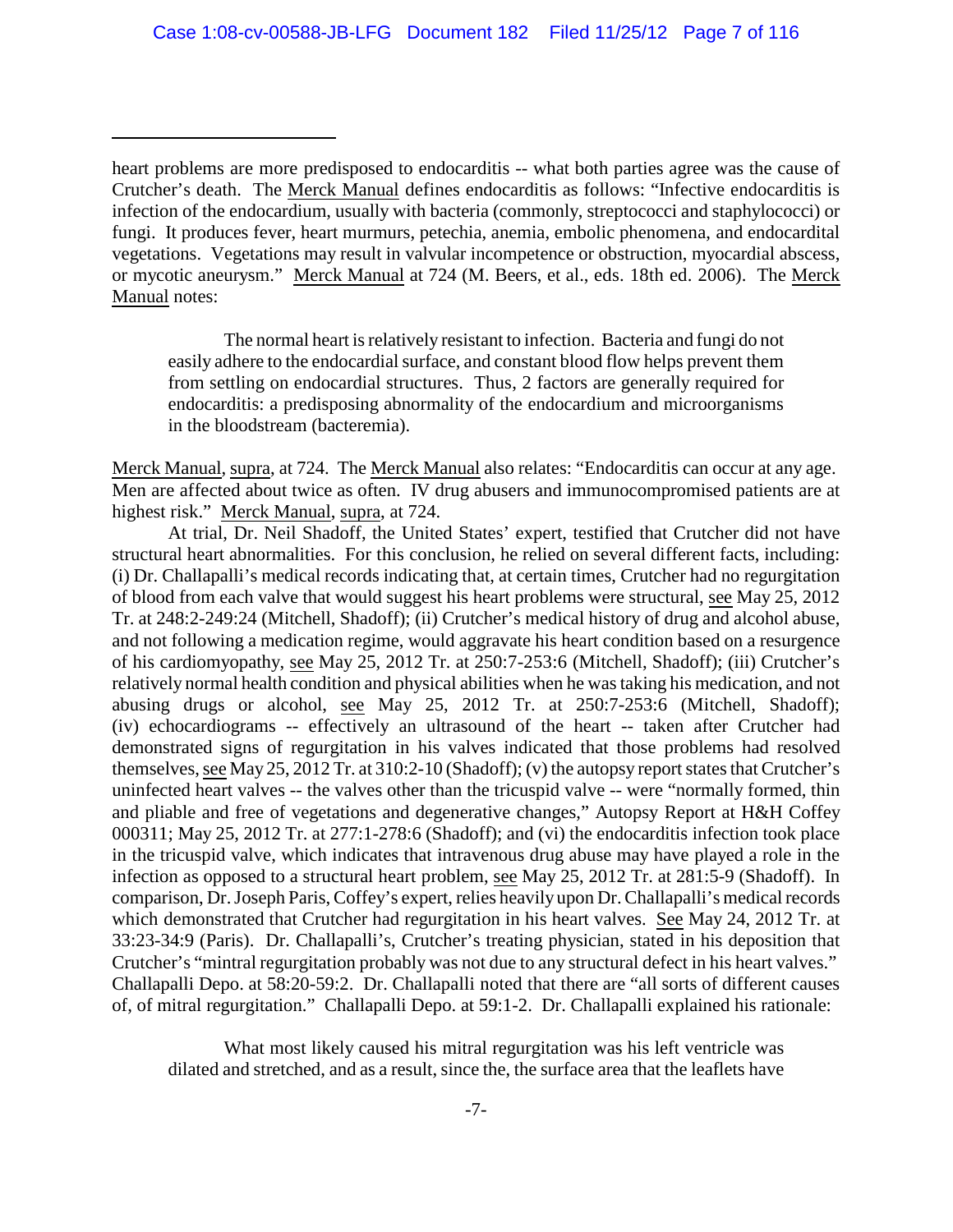heart problems are more predisposed to endocarditis -- what both parties agree was the cause of Crutcher's death. The Merck Manual defines endocarditis as follows: "Infective endocarditis is infection of the endocardium, usually with bacteria (commonly, streptococci and staphylococci) or fungi. It produces fever, heart murmurs, petechia, anemia, embolic phenomena, and endocardital vegetations. Vegetations may result in valvular incompetence or obstruction, myocardial abscess, or mycotic aneurysm." Merck Manual at 724 (M. Beers, et al., eds. 18th ed. 2006). The Merck Manual notes:

> The normal heart is relatively resistant to infection. Bacteria and fungi do not easily adhere to the endocardial surface, and constant blood flow helps prevent them from settling on endocardial structures. Thus, 2 factors are generally required for endocarditis: a predisposing abnormality of the endocardium and microorganisms in the bloodstream (bacteremia).

Merck Manual, supra, at 724. The Merck Manual also relates: "Endocarditis can occur at any age. Men are affected about twice as often. IV drug abusers and immunocompromised patients are at highest risk." Merck Manual, supra, at 724.

At trial, Dr. Neil Shadoff, the United States' expert, testified that Crutcher did not have structural heart abnormalities. For this conclusion, he relied on several different facts, including: (i) Dr. Challapalli's medical records indicating that, at certain times, Crutcher had no regurgitation of blood from each valve that would suggest his heart problems were structural, see May 25, 2012 Tr. at 248:2-249:24 (Mitchell, Shadoff); (ii) Crutcher's medical history of drug and alcohol abuse, and not following a medication regime, would aggravate his heart condition based on a resurgence of his cardiomyopathy, see May 25, 2012 Tr. at 250:7-253:6 (Mitchell, Shadoff); (iii) Crutcher's relatively normal health condition and physical abilities when he was taking his medication, and not abusing drugs or alcohol, see May 25, 2012 Tr. at 250:7-253:6 (Mitchell, Shadoff); (iv) echocardiograms -- effectively an ultrasound of the heart -- taken after Crutcher had demonstrated signs of regurgitation in his valves indicated that those problems had resolved themselves, see May 25, 2012 Tr. at 310:2-10 (Shadoff); (v) the autopsy report states that Crutcher's uninfected heart valves -- the valves other than the tricuspid valve -- were "normally formed, thin and pliable and free of vegetations and degenerative changes," Autopsy Report at H&H Coffey 000311; May 25, 2012 Tr. at 277:1-278:6 (Shadoff); and (vi) the endocarditis infection took place in the tricuspid valve, which indicates that intravenous drug abuse may have played a role in the infection as opposed to a structural heart problem, see May 25, 2012 Tr. at 281:5-9 (Shadoff). In comparison, Dr. Joseph Paris, Coffey's expert, relies heavily upon Dr. Challapalli's medical records which demonstrated that Crutcher had regurgitation in his heart valves. See May 24, 2012 Tr. at 33:23-34:9 (Paris). Dr. Challapalli's, Crutcher's treating physician, stated in his deposition that Crutcher's "mintral regurgitation probably was not due to any structural defect in his heart valves." Challapalli Depo. at 58:20-59:2. Dr. Challapalli noted that there are "all sorts of different causes of, of mitral regurgitation." Challapalli Depo. at 59:1-2. Dr. Challapalli explained his rationale:

> What most likely caused his mitral regurgitation was his left ventricle was dilated and stretched, and as a result, since the, the surface area that the leaflets have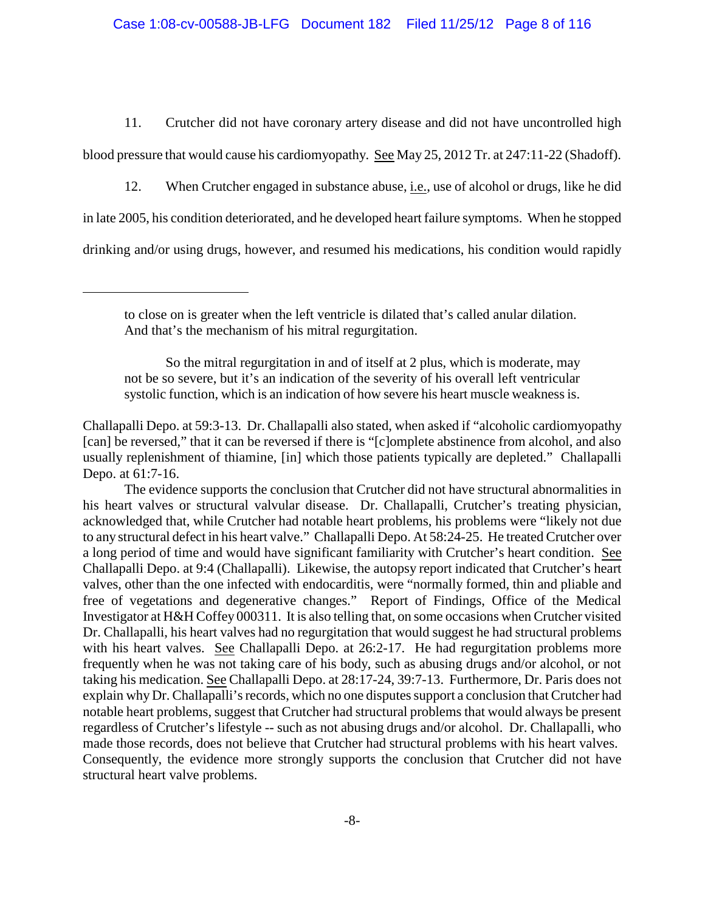11. Crutcher did not have coronary artery disease and did not have uncontrolled high blood pressure that would cause his cardiomyopathy. See May 25, 2012 Tr. at 247:11-22 (Shadoff).

12. When Crutcher engaged in substance abuse, i.e., use of alcohol or drugs, like he did in late 2005, his condition deteriorated, and he developed heart failure symptoms. When he stopped drinking and/or using drugs, however, and resumed his medications, his condition would rapidly

---

> to close on is greater when the left ventricle is dilated that's called anular dilation. And that's the mechanism of his mitral regurgitation.
>
> So the mitral regurgitation in and of itself at 2 plus, which is moderate, may not be so severe, but it's an indication of the severity of his overall left ventricular systolic function, which is an indication of how severe his heart muscle weakness is.

Challapalli Depo. at 59:3-13. Dr. Challapalli also stated, when asked if "alcoholic cardiomyopathy [can] be reversed," that it can be reversed if there is "[c]omplete abstinence from alcohol, and also usually replenishment of thiamine, [in] which those patients typically are depleted." Challapalli Depo. at 61:7-16.

The evidence supports the conclusion that Crutcher did not have structural abnormalities in his heart valves or structural valvular disease. Dr. Challapalli, Crutcher's treating physician, acknowledged that, while Crutcher had notable heart problems, his problems were "likely not due to any structural defect in his heart valve." Challapalli Depo. At 58:24-25. He treated Crutcher over a long period of time and would have significant familiarity with Crutcher's heart condition. See Challapalli Depo. at 9:4 (Challapalli). Likewise, the autopsy report indicated that Crutcher's heart valves, other than the one infected with endocarditis, were "normally formed, thin and pliable and free of vegetations and degenerative changes." Report of Findings, Office of the Medical Investigator at H&H Coffey 000311. It is also telling that, on some occasions when Crutcher visited Dr. Challapalli, his heart valves had no regurgitation that would suggest he had structural problems with his heart valves. See Challapalli Depo. at 26:2-17. He had regurgitation problems more frequently when he was not taking care of his body, such as abusing drugs and/or alcohol, or not taking his medication. See Challapalli Depo. at 28:17-24, 39:7-13. Furthermore, Dr. Paris does not explain why Dr. Challapalli's records, which no one disputes support a conclusion that Crutcher had notable heart problems, suggest that Crutcher had structural problems that would always be present regardless of Crutcher's lifestyle -- such as not abusing drugs and/or alcohol. Dr. Challapalli, who made those records, does not believe that Crutcher had structural problems with his heart valves. Consequently, the evidence more strongly supports the conclusion that Crutcher did not have structural heart valve problems.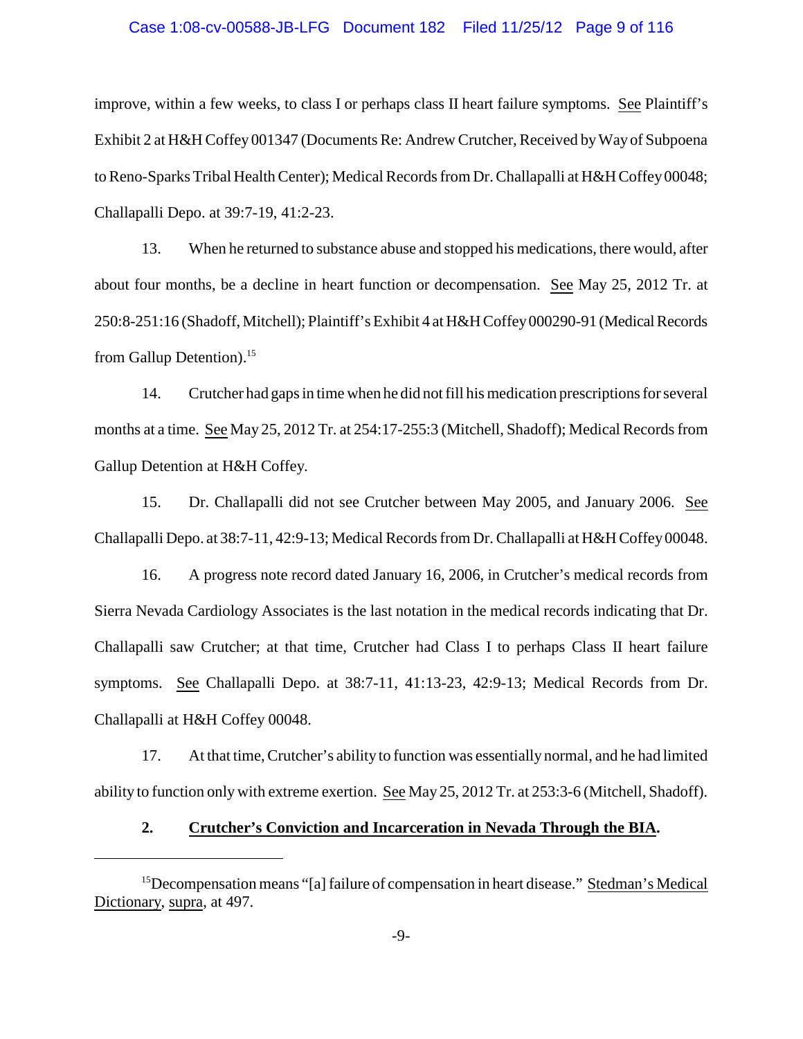improve, within a few weeks, to class I or perhaps class II heart failure symptoms. See Plaintiff's Exhibit 2 at H&H Coffey 001347 (Documents Re: Andrew Crutcher, Received by Way of Subpoena to Reno-Sparks Tribal Health Center); Medical Records from Dr. Challapalli at H&H Coffey 00048; Challapalli Depo. at 39:7-19, 41:2-23.

13. When he returned to substance abuse and stopped his medications, there would, after about four months, be a decline in heart function or decompensation. See May 25, 2012 Tr. at 250:8-251:16 (Shadoff, Mitchell); Plaintiff's Exhibit 4 at H&H Coffey 000290-91 (Medical Records from Gallup Detention).[15]

14. Crutcher had gaps in time when he did not fill his medication prescriptions for several months at a time. See May 25, 2012 Tr. at 254:17-255:3 (Mitchell, Shadoff); Medical Records from Gallup Detention at H&H Coffey.

15. Dr. Challapalli did not see Crutcher between May 2005, and January 2006. See Challapalli Depo. at 38:7-11, 42:9-13; Medical Records from Dr. Challapalli at H&H Coffey 00048.

16. A progress note record dated January 16, 2006, in Crutcher's medical records from Sierra Nevada Cardiology Associates is the last notation in the medical records indicating that Dr. Challapalli saw Crutcher; at that time, Crutcher had Class I to perhaps Class II heart failure symptoms. See Challapalli Depo. at 38:7-11, 41:13-23, 42:9-13; Medical Records from Dr. Challapalli at H&H Coffey 00048.

17. At that time, Crutcher's ability to function was essentially normal, and he had limited ability to function only with extreme exertion. See May 25, 2012 Tr. at 253:3-6 (Mitchell, Shadoff).

### 2. Crutcher's Conviction and Incarceration in Nevada Through the BIA.

---

[15] Decompensation means "[a] failure of compensation in heart disease." Stedman's Medical Dictionary, supra, at 497.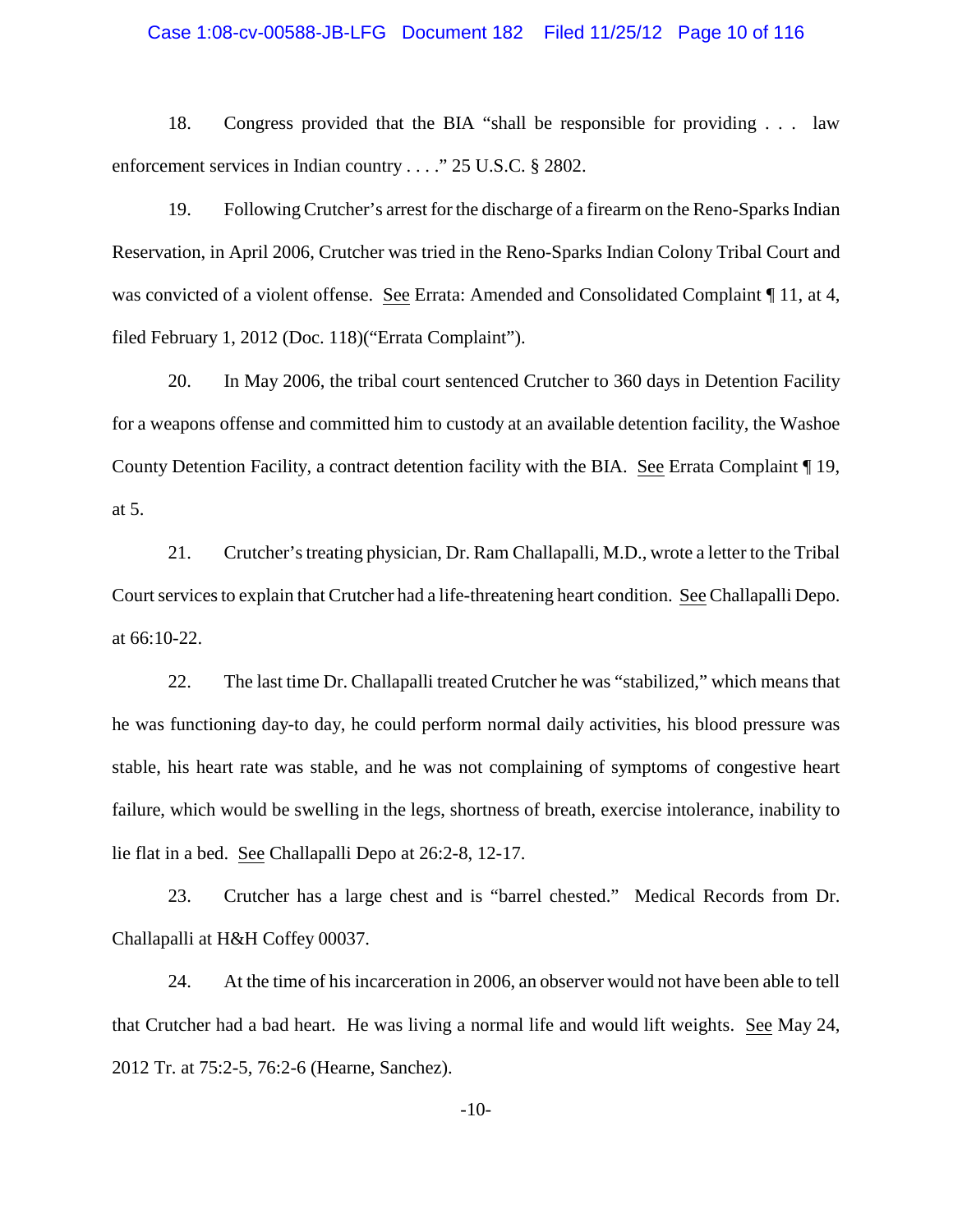18. Congress provided that the BIA "shall be responsible for providing . . . law enforcement services in Indian country . . . ." 25 U.S.C. § 2802.

19. Following Crutcher's arrest for the discharge of a firearm on the Reno-Sparks Indian Reservation, in April 2006, Crutcher was tried in the Reno-Sparks Indian Colony Tribal Court and was convicted of a violent offense. See Errata: Amended and Consolidated Complaint ¶ 11, at 4, filed February 1, 2012 (Doc. 118)("Errata Complaint").

20. In May 2006, the tribal court sentenced Crutcher to 360 days in Detention Facility for a weapons offense and committed him to custody at an available detention facility, the Washoe County Detention Facility, a contract detention facility with the BIA. See Errata Complaint ¶ 19, at 5.

21. Crutcher's treating physician, Dr. Ram Challapalli, M.D., wrote a letter to the Tribal Court services to explain that Crutcher had a life-threatening heart condition. See Challapalli Depo. at 66:10-22.

22. The last time Dr. Challapalli treated Crutcher he was "stabilized," which means that he was functioning day-to day, he could perform normal daily activities, his blood pressure was stable, his heart rate was stable, and he was not complaining of symptoms of congestive heart failure, which would be swelling in the legs, shortness of breath, exercise intolerance, inability to lie flat in a bed. See Challapalli Depo at 26:2-8, 12-17.

23. Crutcher has a large chest and is "barrel chested." Medical Records from Dr. Challapalli at H&H Coffey 00037.

24. At the time of his incarceration in 2006, an observer would not have been able to tell that Crutcher had a bad heart. He was living a normal life and would lift weights. See May 24, 2012 Tr. at 75:2-5, 76:2-6 (Hearne, Sanchez).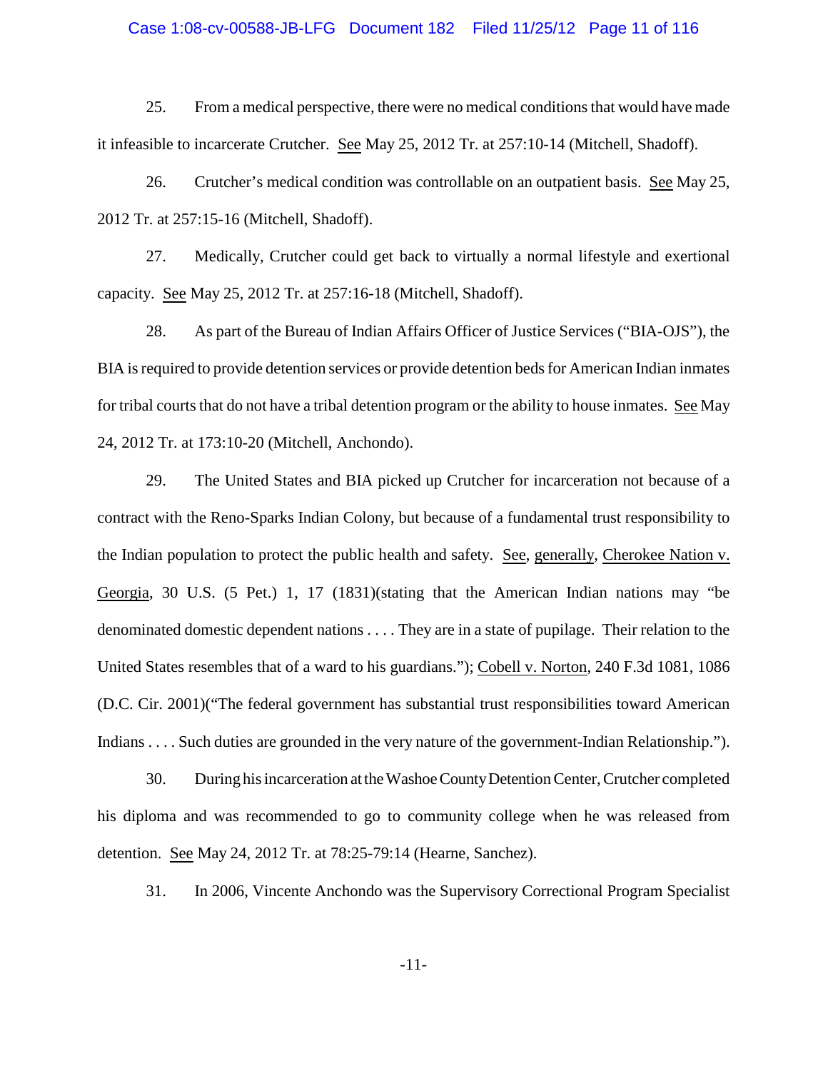25. From a medical perspective, there were no medical conditions that would have made it infeasible to incarcerate Crutcher. See May 25, 2012 Tr. at 257:10-14 (Mitchell, Shadoff).

26. Crutcher's medical condition was controllable on an outpatient basis. See May 25, 2012 Tr. at 257:15-16 (Mitchell, Shadoff).

27. Medically, Crutcher could get back to virtually a normal lifestyle and exertional capacity. See May 25, 2012 Tr. at 257:16-18 (Mitchell, Shadoff).

28. As part of the Bureau of Indian Affairs Officer of Justice Services ("BIA-OJS"), the BIA is required to provide detention services or provide detention beds for American Indian inmates for tribal courts that do not have a tribal detention program or the ability to house inmates. See May 24, 2012 Tr. at 173:10-20 (Mitchell, Anchondo).

29. The United States and BIA picked up Crutcher for incarceration not because of a contract with the Reno-Sparks Indian Colony, but because of a fundamental trust responsibility to the Indian population to protect the public health and safety. See, generally, Cherokee Nation v. Georgia, 30 U.S. (5 Pet.) 1, 17 (1831)(stating that the American Indian nations may "be denominated domestic dependent nations . . . . They are in a state of pupilage. Their relation to the United States resembles that of a ward to his guardians."); Cobell v. Norton, 240 F.3d 1081, 1086 (D.C. Cir. 2001)("The federal government has substantial trust responsibilities toward American Indians . . . . Such duties are grounded in the very nature of the government-Indian Relationship.").

30. During his incarceration at the Washoe County Detention Center, Crutcher completed his diploma and was recommended to go to community college when he was released from detention. See May 24, 2012 Tr. at 78:25-79:14 (Hearne, Sanchez).

31. In 2006, Vincente Anchondo was the Supervisory Correctional Program Specialist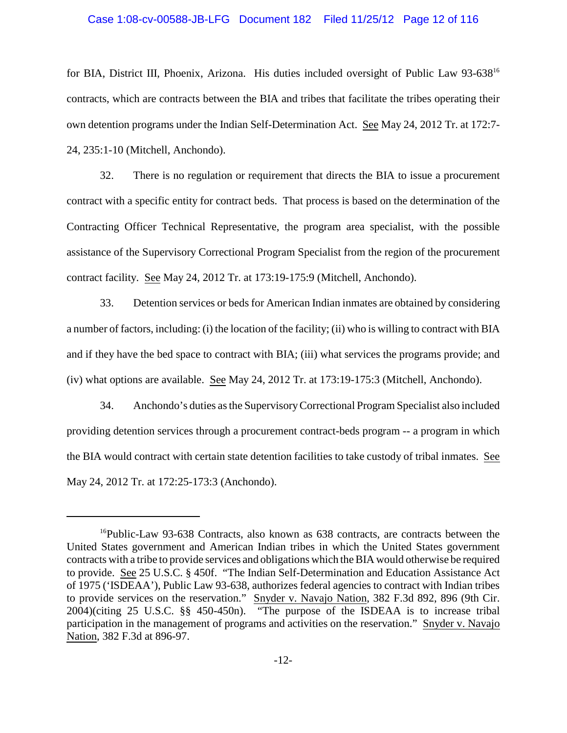for BIA, District III, Phoenix, Arizona. His duties included oversight of Public Law 93-638[16] contracts, which are contracts between the BIA and tribes that facilitate the tribes operating their own detention programs under the Indian Self-Determination Act. See May 24, 2012 Tr. at 172:7-24, 235:1-10 (Mitchell, Anchondo).

32. There is no regulation or requirement that directs the BIA to issue a procurement contract with a specific entity for contract beds. That process is based on the determination of the Contracting Officer Technical Representative, the program area specialist, with the possible assistance of the Supervisory Correctional Program Specialist from the region of the procurement contract facility. See May 24, 2012 Tr. at 173:19-175:9 (Mitchell, Anchondo).

33. Detention services or beds for American Indian inmates are obtained by considering a number of factors, including: (i) the location of the facility; (ii) who is willing to contract with BIA and if they have the bed space to contract with BIA; (iii) what services the programs provide; and (iv) what options are available. See May 24, 2012 Tr. at 173:19-175:3 (Mitchell, Anchondo).

34. Anchondo's duties as the Supervisory Correctional Program Specialist also included providing detention services through a procurement contract-beds program -- a program in which the BIA would contract with certain state detention facilities to take custody of tribal inmates. See May 24, 2012 Tr. at 172:25-173:3 (Anchondo).

---

[16]Public-Law 93-638 Contracts, also known as 638 contracts, are contracts between the United States government and American Indian tribes in which the United States government contracts with a tribe to provide services and obligations which the BIA would otherwise be required to provide. See 25 U.S.C. § 450f. "The Indian Self-Determination and Education Assistance Act of 1975 ('ISDEAA'), Public Law 93-638, authorizes federal agencies to contract with Indian tribes to provide services on the reservation." Snyder v. Navajo Nation, 382 F.3d 892, 896 (9th Cir. 2004)(citing 25 U.S.C. §§ 450-450n). "The purpose of the ISDEAA is to increase tribal participation in the management of programs and activities on the reservation." Snyder v. Navajo Nation, 382 F.3d at 896-97.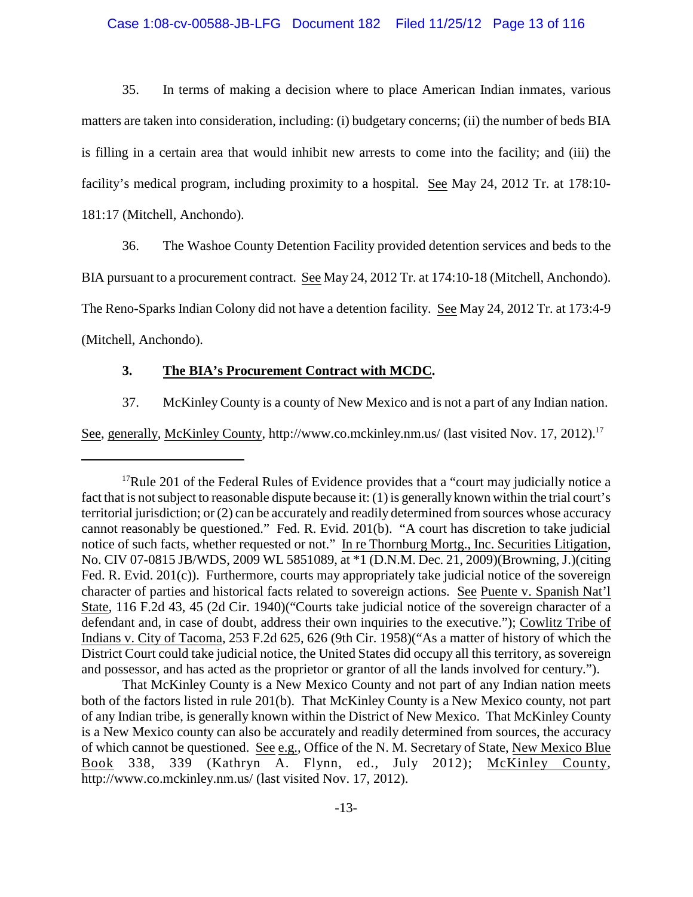35. In terms of making a decision where to place American Indian inmates, various matters are taken into consideration, including: (i) budgetary concerns; (ii) the number of beds BIA is filling in a certain area that would inhibit new arrests to come into the facility; and (iii) the facility's medical program, including proximity to a hospital. See May 24, 2012 Tr. at 178:10-181:17 (Mitchell, Anchondo).

36. The Washoe County Detention Facility provided detention services and beds to the BIA pursuant to a procurement contract. See May 24, 2012 Tr. at 174:10-18 (Mitchell, Anchondo). The Reno-Sparks Indian Colony did not have a detention facility. See May 24, 2012 Tr. at 173:4-9 (Mitchell, Anchondo).

**3. The BIA's Procurement Contract with MCDC.**

37. McKinley County is a county of New Mexico and is not a part of any Indian nation. See, generally, McKinley County, http://www.co.mckinley.nm.us/ (last visited Nov. 17, 2012).[17]

---

[17]Rule 201 of the Federal Rules of Evidence provides that a "court may judicially notice a fact that is not subject to reasonable dispute because it: (1) is generally known within the trial court's territorial jurisdiction; or (2) can be accurately and readily determined from sources whose accuracy cannot reasonably be questioned." Fed. R. Evid. 201(b). "A court has discretion to take judicial notice of such facts, whether requested or not." In re Thornburg Mortg., Inc. Securities Litigation, No. CIV 07-0815 JB/WDS, 2009 WL 5851089, at *1 (D.N.M. Dec. 21, 2009)(Browning, J.)(citing Fed. R. Evid. 201(c)). Furthermore, courts may appropriately take judicial notice of the sovereign character of parties and historical facts related to sovereign actions. See Puente v. Spanish Nat'l State, 116 F.2d 43, 45 (2d Cir. 1940)("Courts take judicial notice of the sovereign character of a defendant and, in case of doubt, address their own inquiries to the executive."); Cowlitz Tribe of Indians v. City of Tacoma, 253 F.2d 625, 626 (9th Cir. 1958)("As a matter of history of which the District Court could take judicial notice, the United States did occupy all this territory, as sovereign and possessor, and has acted as the proprietor or grantor of all the lands involved for century.").

That McKinley County is a New Mexico County and not part of any Indian nation meets both of the factors listed in rule 201(b). That McKinley County is a New Mexico county, not part of any Indian tribe, is generally known within the District of New Mexico. That McKinley County is a New Mexico county can also be accurately and readily determined from sources, the accuracy of which cannot be questioned. See e.g., Office of the N. M. Secretary of State, New Mexico Blue Book 338, 339 (Kathryn A. Flynn, ed., July 2012); McKinley County, http://www.co.mckinley.nm.us/ (last visited Nov. 17, 2012).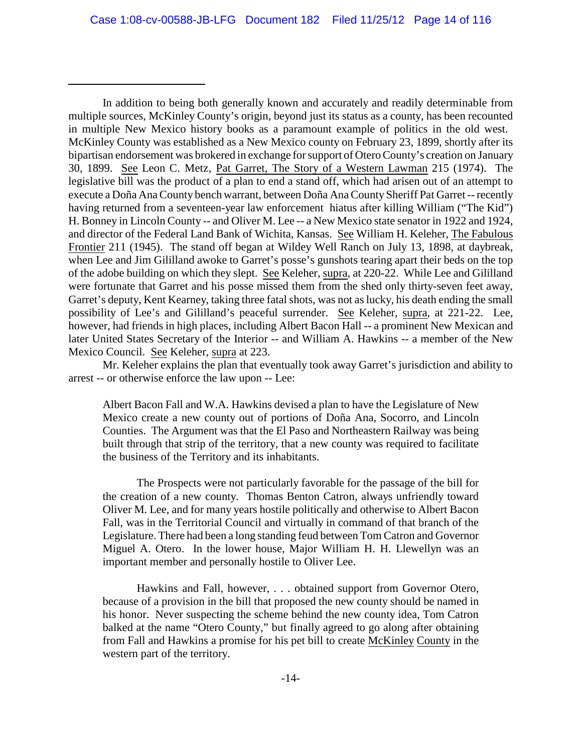In addition to being both generally known and accurately and readily determinable from multiple sources, McKinley County's origin, beyond just its status as a county, has been recounted in multiple New Mexico history books as a paramount example of politics in the old west. McKinley County was established as a New Mexico county on February 23, 1899, shortly after its bipartisan endorsement was brokered in exchange for support of Otero County's creation on January 30, 1899. See Leon C. Metz, Pat Garret, The Story of a Western Lawman 215 (1974). The legislative bill was the product of a plan to end a stand off, which had arisen out of an attempt to execute a Doña Ana County bench warrant, between Doña Ana County Sheriff Pat Garret -- recently having returned from a seventeen-year law enforcement hiatus after killing William ("The Kid") H. Bonney in Lincoln County -- and Oliver M. Lee -- a New Mexico state senator in 1922 and 1924, and director of the Federal Land Bank of Wichita, Kansas. See William H. Keleher, The Fabulous Frontier 211 (1945). The stand off began at Wildey Well Ranch on July 13, 1898, at daybreak, when Lee and Jim Gililland awoke to Garret's posse's gunshots tearing apart their beds on the top of the adobe building on which they slept. See Keleher, supra, at 220-22. While Lee and Gililland were fortunate that Garret and his posse missed them from the shed only thirty-seven feet away, Garret's deputy, Kent Kearney, taking three fatal shots, was not as lucky, his death ending the small possibility of Lee's and Gililland's peaceful surrender. See Keleher, supra, at 221-22. Lee, however, had friends in high places, including Albert Bacon Hall -- a prominent New Mexican and later United States Secretary of the Interior -- and William A. Hawkins -- a member of the New Mexico Council. See Keleher, supra at 223.

Mr. Keleher explains the plan that eventually took away Garret's jurisdiction and ability to arrest -- or otherwise enforce the law upon -- Lee:

> Albert Bacon Fall and W.A. Hawkins devised a plan to have the Legislature of New Mexico create a new county out of portions of Doña Ana, Socorro, and Lincoln Counties. The Argument was that the El Paso and Northeastern Railway was being built through that strip of the territory, that a new county was required to facilitate the business of the Territory and its inhabitants.
>
> The Prospects were not particularly favorable for the passage of the bill for the creation of a new county. Thomas Benton Catron, always unfriendly toward Oliver M. Lee, and for many years hostile politically and otherwise to Albert Bacon Fall, was in the Territorial Council and virtually in command of that branch of the Legislature. There had been a long standing feud between Tom Catron and Governor Miguel A. Otero. In the lower house, Major William H. H. Llewellyn was an important member and personally hostile to Oliver Lee.
>
> Hawkins and Fall, however, . . . obtained support from Governor Otero, because of a provision in the bill that proposed the new county should be named in his honor. Never suspecting the scheme behind the new county idea, Tom Catron balked at the name "Otero County," but finally agreed to go along after obtaining from Fall and Hawkins a promise for his pet bill to create McKinley County in the western part of the territory.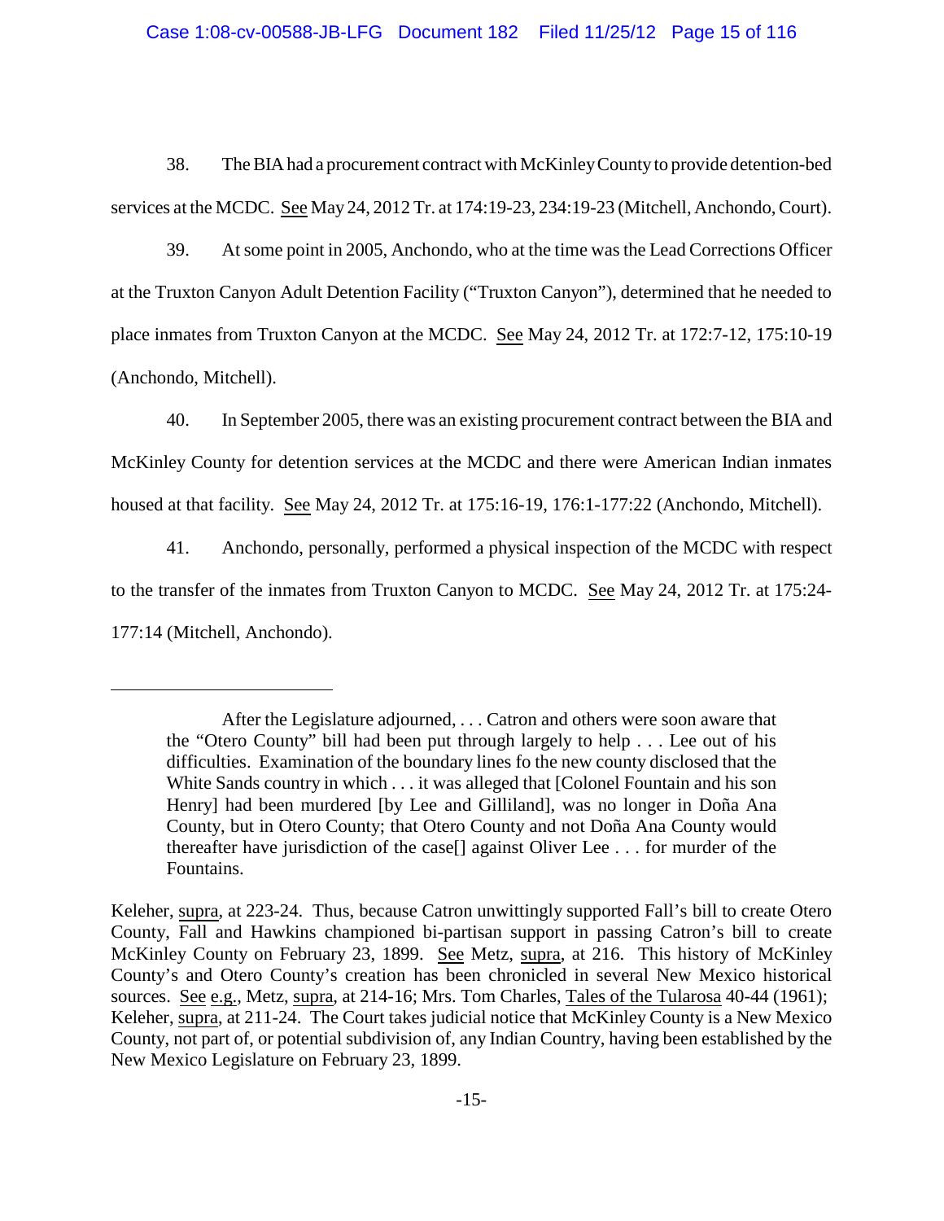38. The BIA had a procurement contract with McKinley County to provide detention-bed services at the MCDC. See May 24, 2012 Tr. at 174:19-23, 234:19-23 (Mitchell, Anchondo, Court).

39. At some point in 2005, Anchondo, who at the time was the Lead Corrections Officer at the Truxton Canyon Adult Detention Facility ("Truxton Canyon"), determined that he needed to place inmates from Truxton Canyon at the MCDC. See May 24, 2012 Tr. at 172:7-12, 175:10-19 (Anchondo, Mitchell).

40. In September 2005, there was an existing procurement contract between the BIA and McKinley County for detention services at the MCDC and there were American Indian inmates housed at that facility. See May 24, 2012 Tr. at 175:16-19, 176:1-177:22 (Anchondo, Mitchell).

41. Anchondo, personally, performed a physical inspection of the MCDC with respect to the transfer of the inmates from Truxton Canyon to MCDC. See May 24, 2012 Tr. at 175:24-177:14 (Mitchell, Anchondo).

---

> After the Legislature adjourned, . . . Catron and others were soon aware that the "Otero County" bill had been put through largely to help . . . Lee out of his difficulties. Examination of the boundary lines fo the new county disclosed that the White Sands country in which . . . it was alleged that [Colonel Fountain and his son Henry] had been murdered [by Lee and Gilliland], was no longer in Doña Ana County, but in Otero County; that Otero County and not Doña Ana County would thereafter have jurisdiction of the case[] against Oliver Lee . . . for murder of the Fountains.

Keleher, supra, at 223-24. Thus, because Catron unwittingly supported Fall's bill to create Otero County, Fall and Hawkins championed bi-partisan support in passing Catron's bill to create McKinley County on February 23, 1899. See Metz, supra, at 216. This history of McKinley County's and Otero County's creation has been chronicled in several New Mexico historical sources. See e.g., Metz, supra, at 214-16; Mrs. Tom Charles, Tales of the Tularosa 40-44 (1961); Keleher, supra, at 211-24. The Court takes judicial notice that McKinley County is a New Mexico County, not part of, or potential subdivision of, any Indian Country, having been established by the New Mexico Legislature on February 23, 1899.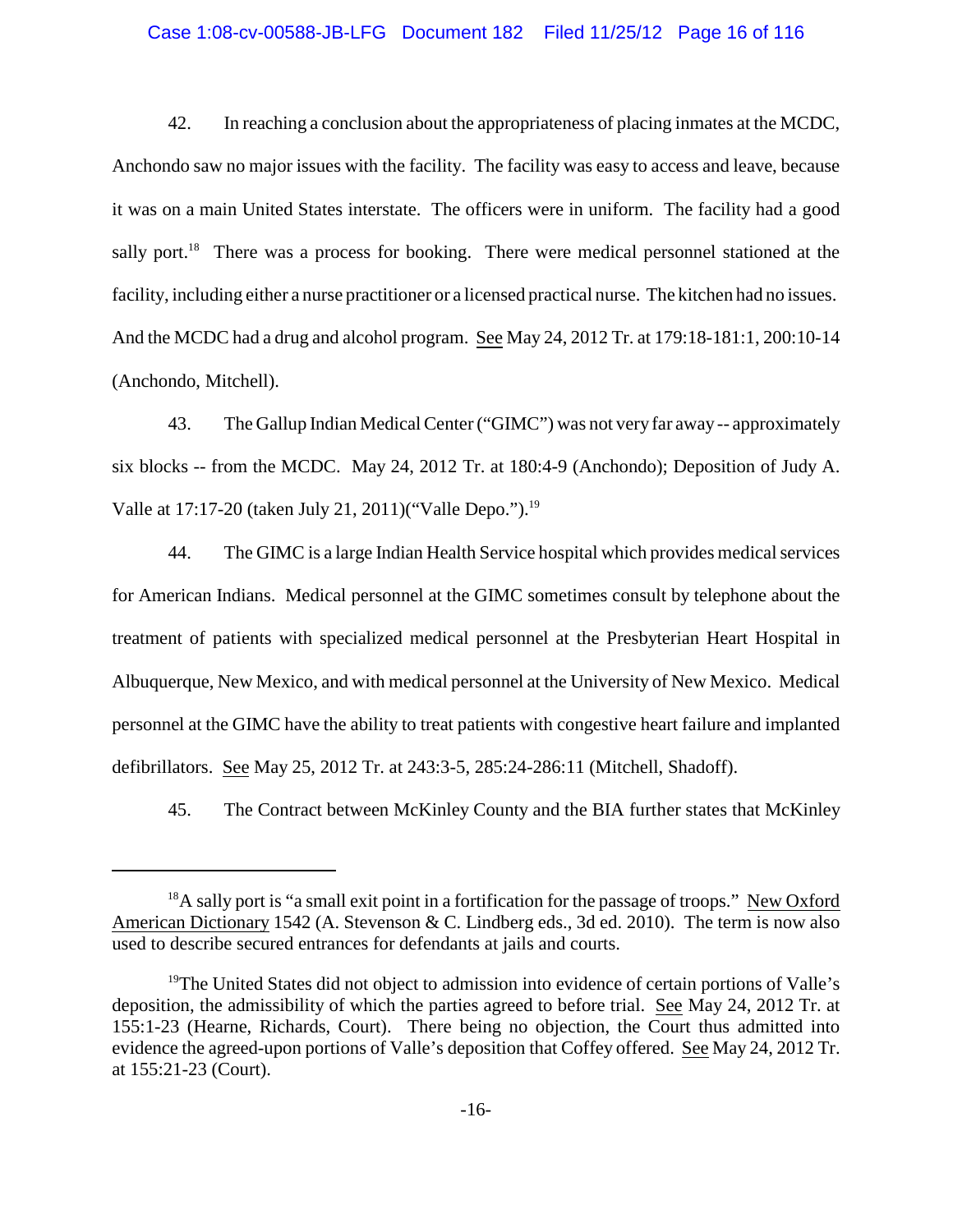42. In reaching a conclusion about the appropriateness of placing inmates at the MCDC, Anchondo saw no major issues with the facility. The facility was easy to access and leave, because it was on a main United States interstate. The officers were in uniform. The facility had a good sally port.[18] There was a process for booking. There were medical personnel stationed at the facility, including either a nurse practitioner or a licensed practical nurse. The kitchen had no issues. And the MCDC had a drug and alcohol program. See May 24, 2012 Tr. at 179:18-181:1, 200:10-14 (Anchondo, Mitchell).

43. The Gallup Indian Medical Center ("GIMC") was not very far away -- approximately six blocks -- from the MCDC. May 24, 2012 Tr. at 180:4-9 (Anchondo); Deposition of Judy A. Valle at 17:17-20 (taken July 21, 2011)("Valle Depo.").[19]

44. The GIMC is a large Indian Health Service hospital which provides medical services for American Indians. Medical personnel at the GIMC sometimes consult by telephone about the treatment of patients with specialized medical personnel at the Presbyterian Heart Hospital in Albuquerque, New Mexico, and with medical personnel at the University of New Mexico. Medical personnel at the GIMC have the ability to treat patients with congestive heart failure and implanted defibrillators. See May 25, 2012 Tr. at 243:3-5, 285:24-286:11 (Mitchell, Shadoff).

45. The Contract between McKinley County and the BIA further states that McKinley

---

[18] A sally port is "a small exit point in a fortification for the passage of troops." New Oxford American Dictionary 1542 (A. Stevenson & C. Lindberg eds., 3d ed. 2010). The term is now also used to describe secured entrances for defendants at jails and courts.

[19] The United States did not object to admission into evidence of certain portions of Valle's deposition, the admissibility of which the parties agreed to before trial. See May 24, 2012 Tr. at 155:1-23 (Hearne, Richards, Court). There being no objection, the Court thus admitted into evidence the agreed-upon portions of Valle's deposition that Coffey offered. See May 24, 2012 Tr. at 155:21-23 (Court).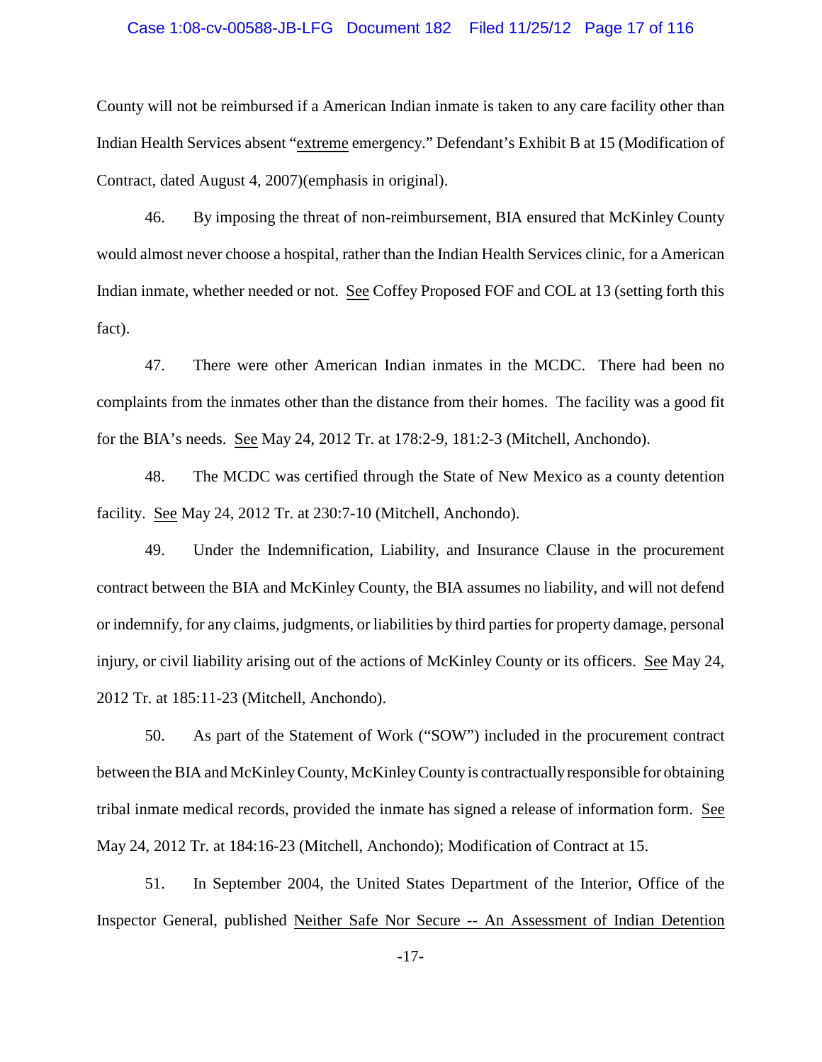County will not be reimbursed if a American Indian inmate is taken to any care facility other than Indian Health Services absent "extreme emergency." Defendant's Exhibit B at 15 (Modification of Contract, dated August 4, 2007)(emphasis in original).

46. By imposing the threat of non-reimbursement, BIA ensured that McKinley County would almost never choose a hospital, rather than the Indian Health Services clinic, for a American Indian inmate, whether needed or not. See Coffey Proposed FOF and COL at 13 (setting forth this fact).

47. There were other American Indian inmates in the MCDC. There had been no complaints from the inmates other than the distance from their homes. The facility was a good fit for the BIA's needs. See May 24, 2012 Tr. at 178:2-9, 181:2-3 (Mitchell, Anchondo).

48. The MCDC was certified through the State of New Mexico as a county detention facility. See May 24, 2012 Tr. at 230:7-10 (Mitchell, Anchondo).

49. Under the Indemnification, Liability, and Insurance Clause in the procurement contract between the BIA and McKinley County, the BIA assumes no liability, and will not defend or indemnify, for any claims, judgments, or liabilities by third parties for property damage, personal injury, or civil liability arising out of the actions of McKinley County or its officers. See May 24, 2012 Tr. at 185:11-23 (Mitchell, Anchondo).

50. As part of the Statement of Work ("SOW") included in the procurement contract between the BIA and McKinley County, McKinley County is contractually responsible for obtaining tribal inmate medical records, provided the inmate has signed a release of information form. See May 24, 2012 Tr. at 184:16-23 (Mitchell, Anchondo); Modification of Contract at 15.

51. In September 2004, the United States Department of the Interior, Office of the Inspector General, published Neither Safe Nor Secure -- An Assessment of Indian Detention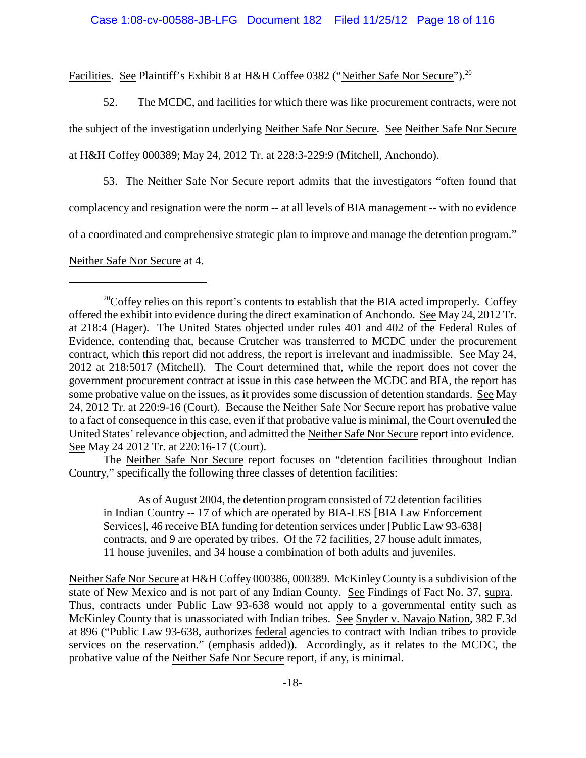Facilities. See Plaintiff's Exhibit 8 at H&H Coffee 0382 ("Neither Safe Nor Secure").[20]

52. The MCDC, and facilities for which there was like procurement contracts, were not the subject of the investigation underlying Neither Safe Nor Secure. See Neither Safe Nor Secure at H&H Coffey 000389; May 24, 2012 Tr. at 228:3-229:9 (Mitchell, Anchondo).

53. The Neither Safe Nor Secure report admits that the investigators "often found that complacency and resignation were the norm -- at all levels of BIA management -- with no evidence of a coordinated and comprehensive strategic plan to improve and manage the detention program." Neither Safe Nor Secure at 4.

---

[20] Coffey relies on this report's contents to establish that the BIA acted improperly. Coffey offered the exhibit into evidence during the direct examination of Anchondo. See May 24, 2012 Tr. at 218:4 (Hager). The United States objected under rules 401 and 402 of the Federal Rules of Evidence, contending that, because Crutcher was transferred to MCDC under the procurement contract, which this report did not address, the report is irrelevant and inadmissible. See May 24, 2012 at 218:5017 (Mitchell). The Court determined that, while the report does not cover the government procurement contract at issue in this case between the MCDC and BIA, the report has some probative value on the issues, as it provides some discussion of detention standards. See May 24, 2012 Tr. at 220:9-16 (Court). Because the Neither Safe Nor Secure report has probative value to a fact of consequence in this case, even if that probative value is minimal, the Court overruled the United States' relevance objection, and admitted the Neither Safe Nor Secure report into evidence. See May 24 2012 Tr. at 220:16-17 (Court).

The Neither Safe Nor Secure report focuses on "detention facilities throughout Indian Country," specifically the following three classes of detention facilities:

> As of August 2004, the detention program consisted of 72 detention facilities in Indian Country -- 17 of which are operated by BIA-LES [BIA Law Enforcement Services], 46 receive BIA funding for detention services under [Public Law 93-638] contracts, and 9 are operated by tribes. Of the 72 facilities, 27 house adult inmates, 11 house juveniles, and 34 house a combination of both adults and juveniles.

Neither Safe Nor Secure at H&H Coffey 000386, 000389. McKinley County is a subdivision of the state of New Mexico and is not part of any Indian County. See Findings of Fact No. 37, supra. Thus, contracts under Public Law 93-638 would not apply to a governmental entity such as McKinley County that is unassociated with Indian tribes. See Snyder v. Navajo Nation, 382 F.3d at 896 ("Public Law 93-638, authorizes federal agencies to contract with Indian tribes to provide services on the reservation." (emphasis added)). Accordingly, as it relates to the MCDC, the probative value of the Neither Safe Nor Secure report, if any, is minimal.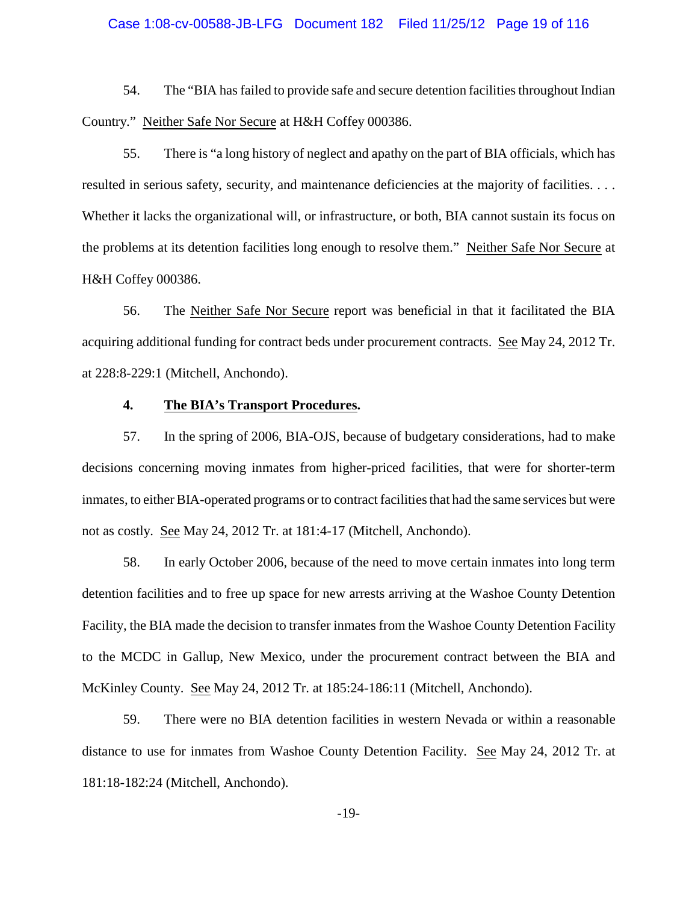54. The "BIA has failed to provide safe and secure detention facilities throughout Indian Country." Neither Safe Nor Secure at H&H Coffey 000386.

55. There is "a long history of neglect and apathy on the part of BIA officials, which has resulted in serious safety, security, and maintenance deficiencies at the majority of facilities. . . . Whether it lacks the organizational will, or infrastructure, or both, BIA cannot sustain its focus on the problems at its detention facilities long enough to resolve them." Neither Safe Nor Secure at H&H Coffey 000386.

56. The Neither Safe Nor Secure report was beneficial in that it facilitated the BIA acquiring additional funding for contract beds under procurement contracts. See May 24, 2012 Tr. at 228:8-229:1 (Mitchell, Anchondo).

#### 4. **The BIA's Transport Procedures.**

57. In the spring of 2006, BIA-OJS, because of budgetary considerations, had to make decisions concerning moving inmates from higher-priced facilities, that were for shorter-term inmates, to either BIA-operated programs or to contract facilities that had the same services but were not as costly. See May 24, 2012 Tr. at 181:4-17 (Mitchell, Anchondo).

58. In early October 2006, because of the need to move certain inmates into long term detention facilities and to free up space for new arrests arriving at the Washoe County Detention Facility, the BIA made the decision to transfer inmates from the Washoe County Detention Facility to the MCDC in Gallup, New Mexico, under the procurement contract between the BIA and McKinley County. See May 24, 2012 Tr. at 185:24-186:11 (Mitchell, Anchondo).

59. There were no BIA detention facilities in western Nevada or within a reasonable distance to use for inmates from Washoe County Detention Facility. See May 24, 2012 Tr. at 181:18-182:24 (Mitchell, Anchondo).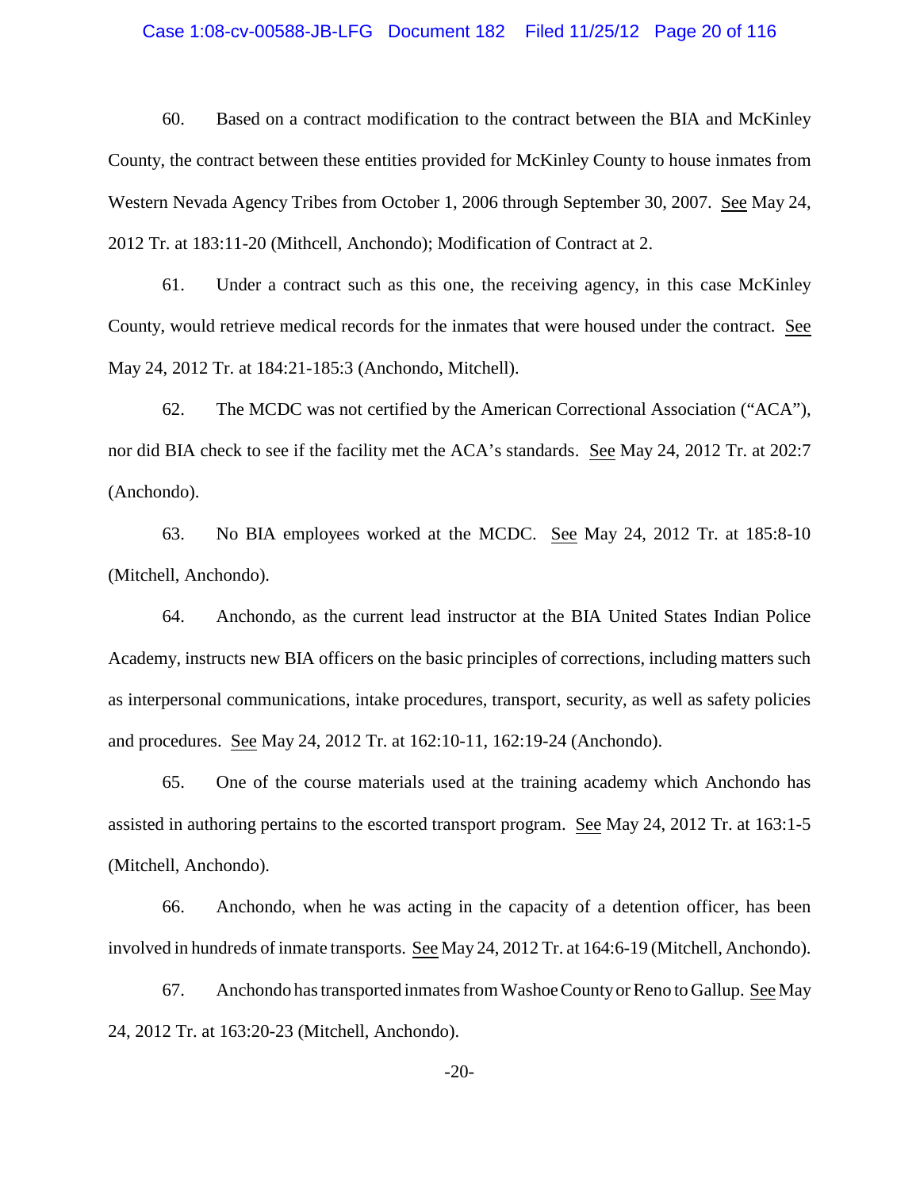60. Based on a contract modification to the contract between the BIA and McKinley County, the contract between these entities provided for McKinley County to house inmates from Western Nevada Agency Tribes from October 1, 2006 through September 30, 2007. See May 24, 2012 Tr. at 183:11-20 (Mithcell, Anchondo); Modification of Contract at 2.

61. Under a contract such as this one, the receiving agency, in this case McKinley County, would retrieve medical records for the inmates that were housed under the contract. See May 24, 2012 Tr. at 184:21-185:3 (Anchondo, Mitchell).

62. The MCDC was not certified by the American Correctional Association ("ACA"), nor did BIA check to see if the facility met the ACA's standards. See May 24, 2012 Tr. at 202:7 (Anchondo).

63. No BIA employees worked at the MCDC. See May 24, 2012 Tr. at 185:8-10 (Mitchell, Anchondo).

64. Anchondo, as the current lead instructor at the BIA United States Indian Police Academy, instructs new BIA officers on the basic principles of corrections, including matters such as interpersonal communications, intake procedures, transport, security, as well as safety policies and procedures. See May 24, 2012 Tr. at 162:10-11, 162:19-24 (Anchondo).

65. One of the course materials used at the training academy which Anchondo has assisted in authoring pertains to the escorted transport program. See May 24, 2012 Tr. at 163:1-5 (Mitchell, Anchondo).

66. Anchondo, when he was acting in the capacity of a detention officer, has been involved in hundreds of inmate transports. See May 24, 2012 Tr. at 164:6-19 (Mitchell, Anchondo).

67. Anchondo has transported inmates from Washoe County or Reno to Gallup. See May 24, 2012 Tr. at 163:20-23 (Mitchell, Anchondo).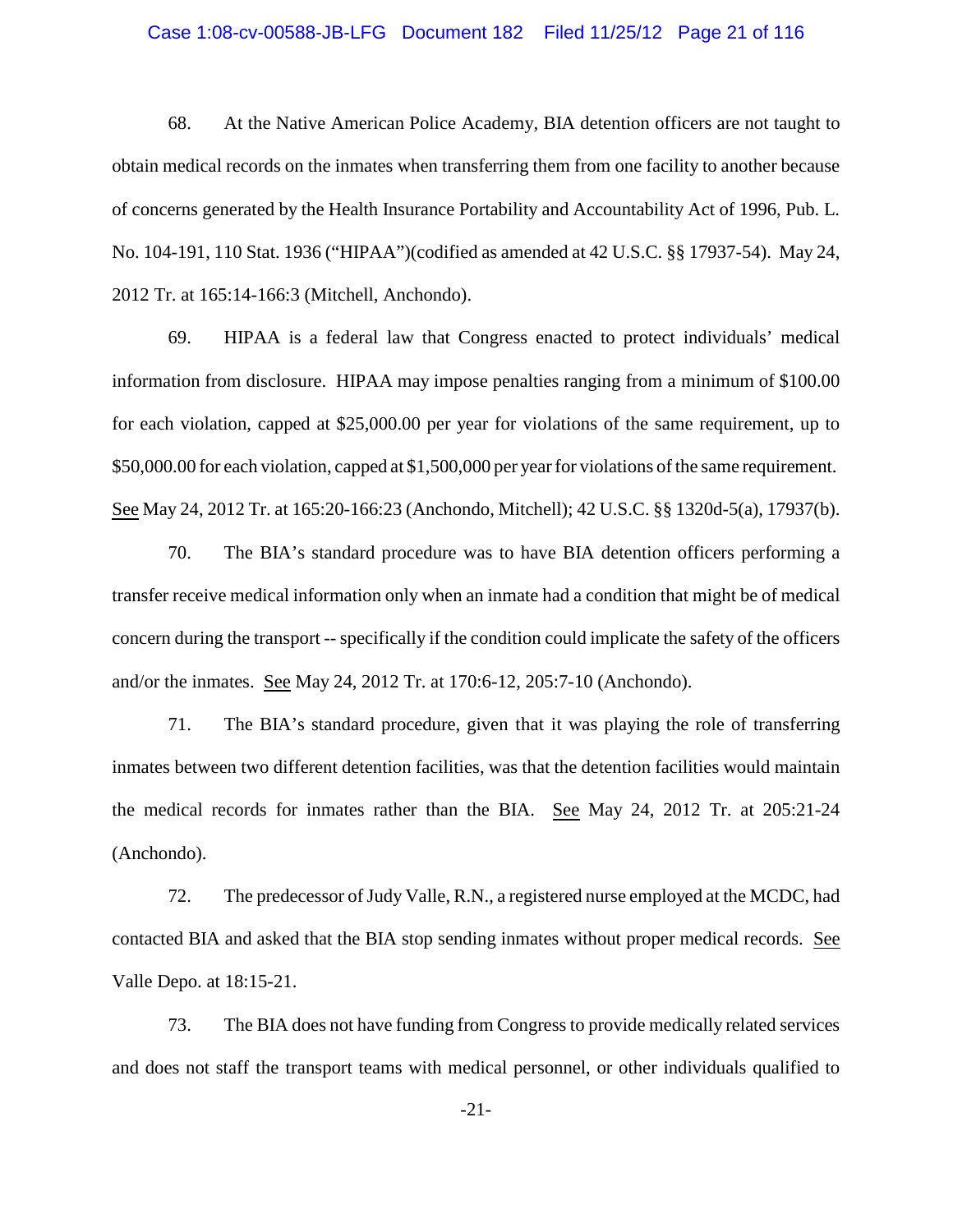68. At the Native American Police Academy, BIA detention officers are not taught to obtain medical records on the inmates when transferring them from one facility to another because of concerns generated by the Health Insurance Portability and Accountability Act of 1996, Pub. L. No. 104-191, 110 Stat. 1936 ("HIPAA")(codified as amended at 42 U.S.C. §§ 17937-54). May 24, 2012 Tr. at 165:14-166:3 (Mitchell, Anchondo).

69. HIPAA is a federal law that Congress enacted to protect individuals' medical information from disclosure. HIPAA may impose penalties ranging from a minimum of $100.00 for each violation, capped at $25,000.00 per year for violations of the same requirement, up to $50,000.00 for each violation, capped at $1,500,000 per year for violations of the same requirement. See May 24, 2012 Tr. at 165:20-166:23 (Anchondo, Mitchell); 42 U.S.C. §§ 1320d-5(a), 17937(b).

70. The BIA's standard procedure was to have BIA detention officers performing a transfer receive medical information only when an inmate had a condition that might be of medical concern during the transport -- specifically if the condition could implicate the safety of the officers and/or the inmates. See May 24, 2012 Tr. at 170:6-12, 205:7-10 (Anchondo).

71. The BIA's standard procedure, given that it was playing the role of transferring inmates between two different detention facilities, was that the detention facilities would maintain the medical records for inmates rather than the BIA. See May 24, 2012 Tr. at 205:21-24 (Anchondo).

72. The predecessor of Judy Valle, R.N., a registered nurse employed at the MCDC, had contacted BIA and asked that the BIA stop sending inmates without proper medical records. See Valle Depo. at 18:15-21.

73. The BIA does not have funding from Congress to provide medically related services and does not staff the transport teams with medical personnel, or other individuals qualified to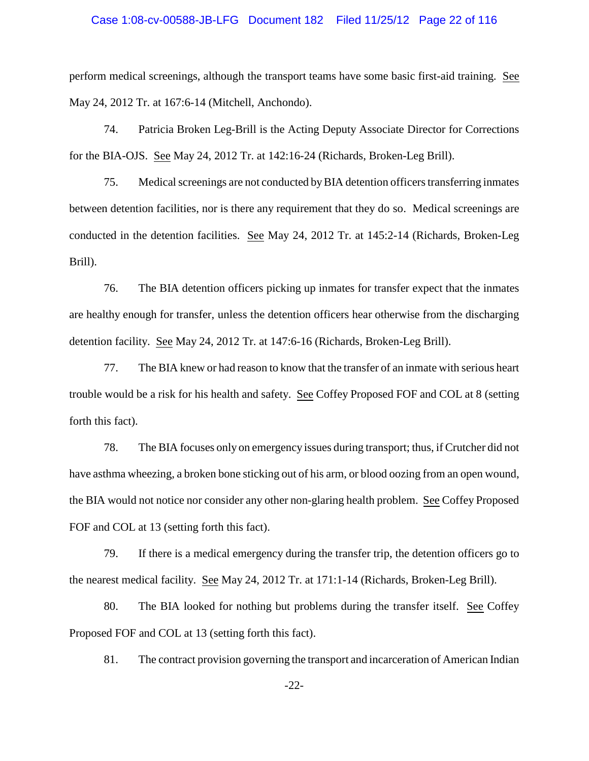perform medical screenings, although the transport teams have some basic first-aid training. See May 24, 2012 Tr. at 167:6-14 (Mitchell, Anchondo).

74. Patricia Broken Leg-Brill is the Acting Deputy Associate Director for Corrections for the BIA-OJS. See May 24, 2012 Tr. at 142:16-24 (Richards, Broken-Leg Brill).

75. Medical screenings are not conducted by BIA detention officers transferring inmates between detention facilities, nor is there any requirement that they do so. Medical screenings are conducted in the detention facilities. See May 24, 2012 Tr. at 145:2-14 (Richards, Broken-Leg Brill).

76. The BIA detention officers picking up inmates for transfer expect that the inmates are healthy enough for transfer, unless the detention officers hear otherwise from the discharging detention facility. See May 24, 2012 Tr. at 147:6-16 (Richards, Broken-Leg Brill).

77. The BIA knew or had reason to know that the transfer of an inmate with serious heart trouble would be a risk for his health and safety. See Coffey Proposed FOF and COL at 8 (setting forth this fact).

78. The BIA focuses only on emergency issues during transport; thus, if Crutcher did not have asthma wheezing, a broken bone sticking out of his arm, or blood oozing from an open wound, the BIA would not notice nor consider any other non-glaring health problem. See Coffey Proposed FOF and COL at 13 (setting forth this fact).

79. If there is a medical emergency during the transfer trip, the detention officers go to the nearest medical facility. See May 24, 2012 Tr. at 171:1-14 (Richards, Broken-Leg Brill).

80. The BIA looked for nothing but problems during the transfer itself. See Coffey Proposed FOF and COL at 13 (setting forth this fact).

81. The contract provision governing the transport and incarceration of American Indian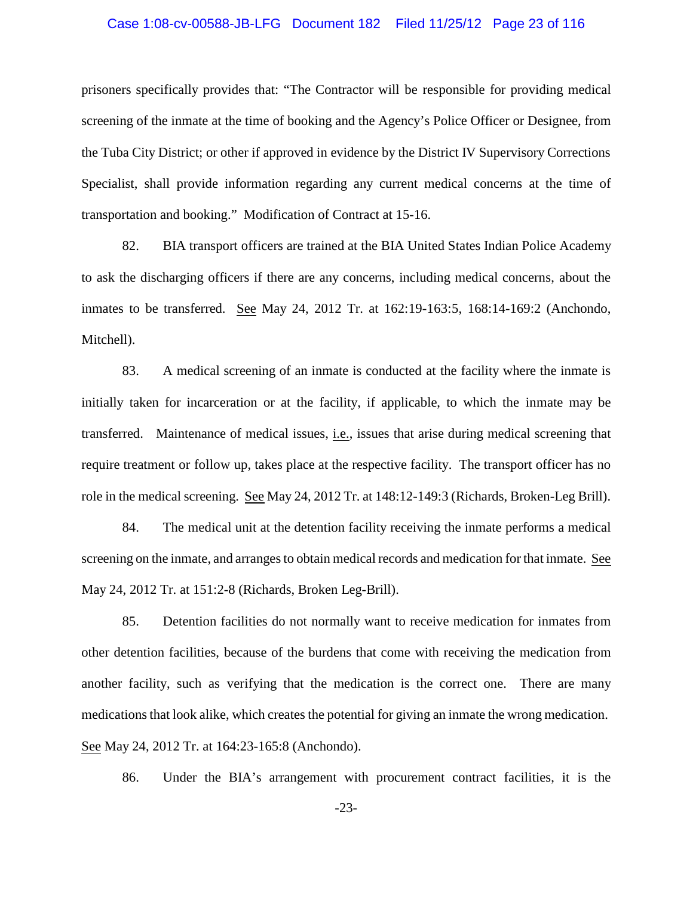prisoners specifically provides that: "The Contractor will be responsible for providing medical screening of the inmate at the time of booking and the Agency's Police Officer or Designee, from the Tuba City District; or other if approved in evidence by the District IV Supervisory Corrections Specialist, shall provide information regarding any current medical concerns at the time of transportation and booking." Modification of Contract at 15-16.

82. BIA transport officers are trained at the BIA United States Indian Police Academy to ask the discharging officers if there are any concerns, including medical concerns, about the inmates to be transferred. See May 24, 2012 Tr. at 162:19-163:5, 168:14-169:2 (Anchondo, Mitchell).

83. A medical screening of an inmate is conducted at the facility where the inmate is initially taken for incarceration or at the facility, if applicable, to which the inmate may be transferred. Maintenance of medical issues, i.e., issues that arise during medical screening that require treatment or follow up, takes place at the respective facility. The transport officer has no role in the medical screening. See May 24, 2012 Tr. at 148:12-149:3 (Richards, Broken-Leg Brill).

84. The medical unit at the detention facility receiving the inmate performs a medical screening on the inmate, and arranges to obtain medical records and medication for that inmate. See May 24, 2012 Tr. at 151:2-8 (Richards, Broken Leg-Brill).

85. Detention facilities do not normally want to receive medication for inmates from other detention facilities, because of the burdens that come with receiving the medication from another facility, such as verifying that the medication is the correct one. There are many medications that look alike, which creates the potential for giving an inmate the wrong medication. See May 24, 2012 Tr. at 164:23-165:8 (Anchondo).

86. Under the BIA's arrangement with procurement contract facilities, it is the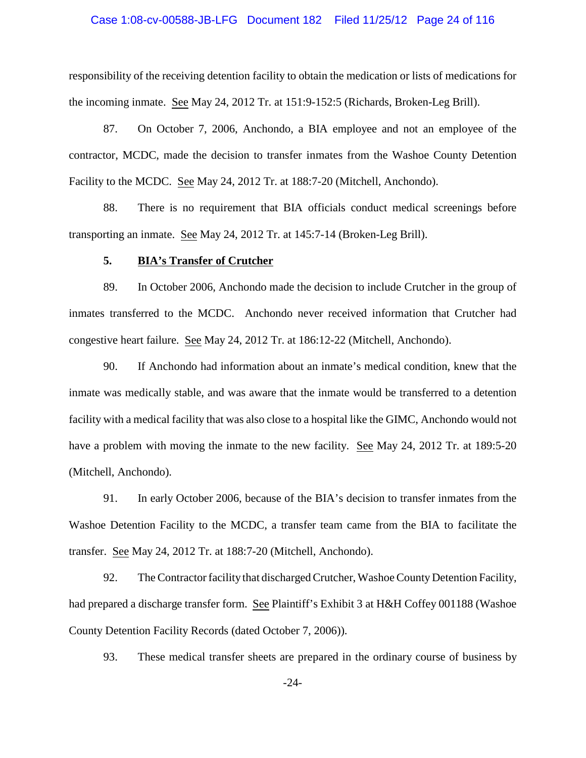responsibility of the receiving detention facility to obtain the medication or lists of medications for the incoming inmate. See May 24, 2012 Tr. at 151:9-152:5 (Richards, Broken-Leg Brill).

87. On October 7, 2006, Anchondo, a BIA employee and not an employee of the contractor, MCDC, made the decision to transfer inmates from the Washoe County Detention Facility to the MCDC. See May 24, 2012 Tr. at 188:7-20 (Mitchell, Anchondo).

88. There is no requirement that BIA officials conduct medical screenings before transporting an inmate. See May 24, 2012 Tr. at 145:7-14 (Broken-Leg Brill).

**5. BIA's Transfer of Crutcher**

89. In October 2006, Anchondo made the decision to include Crutcher in the group of inmates transferred to the MCDC. Anchondo never received information that Crutcher had congestive heart failure. See May 24, 2012 Tr. at 186:12-22 (Mitchell, Anchondo).

90. If Anchondo had information about an inmate's medical condition, knew that the inmate was medically stable, and was aware that the inmate would be transferred to a detention facility with a medical facility that was also close to a hospital like the GIMC, Anchondo would not have a problem with moving the inmate to the new facility. See May 24, 2012 Tr. at 189:5-20 (Mitchell, Anchondo).

91. In early October 2006, because of the BIA's decision to transfer inmates from the Washoe Detention Facility to the MCDC, a transfer team came from the BIA to facilitate the transfer. See May 24, 2012 Tr. at 188:7-20 (Mitchell, Anchondo).

92. The Contractor facility that discharged Crutcher, Washoe County Detention Facility, had prepared a discharge transfer form. See Plaintiff's Exhibit 3 at H&H Coffey 001188 (Washoe County Detention Facility Records (dated October 7, 2006)).

93. These medical transfer sheets are prepared in the ordinary course of business by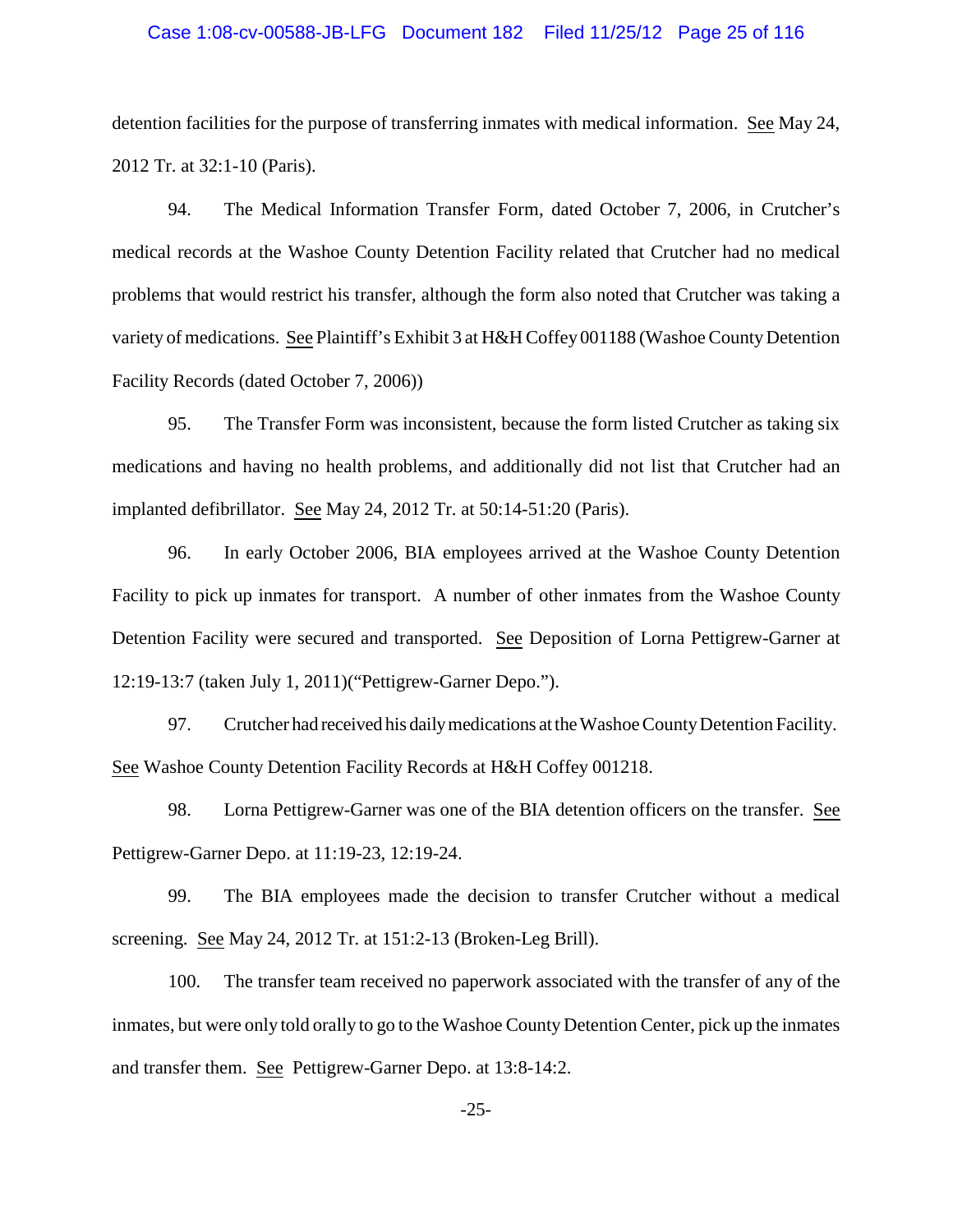detention facilities for the purpose of transferring inmates with medical information. See May 24, 2012 Tr. at 32:1-10 (Paris).

94. The Medical Information Transfer Form, dated October 7, 2006, in Crutcher's medical records at the Washoe County Detention Facility related that Crutcher had no medical problems that would restrict his transfer, although the form also noted that Crutcher was taking a variety of medications. See Plaintiff's Exhibit 3 at H&H Coffey 001188 (Washoe County Detention Facility Records (dated October 7, 2006))

95. The Transfer Form was inconsistent, because the form listed Crutcher as taking six medications and having no health problems, and additionally did not list that Crutcher had an implanted defibrillator. See May 24, 2012 Tr. at 50:14-51:20 (Paris).

96. In early October 2006, BIA employees arrived at the Washoe County Detention Facility to pick up inmates for transport. A number of other inmates from the Washoe County Detention Facility were secured and transported. See Deposition of Lorna Pettigrew-Garner at 12:19-13:7 (taken July 1, 2011)("Pettigrew-Garner Depo.").

97. Crutcher had received his daily medications at the Washoe County Detention Facility. See Washoe County Detention Facility Records at H&H Coffey 001218.

98. Lorna Pettigrew-Garner was one of the BIA detention officers on the transfer. See Pettigrew-Garner Depo. at 11:19-23, 12:19-24.

99. The BIA employees made the decision to transfer Crutcher without a medical screening. See May 24, 2012 Tr. at 151:2-13 (Broken-Leg Brill).

100. The transfer team received no paperwork associated with the transfer of any of the inmates, but were only told orally to go to the Washoe County Detention Center, pick up the inmates and transfer them. See Pettigrew-Garner Depo. at 13:8-14:2.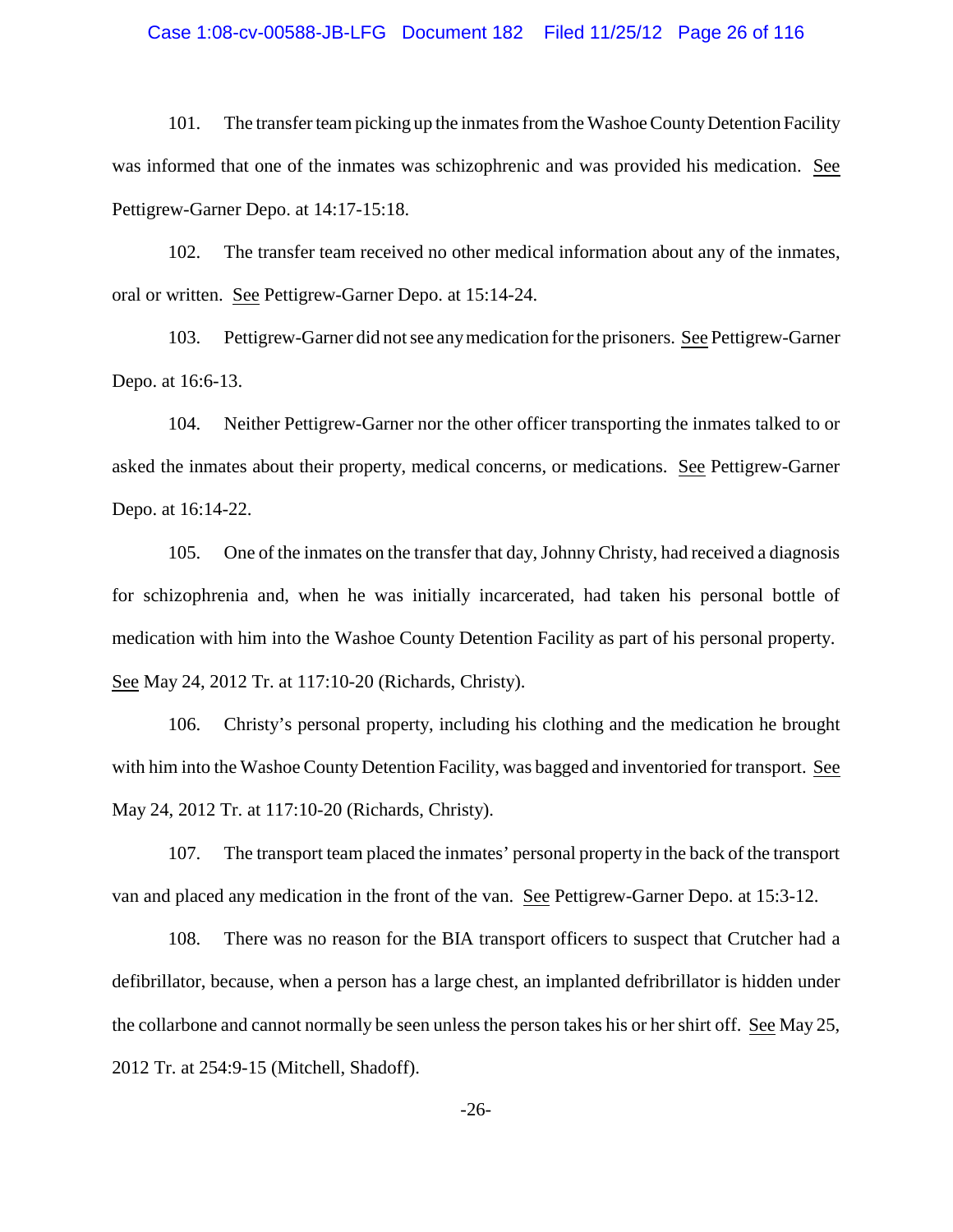101. The transfer team picking up the inmates from the Washoe County Detention Facility was informed that one of the inmates was schizophrenic and was provided his medication. See Pettigrew-Garner Depo. at 14:17-15:18.

102. The transfer team received no other medical information about any of the inmates, oral or written. See Pettigrew-Garner Depo. at 15:14-24.

103. Pettigrew-Garner did not see any medication for the prisoners. See Pettigrew-Garner Depo. at 16:6-13.

104. Neither Pettigrew-Garner nor the other officer transporting the inmates talked to or asked the inmates about their property, medical concerns, or medications. See Pettigrew-Garner Depo. at 16:14-22.

105. One of the inmates on the transfer that day, Johnny Christy, had received a diagnosis for schizophrenia and, when he was initially incarcerated, had taken his personal bottle of medication with him into the Washoe County Detention Facility as part of his personal property. See May 24, 2012 Tr. at 117:10-20 (Richards, Christy).

106. Christy's personal property, including his clothing and the medication he brought with him into the Washoe County Detention Facility, was bagged and inventoried for transport. See May 24, 2012 Tr. at 117:10-20 (Richards, Christy).

107. The transport team placed the inmates' personal property in the back of the transport van and placed any medication in the front of the van. See Pettigrew-Garner Depo. at 15:3-12.

108. There was no reason for the BIA transport officers to suspect that Crutcher had a defibrillator, because, when a person has a large chest, an implanted defribrillator is hidden under the collarbone and cannot normally be seen unless the person takes his or her shirt off. See May 25, 2012 Tr. at 254:9-15 (Mitchell, Shadoff).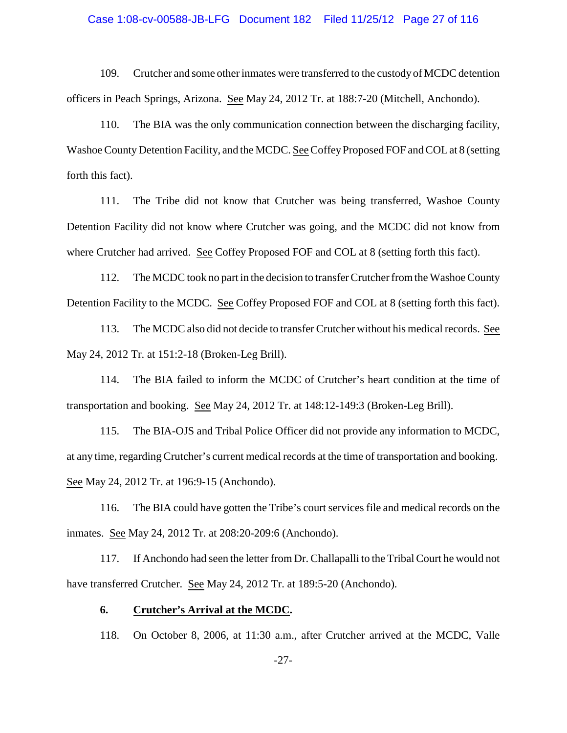109. Crutcher and some other inmates were transferred to the custody of MCDC detention officers in Peach Springs, Arizona. See May 24, 2012 Tr. at 188:7-20 (Mitchell, Anchondo).

110. The BIA was the only communication connection between the discharging facility, Washoe County Detention Facility, and the MCDC. See Coffey Proposed FOF and COL at 8 (setting forth this fact).

111. The Tribe did not know that Crutcher was being transferred, Washoe County Detention Facility did not know where Crutcher was going, and the MCDC did not know from where Crutcher had arrived. See Coffey Proposed FOF and COL at 8 (setting forth this fact).

112. The MCDC took no part in the decision to transfer Crutcher from the Washoe County Detention Facility to the MCDC. See Coffey Proposed FOF and COL at 8 (setting forth this fact).

113. The MCDC also did not decide to transfer Crutcher without his medical records. See May 24, 2012 Tr. at 151:2-18 (Broken-Leg Brill).

114. The BIA failed to inform the MCDC of Crutcher's heart condition at the time of transportation and booking. See May 24, 2012 Tr. at 148:12-149:3 (Broken-Leg Brill).

115. The BIA-OJS and Tribal Police Officer did not provide any information to MCDC, at any time, regarding Crutcher's current medical records at the time of transportation and booking. See May 24, 2012 Tr. at 196:9-15 (Anchondo).

116. The BIA could have gotten the Tribe's court services file and medical records on the inmates. See May 24, 2012 Tr. at 208:20-209:6 (Anchondo).

117. If Anchondo had seen the letter from Dr. Challapalli to the Tribal Court he would not have transferred Crutcher. See May 24, 2012 Tr. at 189:5-20 (Anchondo).

**6. Crutcher's Arrival at the MCDC.**

118. On October 8, 2006, at 11:30 a.m., after Crutcher arrived at the MCDC, Valle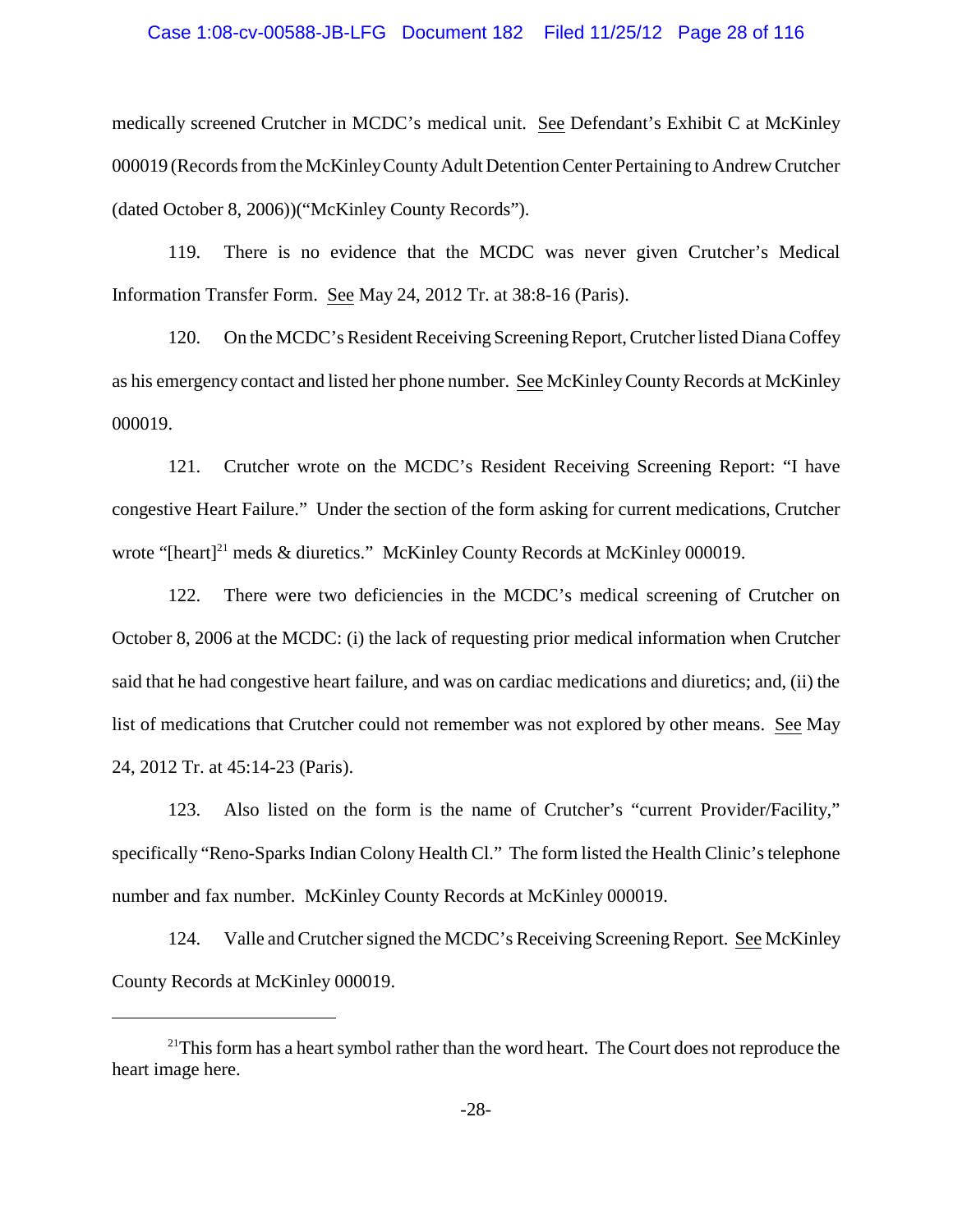medically screened Crutcher in MCDC's medical unit. See Defendant's Exhibit C at McKinley 000019 (Records from the McKinley County Adult Detention Center Pertaining to Andrew Crutcher (dated October 8, 2006))("McKinley County Records").

119. There is no evidence that the MCDC was never given Crutcher's Medical Information Transfer Form. See May 24, 2012 Tr. at 38:8-16 (Paris).

120. On the MCDC's Resident Receiving Screening Report, Crutcher listed Diana Coffey as his emergency contact and listed her phone number. See McKinley County Records at McKinley 000019.

121. Crutcher wrote on the MCDC's Resident Receiving Screening Report: "I have congestive Heart Failure." Under the section of the form asking for current medications, Crutcher wrote "[heart][21] meds & diuretics." McKinley County Records at McKinley 000019.

122. There were two deficiencies in the MCDC's medical screening of Crutcher on October 8, 2006 at the MCDC: (i) the lack of requesting prior medical information when Crutcher said that he had congestive heart failure, and was on cardiac medications and diuretics; and, (ii) the list of medications that Crutcher could not remember was not explored by other means. See May 24, 2012 Tr. at 45:14-23 (Paris).

123. Also listed on the form is the name of Crutcher's "current Provider/Facility," specifically "Reno-Sparks Indian Colony Health Cl." The form listed the Health Clinic's telephone number and fax number. McKinley County Records at McKinley 000019.

124. Valle and Crutcher signed the MCDC's Receiving Screening Report. See McKinley County Records at McKinley 000019.

---

[21] This form has a heart symbol rather than the word heart. The Court does not reproduce the heart image here.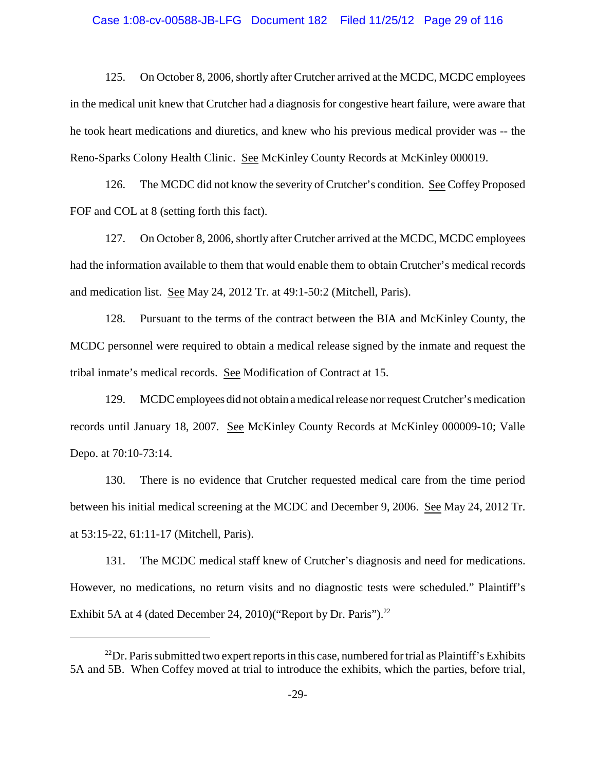125. On October 8, 2006, shortly after Crutcher arrived at the MCDC, MCDC employees in the medical unit knew that Crutcher had a diagnosis for congestive heart failure, were aware that he took heart medications and diuretics, and knew who his previous medical provider was -- the Reno-Sparks Colony Health Clinic. See McKinley County Records at McKinley 000019.

126. The MCDC did not know the severity of Crutcher's condition. See Coffey Proposed FOF and COL at 8 (setting forth this fact).

127. On October 8, 2006, shortly after Crutcher arrived at the MCDC, MCDC employees had the information available to them that would enable them to obtain Crutcher's medical records and medication list. See May 24, 2012 Tr. at 49:1-50:2 (Mitchell, Paris).

128. Pursuant to the terms of the contract between the BIA and McKinley County, the MCDC personnel were required to obtain a medical release signed by the inmate and request the tribal inmate's medical records. See Modification of Contract at 15.

129. MCDC employees did not obtain a medical release nor request Crutcher's medication records until January 18, 2007. See McKinley County Records at McKinley 000009-10; Valle Depo. at 70:10-73:14.

130. There is no evidence that Crutcher requested medical care from the time period between his initial medical screening at the MCDC and December 9, 2006. See May 24, 2012 Tr. at 53:15-22, 61:11-17 (Mitchell, Paris).

131. The MCDC medical staff knew of Crutcher's diagnosis and need for medications. However, no medications, no return visits and no diagnostic tests were scheduled." Plaintiff's Exhibit 5A at 4 (dated December 24, 2010)("Report by Dr. Paris").[22]

---

[22]Dr. Paris submitted two expert reports in this case, numbered for trial as Plaintiff's Exhibits 5A and 5B. When Coffey moved at trial to introduce the exhibits, which the parties, before trial,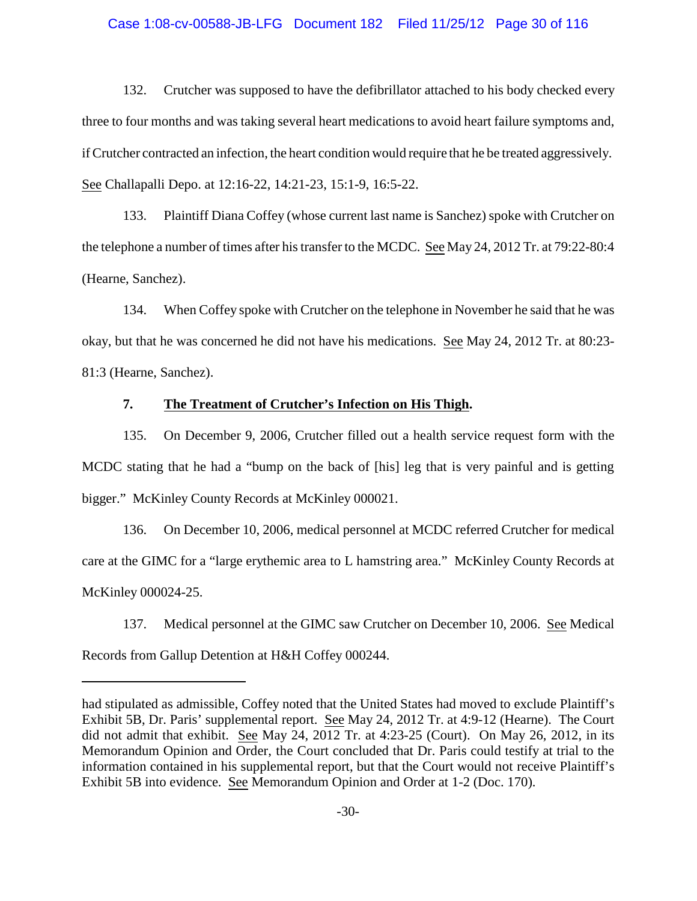132. Crutcher was supposed to have the defibrillator attached to his body checked every three to four months and was taking several heart medications to avoid heart failure symptoms and, if Crutcher contracted an infection, the heart condition would require that he be treated aggressively. See Challapalli Depo. at 12:16-22, 14:21-23, 15:1-9, 16:5-22.

133. Plaintiff Diana Coffey (whose current last name is Sanchez) spoke with Crutcher on the telephone a number of times after his transfer to the MCDC. See May 24, 2012 Tr. at 79:22-80:4 (Hearne, Sanchez).

134. When Coffey spoke with Crutcher on the telephone in November he said that he was okay, but that he was concerned he did not have his medications. See May 24, 2012 Tr. at 80:23-81:3 (Hearne, Sanchez).

### 7. **The Treatment of Crutcher's Infection on His Thigh.**

135. On December 9, 2006, Crutcher filled out a health service request form with the MCDC stating that he had a "bump on the back of [his] leg that is very painful and is getting bigger." McKinley County Records at McKinley 000021.

136. On December 10, 2006, medical personnel at MCDC referred Crutcher for medical care at the GIMC for a "large erythemic area to L hamstring area." McKinley County Records at McKinley 000024-25.

137. Medical personnel at the GIMC saw Crutcher on December 10, 2006. See Medical Records from Gallup Detention at H&H Coffey 000244.

---

had stipulated as admissible, Coffey noted that the United States had moved to exclude Plaintiff's Exhibit 5B, Dr. Paris' supplemental report. See May 24, 2012 Tr. at 4:9-12 (Hearne). The Court did not admit that exhibit. See May 24, 2012 Tr. at 4:23-25 (Court). On May 26, 2012, in its Memorandum Opinion and Order, the Court concluded that Dr. Paris could testify at trial to the information contained in his supplemental report, but that the Court would not receive Plaintiff's Exhibit 5B into evidence. See Memorandum Opinion and Order at 1-2 (Doc. 170).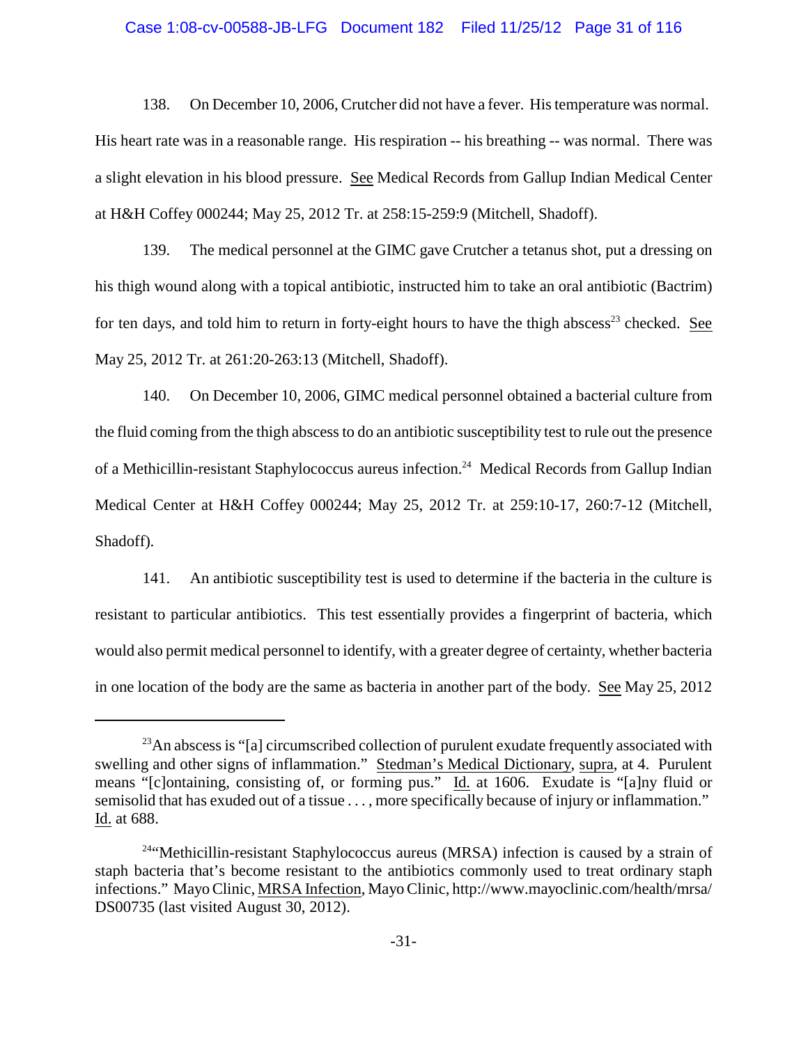138. On December 10, 2006, Crutcher did not have a fever. His temperature was normal. His heart rate was in a reasonable range. His respiration -- his breathing -- was normal. There was a slight elevation in his blood pressure. See Medical Records from Gallup Indian Medical Center at H&H Coffey 000244; May 25, 2012 Tr. at 258:15-259:9 (Mitchell, Shadoff).

139. The medical personnel at the GIMC gave Crutcher a tetanus shot, put a dressing on his thigh wound along with a topical antibiotic, instructed him to take an oral antibiotic (Bactrim) for ten days, and told him to return in forty-eight hours to have the thigh abscess[23] checked. See May 25, 2012 Tr. at 261:20-263:13 (Mitchell, Shadoff).

140. On December 10, 2006, GIMC medical personnel obtained a bacterial culture from the fluid coming from the thigh abscess to do an antibiotic susceptibility test to rule out the presence of a Methicillin-resistant Staphylococcus aureus infection.[24] Medical Records from Gallup Indian Medical Center at H&H Coffey 000244; May 25, 2012 Tr. at 259:10-17, 260:7-12 (Mitchell, Shadoff).

141. An antibiotic susceptibility test is used to determine if the bacteria in the culture is resistant to particular antibiotics. This test essentially provides a fingerprint of bacteria, which would also permit medical personnel to identify, with a greater degree of certainty, whether bacteria in one location of the body are the same as bacteria in another part of the body. See May 25, 2012

---

[23] An abscess is "[a] circumscribed collection of purulent exudate frequently associated with swelling and other signs of inflammation." Stedman's Medical Dictionary, supra, at 4. Purulent means "[c]ontaining, consisting of, or forming pus." Id. at 1606. Exudate is "[a]ny fluid or semisolid that has exuded out of a tissue . . . , more specifically because of injury or inflammation." Id. at 688.

[24] "Methicillin-resistant Staphylococcus aureus (MRSA) infection is caused by a strain of staph bacteria that's become resistant to the antibiotics commonly used to treat ordinary staph infections." Mayo Clinic, MRSA Infection, Mayo Clinic, http://www.mayoclinic.com/health/mrsa/DS00735 (last visited August 30, 2012).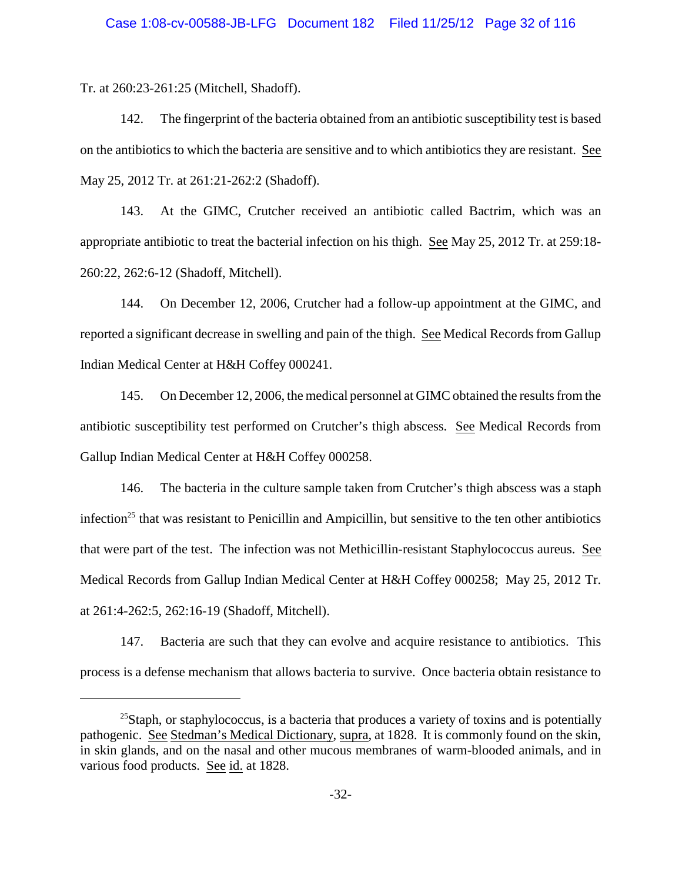Tr. at 260:23-261:25 (Mitchell, Shadoff).

142. The fingerprint of the bacteria obtained from an antibiotic susceptibility test is based on the antibiotics to which the bacteria are sensitive and to which antibiotics they are resistant. See May 25, 2012 Tr. at 261:21-262:2 (Shadoff).

143. At the GIMC, Crutcher received an antibiotic called Bactrim, which was an appropriate antibiotic to treat the bacterial infection on his thigh. See May 25, 2012 Tr. at 259:18-260:22, 262:6-12 (Shadoff, Mitchell).

144. On December 12, 2006, Crutcher had a follow-up appointment at the GIMC, and reported a significant decrease in swelling and pain of the thigh. See Medical Records from Gallup Indian Medical Center at H&H Coffey 000241.

145. On December 12, 2006, the medical personnel at GIMC obtained the results from the antibiotic susceptibility test performed on Crutcher's thigh abscess. See Medical Records from Gallup Indian Medical Center at H&H Coffey 000258.

146. The bacteria in the culture sample taken from Crutcher's thigh abscess was a staph infection[25] that was resistant to Penicillin and Ampicillin, but sensitive to the ten other antibiotics that were part of the test. The infection was not Methicillin-resistant Staphylococcus aureus. See Medical Records from Gallup Indian Medical Center at H&H Coffey 000258; May 25, 2012 Tr. at 261:4-262:5, 262:16-19 (Shadoff, Mitchell).

147. Bacteria are such that they can evolve and acquire resistance to antibiotics. This process is a defense mechanism that allows bacteria to survive. Once bacteria obtain resistance to

---

[25] Staph, or staphylococcus, is a bacteria that produces a variety of toxins and is potentially pathogenic. See Stedman's Medical Dictionary, supra, at 1828. It is commonly found on the skin, in skin glands, and on the nasal and other mucous membranes of warm-blooded animals, and in various food products. See id. at 1828.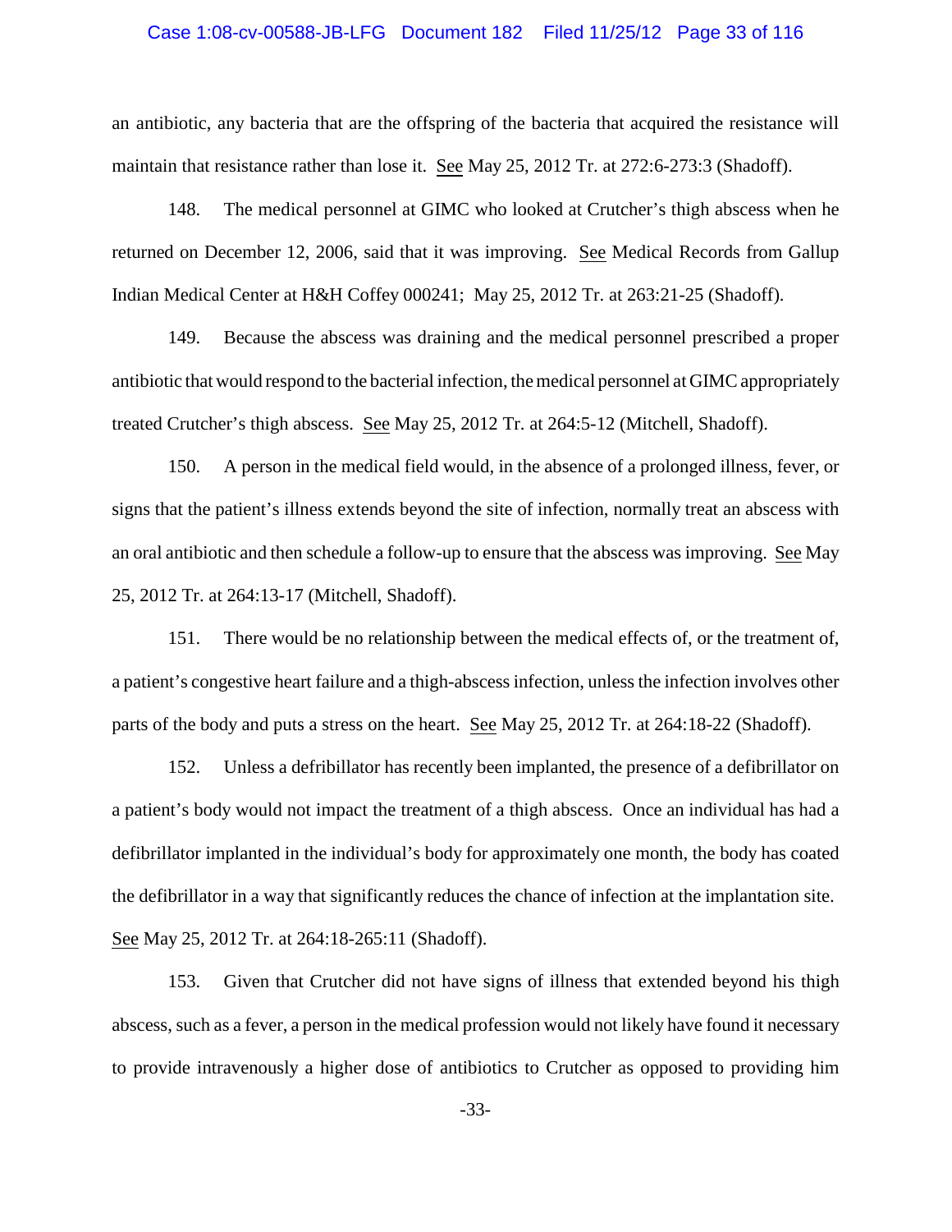an antibiotic, any bacteria that are the offspring of the bacteria that acquired the resistance will maintain that resistance rather than lose it. See May 25, 2012 Tr. at 272:6-273:3 (Shadoff).

148. The medical personnel at GIMC who looked at Crutcher's thigh abscess when he returned on December 12, 2006, said that it was improving. See Medical Records from Gallup Indian Medical Center at H&H Coffey 000241; May 25, 2012 Tr. at 263:21-25 (Shadoff).

149. Because the abscess was draining and the medical personnel prescribed a proper antibiotic that would respond to the bacterial infection, the medical personnel at GIMC appropriately treated Crutcher's thigh abscess. See May 25, 2012 Tr. at 264:5-12 (Mitchell, Shadoff).

150. A person in the medical field would, in the absence of a prolonged illness, fever, or signs that the patient's illness extends beyond the site of infection, normally treat an abscess with an oral antibiotic and then schedule a follow-up to ensure that the abscess was improving. See May 25, 2012 Tr. at 264:13-17 (Mitchell, Shadoff).

151. There would be no relationship between the medical effects of, or the treatment of, a patient's congestive heart failure and a thigh-abscess infection, unless the infection involves other parts of the body and puts a stress on the heart. See May 25, 2012 Tr. at 264:18-22 (Shadoff).

152. Unless a defibrillator has recently been implanted, the presence of a defibrillator on a patient's body would not impact the treatment of a thigh abscess. Once an individual has had a defibrillator implanted in the individual's body for approximately one month, the body has coated the defibrillator in a way that significantly reduces the chance of infection at the implantation site. See May 25, 2012 Tr. at 264:18-265:11 (Shadoff).

153. Given that Crutcher did not have signs of illness that extended beyond his thigh abscess, such as a fever, a person in the medical profession would not likely have found it necessary to provide intravenously a higher dose of antibiotics to Crutcher as opposed to providing him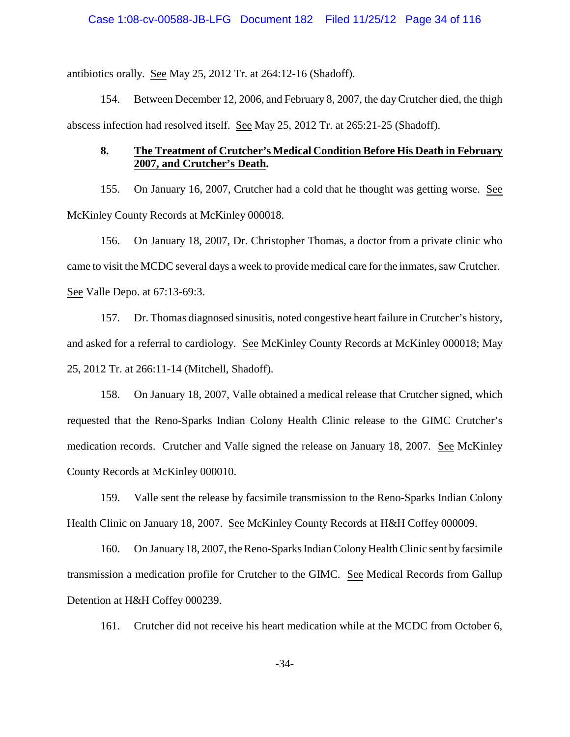antibiotics orally. See May 25, 2012 Tr. at 264:12-16 (Shadoff).

154. Between December 12, 2006, and February 8, 2007, the day Crutcher died, the thigh abscess infection had resolved itself. See May 25, 2012 Tr. at 265:21-25 (Shadoff).

### 8. The Treatment of Crutcher's Medical Condition Before His Death in February 2007, and Crutcher's Death.

155. On January 16, 2007, Crutcher had a cold that he thought was getting worse. See McKinley County Records at McKinley 000018.

156. On January 18, 2007, Dr. Christopher Thomas, a doctor from a private clinic who came to visit the MCDC several days a week to provide medical care for the inmates, saw Crutcher. See Valle Depo. at 67:13-69:3.

157. Dr. Thomas diagnosed sinusitis, noted congestive heart failure in Crutcher's history, and asked for a referral to cardiology. See McKinley County Records at McKinley 000018; May 25, 2012 Tr. at 266:11-14 (Mitchell, Shadoff).

158. On January 18, 2007, Valle obtained a medical release that Crutcher signed, which requested that the Reno-Sparks Indian Colony Health Clinic release to the GIMC Crutcher's medication records. Crutcher and Valle signed the release on January 18, 2007. See McKinley County Records at McKinley 000010.

159. Valle sent the release by facsimile transmission to the Reno-Sparks Indian Colony Health Clinic on January 18, 2007. See McKinley County Records at H&H Coffey 000009.

160. On January 18, 2007, the Reno-Sparks Indian Colony Health Clinic sent by facsimile transmission a medication profile for Crutcher to the GIMC. See Medical Records from Gallup Detention at H&H Coffey 000239.

161. Crutcher did not receive his heart medication while at the MCDC from October 6,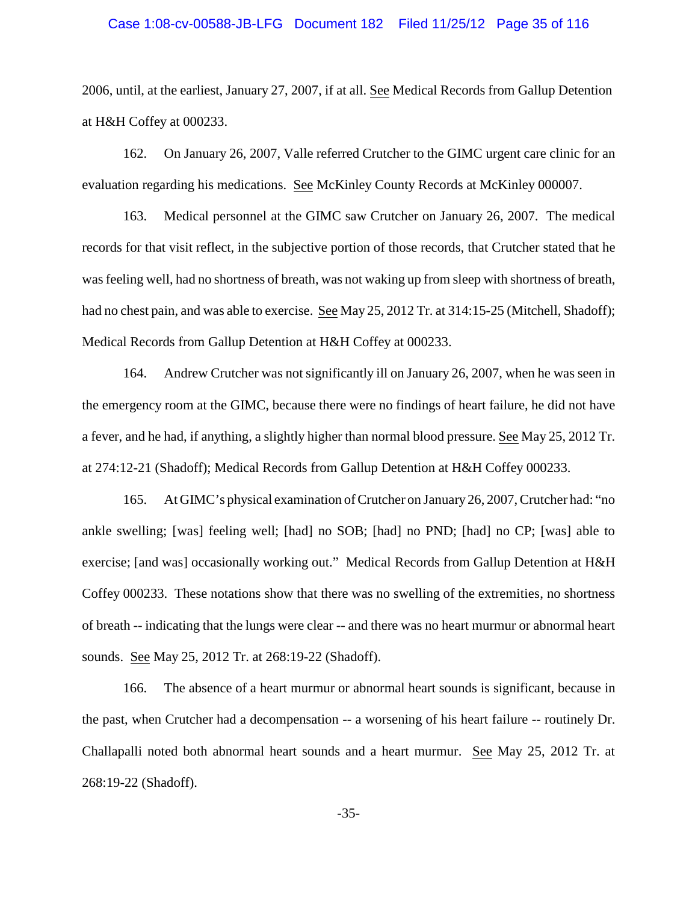2006, until, at the earliest, January 27, 2007, if at all. See Medical Records from Gallup Detention at H&H Coffey at 000233.

162. On January 26, 2007, Valle referred Crutcher to the GIMC urgent care clinic for an evaluation regarding his medications. See McKinley County Records at McKinley 000007.

163. Medical personnel at the GIMC saw Crutcher on January 26, 2007. The medical records for that visit reflect, in the subjective portion of those records, that Crutcher stated that he was feeling well, had no shortness of breath, was not waking up from sleep with shortness of breath, had no chest pain, and was able to exercise. See May 25, 2012 Tr. at 314:15-25 (Mitchell, Shadoff); Medical Records from Gallup Detention at H&H Coffey at 000233.

164. Andrew Crutcher was not significantly ill on January 26, 2007, when he was seen in the emergency room at the GIMC, because there were no findings of heart failure, he did not have a fever, and he had, if anything, a slightly higher than normal blood pressure. See May 25, 2012 Tr. at 274:12-21 (Shadoff); Medical Records from Gallup Detention at H&H Coffey 000233.

165. At GIMC's physical examination of Crutcher on January 26, 2007, Crutcher had: "no ankle swelling; [was] feeling well; [had] no SOB; [had] no PND; [had] no CP; [was] able to exercise; [and was] occasionally working out." Medical Records from Gallup Detention at H&H Coffey 000233. These notations show that there was no swelling of the extremities, no shortness of breath -- indicating that the lungs were clear -- and there was no heart murmur or abnormal heart sounds. See May 25, 2012 Tr. at 268:19-22 (Shadoff).

166. The absence of a heart murmur or abnormal heart sounds is significant, because in the past, when Crutcher had a decompensation -- a worsening of his heart failure -- routinely Dr. Challapalli noted both abnormal heart sounds and a heart murmur. See May 25, 2012 Tr. at 268:19-22 (Shadoff).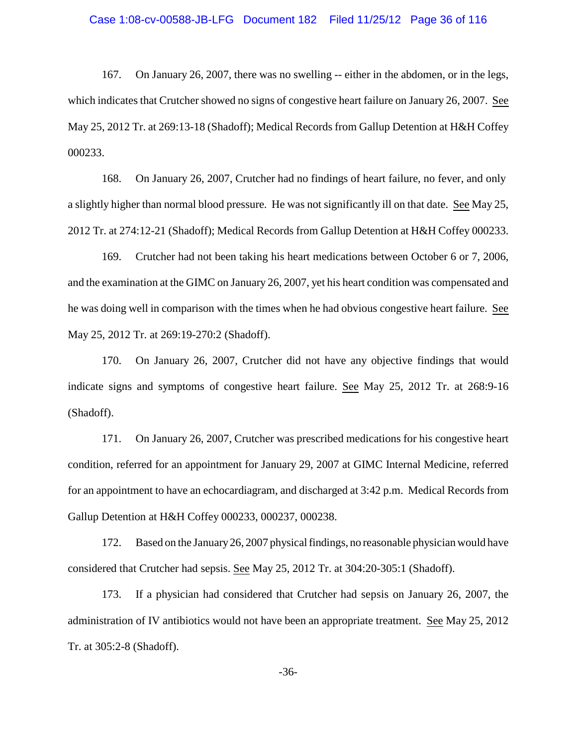167. On January 26, 2007, there was no swelling -- either in the abdomen, or in the legs, which indicates that Crutcher showed no signs of congestive heart failure on January 26, 2007. See May 25, 2012 Tr. at 269:13-18 (Shadoff); Medical Records from Gallup Detention at H&H Coffey 000233.

168. On January 26, 2007, Crutcher had no findings of heart failure, no fever, and only a slightly higher than normal blood pressure. He was not significantly ill on that date. See May 25, 2012 Tr. at 274:12-21 (Shadoff); Medical Records from Gallup Detention at H&H Coffey 000233.

169. Crutcher had not been taking his heart medications between October 6 or 7, 2006, and the examination at the GIMC on January 26, 2007, yet his heart condition was compensated and he was doing well in comparison with the times when he had obvious congestive heart failure. See May 25, 2012 Tr. at 269:19-270:2 (Shadoff).

170. On January 26, 2007, Crutcher did not have any objective findings that would indicate signs and symptoms of congestive heart failure. See May 25, 2012 Tr. at 268:9-16 (Shadoff).

171. On January 26, 2007, Crutcher was prescribed medications for his congestive heart condition, referred for an appointment for January 29, 2007 at GIMC Internal Medicine, referred for an appointment to have an echocardiagram, and discharged at 3:42 p.m. Medical Records from Gallup Detention at H&H Coffey 000233, 000237, 000238.

172. Based on the January 26, 2007 physical findings, no reasonable physician would have considered that Crutcher had sepsis. See May 25, 2012 Tr. at 304:20-305:1 (Shadoff).

173. If a physician had considered that Crutcher had sepsis on January 26, 2007, the administration of IV antibiotics would not have been an appropriate treatment. See May 25, 2012 Tr. at 305:2-8 (Shadoff).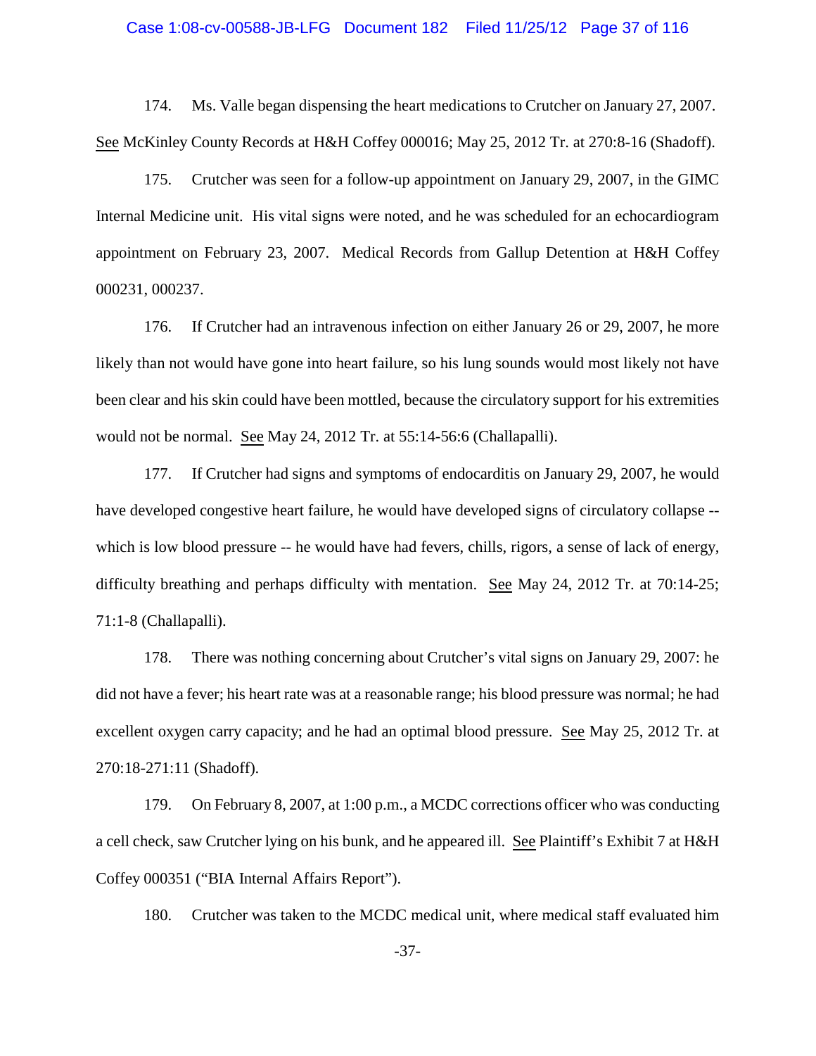174. Ms. Valle began dispensing the heart medications to Crutcher on January 27, 2007. See McKinley County Records at H&H Coffey 000016; May 25, 2012 Tr. at 270:8-16 (Shadoff).

175. Crutcher was seen for a follow-up appointment on January 29, 2007, in the GIMC Internal Medicine unit. His vital signs were noted, and he was scheduled for an echocardiogram appointment on February 23, 2007. Medical Records from Gallup Detention at H&H Coffey 000231, 000237.

176. If Crutcher had an intravenous infection on either January 26 or 29, 2007, he more likely than not would have gone into heart failure, so his lung sounds would most likely not have been clear and his skin could have been mottled, because the circulatory support for his extremities would not be normal. See May 24, 2012 Tr. at 55:14-56:6 (Challapalli).

177. If Crutcher had signs and symptoms of endocarditis on January 29, 2007, he would have developed congestive heart failure, he would have developed signs of circulatory collapse -- which is low blood pressure -- he would have had fevers, chills, rigors, a sense of lack of energy, difficulty breathing and perhaps difficulty with mentation. See May 24, 2012 Tr. at 70:14-25; 71:1-8 (Challapalli).

178. There was nothing concerning about Crutcher's vital signs on January 29, 2007: he did not have a fever; his heart rate was at a reasonable range; his blood pressure was normal; he had excellent oxygen carry capacity; and he had an optimal blood pressure. See May 25, 2012 Tr. at 270:18-271:11 (Shadoff).

179. On February 8, 2007, at 1:00 p.m., a MCDC corrections officer who was conducting a cell check, saw Crutcher lying on his bunk, and he appeared ill. See Plaintiff's Exhibit 7 at H&H Coffey 000351 ("BIA Internal Affairs Report").

180. Crutcher was taken to the MCDC medical unit, where medical staff evaluated him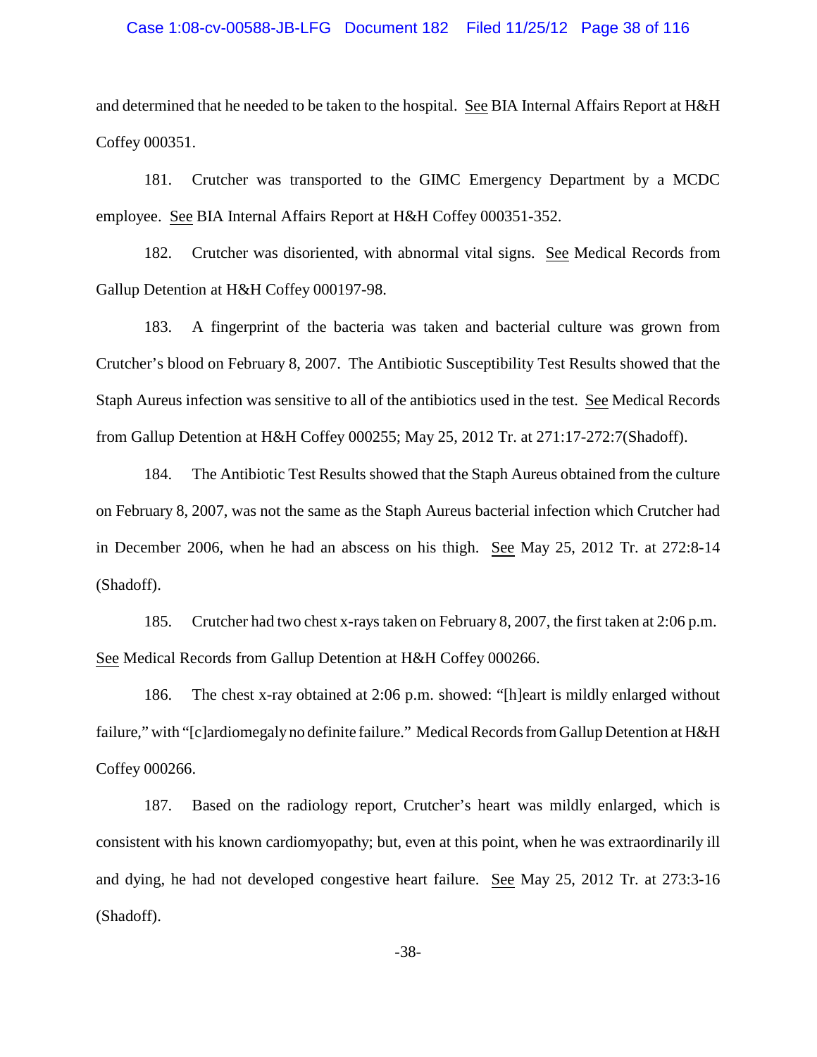and determined that he needed to be taken to the hospital. See BIA Internal Affairs Report at H&H Coffey 000351.

181. Crutcher was transported to the GIMC Emergency Department by a MCDC employee. See BIA Internal Affairs Report at H&H Coffey 000351-352.

182. Crutcher was disoriented, with abnormal vital signs. See Medical Records from Gallup Detention at H&H Coffey 000197-98.

183. A fingerprint of the bacteria was taken and bacterial culture was grown from Crutcher's blood on February 8, 2007. The Antibiotic Susceptibility Test Results showed that the Staph Aureus infection was sensitive to all of the antibiotics used in the test. See Medical Records from Gallup Detention at H&H Coffey 000255; May 25, 2012 Tr. at 271:17-272:7(Shadoff).

184. The Antibiotic Test Results showed that the Staph Aureus obtained from the culture on February 8, 2007, was not the same as the Staph Aureus bacterial infection which Crutcher had in December 2006, when he had an abscess on his thigh. See May 25, 2012 Tr. at 272:8-14 (Shadoff).

185. Crutcher had two chest x-rays taken on February 8, 2007, the first taken at 2:06 p.m. See Medical Records from Gallup Detention at H&H Coffey 000266.

186. The chest x-ray obtained at 2:06 p.m. showed: "[h]eart is mildly enlarged without failure," with "[c]ardiomegaly no definite failure." Medical Records from Gallup Detention at H&H Coffey 000266.

187. Based on the radiology report, Crutcher's heart was mildly enlarged, which is consistent with his known cardiomyopathy; but, even at this point, when he was extraordinarily ill and dying, he had not developed congestive heart failure. See May 25, 2012 Tr. at 273:3-16 (Shadoff).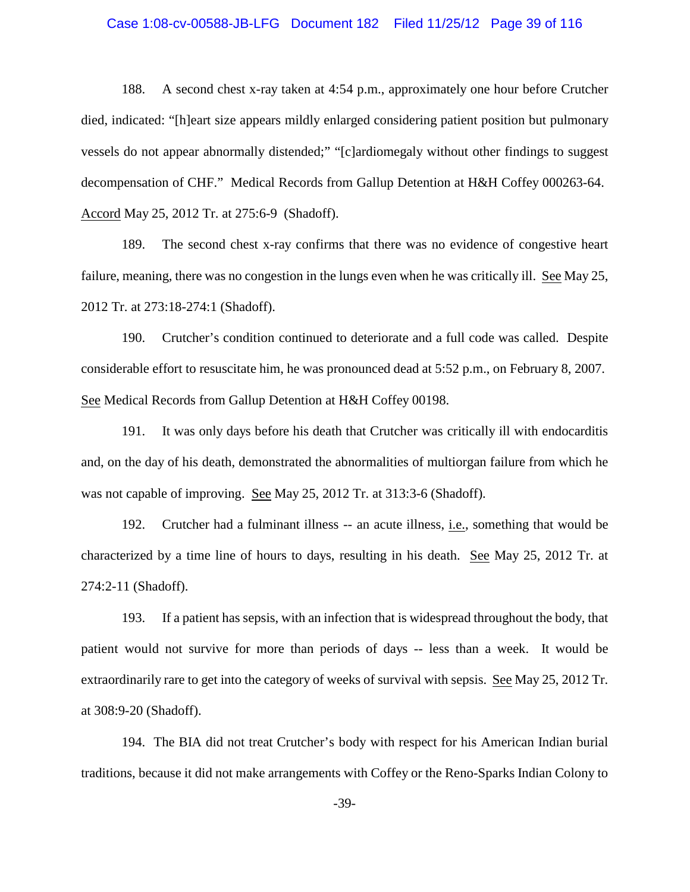188. A second chest x-ray taken at 4:54 p.m., approximately one hour before Crutcher died, indicated: "[h]eart size appears mildly enlarged considering patient position but pulmonary vessels do not appear abnormally distended;" "[c]ardiomegaly without other findings to suggest decompensation of CHF." Medical Records from Gallup Detention at H&H Coffey 000263-64. Accord May 25, 2012 Tr. at 275:6-9 (Shadoff).

189. The second chest x-ray confirms that there was no evidence of congestive heart failure, meaning, there was no congestion in the lungs even when he was critically ill. See May 25, 2012 Tr. at 273:18-274:1 (Shadoff).

190. Crutcher's condition continued to deteriorate and a full code was called. Despite considerable effort to resuscitate him, he was pronounced dead at 5:52 p.m., on February 8, 2007. See Medical Records from Gallup Detention at H&H Coffey 00198.

191. It was only days before his death that Crutcher was critically ill with endocarditis and, on the day of his death, demonstrated the abnormalities of multiorgan failure from which he was not capable of improving. See May 25, 2012 Tr. at 313:3-6 (Shadoff).

192. Crutcher had a fulminant illness -- an acute illness, i.e., something that would be characterized by a time line of hours to days, resulting in his death. See May 25, 2012 Tr. at 274:2-11 (Shadoff).

193. If a patient has sepsis, with an infection that is widespread throughout the body, that patient would not survive for more than periods of days -- less than a week. It would be extraordinarily rare to get into the category of weeks of survival with sepsis. See May 25, 2012 Tr. at 308:9-20 (Shadoff).

194. The BIA did not treat Crutcher's body with respect for his American Indian burial traditions, because it did not make arrangements with Coffey or the Reno-Sparks Indian Colony to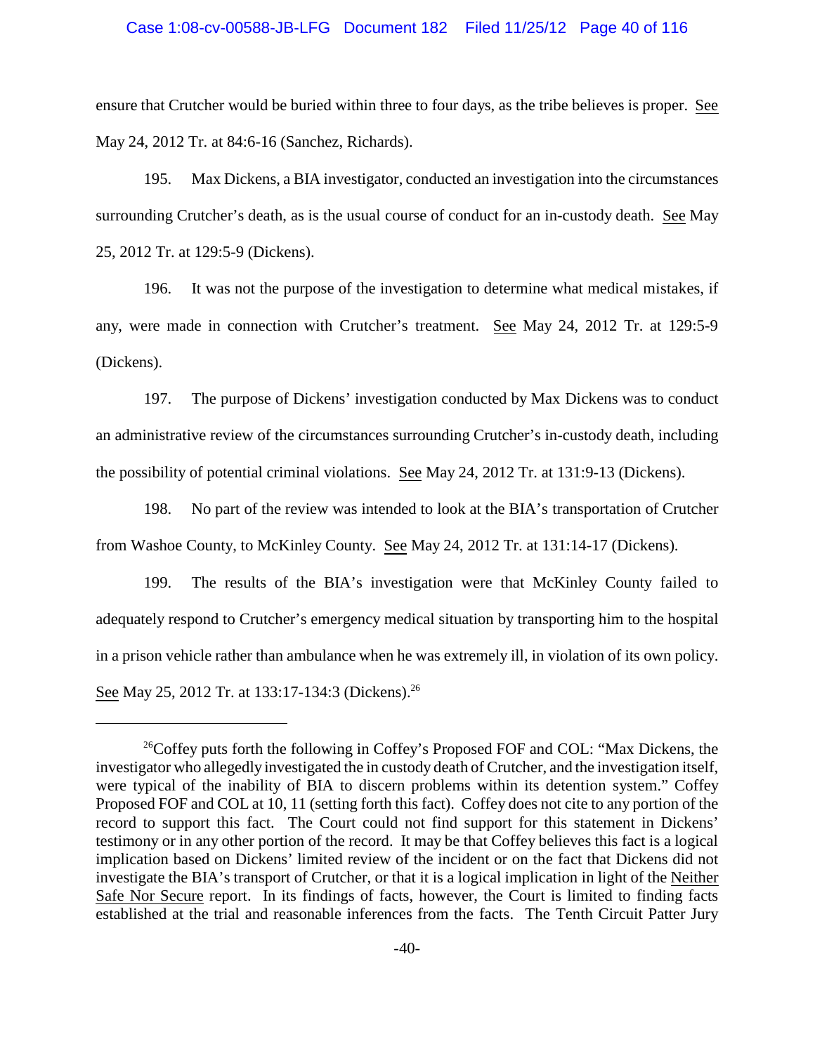ensure that Crutcher would be buried within three to four days, as the tribe believes is proper. See May 24, 2012 Tr. at 84:6-16 (Sanchez, Richards).

195. Max Dickens, a BIA investigator, conducted an investigation into the circumstances surrounding Crutcher's death, as is the usual course of conduct for an in-custody death. See May 25, 2012 Tr. at 129:5-9 (Dickens).

196. It was not the purpose of the investigation to determine what medical mistakes, if any, were made in connection with Crutcher's treatment. See May 24, 2012 Tr. at 129:5-9 (Dickens).

197. The purpose of Dickens' investigation conducted by Max Dickens was to conduct an administrative review of the circumstances surrounding Crutcher's in-custody death, including the possibility of potential criminal violations. See May 24, 2012 Tr. at 131:9-13 (Dickens).

198. No part of the review was intended to look at the BIA's transportation of Crutcher from Washoe County, to McKinley County. See May 24, 2012 Tr. at 131:14-17 (Dickens).

199. The results of the BIA's investigation were that McKinley County failed to adequately respond to Crutcher's emergency medical situation by transporting him to the hospital in a prison vehicle rather than ambulance when he was extremely ill, in violation of its own policy. See May 25, 2012 Tr. at 133:17-134:3 (Dickens).[26]

---

[26]Coffey puts forth the following in Coffey's Proposed FOF and COL: "Max Dickens, the investigator who allegedly investigated the in custody death of Crutcher, and the investigation itself, were typical of the inability of BIA to discern problems within its detention system." Coffey Proposed FOF and COL at 10, 11 (setting forth this fact). Coffey does not cite to any portion of the record to support this fact. The Court could not find support for this statement in Dickens' testimony or in any other portion of the record. It may be that Coffey believes this fact is a logical implication based on Dickens' limited review of the incident or on the fact that Dickens did not investigate the BIA's transport of Crutcher, or that it is a logical implication in light of the Neither Safe Nor Secure report. In its findings of facts, however, the Court is limited to finding facts established at the trial and reasonable inferences from the facts. The Tenth Circuit Patter Jury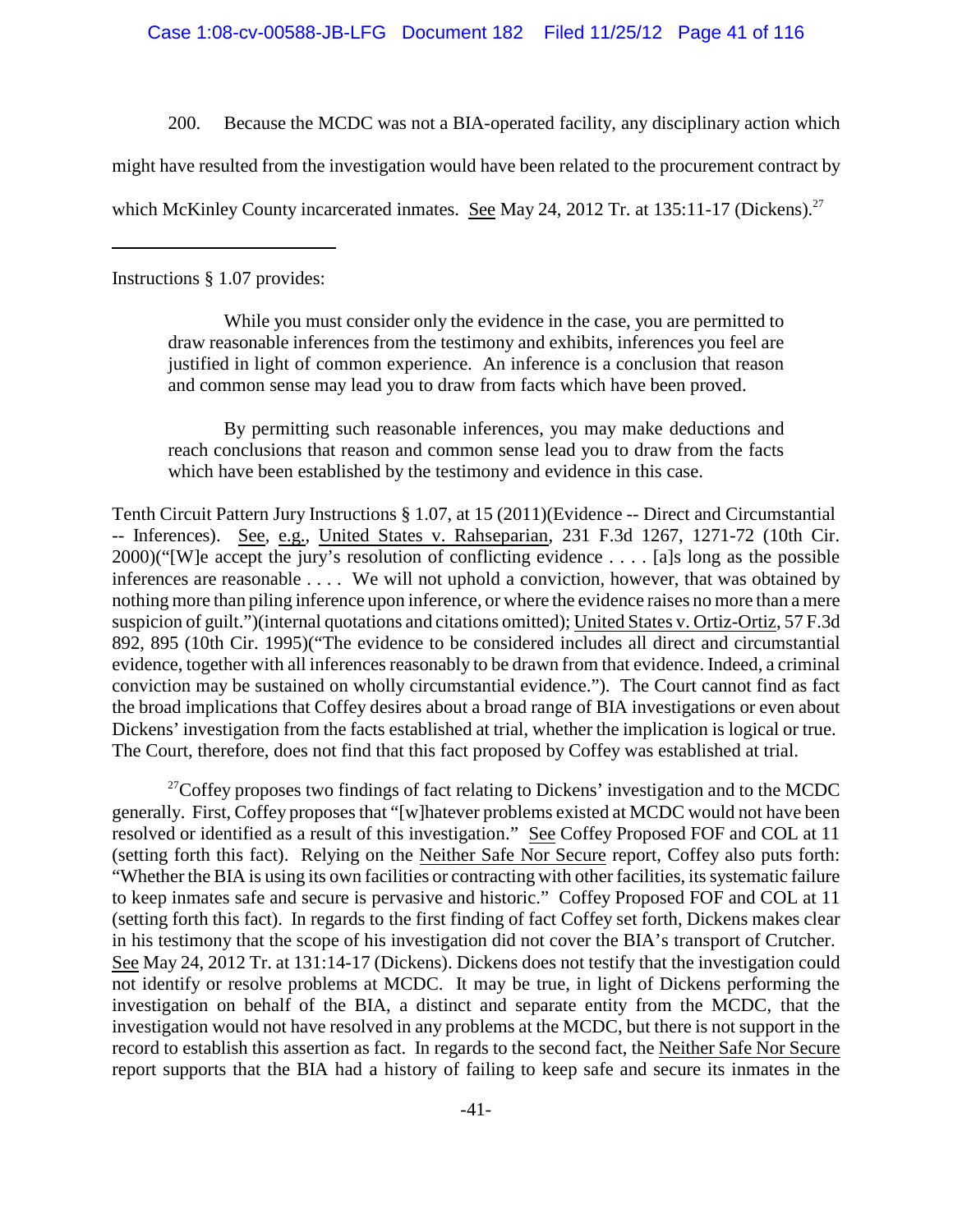200. Because the MCDC was not a BIA-operated facility, any disciplinary action which might have resulted from the investigation would have been related to the procurement contract by which McKinley County incarcerated inmates. See May 24, 2012 Tr. at 135:11-17 (Dickens).[27]

---

Instructions § 1.07 provides:

> While you must consider only the evidence in the case, you are permitted to draw reasonable inferences from the testimony and exhibits, inferences you feel are justified in light of common experience. An inference is a conclusion that reason and common sense may lead you to draw from facts which have been proved.
>
> By permitting such reasonable inferences, you may make deductions and reach conclusions that reason and common sense lead you to draw from the facts which have been established by the testimony and evidence in this case.

Tenth Circuit Pattern Jury Instructions § 1.07, at 15 (2011)(Evidence -- Direct and Circumstantial -- Inferences). See, e.g., United States v. Rahseparian, 231 F.3d 1267, 1271-72 (10th Cir. 2000)("[W]e accept the jury's resolution of conflicting evidence . . . . [a]s long as the possible inferences are reasonable . . . . We will not uphold a conviction, however, that was obtained by nothing more than piling inference upon inference, or where the evidence raises no more than a mere suspicion of guilt.")(internal quotations and citations omitted); United States v. Ortiz-Ortiz, 57 F.3d 892, 895 (10th Cir. 1995)("The evidence to be considered includes all direct and circumstantial evidence, together with all inferences reasonably to be drawn from that evidence. Indeed, a criminal conviction may be sustained on wholly circumstantial evidence."). The Court cannot find as fact the broad implications that Coffey desires about a broad range of BIA investigations or even about Dickens' investigation from the facts established at trial, whether the implication is logical or true. The Court, therefore, does not find that this fact proposed by Coffey was established at trial.

[27] Coffey proposes two findings of fact relating to Dickens' investigation and to the MCDC generally. First, Coffey proposes that "[w]hatever problems existed at MCDC would not have been resolved or identified as a result of this investigation." See Coffey Proposed FOF and COL at 11 (setting forth this fact). Relying on the Neither Safe Nor Secure report, Coffey also puts forth: "Whether the BIA is using its own facilities or contracting with other facilities, its systematic failure to keep inmates safe and secure is pervasive and historic." Coffey Proposed FOF and COL at 11 (setting forth this fact). In regards to the first finding of fact Coffey set forth, Dickens makes clear in his testimony that the scope of his investigation did not cover the BIA's transport of Crutcher. See May 24, 2012 Tr. at 131:14-17 (Dickens). Dickens does not testify that the investigation could not identify or resolve problems at MCDC. It may be true, in light of Dickens performing the investigation on behalf of the BIA, a distinct and separate entity from the MCDC, that the investigation would not have resolved in any problems at the MCDC, but there is not support in the record to establish this assertion as fact. In regards to the second fact, the Neither Safe Nor Secure report supports that the BIA had a history of failing to keep safe and secure its inmates in the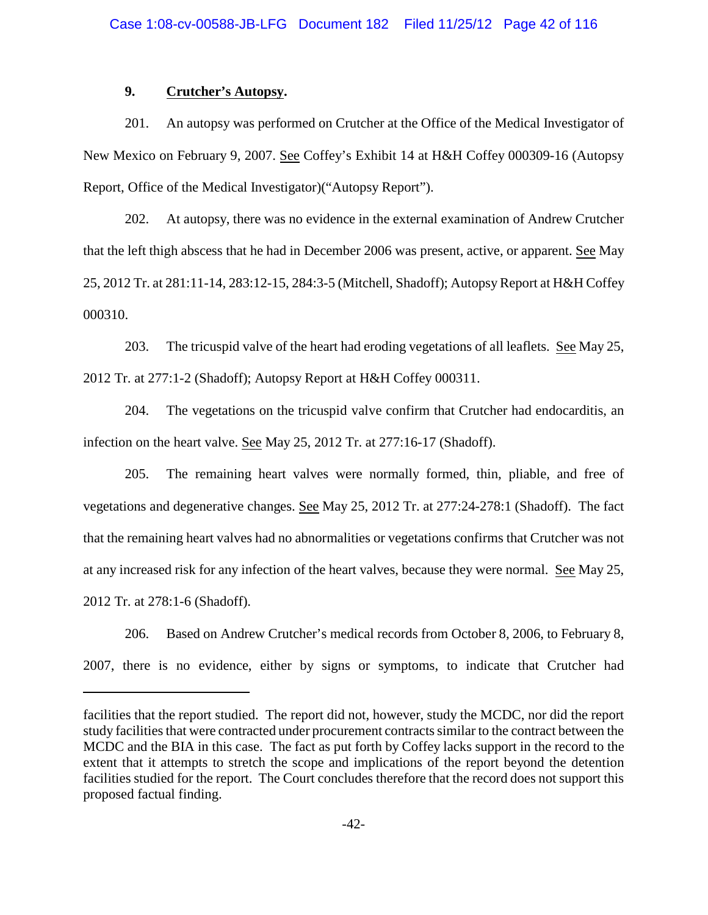### 9. **Crutcher's Autopsy.**

201. An autopsy was performed on Crutcher at the Office of the Medical Investigator of New Mexico on February 9, 2007. See Coffey's Exhibit 14 at H&H Coffey 000309-16 (Autopsy Report, Office of the Medical Investigator)("Autopsy Report").

202. At autopsy, there was no evidence in the external examination of Andrew Crutcher that the left thigh abscess that he had in December 2006 was present, active, or apparent. See May 25, 2012 Tr. at 281:11-14, 283:12-15, 284:3-5 (Mitchell, Shadoff); Autopsy Report at H&H Coffey 000310.

203. The tricuspid valve of the heart had eroding vegetations of all leaflets. See May 25, 2012 Tr. at 277:1-2 (Shadoff); Autopsy Report at H&H Coffey 000311.

204. The vegetations on the tricuspid valve confirm that Crutcher had endocarditis, an infection on the heart valve. See May 25, 2012 Tr. at 277:16-17 (Shadoff).

205. The remaining heart valves were normally formed, thin, pliable, and free of vegetations and degenerative changes. See May 25, 2012 Tr. at 277:24-278:1 (Shadoff). The fact that the remaining heart valves had no abnormalities or vegetations confirms that Crutcher was not at any increased risk for any infection of the heart valves, because they were normal. See May 25, 2012 Tr. at 278:1-6 (Shadoff).

206. Based on Andrew Crutcher's medical records from October 8, 2006, to February 8, 2007, there is no evidence, either by signs or symptoms, to indicate that Crutcher had

---

facilities that the report studied. The report did not, however, study the MCDC, nor did the report study facilities that were contracted under procurement contracts similar to the contract between the MCDC and the BIA in this case. The fact as put forth by Coffey lacks support in the record to the extent that it attempts to stretch the scope and implications of the report beyond the detention facilities studied for the report. The Court concludes therefore that the record does not support this proposed factual finding.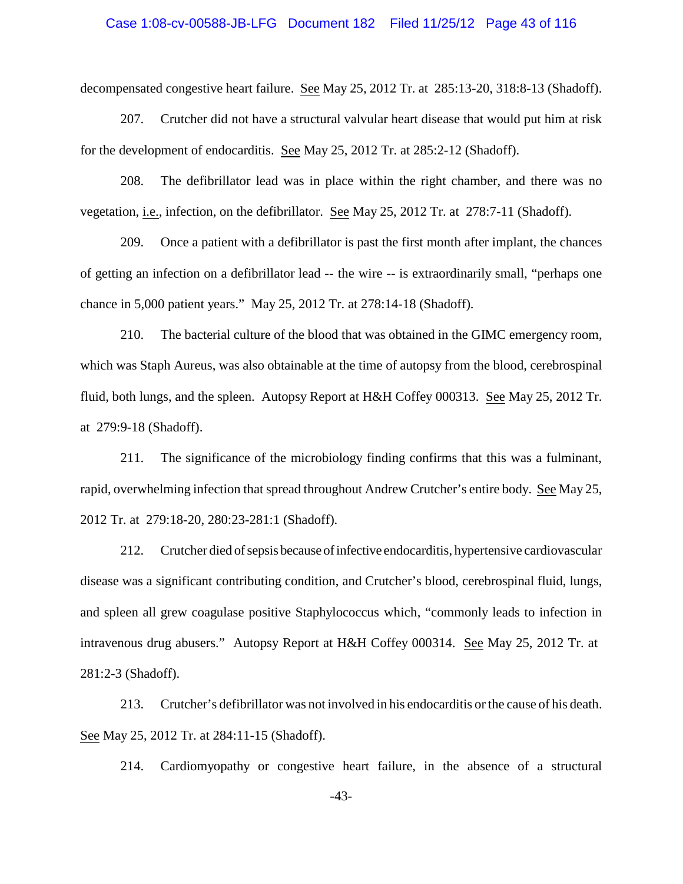decompensated congestive heart failure. See May 25, 2012 Tr. at 285:13-20, 318:8-13 (Shadoff).

207. Crutcher did not have a structural valvular heart disease that would put him at risk for the development of endocarditis. See May 25, 2012 Tr. at 285:2-12 (Shadoff).

208. The defibrillator lead was in place within the right chamber, and there was no vegetation, i.e., infection, on the defibrillator. See May 25, 2012 Tr. at 278:7-11 (Shadoff).

209. Once a patient with a defibrillator is past the first month after implant, the chances of getting an infection on a defibrillator lead -- the wire -- is extraordinarily small, "perhaps one chance in 5,000 patient years." May 25, 2012 Tr. at 278:14-18 (Shadoff).

210. The bacterial culture of the blood that was obtained in the GIMC emergency room, which was Staph Aureus, was also obtainable at the time of autopsy from the blood, cerebrospinal fluid, both lungs, and the spleen. Autopsy Report at H&H Coffey 000313. See May 25, 2012 Tr. at 279:9-18 (Shadoff).

211. The significance of the microbiology finding confirms that this was a fulminant, rapid, overwhelming infection that spread throughout Andrew Crutcher's entire body. See May 25, 2012 Tr. at 279:18-20, 280:23-281:1 (Shadoff).

212. Crutcher died of sepsis because of infective endocarditis, hypertensive cardiovascular disease was a significant contributing condition, and Crutcher's blood, cerebrospinal fluid, lungs, and spleen all grew coagulase positive Staphylococcus which, "commonly leads to infection in intravenous drug abusers." Autopsy Report at H&H Coffey 000314. See May 25, 2012 Tr. at 281:2-3 (Shadoff).

213. Crutcher's defibrillator was not involved in his endocarditis or the cause of his death. See May 25, 2012 Tr. at 284:11-15 (Shadoff).

214. Cardiomyopathy or congestive heart failure, in the absence of a structural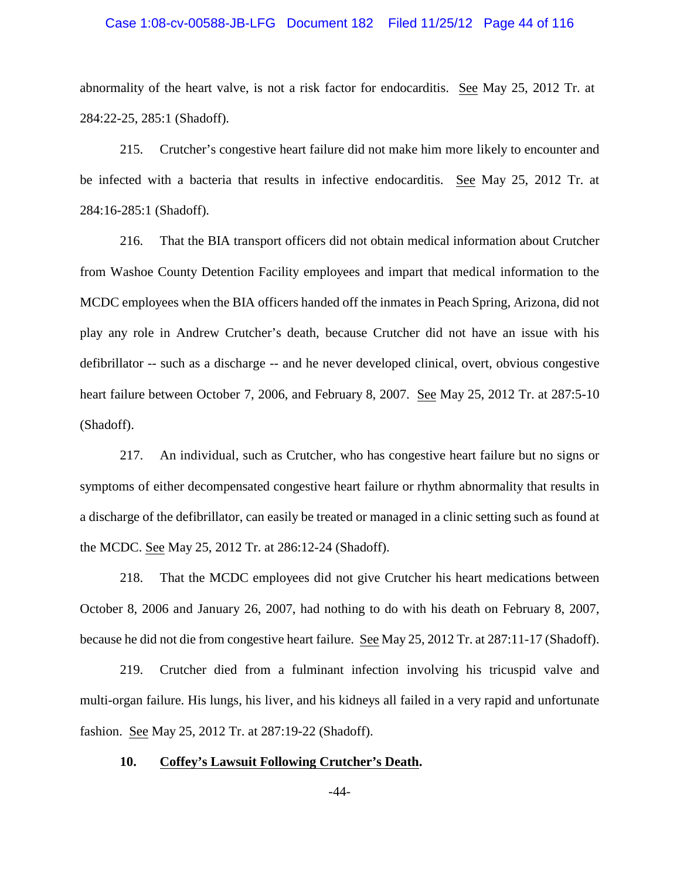abnormality of the heart valve, is not a risk factor for endocarditis. See May 25, 2012 Tr. at 284:22-25, 285:1 (Shadoff).

215. Crutcher's congestive heart failure did not make him more likely to encounter and be infected with a bacteria that results in infective endocarditis. See May 25, 2012 Tr. at 284:16-285:1 (Shadoff).

216. That the BIA transport officers did not obtain medical information about Crutcher from Washoe County Detention Facility employees and impart that medical information to the MCDC employees when the BIA officers handed off the inmates in Peach Spring, Arizona, did not play any role in Andrew Crutcher's death, because Crutcher did not have an issue with his defibrillator -- such as a discharge -- and he never developed clinical, overt, obvious congestive heart failure between October 7, 2006, and February 8, 2007. See May 25, 2012 Tr. at 287:5-10 (Shadoff).

217. An individual, such as Crutcher, who has congestive heart failure but no signs or symptoms of either decompensated congestive heart failure or rhythm abnormality that results in a discharge of the defibrillator, can easily be treated or managed in a clinic setting such as found at the MCDC. See May 25, 2012 Tr. at 286:12-24 (Shadoff).

218. That the MCDC employees did not give Crutcher his heart medications between October 8, 2006 and January 26, 2007, had nothing to do with his death on February 8, 2007, because he did not die from congestive heart failure. See May 25, 2012 Tr. at 287:11-17 (Shadoff).

219. Crutcher died from a fulminant infection involving his tricuspid valve and multi-organ failure. His lungs, his liver, and his kidneys all failed in a very rapid and unfortunate fashion. See May 25, 2012 Tr. at 287:19-22 (Shadoff).

### 10. Coffey's Lawsuit Following Crutcher's Death.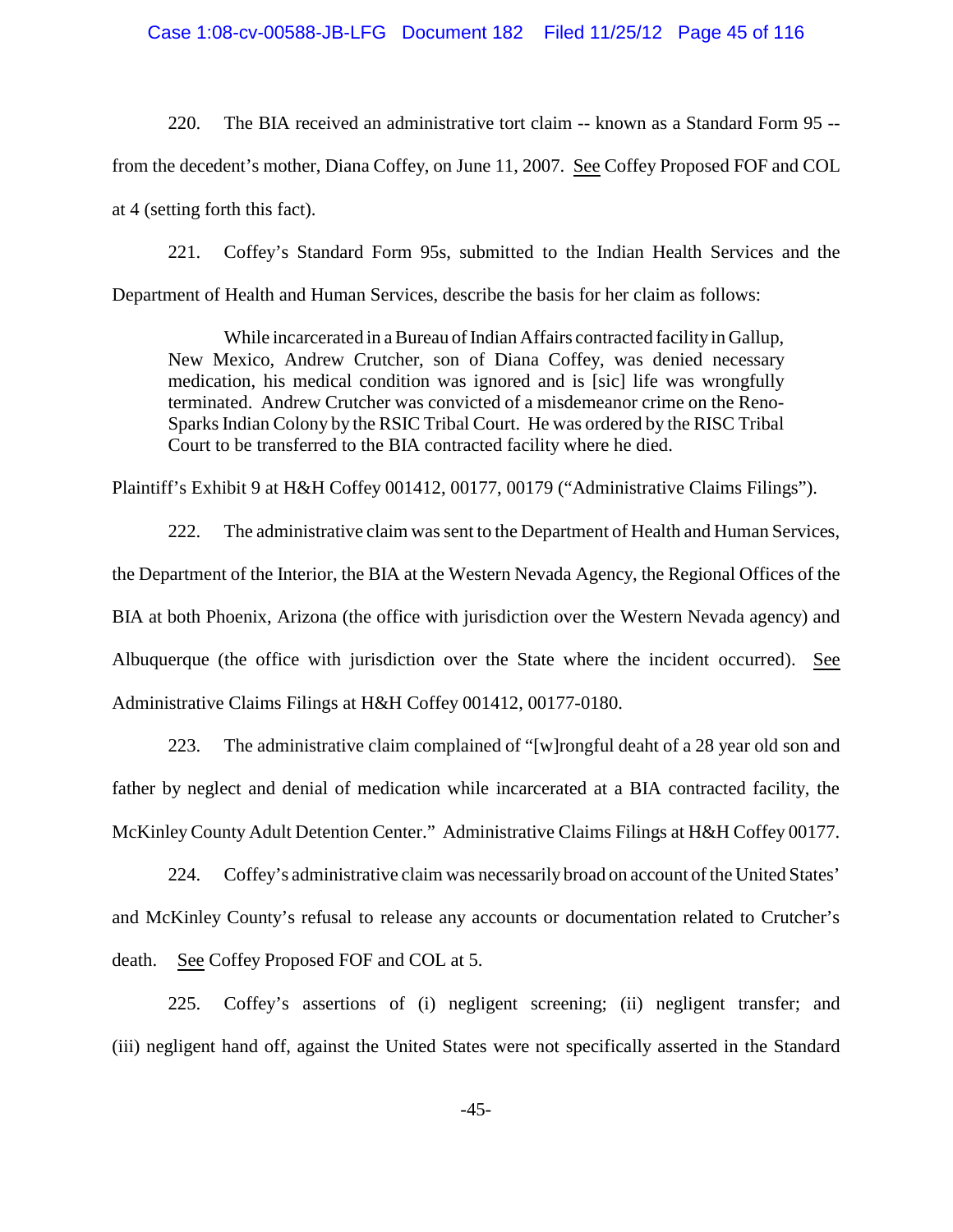220. The BIA received an administrative tort claim -- known as a Standard Form 95 -- from the decedent's mother, Diana Coffey, on June 11, 2007. See Coffey Proposed FOF and COL at 4 (setting forth this fact).

221. Coffey's Standard Form 95s, submitted to the Indian Health Services and the Department of Health and Human Services, describe the basis for her claim as follows:

> While incarcerated in a Bureau of Indian Affairs contracted facility in Gallup, New Mexico, Andrew Crutcher, son of Diana Coffey, was denied necessary medication, his medical condition was ignored and is [sic] life was wrongfully terminated. Andrew Crutcher was convicted of a misdemeanor crime on the Reno-Sparks Indian Colony by the RSIC Tribal Court. He was ordered by the RISC Tribal Court to be transferred to the BIA contracted facility where he died.

Plaintiff's Exhibit 9 at H&H Coffey 001412, 00177, 00179 ("Administrative Claims Filings").

222. The administrative claim was sent to the Department of Health and Human Services, the Department of the Interior, the BIA at the Western Nevada Agency, the Regional Offices of the BIA at both Phoenix, Arizona (the office with jurisdiction over the Western Nevada agency) and Albuquerque (the office with jurisdiction over the State where the incident occurred). See Administrative Claims Filings at H&H Coffey 001412, 00177-0180.

223. The administrative claim complained of "[w]rongful deaht of a 28 year old son and father by neglect and denial of medication while incarcerated at a BIA contracted facility, the McKinley County Adult Detention Center." Administrative Claims Filings at H&H Coffey 00177.

224. Coffey's administrative claim was necessarily broad on account of the United States' and McKinley County's refusal to release any accounts or documentation related to Crutcher's death. See Coffey Proposed FOF and COL at 5.

225. Coffey's assertions of (i) negligent screening; (ii) negligent transfer; and (iii) negligent hand off, against the United States were not specifically asserted in the Standard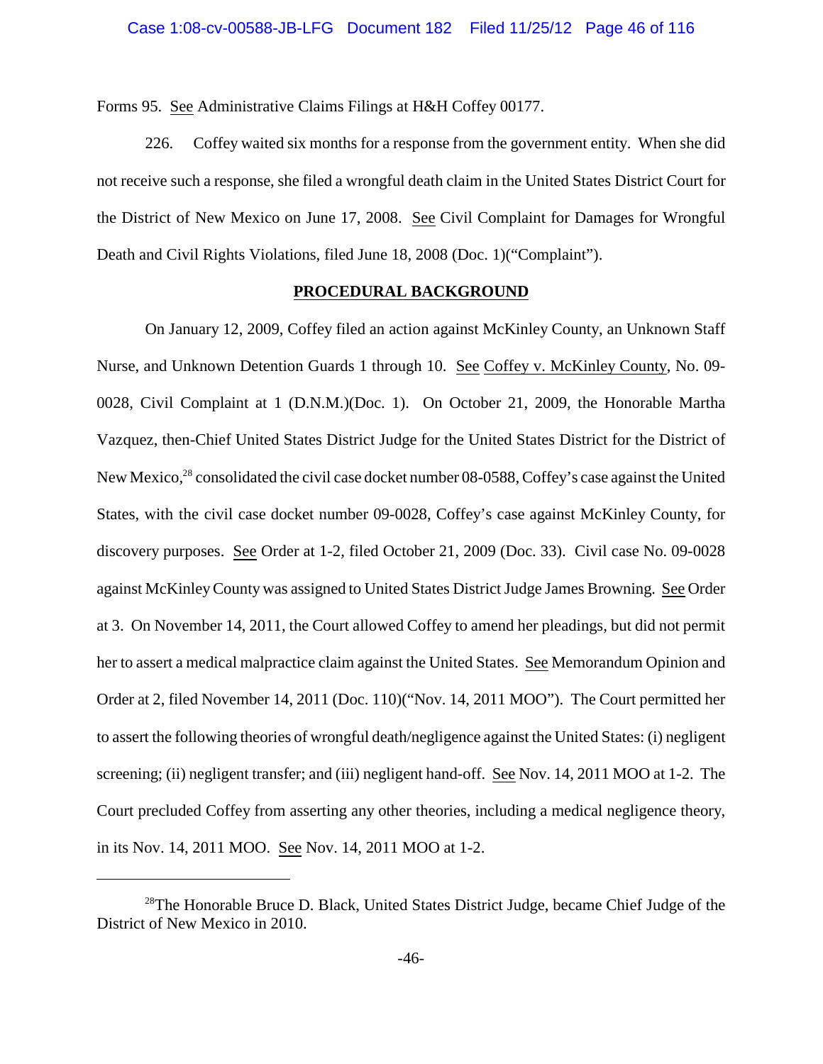Forms 95. See Administrative Claims Filings at H&H Coffey 00177.

226. Coffey waited six months for a response from the government entity. When she did not receive such a response, she filed a wrongful death claim in the United States District Court for the District of New Mexico on June 17, 2008. See Civil Complaint for Damages for Wrongful Death and Civil Rights Violations, filed June 18, 2008 (Doc. 1)("Complaint").

## PROCEDURAL BACKGROUND

On January 12, 2009, Coffey filed an action against McKinley County, an Unknown Staff Nurse, and Unknown Detention Guards 1 through 10. See Coffey v. McKinley County, No. 09-0028, Civil Complaint at 1 (D.N.M.)(Doc. 1). On October 21, 2009, the Honorable Martha Vazquez, then-Chief United States District Judge for the United States District for the District of New Mexico,[28] consolidated the civil case docket number 08-0588, Coffey's case against the United States, with the civil case docket number 09-0028, Coffey's case against McKinley County, for discovery purposes. See Order at 1-2, filed October 21, 2009 (Doc. 33). Civil case No. 09-0028 against McKinley County was assigned to United States District Judge James Browning. See Order at 3. On November 14, 2011, the Court allowed Coffey to amend her pleadings, but did not permit her to assert a medical malpractice claim against the United States. See Memorandum Opinion and Order at 2, filed November 14, 2011 (Doc. 110)("Nov. 14, 2011 MOO"). The Court permitted her to assert the following theories of wrongful death/negligence against the United States: (i) negligent screening; (ii) negligent transfer; and (iii) negligent hand-off. See Nov. 14, 2011 MOO at 1-2. The Court precluded Coffey from asserting any other theories, including a medical negligence theory, in its Nov. 14, 2011 MOO. See Nov. 14, 2011 MOO at 1-2.

---

[28]The Honorable Bruce D. Black, United States District Judge, became Chief Judge of the District of New Mexico in 2010.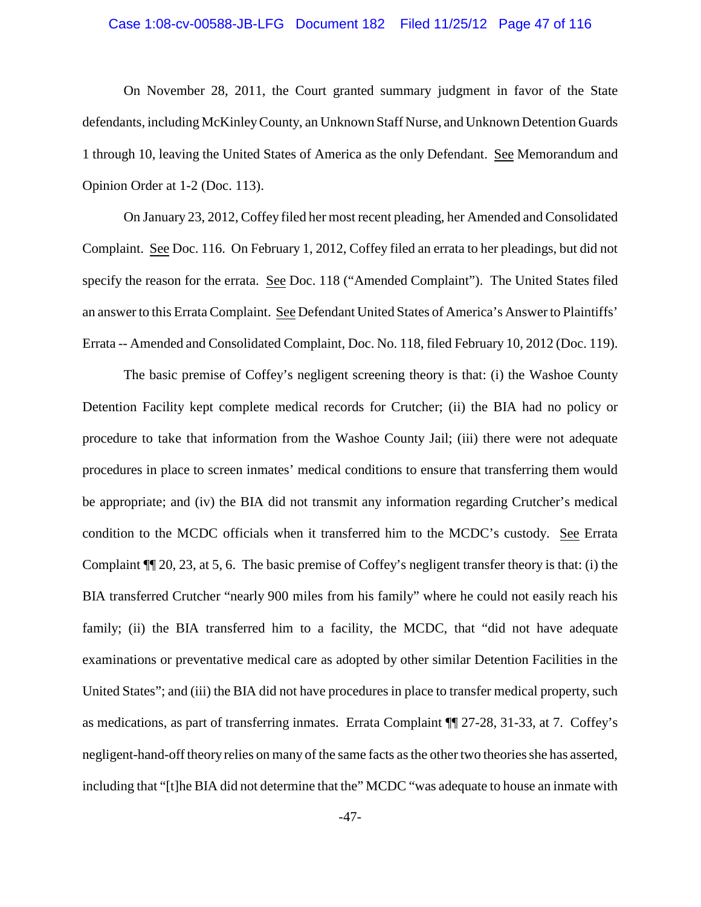On November 28, 2011, the Court granted summary judgment in favor of the State defendants, including McKinley County, an Unknown Staff Nurse, and Unknown Detention Guards 1 through 10, leaving the United States of America as the only Defendant. See Memorandum and Opinion Order at 1-2 (Doc. 113).

On January 23, 2012, Coffey filed her most recent pleading, her Amended and Consolidated Complaint. See Doc. 116. On February 1, 2012, Coffey filed an errata to her pleadings, but did not specify the reason for the errata. See Doc. 118 ("Amended Complaint"). The United States filed an answer to this Errata Complaint. See Defendant United States of America's Answer to Plaintiffs' Errata -- Amended and Consolidated Complaint, Doc. No. 118, filed February 10, 2012 (Doc. 119).

The basic premise of Coffey's negligent screening theory is that: (i) the Washoe County Detention Facility kept complete medical records for Crutcher; (ii) the BIA had no policy or procedure to take that information from the Washoe County Jail; (iii) there were not adequate procedures in place to screen inmates' medical conditions to ensure that transferring them would be appropriate; and (iv) the BIA did not transmit any information regarding Crutcher's medical condition to the MCDC officials when it transferred him to the MCDC's custody. See Errata Complaint ¶¶ 20, 23, at 5, 6. The basic premise of Coffey's negligent transfer theory is that: (i) the BIA transferred Crutcher "nearly 900 miles from his family" where he could not easily reach his family; (ii) the BIA transferred him to a facility, the MCDC, that "did not have adequate examinations or preventative medical care as adopted by other similar Detention Facilities in the United States"; and (iii) the BIA did not have procedures in place to transfer medical property, such as medications, as part of transferring inmates. Errata Complaint ¶¶ 27-28, 31-33, at 7. Coffey's negligent-hand-off theory relies on many of the same facts as the other two theories she has asserted, including that "[t]he BIA did not determine that the" MCDC "was adequate to house an inmate with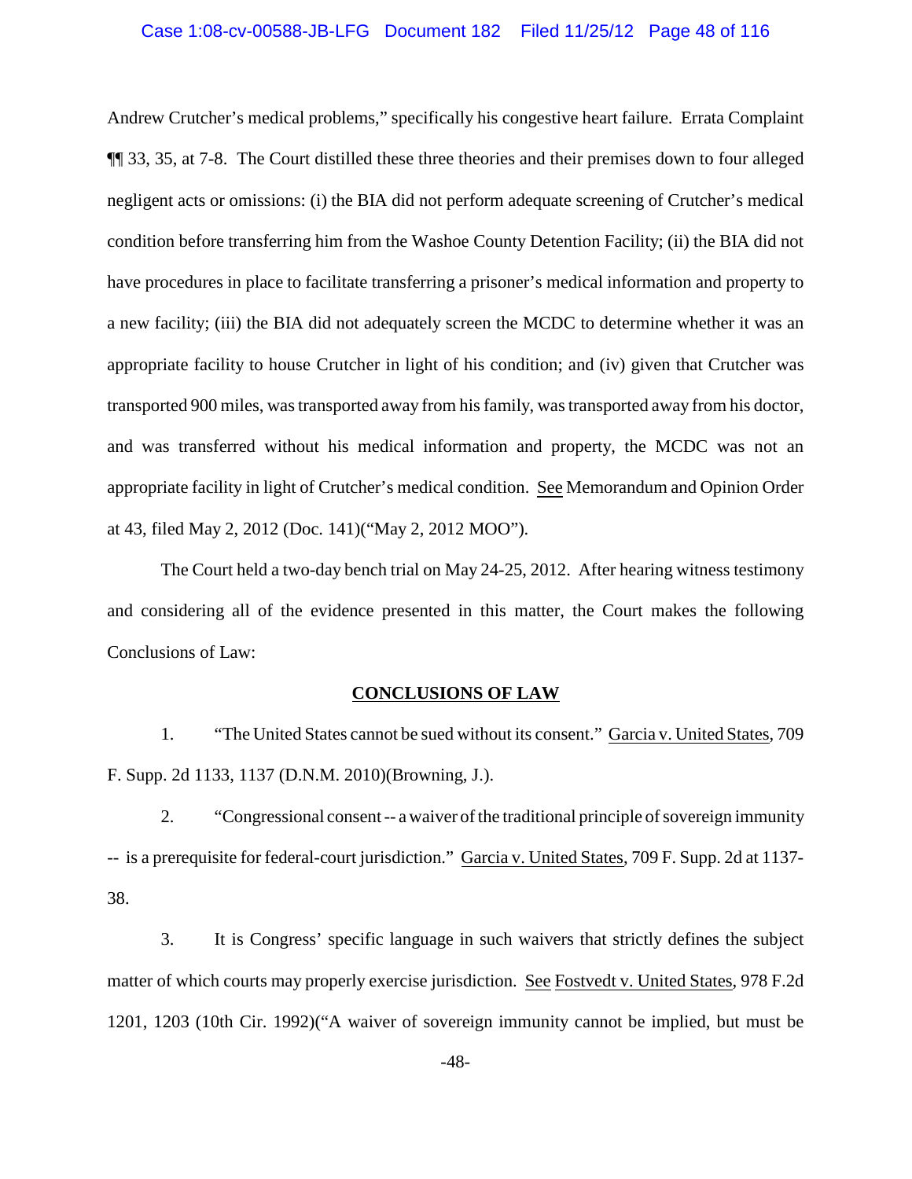Andrew Crutcher's medical problems," specifically his congestive heart failure. Errata Complaint ¶¶ 33, 35, at 7-8. The Court distilled these three theories and their premises down to four alleged negligent acts or omissions: (i) the BIA did not perform adequate screening of Crutcher's medical condition before transferring him from the Washoe County Detention Facility; (ii) the BIA did not have procedures in place to facilitate transferring a prisoner's medical information and property to a new facility; (iii) the BIA did not adequately screen the MCDC to determine whether it was an appropriate facility to house Crutcher in light of his condition; and (iv) given that Crutcher was transported 900 miles, was transported away from his family, was transported away from his doctor, and was transferred without his medical information and property, the MCDC was not an appropriate facility in light of Crutcher's medical condition. See Memorandum and Opinion Order at 43, filed May 2, 2012 (Doc. 141)("May 2, 2012 MOO").

The Court held a two-day bench trial on May 24-25, 2012. After hearing witness testimony and considering all of the evidence presented in this matter, the Court makes the following Conclusions of Law:

## CONCLUSIONS OF LAW

1. "The United States cannot be sued without its consent." Garcia v. United States, 709 F. Supp. 2d 1133, 1137 (D.N.M. 2010)(Browning, J.).

2. "Congressional consent -- a waiver of the traditional principle of sovereign immunity -- is a prerequisite for federal-court jurisdiction." Garcia v. United States, 709 F. Supp. 2d at 1137-38.

3. It is Congress' specific language in such waivers that strictly defines the subject matter of which courts may properly exercise jurisdiction. See Fostvedt v. United States, 978 F.2d 1201, 1203 (10th Cir. 1992)("A waiver of sovereign immunity cannot be implied, but must be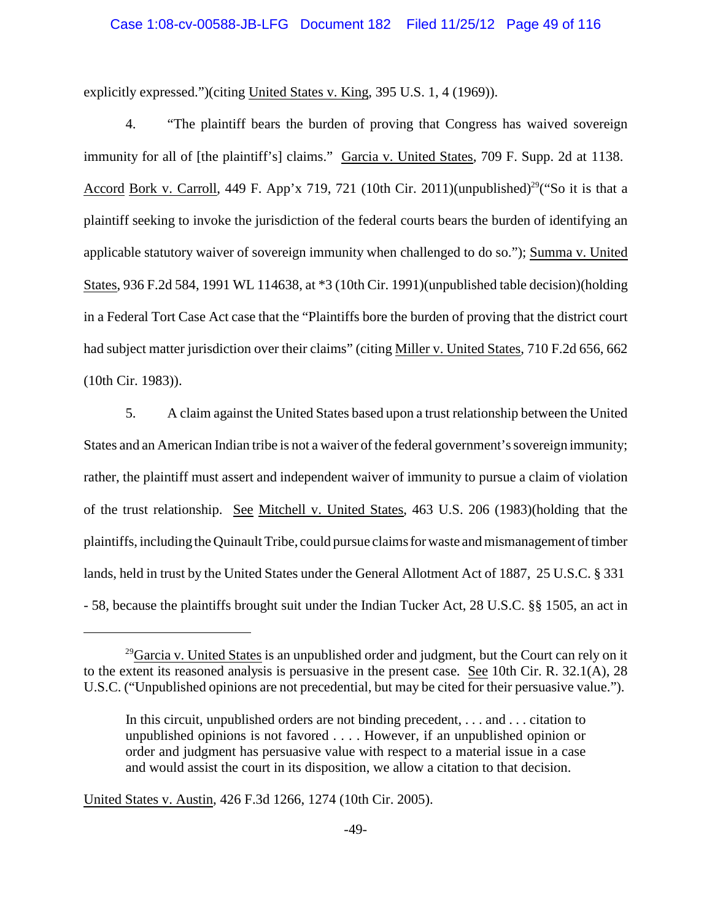explicitly expressed.")(citing United States v. King, 395 U.S. 1, 4 (1969)).

4. "The plaintiff bears the burden of proving that Congress has waived sovereign immunity for all of [the plaintiff's] claims." Garcia v. United States, 709 F. Supp. 2d at 1138. Accord Bork v. Carroll, 449 F. App'x 719, 721 (10th Cir. 2011)(unpublished)[29]("So it is that a plaintiff seeking to invoke the jurisdiction of the federal courts bears the burden of identifying an applicable statutory waiver of sovereign immunity when challenged to do so."); Summa v. United States, 936 F.2d 584, 1991 WL 114638, at *3 (10th Cir. 1991)(unpublished table decision)(holding in a Federal Tort Case Act case that the "Plaintiffs bore the burden of proving that the district court had subject matter jurisdiction over their claims" (citing Miller v. United States, 710 F.2d 656, 662 (10th Cir. 1983)).

5. A claim against the United States based upon a trust relationship between the United States and an American Indian tribe is not a waiver of the federal government's sovereign immunity; rather, the plaintiff must assert and independent waiver of immunity to pursue a claim of violation of the trust relationship. See Mitchell v. United States, 463 U.S. 206 (1983)(holding that the plaintiffs, including the Quinault Tribe, could pursue claims for waste and mismanagement of timber lands, held in trust by the United States under the General Allotment Act of 1887, 25 U.S.C. § 331 - 58, because the plaintiffs brought suit under the Indian Tucker Act, 28 U.S.C. §§ 1505, an act in

---

[29]Garcia v. United States is an unpublished order and judgment, but the Court can rely on it to the extent its reasoned analysis is persuasive in the present case. See 10th Cir. R. 32.1(A), 28 U.S.C. ("Unpublished opinions are not precedential, but may be cited for their persuasive value.").

> In this circuit, unpublished orders are not binding precedent, . . . and . . . citation to unpublished opinions is not favored . . . . However, if an unpublished opinion or order and judgment has persuasive value with respect to a material issue in a case and would assist the court in its disposition, we allow a citation to that decision.

United States v. Austin, 426 F.3d 1266, 1274 (10th Cir. 2005).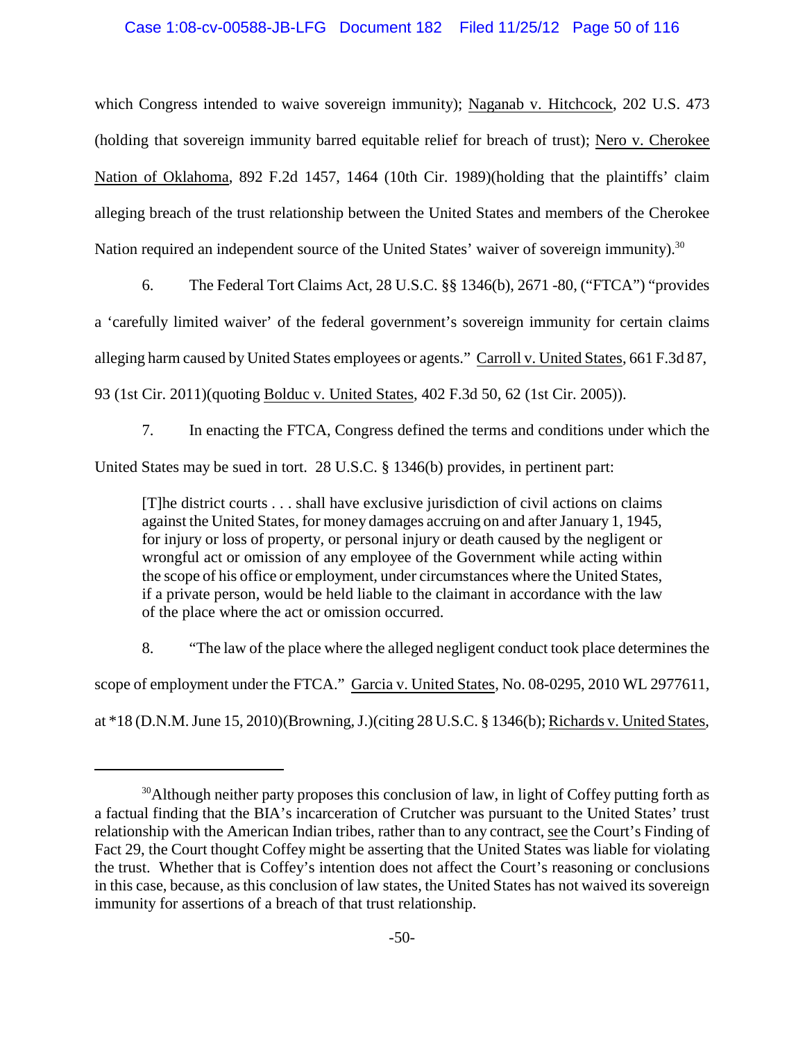which Congress intended to waive sovereign immunity); Naganab v. Hitchcock, 202 U.S. 473 (holding that sovereign immunity barred equitable relief for breach of trust); Nero v. Cherokee Nation of Oklahoma, 892 F.2d 1457, 1464 (10th Cir. 1989)(holding that the plaintiffs' claim alleging breach of the trust relationship between the United States and members of the Cherokee Nation required an independent source of the United States' waiver of sovereign immunity).[30]

6. The Federal Tort Claims Act, 28 U.S.C. §§ 1346(b), 2671 -80, ("FTCA") "provides a 'carefully limited waiver' of the federal government's sovereign immunity for certain claims alleging harm caused by United States employees or agents." Carroll v. United States, 661 F.3d 87, 93 (1st Cir. 2011)(quoting Bolduc v. United States, 402 F.3d 50, 62 (1st Cir. 2005)).

7. In enacting the FTCA, Congress defined the terms and conditions under which the United States may be sued in tort. 28 U.S.C. § 1346(b) provides, in pertinent part:

> [T]he district courts . . . shall have exclusive jurisdiction of civil actions on claims against the United States, for money damages accruing on and after January 1, 1945, for injury or loss of property, or personal injury or death caused by the negligent or wrongful act or omission of any employee of the Government while acting within the scope of his office or employment, under circumstances where the United States, if a private person, would be held liable to the claimant in accordance with the law of the place where the act or omission occurred.

8. "The law of the place where the alleged negligent conduct took place determines the scope of employment under the FTCA." Garcia v. United States, No. 08-0295, 2010 WL 2977611, at *18 (D.N.M. June 15, 2010)(Browning, J.)(citing 28 U.S.C. § 1346(b); Richards v. United States,

---

[30] Although neither party proposes this conclusion of law, in light of Coffey putting forth as a factual finding that the BIA's incarceration of Crutcher was pursuant to the United States' trust relationship with the American Indian tribes, rather than to any contract, see the Court's Finding of Fact 29, the Court thought Coffey might be asserting that the United States was liable for violating the trust. Whether that is Coffey's intention does not affect the Court's reasoning or conclusions in this case, because, as this conclusion of law states, the United States has not waived its sovereign immunity for assertions of a breach of that trust relationship.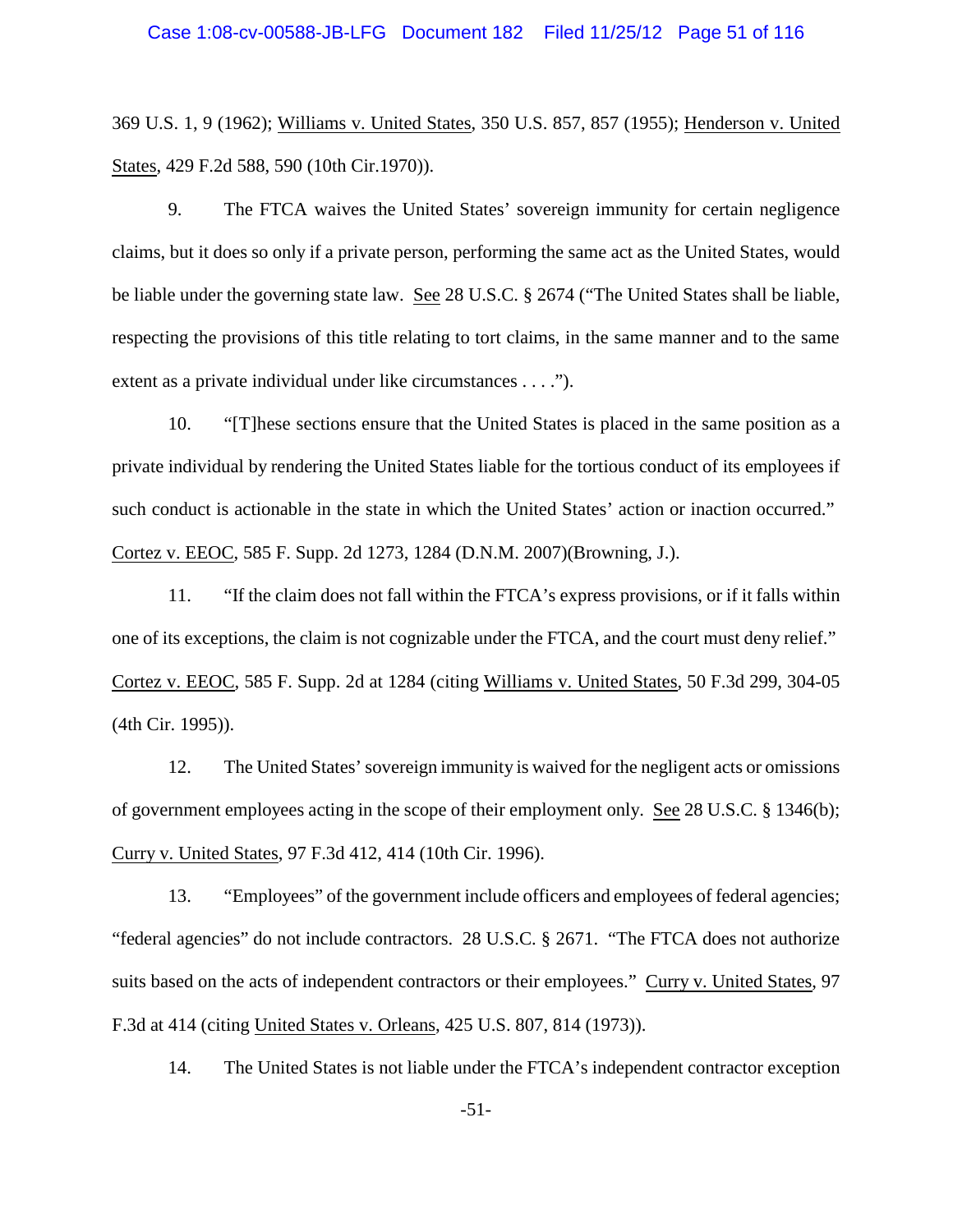369 U.S. 1, 9 (1962); Williams v. United States, 350 U.S. 857, 857 (1955); Henderson v. United States, 429 F.2d 588, 590 (10th Cir.1970)).

9. The FTCA waives the United States' sovereign immunity for certain negligence claims, but it does so only if a private person, performing the same act as the United States, would be liable under the governing state law. See 28 U.S.C. § 2674 ("The United States shall be liable, respecting the provisions of this title relating to tort claims, in the same manner and to the same extent as a private individual under like circumstances . . . .").

10. "[T]hese sections ensure that the United States is placed in the same position as a private individual by rendering the United States liable for the tortious conduct of its employees if such conduct is actionable in the state in which the United States' action or inaction occurred." Cortez v. EEOC, 585 F. Supp. 2d 1273, 1284 (D.N.M. 2007)(Browning, J.).

11. "If the claim does not fall within the FTCA's express provisions, or if it falls within one of its exceptions, the claim is not cognizable under the FTCA, and the court must deny relief." Cortez v. EEOC, 585 F. Supp. 2d at 1284 (citing Williams v. United States, 50 F.3d 299, 304-05 (4th Cir. 1995)).

12. The United States' sovereign immunity is waived for the negligent acts or omissions of government employees acting in the scope of their employment only. See 28 U.S.C. § 1346(b); Curry v. United States, 97 F.3d 412, 414 (10th Cir. 1996).

13. "Employees" of the government include officers and employees of federal agencies; "federal agencies" do not include contractors. 28 U.S.C. § 2671. "The FTCA does not authorize suits based on the acts of independent contractors or their employees." Curry v. United States, 97 F.3d at 414 (citing United States v. Orleans, 425 U.S. 807, 814 (1973)).

14. The United States is not liable under the FTCA's independent contractor exception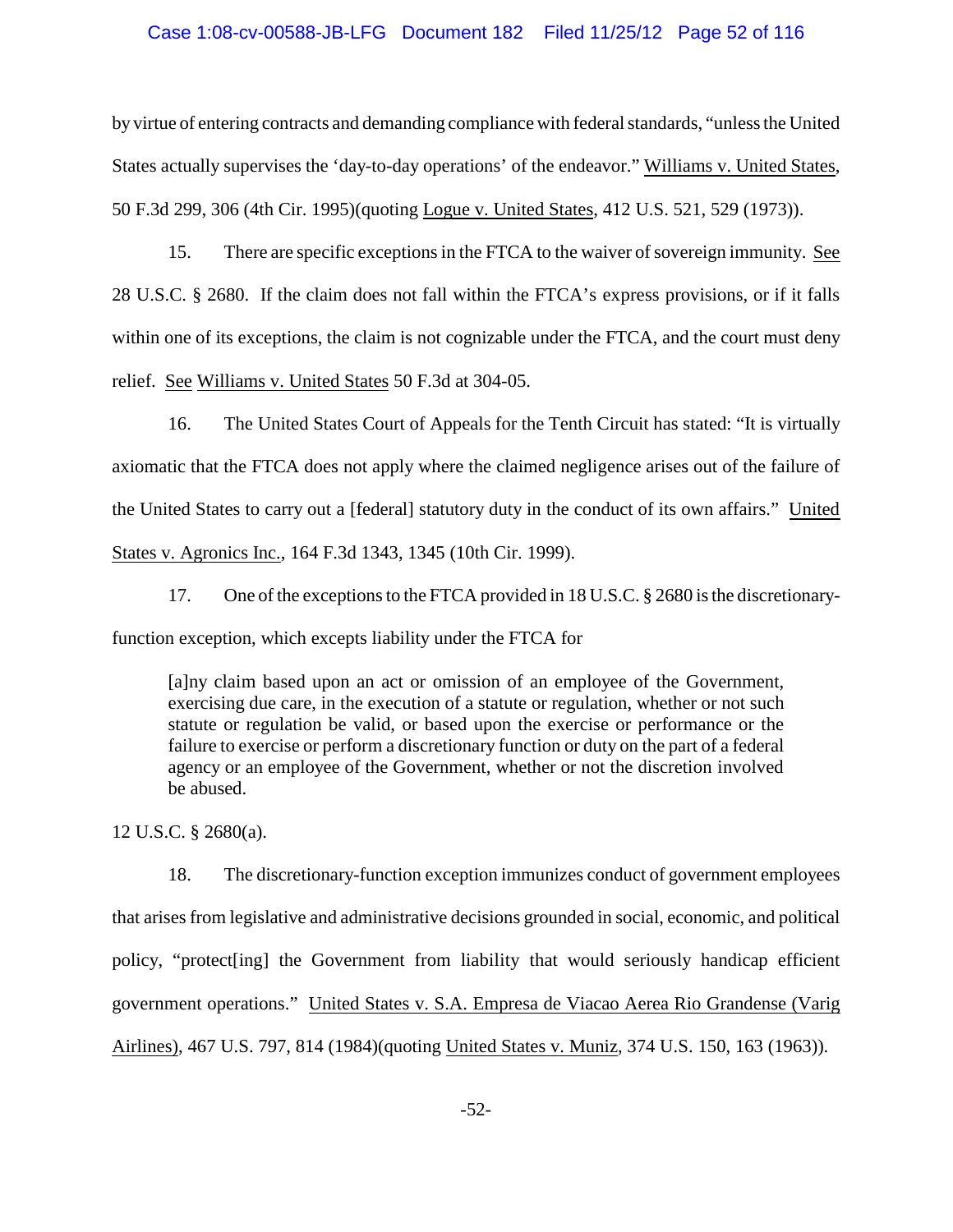by virtue of entering contracts and demanding compliance with federal standards, "unless the United States actually supervises the 'day-to-day operations' of the endeavor." Williams v. United States, 50 F.3d 299, 306 (4th Cir. 1995)(quoting Logue v. United States, 412 U.S. 521, 529 (1973)).

15. There are specific exceptions in the FTCA to the waiver of sovereign immunity. See 28 U.S.C. § 2680. If the claim does not fall within the FTCA's express provisions, or if it falls within one of its exceptions, the claim is not cognizable under the FTCA, and the court must deny relief. See Williams v. United States 50 F.3d at 304-05.

16. The United States Court of Appeals for the Tenth Circuit has stated: "It is virtually axiomatic that the FTCA does not apply where the claimed negligence arises out of the failure of the United States to carry out a [federal] statutory duty in the conduct of its own affairs." United States v. Agronics Inc., 164 F.3d 1343, 1345 (10th Cir. 1999).

17. One of the exceptions to the FTCA provided in 18 U.S.C. § 2680 is the discretionary-function exception, which excepts liability under the FTCA for

> [a]ny claim based upon an act or omission of an employee of the Government, exercising due care, in the execution of a statute or regulation, whether or not such statute or regulation be valid, or based upon the exercise or performance or the failure to exercise or perform a discretionary function or duty on the part of a federal agency or an employee of the Government, whether or not the discretion involved be abused.

12 U.S.C. § 2680(a).

18. The discretionary-function exception immunizes conduct of government employees that arises from legislative and administrative decisions grounded in social, economic, and political policy, "protect[ing] the Government from liability that would seriously handicap efficient government operations." United States v. S.A. Empresa de Viacao Aerea Rio Grandense (Varig Airlines), 467 U.S. 797, 814 (1984)(quoting United States v. Muniz, 374 U.S. 150, 163 (1963)).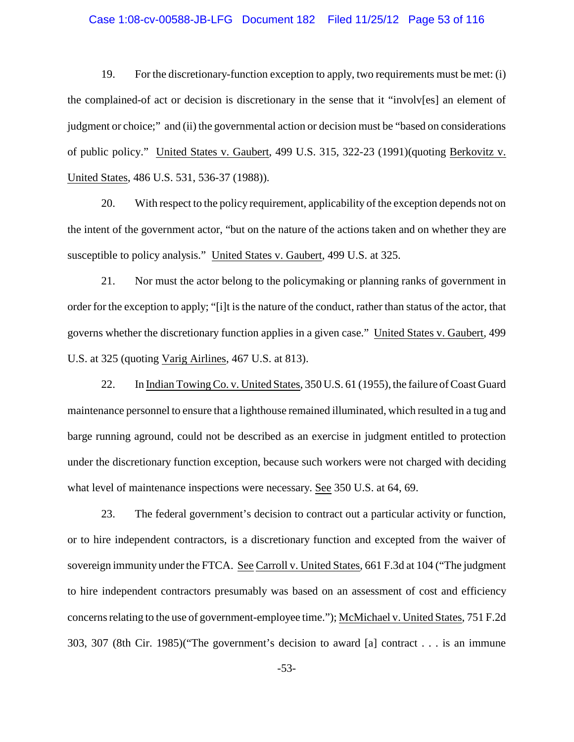19. For the discretionary-function exception to apply, two requirements must be met: (i) the complained-of act or decision is discretionary in the sense that it "involv[es] an element of judgment or choice;" and (ii) the governmental action or decision must be "based on considerations of public policy." United States v. Gaubert, 499 U.S. 315, 322-23 (1991)(quoting Berkovitz v. United States, 486 U.S. 531, 536-37 (1988)).

20. With respect to the policy requirement, applicability of the exception depends not on the intent of the government actor, "but on the nature of the actions taken and on whether they are susceptible to policy analysis." United States v. Gaubert, 499 U.S. at 325.

21. Nor must the actor belong to the policymaking or planning ranks of government in order for the exception to apply; "[i]t is the nature of the conduct, rather than status of the actor, that governs whether the discretionary function applies in a given case." United States v. Gaubert, 499 U.S. at 325 (quoting Varig Airlines, 467 U.S. at 813).

22. In Indian Towing Co. v. United States, 350 U.S. 61 (1955), the failure of Coast Guard maintenance personnel to ensure that a lighthouse remained illuminated, which resulted in a tug and barge running aground, could not be described as an exercise in judgment entitled to protection under the discretionary function exception, because such workers were not charged with deciding what level of maintenance inspections were necessary. See 350 U.S. at 64, 69.

23. The federal government's decision to contract out a particular activity or function, or to hire independent contractors, is a discretionary function and excepted from the waiver of sovereign immunity under the FTCA. See Carroll v. United States, 661 F.3d at 104 ("The judgment to hire independent contractors presumably was based on an assessment of cost and efficiency concerns relating to the use of government-employee time."); McMichael v. United States, 751 F.2d 303, 307 (8th Cir. 1985)("The government's decision to award [a] contract . . . is an immune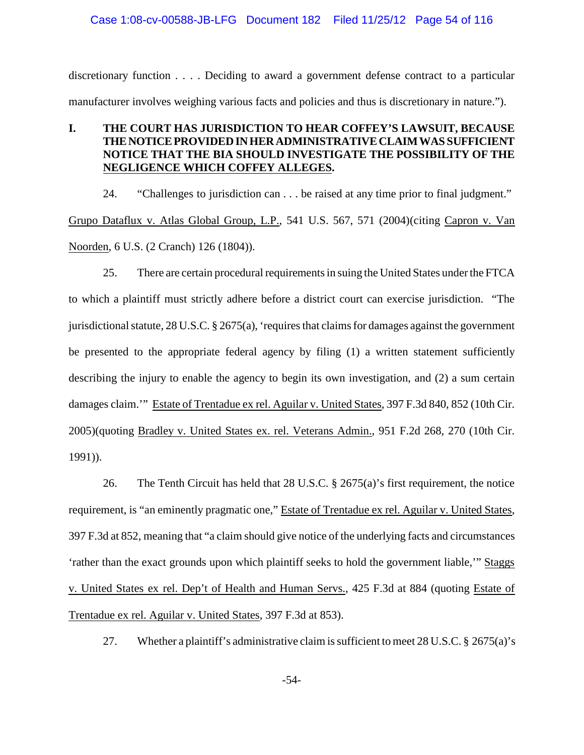discretionary function . . . . Deciding to award a government defense contract to a particular manufacturer involves weighing various facts and policies and thus is discretionary in nature.").

## I. THE COURT HAS JURISDICTION TO HEAR COFFEY'S LAWSUIT, BECAUSE THE NOTICE PROVIDED IN HER ADMINISTRATIVE CLAIM WAS SUFFICIENT NOTICE THAT THE BIA SHOULD INVESTIGATE THE POSSIBILITY OF THE NEGLIGENCE WHICH COFFEY ALLEGES.

24. "Challenges to jurisdiction can . . . be raised at any time prior to final judgment." Grupo Dataflux v. Atlas Global Group, L.P., 541 U.S. 567, 571 (2004)(citing Capron v. Van Noorden, 6 U.S. (2 Cranch) 126 (1804)).

25. There are certain procedural requirements in suing the United States under the FTCA to which a plaintiff must strictly adhere before a district court can exercise jurisdiction. "The jurisdictional statute, 28 U.S.C. § 2675(a), 'requires that claims for damages against the government be presented to the appropriate federal agency by filing (1) a written statement sufficiently describing the injury to enable the agency to begin its own investigation, and (2) a sum certain damages claim.'" Estate of Trentadue ex rel. Aguilar v. United States, 397 F.3d 840, 852 (10th Cir. 2005)(quoting Bradley v. United States ex. rel. Veterans Admin., 951 F.2d 268, 270 (10th Cir. 1991)).

26. The Tenth Circuit has held that 28 U.S.C. § 2675(a)'s first requirement, the notice requirement, is "an eminently pragmatic one," Estate of Trentadue ex rel. Aguilar v. United States, 397 F.3d at 852, meaning that "a claim should give notice of the underlying facts and circumstances 'rather than the exact grounds upon which plaintiff seeks to hold the government liable,'" Staggs v. United States ex rel. Dep't of Health and Human Servs., 425 F.3d at 884 (quoting Estate of Trentadue ex rel. Aguilar v. United States, 397 F.3d at 853).

27. Whether a plaintiff's administrative claim is sufficient to meet 28 U.S.C. § 2675(a)'s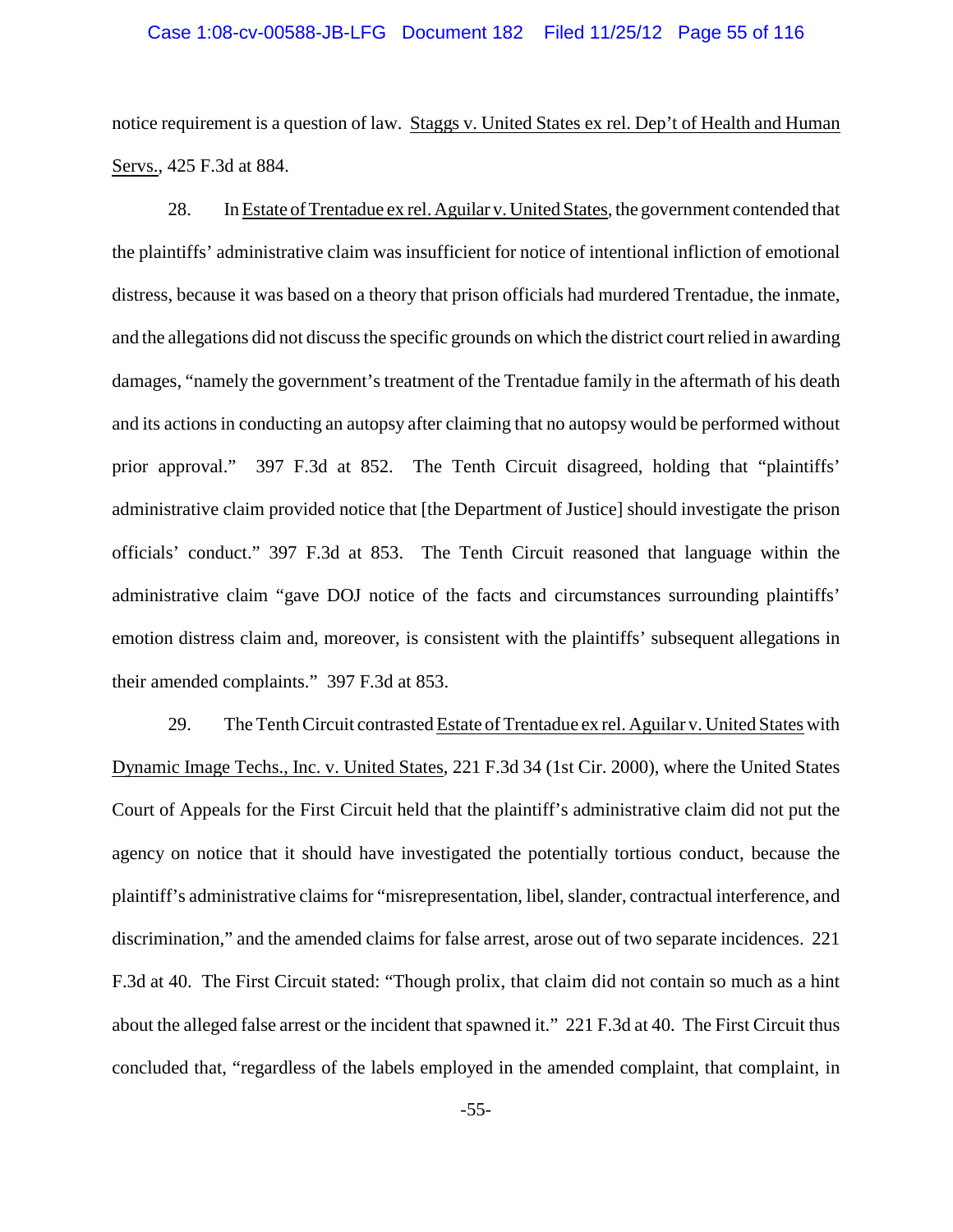notice requirement is a question of law. Staggs v. United States ex rel. Dep't of Health and Human Servs., 425 F.3d at 884.

28. In Estate of Trentadue ex rel. Aguilar v. United States, the government contended that the plaintiffs' administrative claim was insufficient for notice of intentional infliction of emotional distress, because it was based on a theory that prison officials had murdered Trentadue, the inmate, and the allegations did not discuss the specific grounds on which the district court relied in awarding damages, "namely the government's treatment of the Trentadue family in the aftermath of his death and its actions in conducting an autopsy after claiming that no autopsy would be performed without prior approval." 397 F.3d at 852. The Tenth Circuit disagreed, holding that "plaintiffs' administrative claim provided notice that [the Department of Justice] should investigate the prison officials' conduct." 397 F.3d at 853. The Tenth Circuit reasoned that language within the administrative claim "gave DOJ notice of the facts and circumstances surrounding plaintiffs' emotion distress claim and, moreover, is consistent with the plaintiffs' subsequent allegations in their amended complaints." 397 F.3d at 853.

29. The Tenth Circuit contrasted Estate of Trentadue ex rel. Aguilar v. United States with Dynamic Image Techs., Inc. v. United States, 221 F.3d 34 (1st Cir. 2000), where the United States Court of Appeals for the First Circuit held that the plaintiff's administrative claim did not put the agency on notice that it should have investigated the potentially tortious conduct, because the plaintiff's administrative claims for "misrepresentation, libel, slander, contractual interference, and discrimination," and the amended claims for false arrest, arose out of two separate incidences. 221 F.3d at 40. The First Circuit stated: "Though prolix, that claim did not contain so much as a hint about the alleged false arrest or the incident that spawned it." 221 F.3d at 40. The First Circuit thus concluded that, "regardless of the labels employed in the amended complaint, that complaint, in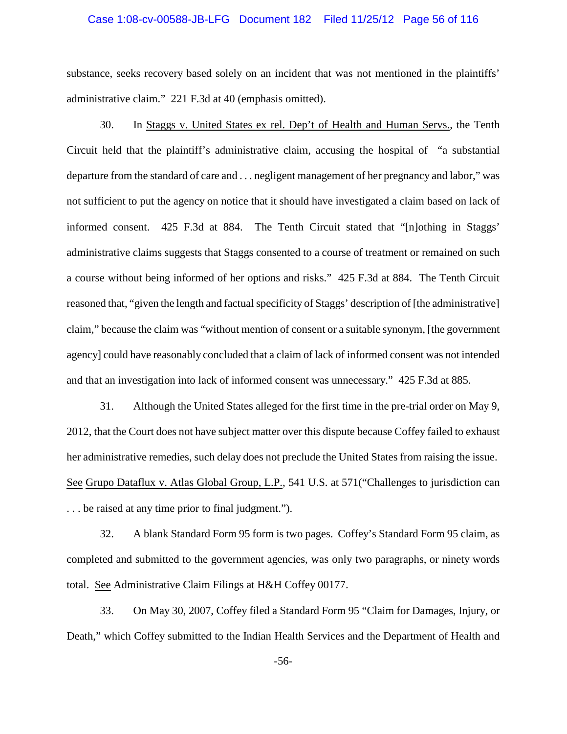substance, seeks recovery based solely on an incident that was not mentioned in the plaintiffs' administrative claim." 221 F.3d at 40 (emphasis omitted).

30. In Staggs v. United States ex rel. Dep't of Health and Human Servs., the Tenth Circuit held that the plaintiff's administrative claim, accusing the hospital of "a substantial departure from the standard of care and . . . negligent management of her pregnancy and labor," was not sufficient to put the agency on notice that it should have investigated a claim based on lack of informed consent. 425 F.3d at 884. The Tenth Circuit stated that "[n]othing in Staggs' administrative claims suggests that Staggs consented to a course of treatment or remained on such a course without being informed of her options and risks." 425 F.3d at 884. The Tenth Circuit reasoned that, "given the length and factual specificity of Staggs' description of [the administrative] claim," because the claim was "without mention of consent or a suitable synonym, [the government agency] could have reasonably concluded that a claim of lack of informed consent was not intended and that an investigation into lack of informed consent was unnecessary." 425 F.3d at 885.

31. Although the United States alleged for the first time in the pre-trial order on May 9, 2012, that the Court does not have subject matter over this dispute because Coffey failed to exhaust her administrative remedies, such delay does not preclude the United States from raising the issue. See Grupo Dataflux v. Atlas Global Group, L.P., 541 U.S. at 571("Challenges to jurisdiction can . . . be raised at any time prior to final judgment.").

32. A blank Standard Form 95 form is two pages. Coffey's Standard Form 95 claim, as completed and submitted to the government agencies, was only two paragraphs, or ninety words total. See Administrative Claim Filings at H&H Coffey 00177.

33. On May 30, 2007, Coffey filed a Standard Form 95 "Claim for Damages, Injury, or Death," which Coffey submitted to the Indian Health Services and the Department of Health and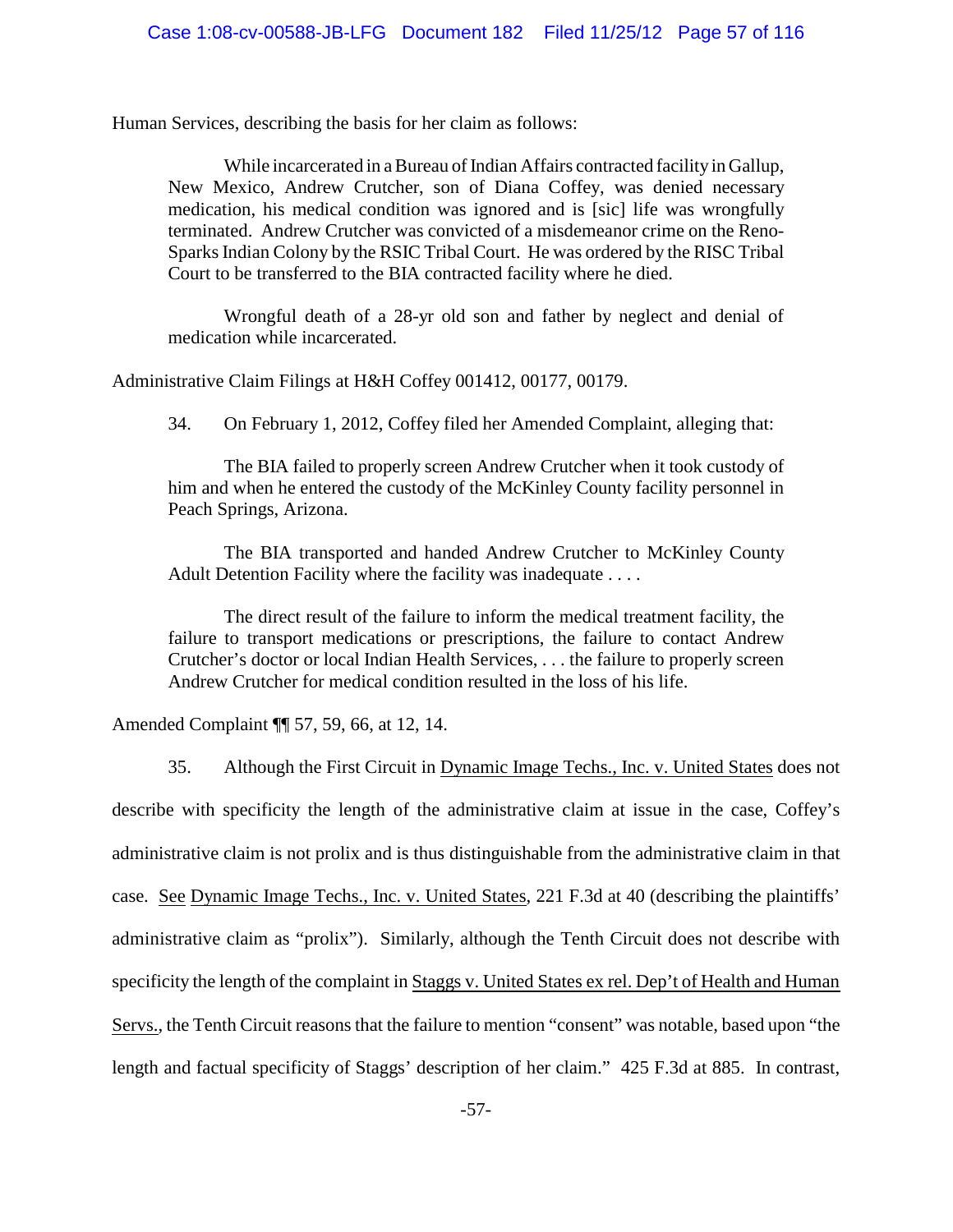Human Services, describing the basis for her claim as follows:

> While incarcerated in a Bureau of Indian Affairs contracted facility in Gallup, New Mexico, Andrew Crutcher, son of Diana Coffey, was denied necessary medication, his medical condition was ignored and is [sic] life was wrongfully terminated. Andrew Crutcher was convicted of a misdemeanor crime on the Reno-Sparks Indian Colony by the RSIC Tribal Court. He was ordered by the RISC Tribal Court to be transferred to the BIA contracted facility where he died.
>
> Wrongful death of a 28-yr old son and father by neglect and denial of medication while incarcerated.

Administrative Claim Filings at H&H Coffey 001412, 00177, 00179.

34. On February 1, 2012, Coffey filed her Amended Complaint, alleging that:

> The BIA failed to properly screen Andrew Crutcher when it took custody of him and when he entered the custody of the McKinley County facility personnel in Peach Springs, Arizona.
>
> The BIA transported and handed Andrew Crutcher to McKinley County Adult Detention Facility where the facility was inadequate . . . .
>
> The direct result of the failure to inform the medical treatment facility, the failure to transport medications or prescriptions, the failure to contact Andrew Crutcher's doctor or local Indian Health Services, . . . the failure to properly screen Andrew Crutcher for medical condition resulted in the loss of his life.

Amended Complaint ¶¶ 57, 59, 66, at 12, 14.

35. Although the First Circuit in Dynamic Image Techs., Inc. v. United States does not describe with specificity the length of the administrative claim at issue in the case, Coffey's administrative claim is not prolix and is thus distinguishable from the administrative claim in that case. See Dynamic Image Techs., Inc. v. United States, 221 F.3d at 40 (describing the plaintiffs' administrative claim as "prolix"). Similarly, although the Tenth Circuit does not describe with specificity the length of the complaint in Staggs v. United States ex rel. Dep't of Health and Human Servs., the Tenth Circuit reasons that the failure to mention "consent" was notable, based upon "the length and factual specificity of Staggs' description of her claim." 425 F.3d at 885. In contrast,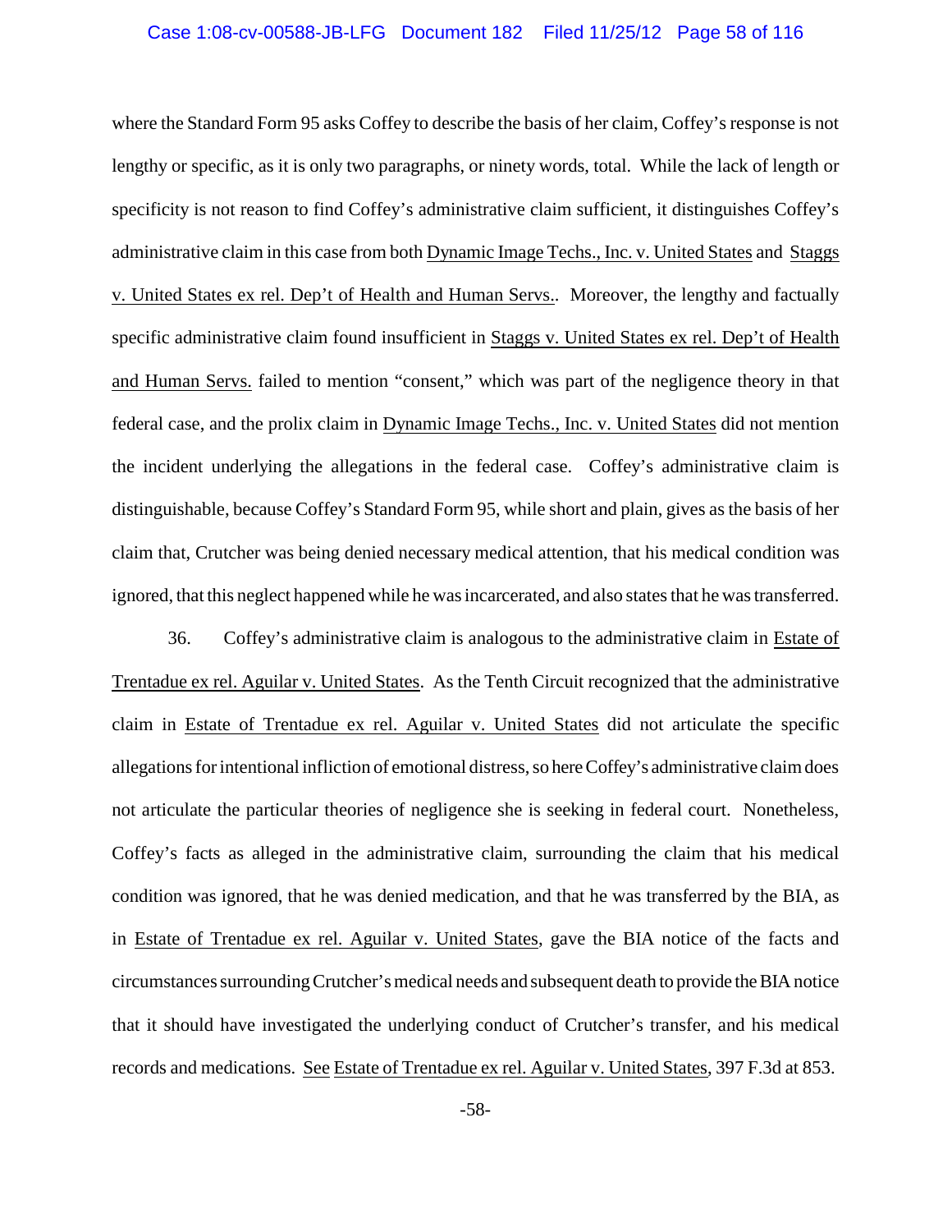where the Standard Form 95 asks Coffey to describe the basis of her claim, Coffey's response is not lengthy or specific, as it is only two paragraphs, or ninety words, total. While the lack of length or specificity is not reason to find Coffey's administrative claim sufficient, it distinguishes Coffey's administrative claim in this case from both Dynamic Image Techs., Inc. v. United States and Staggs v. United States ex rel. Dep't of Health and Human Servs.. Moreover, the lengthy and factually specific administrative claim found insufficient in Staggs v. United States ex rel. Dep't of Health and Human Servs. failed to mention "consent," which was part of the negligence theory in that federal case, and the prolix claim in Dynamic Image Techs., Inc. v. United States did not mention the incident underlying the allegations in the federal case. Coffey's administrative claim is distinguishable, because Coffey's Standard Form 95, while short and plain, gives as the basis of her claim that, Crutcher was being denied necessary medical attention, that his medical condition was ignored, that this neglect happened while he was incarcerated, and also states that he was transferred.

36. Coffey's administrative claim is analogous to the administrative claim in Estate of Trentadue ex rel. Aguilar v. United States. As the Tenth Circuit recognized that the administrative claim in Estate of Trentadue ex rel. Aguilar v. United States did not articulate the specific allegations for intentional infliction of emotional distress, so here Coffey's administrative claim does not articulate the particular theories of negligence she is seeking in federal court. Nonetheless, Coffey's facts as alleged in the administrative claim, surrounding the claim that his medical condition was ignored, that he was denied medication, and that he was transferred by the BIA, as in Estate of Trentadue ex rel. Aguilar v. United States, gave the BIA notice of the facts and circumstances surrounding Crutcher's medical needs and subsequent death to provide the BIA notice that it should have investigated the underlying conduct of Crutcher's transfer, and his medical records and medications. See Estate of Trentadue ex rel. Aguilar v. United States, 397 F.3d at 853.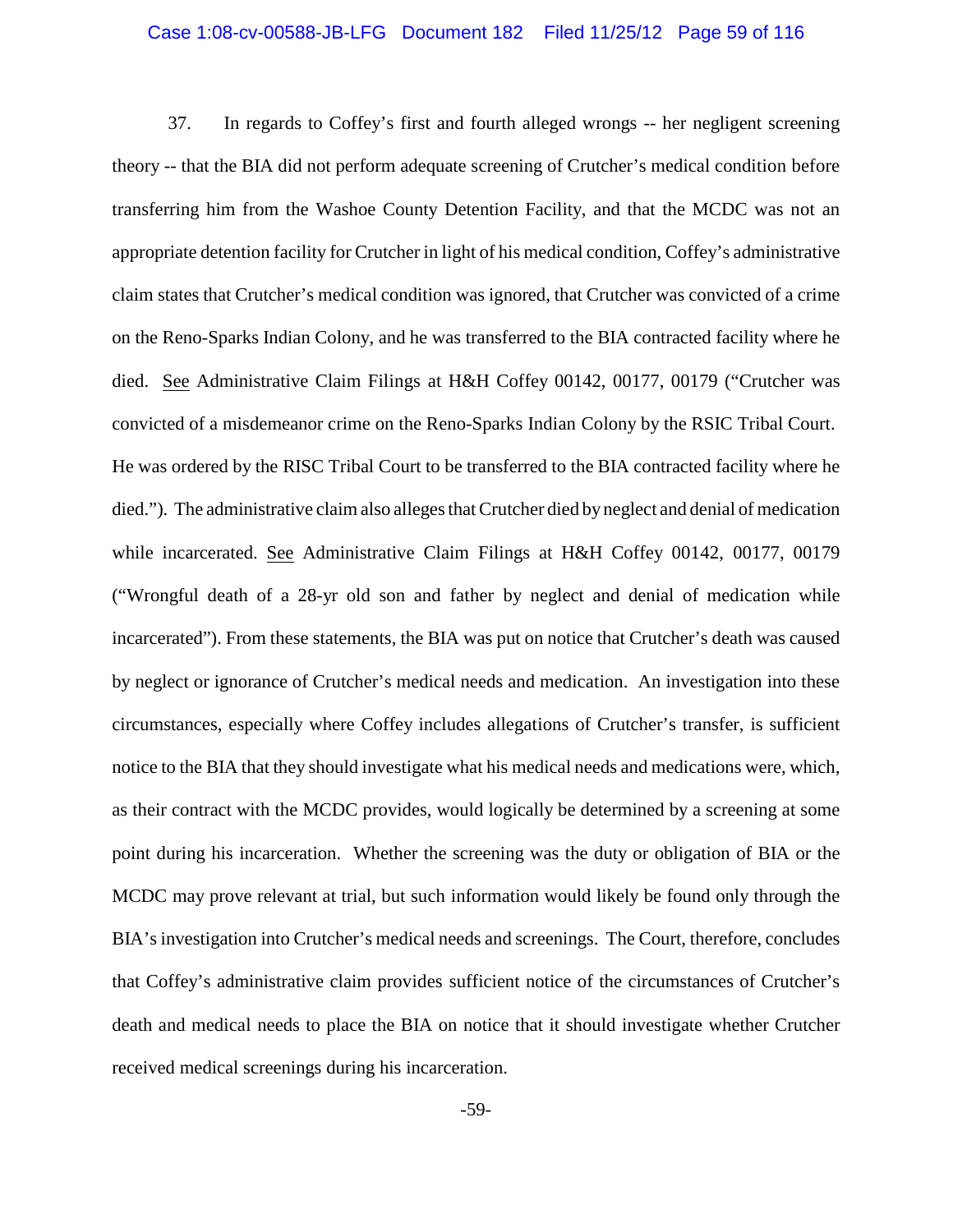37. In regards to Coffey's first and fourth alleged wrongs -- her negligent screening theory -- that the BIA did not perform adequate screening of Crutcher's medical condition before transferring him from the Washoe County Detention Facility, and that the MCDC was not an appropriate detention facility for Crutcher in light of his medical condition, Coffey's administrative claim states that Crutcher's medical condition was ignored, that Crutcher was convicted of a crime on the Reno-Sparks Indian Colony, and he was transferred to the BIA contracted facility where he died. See Administrative Claim Filings at H&H Coffey 00142, 00177, 00179 ("Crutcher was convicted of a misdemeanor crime on the Reno-Sparks Indian Colony by the RSIC Tribal Court. He was ordered by the RISC Tribal Court to be transferred to the BIA contracted facility where he died."). The administrative claim also alleges that Crutcher died by neglect and denial of medication while incarcerated. See Administrative Claim Filings at H&H Coffey 00142, 00177, 00179 ("Wrongful death of a 28-yr old son and father by neglect and denial of medication while incarcerated"). From these statements, the BIA was put on notice that Crutcher's death was caused by neglect or ignorance of Crutcher's medical needs and medication. An investigation into these circumstances, especially where Coffey includes allegations of Crutcher's transfer, is sufficient notice to the BIA that they should investigate what his medical needs and medications were, which, as their contract with the MCDC provides, would logically be determined by a screening at some point during his incarceration. Whether the screening was the duty or obligation of BIA or the MCDC may prove relevant at trial, but such information would likely be found only through the BIA's investigation into Crutcher's medical needs and screenings. The Court, therefore, concludes that Coffey's administrative claim provides sufficient notice of the circumstances of Crutcher's death and medical needs to place the BIA on notice that it should investigate whether Crutcher received medical screenings during his incarceration.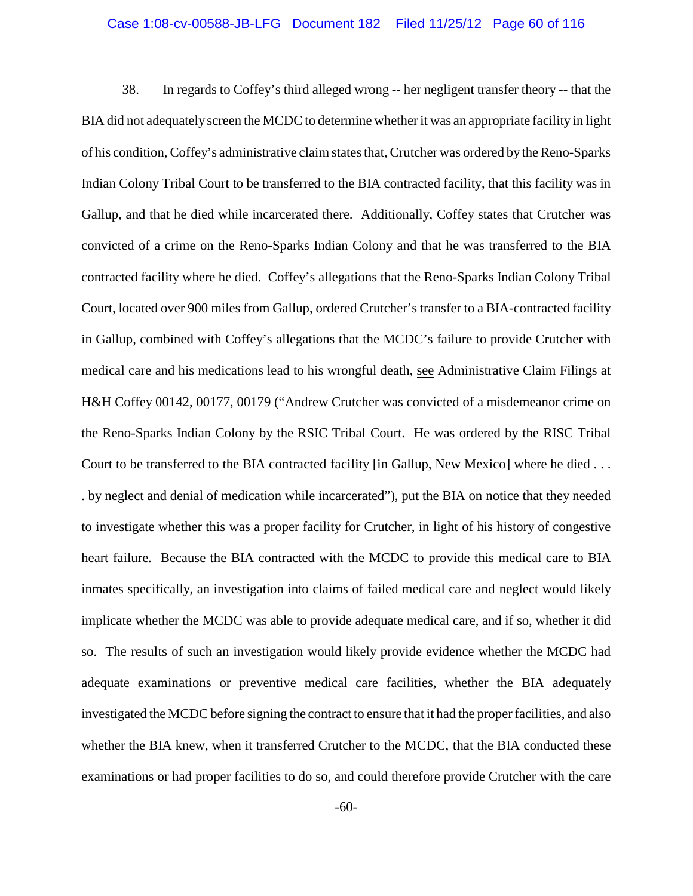38. In regards to Coffey's third alleged wrong -- her negligent transfer theory -- that the BIA did not adequately screen the MCDC to determine whether it was an appropriate facility in light of his condition, Coffey's administrative claim states that, Crutcher was ordered by the Reno-Sparks Indian Colony Tribal Court to be transferred to the BIA contracted facility, that this facility was in Gallup, and that he died while incarcerated there. Additionally, Coffey states that Crutcher was convicted of a crime on the Reno-Sparks Indian Colony and that he was transferred to the BIA contracted facility where he died. Coffey's allegations that the Reno-Sparks Indian Colony Tribal Court, located over 900 miles from Gallup, ordered Crutcher's transfer to a BIA-contracted facility in Gallup, combined with Coffey's allegations that the MCDC's failure to provide Crutcher with medical care and his medications lead to his wrongful death, see Administrative Claim Filings at H&H Coffey 00142, 00177, 00179 ("Andrew Crutcher was convicted of a misdemeanor crime on the Reno-Sparks Indian Colony by the RSIC Tribal Court. He was ordered by the RISC Tribal Court to be transferred to the BIA contracted facility [in Gallup, New Mexico] where he died . . . . by neglect and denial of medication while incarcerated"), put the BIA on notice that they needed to investigate whether this was a proper facility for Crutcher, in light of his history of congestive heart failure. Because the BIA contracted with the MCDC to provide this medical care to BIA inmates specifically, an investigation into claims of failed medical care and neglect would likely implicate whether the MCDC was able to provide adequate medical care, and if so, whether it did so. The results of such an investigation would likely provide evidence whether the MCDC had adequate examinations or preventive medical care facilities, whether the BIA adequately investigated the MCDC before signing the contract to ensure that it had the proper facilities, and also whether the BIA knew, when it transferred Crutcher to the MCDC, that the BIA conducted these examinations or had proper facilities to do so, and could therefore provide Crutcher with the care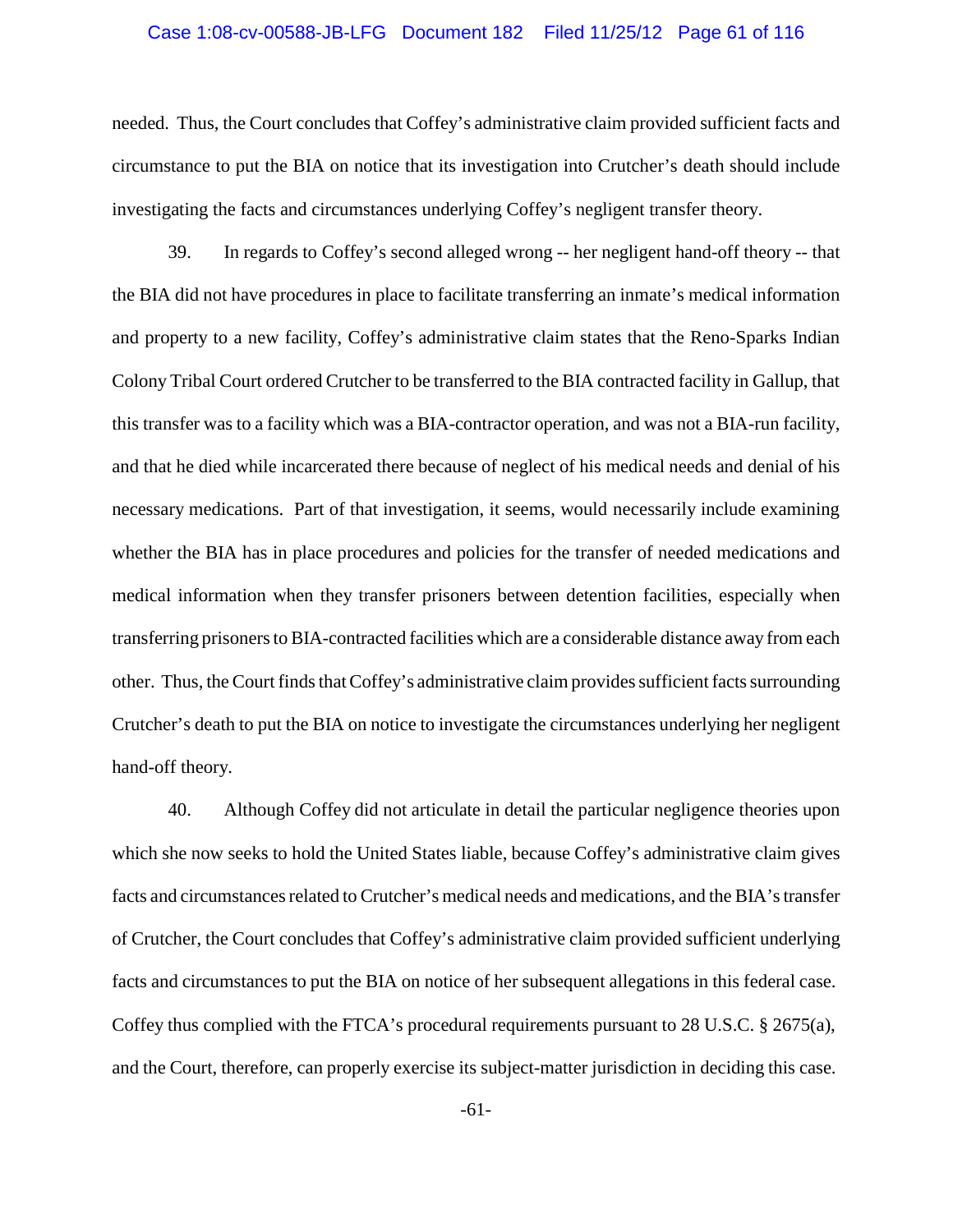needed. Thus, the Court concludes that Coffey's administrative claim provided sufficient facts and circumstance to put the BIA on notice that its investigation into Crutcher's death should include investigating the facts and circumstances underlying Coffey's negligent transfer theory.

39. In regards to Coffey's second alleged wrong -- her negligent hand-off theory -- that the BIA did not have procedures in place to facilitate transferring an inmate's medical information and property to a new facility, Coffey's administrative claim states that the Reno-Sparks Indian Colony Tribal Court ordered Crutcher to be transferred to the BIA contracted facility in Gallup, that this transfer was to a facility which was a BIA-contractor operation, and was not a BIA-run facility, and that he died while incarcerated there because of neglect of his medical needs and denial of his necessary medications. Part of that investigation, it seems, would necessarily include examining whether the BIA has in place procedures and policies for the transfer of needed medications and medical information when they transfer prisoners between detention facilities, especially when transferring prisoners to BIA-contracted facilities which are a considerable distance away from each other. Thus, the Court finds that Coffey's administrative claim provides sufficient facts surrounding Crutcher's death to put the BIA on notice to investigate the circumstances underlying her negligent hand-off theory.

40. Although Coffey did not articulate in detail the particular negligence theories upon which she now seeks to hold the United States liable, because Coffey's administrative claim gives facts and circumstances related to Crutcher's medical needs and medications, and the BIA's transfer of Crutcher, the Court concludes that Coffey's administrative claim provided sufficient underlying facts and circumstances to put the BIA on notice of her subsequent allegations in this federal case. Coffey thus complied with the FTCA's procedural requirements pursuant to 28 U.S.C. § 2675(a), and the Court, therefore, can properly exercise its subject-matter jurisdiction in deciding this case.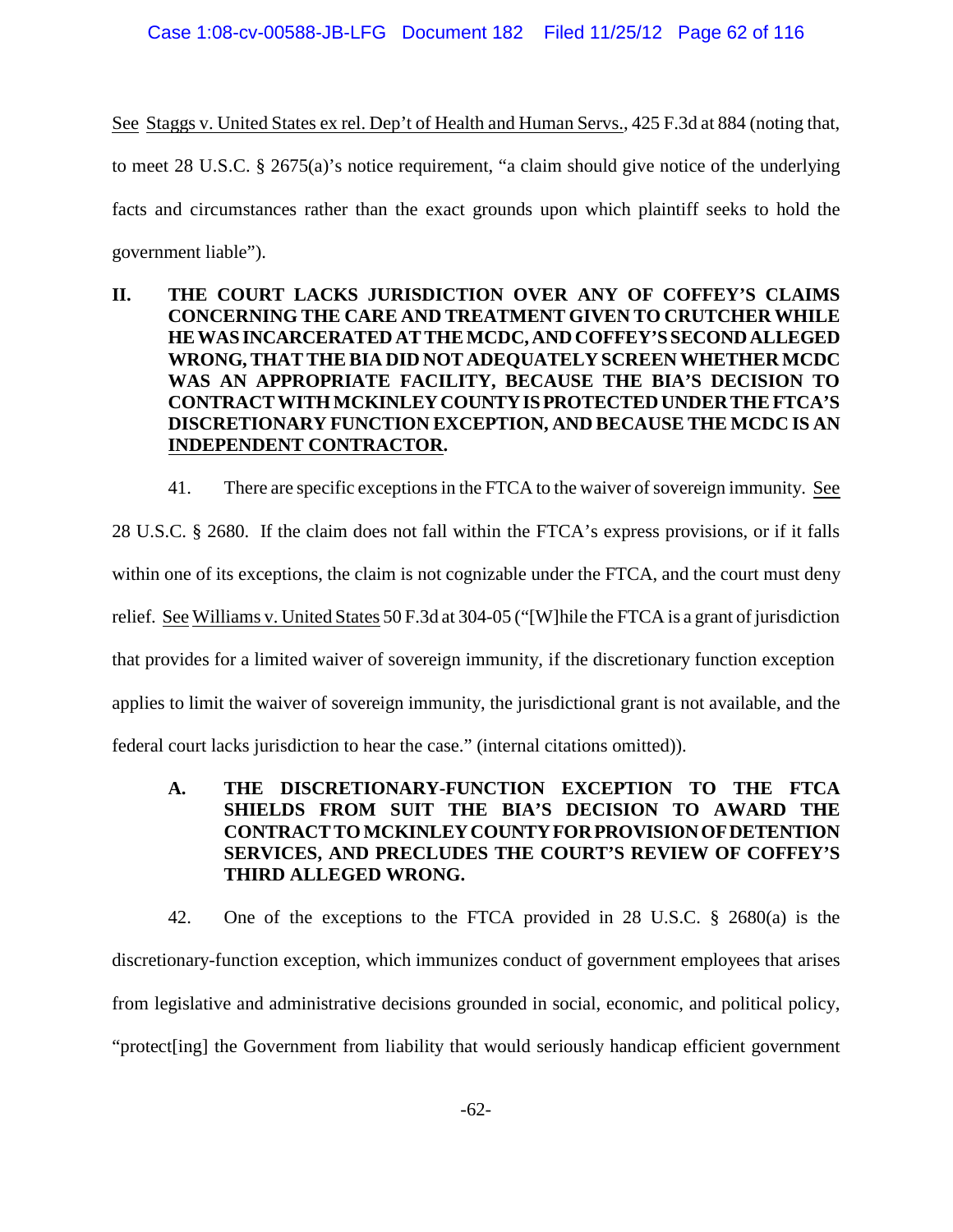See Staggs v. United States ex rel. Dep't of Health and Human Servs., 425 F.3d at 884 (noting that, to meet 28 U.S.C. § 2675(a)'s notice requirement, "a claim should give notice of the underlying facts and circumstances rather than the exact grounds upon which plaintiff seeks to hold the government liable").

## II. THE COURT LACKS JURISDICTION OVER ANY OF COFFEY'S CLAIMS CONCERNING THE CARE AND TREATMENT GIVEN TO CRUTCHER WHILE HE WAS INCARCERATED AT THE MCDC, AND COFFEY'S SECOND ALLEGED WRONG, THAT THE BIA DID NOT ADEQUATELY SCREEN WHETHER MCDC WAS AN APPROPRIATE FACILITY, BECAUSE THE BIA'S DECISION TO CONTRACT WITH MCKINLEY COUNTY IS PROTECTED UNDER THE FTCA'S DISCRETIONARY FUNCTION EXCEPTION, AND BECAUSE THE MCDC IS AN INDEPENDENT CONTRACTOR.

41. There are specific exceptions in the FTCA to the waiver of sovereign immunity. See 28 U.S.C. § 2680. If the claim does not fall within the FTCA's express provisions, or if it falls within one of its exceptions, the claim is not cognizable under the FTCA, and the court must deny relief. See Williams v. United States 50 F.3d at 304-05 ("[W]hile the FTCA is a grant of jurisdiction that provides for a limited waiver of sovereign immunity, if the discretionary function exception applies to limit the waiver of sovereign immunity, the jurisdictional grant is not available, and the federal court lacks jurisdiction to hear the case." (internal citations omitted)).

### A. THE DISCRETIONARY-FUNCTION EXCEPTION TO THE FTCA SHIELDS FROM SUIT THE BIA'S DECISION TO AWARD THE CONTRACT TO MCKINLEY COUNTY FOR PROVISION OF DETENTION SERVICES, AND PRECLUDES THE COURT'S REVIEW OF COFFEY'S THIRD ALLEGED WRONG.

42. One of the exceptions to the FTCA provided in 28 U.S.C. § 2680(a) is the discretionary-function exception, which immunizes conduct of government employees that arises from legislative and administrative decisions grounded in social, economic, and political policy, "protect[ing] the Government from liability that would seriously handicap efficient government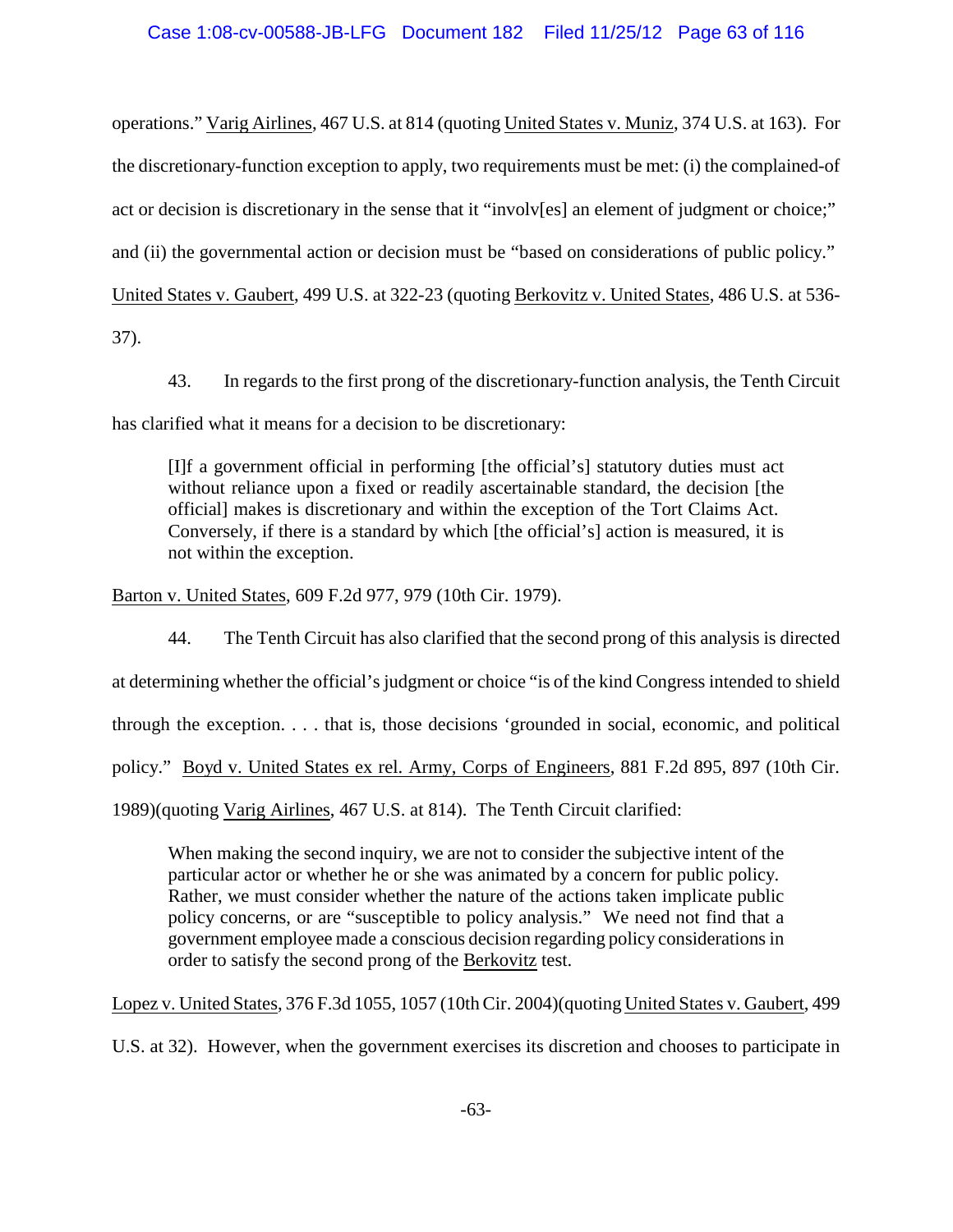operations." Varig Airlines, 467 U.S. at 814 (quoting United States v. Muniz, 374 U.S. at 163). For the discretionary-function exception to apply, two requirements must be met: (i) the complained-of act or decision is discretionary in the sense that it "involv[es] an element of judgment or choice;" and (ii) the governmental action or decision must be "based on considerations of public policy." United States v. Gaubert, 499 U.S. at 322-23 (quoting Berkovitz v. United States, 486 U.S. at 536-37).

43. In regards to the first prong of the discretionary-function analysis, the Tenth Circuit has clarified what it means for a decision to be discretionary:

> [I]f a government official in performing [the official's] statutory duties must act without reliance upon a fixed or readily ascertainable standard, the decision [the official] makes is discretionary and within the exception of the Tort Claims Act. Conversely, if there is a standard by which [the official's] action is measured, it is not within the exception.

Barton v. United States, 609 F.2d 977, 979 (10th Cir. 1979).

44. The Tenth Circuit has also clarified that the second prong of this analysis is directed at determining whether the official's judgment or choice "is of the kind Congress intended to shield through the exception. . . . that is, those decisions 'grounded in social, economic, and political policy." Boyd v. United States ex rel. Army, Corps of Engineers, 881 F.2d 895, 897 (10th Cir. 1989)(quoting Varig Airlines, 467 U.S. at 814). The Tenth Circuit clarified:

> When making the second inquiry, we are not to consider the subjective intent of the particular actor or whether he or she was animated by a concern for public policy. Rather, we must consider whether the nature of the actions taken implicate public policy concerns, or are "susceptible to policy analysis." We need not find that a government employee made a conscious decision regarding policy considerations in order to satisfy the second prong of the Berkovitz test.

Lopez v. United States, 376 F.3d 1055, 1057 (10th Cir. 2004)(quoting United States v. Gaubert, 499 U.S. at 32). However, when the government exercises its discretion and chooses to participate in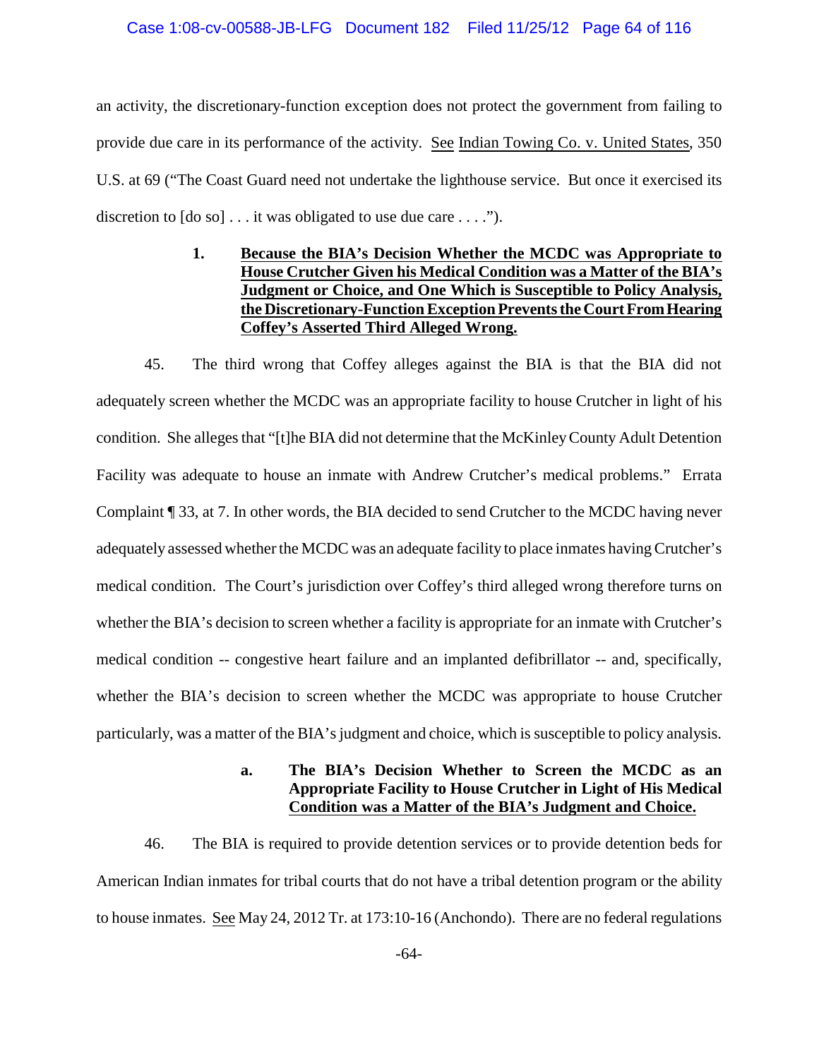an activity, the discretionary-function exception does not protect the government from failing to provide due care in its performance of the activity. See Indian Towing Co. v. United States, 350 U.S. at 69 ("The Coast Guard need not undertake the lighthouse service. But once it exercised its discretion to [do so] . . . it was obligated to use due care . . . .").

### 1. Because the BIA's Decision Whether the MCDC was Appropriate to House Crutcher Given his Medical Condition was a Matter of the BIA's Judgment or Choice, and One Which is Susceptible to Policy Analysis, the Discretionary-Function Exception Prevents the Court From Hearing Coffey's Asserted Third Alleged Wrong.

45. The third wrong that Coffey alleges against the BIA is that the BIA did not adequately screen whether the MCDC was an appropriate facility to house Crutcher in light of his condition. She alleges that "[t]he BIA did not determine that the McKinley County Adult Detention Facility was adequate to house an inmate with Andrew Crutcher's medical problems." Errata Complaint ¶ 33, at 7. In other words, the BIA decided to send Crutcher to the MCDC having never adequately assessed whether the MCDC was an adequate facility to place inmates having Crutcher's medical condition. The Court's jurisdiction over Coffey's third alleged wrong therefore turns on whether the BIA's decision to screen whether a facility is appropriate for an inmate with Crutcher's medical condition -- congestive heart failure and an implanted defibrillator -- and, specifically, whether the BIA's decision to screen whether the MCDC was appropriate to house Crutcher particularly, was a matter of the BIA's judgment and choice, which is susceptible to policy analysis.

#### a. The BIA's Decision Whether to Screen the MCDC as an Appropriate Facility to House Crutcher in Light of His Medical Condition was a Matter of the BIA's Judgment and Choice.

46. The BIA is required to provide detention services or to provide detention beds for American Indian inmates for tribal courts that do not have a tribal detention program or the ability to house inmates. See May 24, 2012 Tr. at 173:10-16 (Anchondo). There are no federal regulations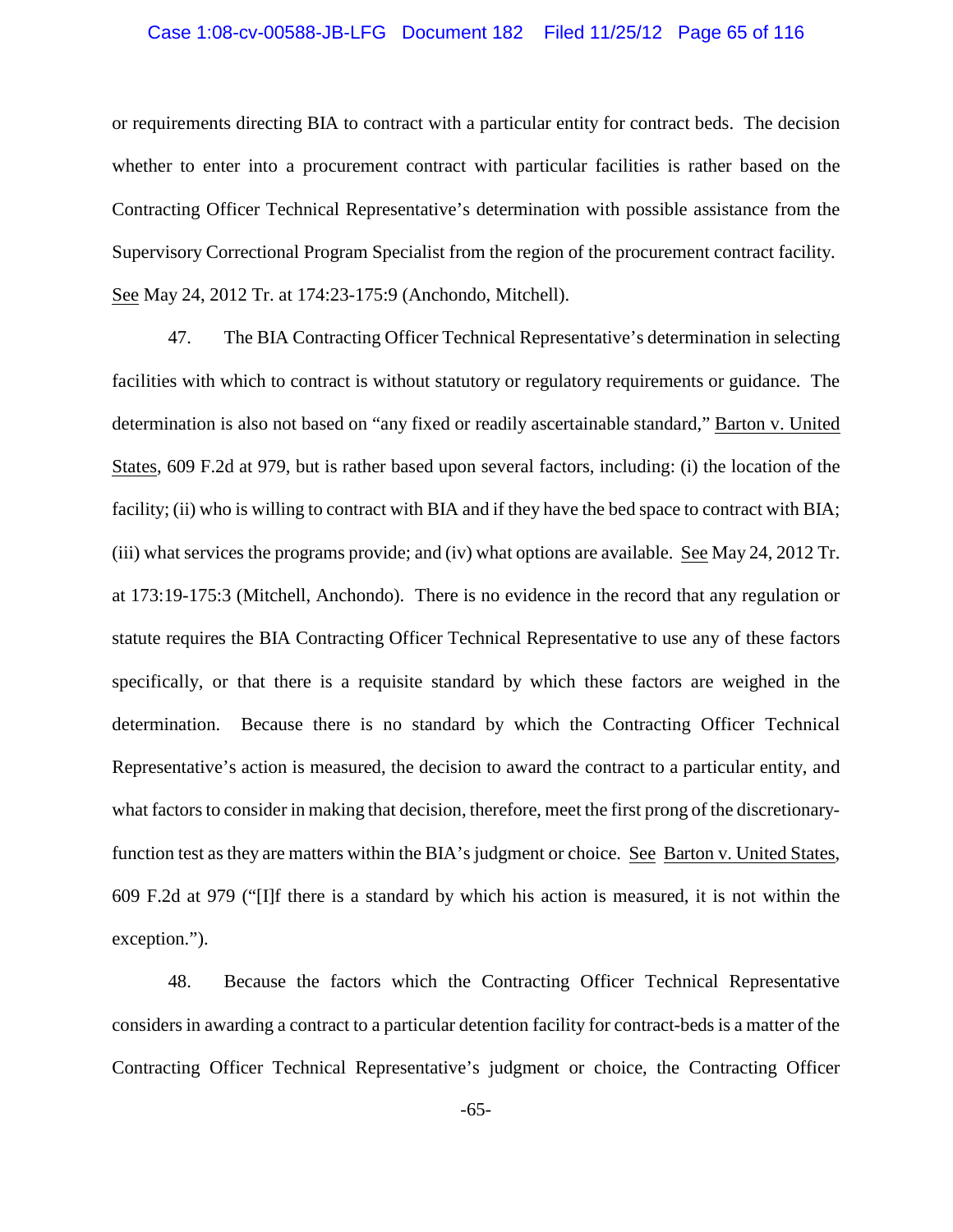or requirements directing BIA to contract with a particular entity for contract beds. The decision whether to enter into a procurement contract with particular facilities is rather based on the Contracting Officer Technical Representative's determination with possible assistance from the Supervisory Correctional Program Specialist from the region of the procurement contract facility. See May 24, 2012 Tr. at 174:23-175:9 (Anchondo, Mitchell).

47. The BIA Contracting Officer Technical Representative's determination in selecting facilities with which to contract is without statutory or regulatory requirements or guidance. The determination is also not based on "any fixed or readily ascertainable standard," Barton v. United States, 609 F.2d at 979, but is rather based upon several factors, including: (i) the location of the facility; (ii) who is willing to contract with BIA and if they have the bed space to contract with BIA; (iii) what services the programs provide; and (iv) what options are available. See May 24, 2012 Tr. at 173:19-175:3 (Mitchell, Anchondo). There is no evidence in the record that any regulation or statute requires the BIA Contracting Officer Technical Representative to use any of these factors specifically, or that there is a requisite standard by which these factors are weighed in the determination. Because there is no standard by which the Contracting Officer Technical Representative's action is measured, the decision to award the contract to a particular entity, and what factors to consider in making that decision, therefore, meet the first prong of the discretionary-function test as they are matters within the BIA's judgment or choice. See Barton v. United States, 609 F.2d at 979 ("[I]f there is a standard by which his action is measured, it is not within the exception.").

48. Because the factors which the Contracting Officer Technical Representative considers in awarding a contract to a particular detention facility for contract-beds is a matter of the Contracting Officer Technical Representative's judgment or choice, the Contracting Officer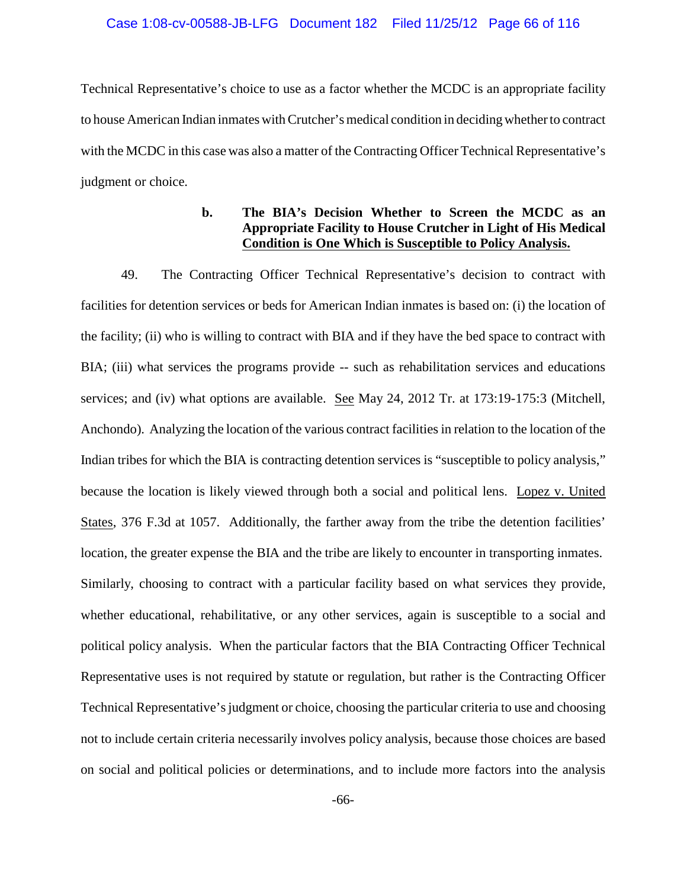Technical Representative's choice to use as a factor whether the MCDC is an appropriate facility to house American Indian inmates with Crutcher's medical condition in deciding whether to contract with the MCDC in this case was also a matter of the Contracting Officer Technical Representative's judgment or choice.

**b. The BIA's Decision Whether to Screen the MCDC as an Appropriate Facility to House Crutcher in Light of His Medical Condition is One Which is Susceptible to Policy Analysis.**

49. The Contracting Officer Technical Representative's decision to contract with facilities for detention services or beds for American Indian inmates is based on: (i) the location of the facility; (ii) who is willing to contract with BIA and if they have the bed space to contract with BIA; (iii) what services the programs provide -- such as rehabilitation services and educations services; and (iv) what options are available. See May 24, 2012 Tr. at 173:19-175:3 (Mitchell, Anchondo). Analyzing the location of the various contract facilities in relation to the location of the Indian tribes for which the BIA is contracting detention services is "susceptible to policy analysis," because the location is likely viewed through both a social and political lens. Lopez v. United States, 376 F.3d at 1057. Additionally, the farther away from the tribe the detention facilities' location, the greater expense the BIA and the tribe are likely to encounter in transporting inmates. Similarly, choosing to contract with a particular facility based on what services they provide, whether educational, rehabilitative, or any other services, again is susceptible to a social and political policy analysis. When the particular factors that the BIA Contracting Officer Technical Representative uses is not required by statute or regulation, but rather is the Contracting Officer Technical Representative's judgment or choice, choosing the particular criteria to use and choosing not to include certain criteria necessarily involves policy analysis, because those choices are based on social and political policies or determinations, and to include more factors into the analysis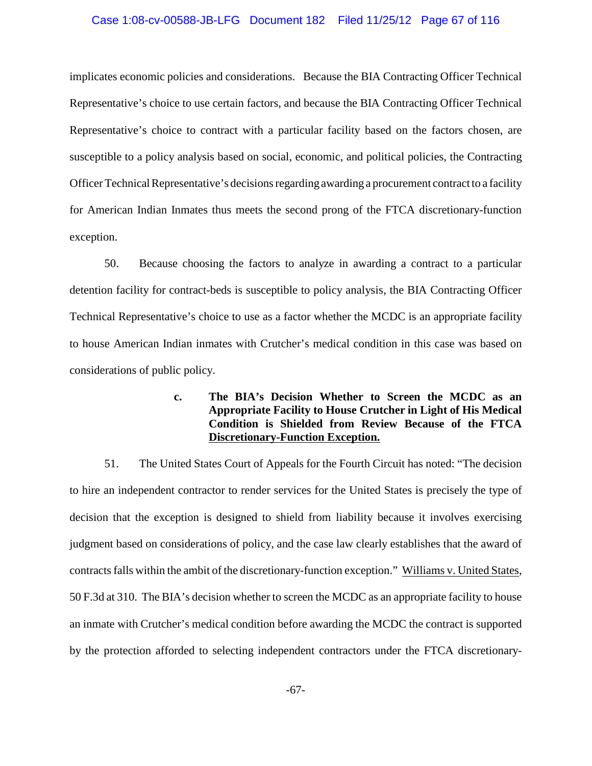implicates economic policies and considerations. Because the BIA Contracting Officer Technical Representative's choice to use certain factors, and because the BIA Contracting Officer Technical Representative's choice to contract with a particular facility based on the factors chosen, are susceptible to a policy analysis based on social, economic, and political policies, the Contracting Officer Technical Representative's decisions regarding awarding a procurement contract to a facility for American Indian Inmates thus meets the second prong of the FTCA discretionary-function exception.

50. Because choosing the factors to analyze in awarding a contract to a particular detention facility for contract-beds is susceptible to policy analysis, the BIA Contracting Officer Technical Representative's choice to use as a factor whether the MCDC is an appropriate facility to house American Indian inmates with Crutcher's medical condition in this case was based on considerations of public policy.

**c. The BIA's Decision Whether to Screen the MCDC as an Appropriate Facility to House Crutcher in Light of His Medical Condition is Shielded from Review Because of the FTCA Discretionary-Function Exception.**

51. The United States Court of Appeals for the Fourth Circuit has noted: "The decision to hire an independent contractor to render services for the United States is precisely the type of decision that the exception is designed to shield from liability because it involves exercising judgment based on considerations of policy, and the case law clearly establishes that the award of contracts falls within the ambit of the discretionary-function exception." Williams v. United States, 50 F.3d at 310. The BIA's decision whether to screen the MCDC as an appropriate facility to house an inmate with Crutcher's medical condition before awarding the MCDC the contract is supported by the protection afforded to selecting independent contractors under the FTCA discretionary-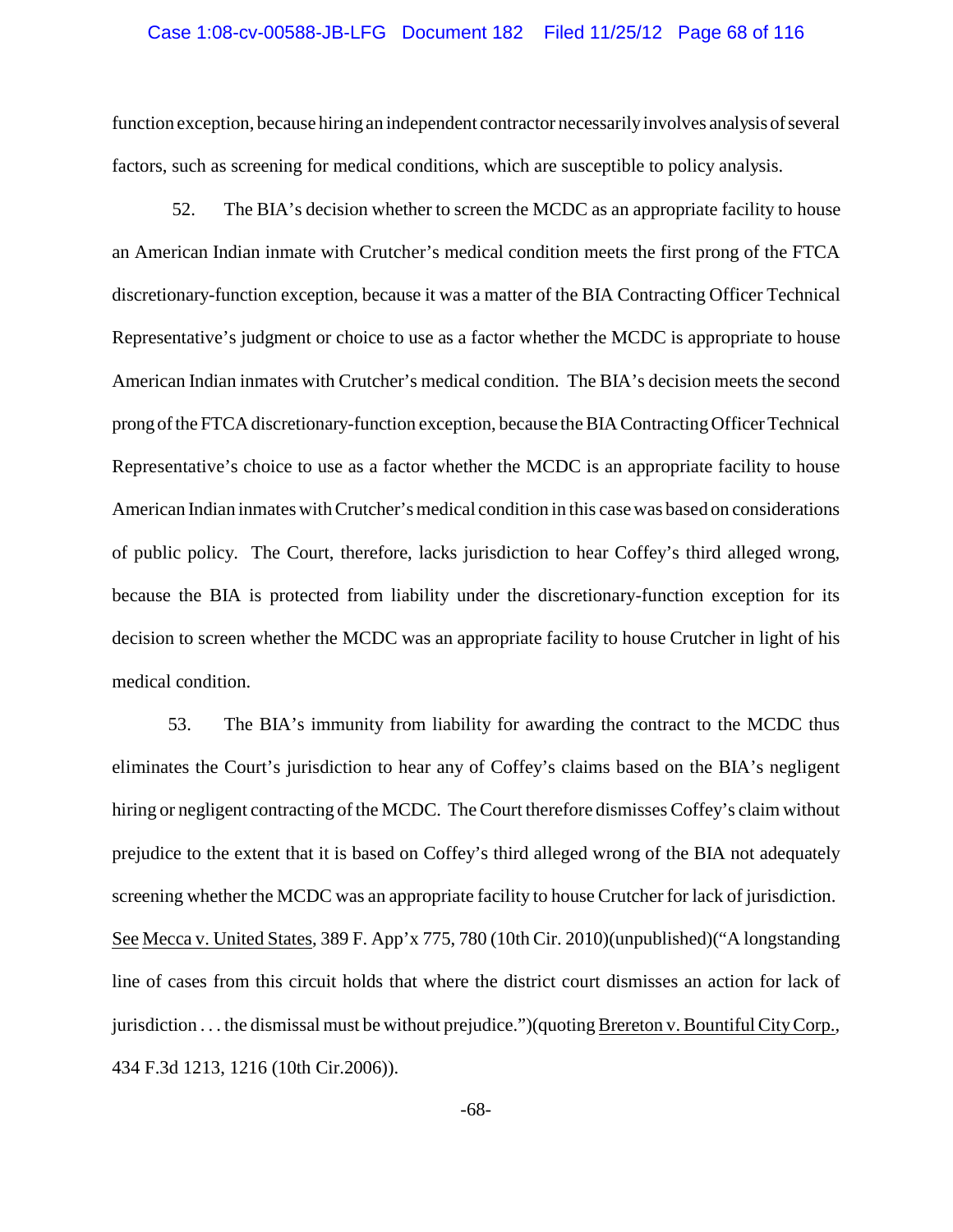function exception, because hiring an independent contractor necessarily involves analysis of several factors, such as screening for medical conditions, which are susceptible to policy analysis.

52. The BIA's decision whether to screen the MCDC as an appropriate facility to house an American Indian inmate with Crutcher's medical condition meets the first prong of the FTCA discretionary-function exception, because it was a matter of the BIA Contracting Officer Technical Representative's judgment or choice to use as a factor whether the MCDC is appropriate to house American Indian inmates with Crutcher's medical condition. The BIA's decision meets the second prong of the FTCA discretionary-function exception, because the BIA Contracting Officer Technical Representative's choice to use as a factor whether the MCDC is an appropriate facility to house American Indian inmates with Crutcher's medical condition in this case was based on considerations of public policy. The Court, therefore, lacks jurisdiction to hear Coffey's third alleged wrong, because the BIA is protected from liability under the discretionary-function exception for its decision to screen whether the MCDC was an appropriate facility to house Crutcher in light of his medical condition.

53. The BIA's immunity from liability for awarding the contract to the MCDC thus eliminates the Court's jurisdiction to hear any of Coffey's claims based on the BIA's negligent hiring or negligent contracting of the MCDC. The Court therefore dismisses Coffey's claim without prejudice to the extent that it is based on Coffey's third alleged wrong of the BIA not adequately screening whether the MCDC was an appropriate facility to house Crutcher for lack of jurisdiction. See Mecca v. United States, 389 F. App'x 775, 780 (10th Cir. 2010)(unpublished)("A longstanding line of cases from this circuit holds that where the district court dismisses an action for lack of jurisdiction . . . the dismissal must be without prejudice.")(quoting Brereton v. Bountiful City Corp., 434 F.3d 1213, 1216 (10th Cir.2006)).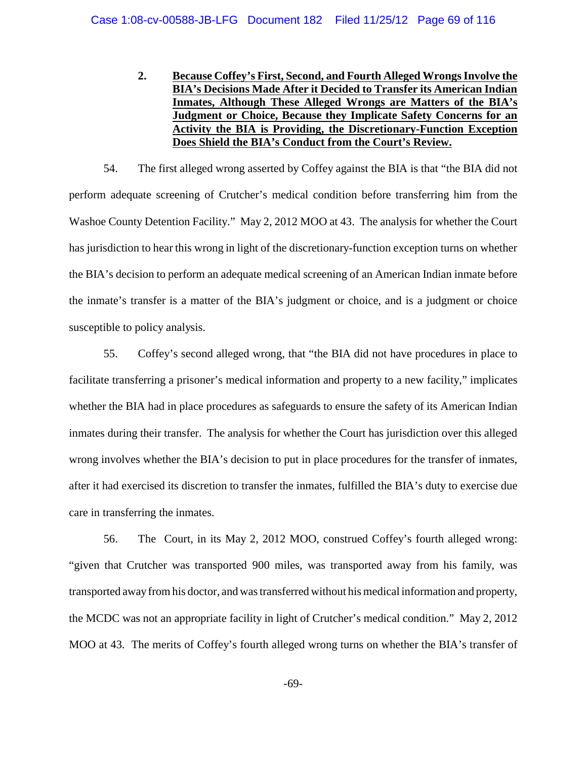**2. Because Coffey's First, Second, and Fourth Alleged Wrongs Involve the BIA's Decisions Made After it Decided to Transfer its American Indian Inmates, Although These Alleged Wrongs are Matters of the BIA's Judgment or Choice, Because they Implicate Safety Concerns for an Activity the BIA is Providing, the Discretionary-Function Exception Does Shield the BIA's Conduct from the Court's Review.**

54. The first alleged wrong asserted by Coffey against the BIA is that "the BIA did not perform adequate screening of Crutcher's medical condition before transferring him from the Washoe County Detention Facility." May 2, 2012 MOO at 43. The analysis for whether the Court has jurisdiction to hear this wrong in light of the discretionary-function exception turns on whether the BIA's decision to perform an adequate medical screening of an American Indian inmate before the inmate's transfer is a matter of the BIA's judgment or choice, and is a judgment or choice susceptible to policy analysis.

55. Coffey's second alleged wrong, that "the BIA did not have procedures in place to facilitate transferring a prisoner's medical information and property to a new facility," implicates whether the BIA had in place procedures as safeguards to ensure the safety of its American Indian inmates during their transfer. The analysis for whether the Court has jurisdiction over this alleged wrong involves whether the BIA's decision to put in place procedures for the transfer of inmates, after it had exercised its discretion to transfer the inmates, fulfilled the BIA's duty to exercise due care in transferring the inmates.

56. The Court, in its May 2, 2012 MOO, construed Coffey's fourth alleged wrong: "given that Crutcher was transported 900 miles, was transported away from his family, was transported away from his doctor, and was transferred without his medical information and property, the MCDC was not an appropriate facility in light of Crutcher's medical condition." May 2, 2012 MOO at 43. The merits of Coffey's fourth alleged wrong turns on whether the BIA's transfer of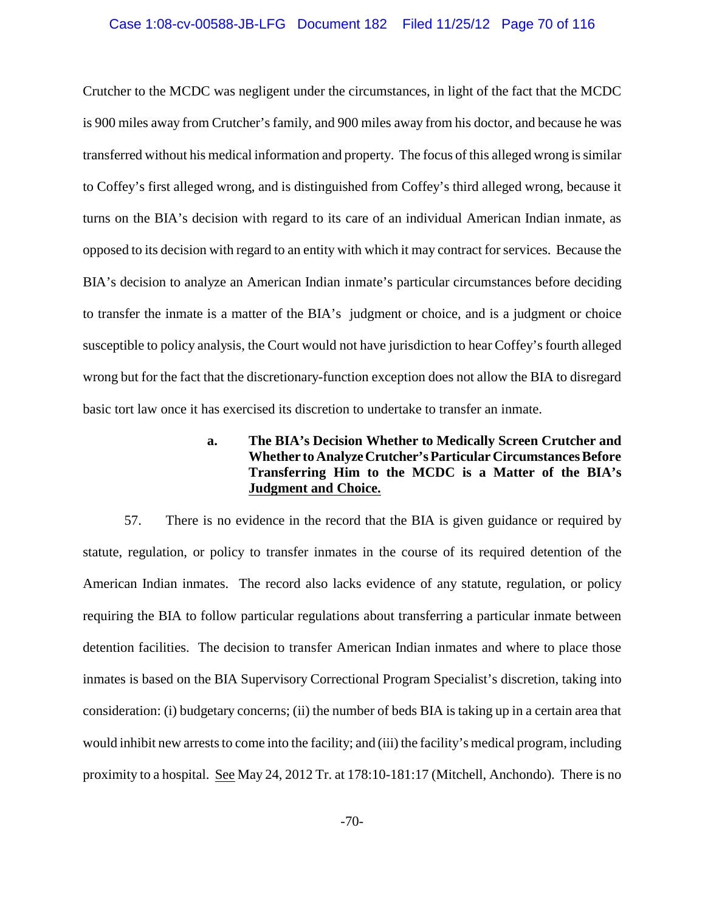Crutcher to the MCDC was negligent under the circumstances, in light of the fact that the MCDC is 900 miles away from Crutcher's family, and 900 miles away from his doctor, and because he was transferred without his medical information and property. The focus of this alleged wrong is similar to Coffey's first alleged wrong, and is distinguished from Coffey's third alleged wrong, because it turns on the BIA's decision with regard to its care of an individual American Indian inmate, as opposed to its decision with regard to an entity with which it may contract for services. Because the BIA's decision to analyze an American Indian inmate's particular circumstances before deciding to transfer the inmate is a matter of the BIA's judgment or choice, and is a judgment or choice susceptible to policy analysis, the Court would not have jurisdiction to hear Coffey's fourth alleged wrong but for the fact that the discretionary-function exception does not allow the BIA to disregard basic tort law once it has exercised its discretion to undertake to transfer an inmate.

#### a. The BIA's Decision Whether to Medically Screen Crutcher and Whether to Analyze Crutcher's Particular Circumstances Before Transferring Him to the MCDC is a Matter of the BIA's Judgment and Choice.

57. There is no evidence in the record that the BIA is given guidance or required by statute, regulation, or policy to transfer inmates in the course of its required detention of the American Indian inmates. The record also lacks evidence of any statute, regulation, or policy requiring the BIA to follow particular regulations about transferring a particular inmate between detention facilities. The decision to transfer American Indian inmates and where to place those inmates is based on the BIA Supervisory Correctional Program Specialist's discretion, taking into consideration: (i) budgetary concerns; (ii) the number of beds BIA is taking up in a certain area that would inhibit new arrests to come into the facility; and (iii) the facility's medical program, including proximity to a hospital. See May 24, 2012 Tr. at 178:10-181:17 (Mitchell, Anchondo). There is no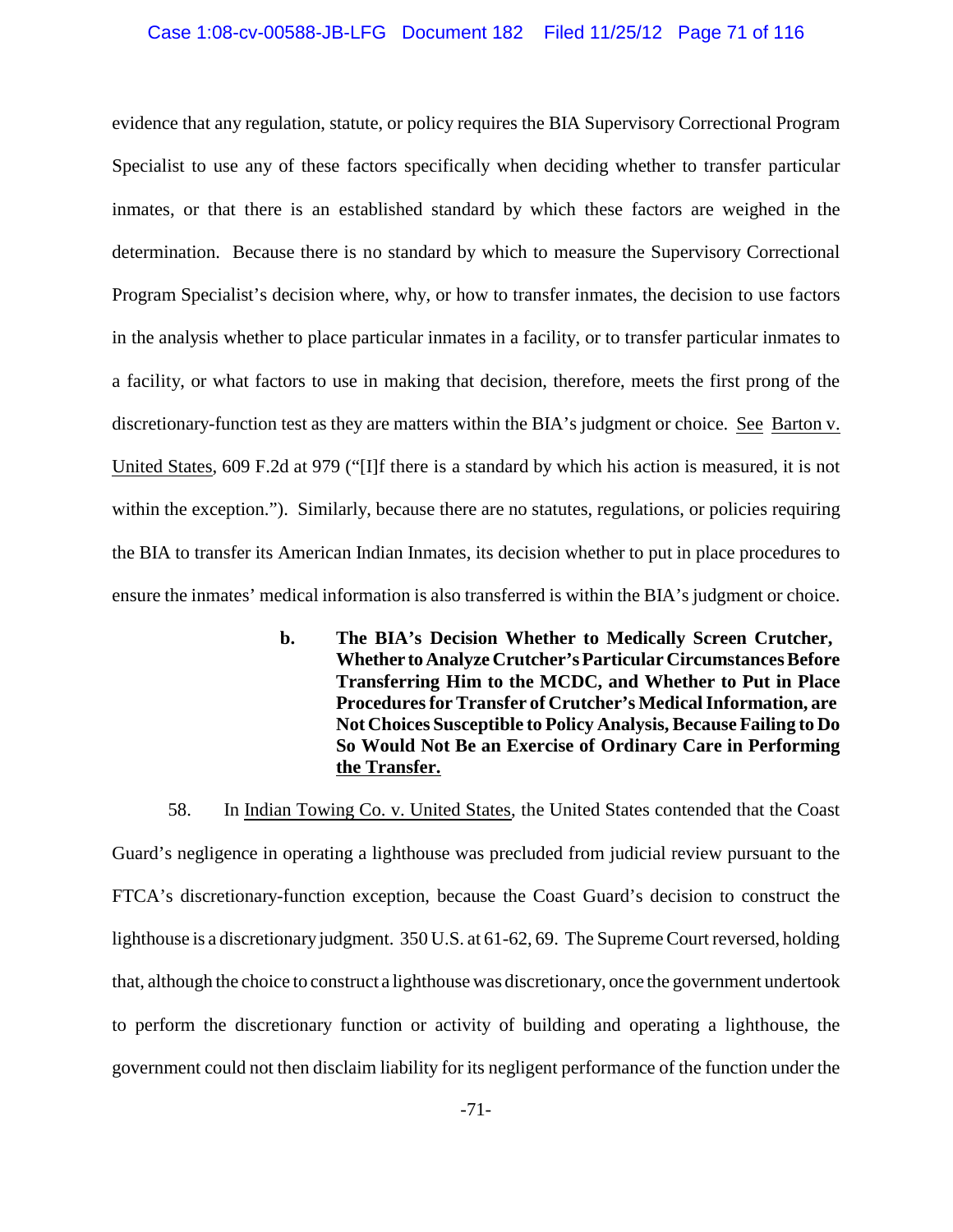evidence that any regulation, statute, or policy requires the BIA Supervisory Correctional Program Specialist to use any of these factors specifically when deciding whether to transfer particular inmates, or that there is an established standard by which these factors are weighed in the determination. Because there is no standard by which to measure the Supervisory Correctional Program Specialist's decision where, why, or how to transfer inmates, the decision to use factors in the analysis whether to place particular inmates in a facility, or to transfer particular inmates to a facility, or what factors to use in making that decision, therefore, meets the first prong of the discretionary-function test as they are matters within the BIA's judgment or choice. See Barton v. United States, 609 F.2d at 979 ("[I]f there is a standard by which his action is measured, it is not within the exception."). Similarly, because there are no statutes, regulations, or policies requiring the BIA to transfer its American Indian Inmates, its decision whether to put in place procedures to ensure the inmates' medical information is also transferred is within the BIA's judgment or choice.

**b. The BIA's Decision Whether to Medically Screen Crutcher, Whether to Analyze Crutcher's Particular Circumstances Before Transferring Him to the MCDC, and Whether to Put in Place Procedures for Transfer of Crutcher's Medical Information, are Not Choices Susceptible to Policy Analysis, Because Failing to Do So Would Not Be an Exercise of Ordinary Care in Performing the Transfer.**

58. In Indian Towing Co. v. United States, the United States contended that the Coast Guard's negligence in operating a lighthouse was precluded from judicial review pursuant to the FTCA's discretionary-function exception, because the Coast Guard's decision to construct the lighthouse is a discretionary judgment. 350 U.S. at 61-62, 69. The Supreme Court reversed, holding that, although the choice to construct a lighthouse was discretionary, once the government undertook to perform the discretionary function or activity of building and operating a lighthouse, the government could not then disclaim liability for its negligent performance of the function under the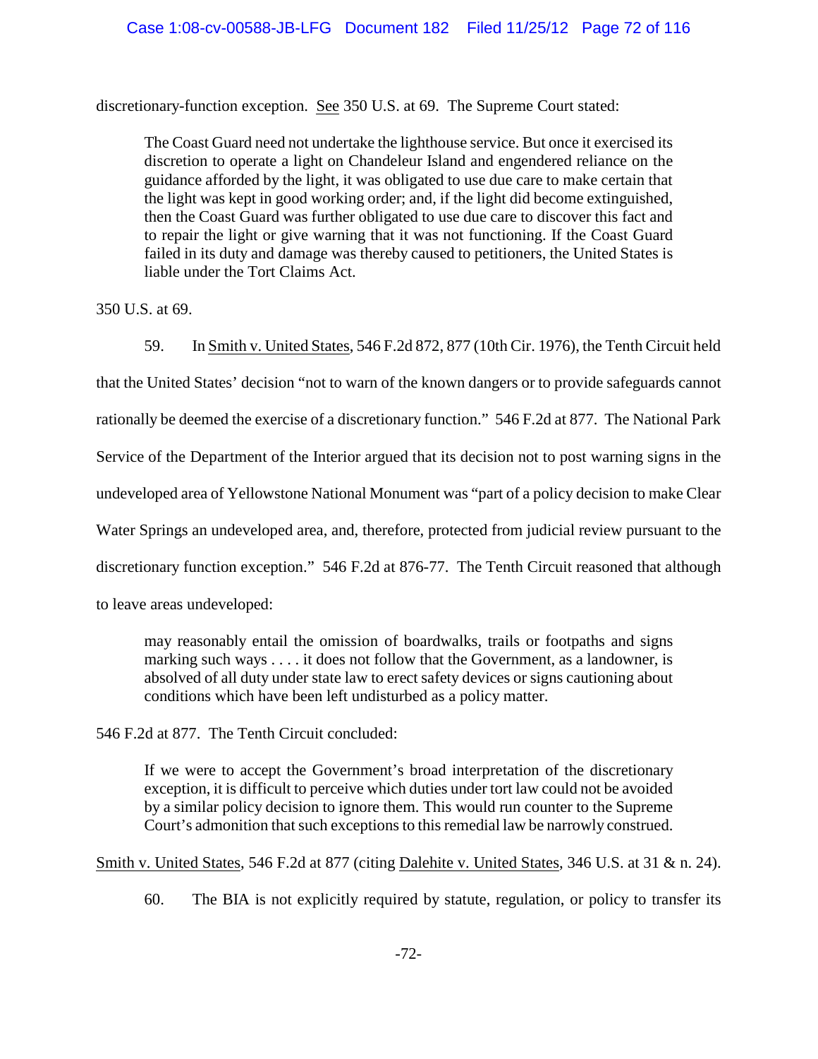discretionary-function exception. See 350 U.S. at 69. The Supreme Court stated:

> The Coast Guard need not undertake the lighthouse service. But once it exercised its discretion to operate a light on Chandeleur Island and engendered reliance on the guidance afforded by the light, it was obligated to use due care to make certain that the light was kept in good working order; and, if the light did become extinguished, then the Coast Guard was further obligated to use due care to discover this fact and to repair the light or give warning that it was not functioning. If the Coast Guard failed in its duty and damage was thereby caused to petitioners, the United States is liable under the Tort Claims Act.

350 U.S. at 69.

59. In Smith v. United States, 546 F.2d 872, 877 (10th Cir. 1976), the Tenth Circuit held that the United States' decision "not to warn of the known dangers or to provide safeguards cannot rationally be deemed the exercise of a discretionary function." 546 F.2d at 877. The National Park Service of the Department of the Interior argued that its decision not to post warning signs in the undeveloped area of Yellowstone National Monument was "part of a policy decision to make Clear Water Springs an undeveloped area, and, therefore, protected from judicial review pursuant to the discretionary function exception." 546 F.2d at 876-77. The Tenth Circuit reasoned that although to leave areas undeveloped:

> may reasonably entail the omission of boardwalks, trails or footpaths and signs marking such ways . . . . it does not follow that the Government, as a landowner, is absolved of all duty under state law to erect safety devices or signs cautioning about conditions which have been left undisturbed as a policy matter.

546 F.2d at 877. The Tenth Circuit concluded:

> If we were to accept the Government's broad interpretation of the discretionary exception, it is difficult to perceive which duties under tort law could not be avoided by a similar policy decision to ignore them. This would run counter to the Supreme Court's admonition that such exceptions to this remedial law be narrowly construed.

Smith v. United States, 546 F.2d at 877 (citing Dalehite v. United States, 346 U.S. at 31 & n. 24).

60. The BIA is not explicitly required by statute, regulation, or policy to transfer its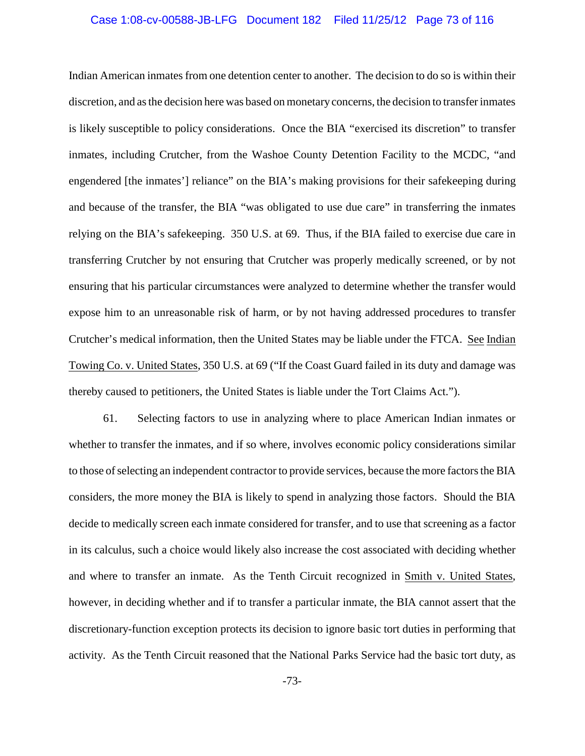Indian American inmates from one detention center to another. The decision to do so is within their discretion, and as the decision here was based on monetary concerns, the decision to transfer inmates is likely susceptible to policy considerations. Once the BIA "exercised its discretion" to transfer inmates, including Crutcher, from the Washoe County Detention Facility to the MCDC, "and engendered [the inmates'] reliance" on the BIA's making provisions for their safekeeping during and because of the transfer, the BIA "was obligated to use due care" in transferring the inmates relying on the BIA's safekeeping. 350 U.S. at 69. Thus, if the BIA failed to exercise due care in transferring Crutcher by not ensuring that Crutcher was properly medically screened, or by not ensuring that his particular circumstances were analyzed to determine whether the transfer would expose him to an unreasonable risk of harm, or by not having addressed procedures to transfer Crutcher's medical information, then the United States may be liable under the FTCA. See Indian Towing Co. v. United States, 350 U.S. at 69 ("If the Coast Guard failed in its duty and damage was thereby caused to petitioners, the United States is liable under the Tort Claims Act.").

61. Selecting factors to use in analyzing where to place American Indian inmates or whether to transfer the inmates, and if so where, involves economic policy considerations similar to those of selecting an independent contractor to provide services, because the more factors the BIA considers, the more money the BIA is likely to spend in analyzing those factors. Should the BIA decide to medically screen each inmate considered for transfer, and to use that screening as a factor in its calculus, such a choice would likely also increase the cost associated with deciding whether and where to transfer an inmate. As the Tenth Circuit recognized in Smith v. United States, however, in deciding whether and if to transfer a particular inmate, the BIA cannot assert that the discretionary-function exception protects its decision to ignore basic tort duties in performing that activity. As the Tenth Circuit reasoned that the National Parks Service had the basic tort duty, as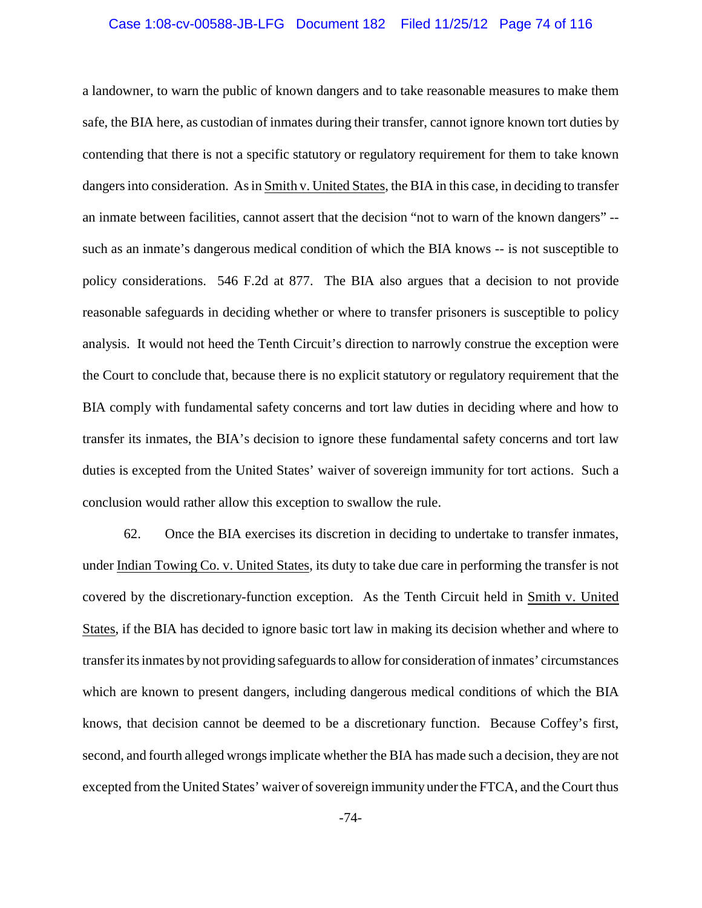a landowner, to warn the public of known dangers and to take reasonable measures to make them safe, the BIA here, as custodian of inmates during their transfer, cannot ignore known tort duties by contending that there is not a specific statutory or regulatory requirement for them to take known dangers into consideration. As in Smith v. United States, the BIA in this case, in deciding to transfer an inmate between facilities, cannot assert that the decision "not to warn of the known dangers" -- such as an inmate's dangerous medical condition of which the BIA knows -- is not susceptible to policy considerations. 546 F.2d at 877. The BIA also argues that a decision to not provide reasonable safeguards in deciding whether or where to transfer prisoners is susceptible to policy analysis. It would not heed the Tenth Circuit's direction to narrowly construe the exception were the Court to conclude that, because there is no explicit statutory or regulatory requirement that the BIA comply with fundamental safety concerns and tort law duties in deciding where and how to transfer its inmates, the BIA's decision to ignore these fundamental safety concerns and tort law duties is excepted from the United States' waiver of sovereign immunity for tort actions. Such a conclusion would rather allow this exception to swallow the rule.

62. Once the BIA exercises its discretion in deciding to undertake to transfer inmates, under Indian Towing Co. v. United States, its duty to take due care in performing the transfer is not covered by the discretionary-function exception. As the Tenth Circuit held in Smith v. United States, if the BIA has decided to ignore basic tort law in making its decision whether and where to transfer its inmates by not providing safeguards to allow for consideration of inmates' circumstances which are known to present dangers, including dangerous medical conditions of which the BIA knows, that decision cannot be deemed to be a discretionary function. Because Coffey's first, second, and fourth alleged wrongs implicate whether the BIA has made such a decision, they are not excepted from the United States' waiver of sovereign immunity under the FTCA, and the Court thus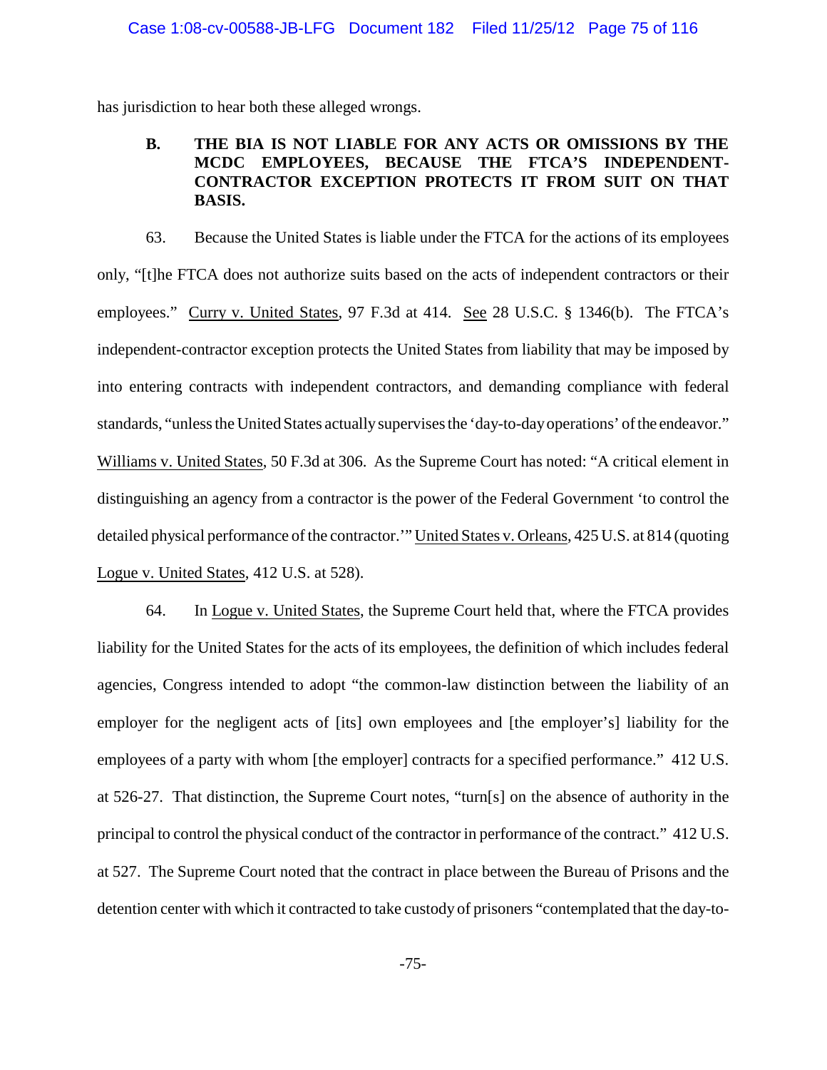has jurisdiction to hear both these alleged wrongs.

### B. THE BIA IS NOT LIABLE FOR ANY ACTS OR OMISSIONS BY THE MCDC EMPLOYEES, BECAUSE THE FTCA'S INDEPENDENT-CONTRACTOR EXCEPTION PROTECTS IT FROM SUIT ON THAT BASIS.

63. Because the United States is liable under the FTCA for the actions of its employees only, "[t]he FTCA does not authorize suits based on the acts of independent contractors or their employees." Curry v. United States, 97 F.3d at 414. See 28 U.S.C. § 1346(b). The FTCA's independent-contractor exception protects the United States from liability that may be imposed by into entering contracts with independent contractors, and demanding compliance with federal standards, "unless the United States actually supervises the 'day-to-day operations' of the endeavor." Williams v. United States, 50 F.3d at 306. As the Supreme Court has noted: "A critical element in distinguishing an agency from a contractor is the power of the Federal Government 'to control the detailed physical performance of the contractor.'" United States v. Orleans, 425 U.S. at 814 (quoting Logue v. United States, 412 U.S. at 528).

64. In Logue v. United States, the Supreme Court held that, where the FTCA provides liability for the United States for the acts of its employees, the definition of which includes federal agencies, Congress intended to adopt "the common-law distinction between the liability of an employer for the negligent acts of [its] own employees and [the employer's] liability for the employees of a party with whom [the employer] contracts for a specified performance." 412 U.S. at 526-27. That distinction, the Supreme Court notes, "turn[s] on the absence of authority in the principal to control the physical conduct of the contractor in performance of the contract." 412 U.S. at 527. The Supreme Court noted that the contract in place between the Bureau of Prisons and the detention center with which it contracted to take custody of prisoners "contemplated that the day-to-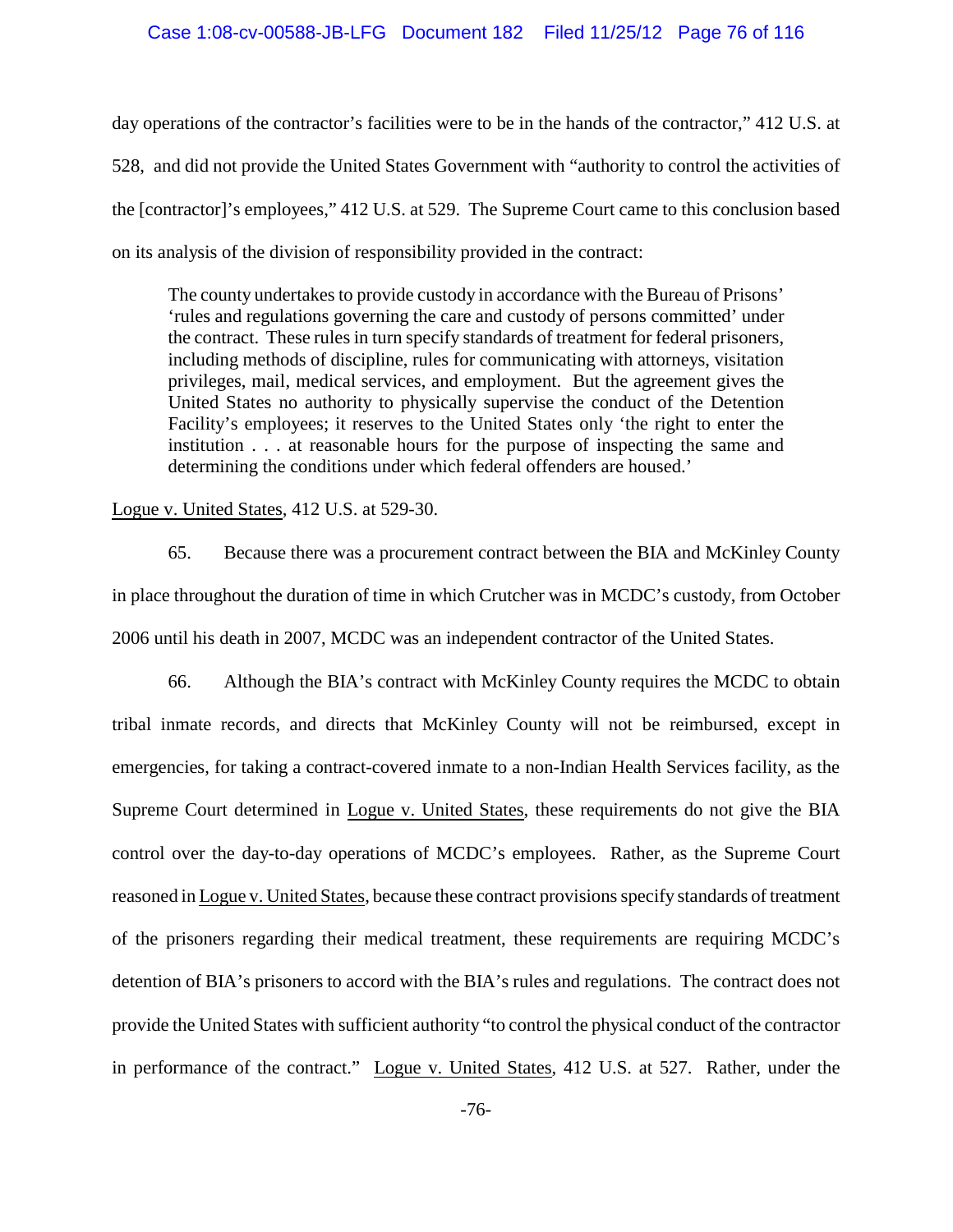day operations of the contractor's facilities were to be in the hands of the contractor," 412 U.S. at 528, and did not provide the United States Government with "authority to control the activities of the [contractor]'s employees," 412 U.S. at 529. The Supreme Court came to this conclusion based on its analysis of the division of responsibility provided in the contract:

> The county undertakes to provide custody in accordance with the Bureau of Prisons' 'rules and regulations governing the care and custody of persons committed' under the contract. These rules in turn specify standards of treatment for federal prisoners, including methods of discipline, rules for communicating with attorneys, visitation privileges, mail, medical services, and employment. But the agreement gives the United States no authority to physically supervise the conduct of the Detention Facility's employees; it reserves to the United States only 'the right to enter the institution . . . at reasonable hours for the purpose of inspecting the same and determining the conditions under which federal offenders are housed.'

Logue v. United States, 412 U.S. at 529-30.

65. Because there was a procurement contract between the BIA and McKinley County in place throughout the duration of time in which Crutcher was in MCDC's custody, from October 2006 until his death in 2007, MCDC was an independent contractor of the United States.

66. Although the BIA's contract with McKinley County requires the MCDC to obtain tribal inmate records, and directs that McKinley County will not be reimbursed, except in emergencies, for taking a contract-covered inmate to a non-Indian Health Services facility, as the Supreme Court determined in Logue v. United States, these requirements do not give the BIA control over the day-to-day operations of MCDC's employees. Rather, as the Supreme Court reasoned in Logue v. United States, because these contract provisions specify standards of treatment of the prisoners regarding their medical treatment, these requirements are requiring MCDC's detention of BIA's prisoners to accord with the BIA's rules and regulations. The contract does not provide the United States with sufficient authority "to control the physical conduct of the contractor in performance of the contract." Logue v. United States, 412 U.S. at 527. Rather, under the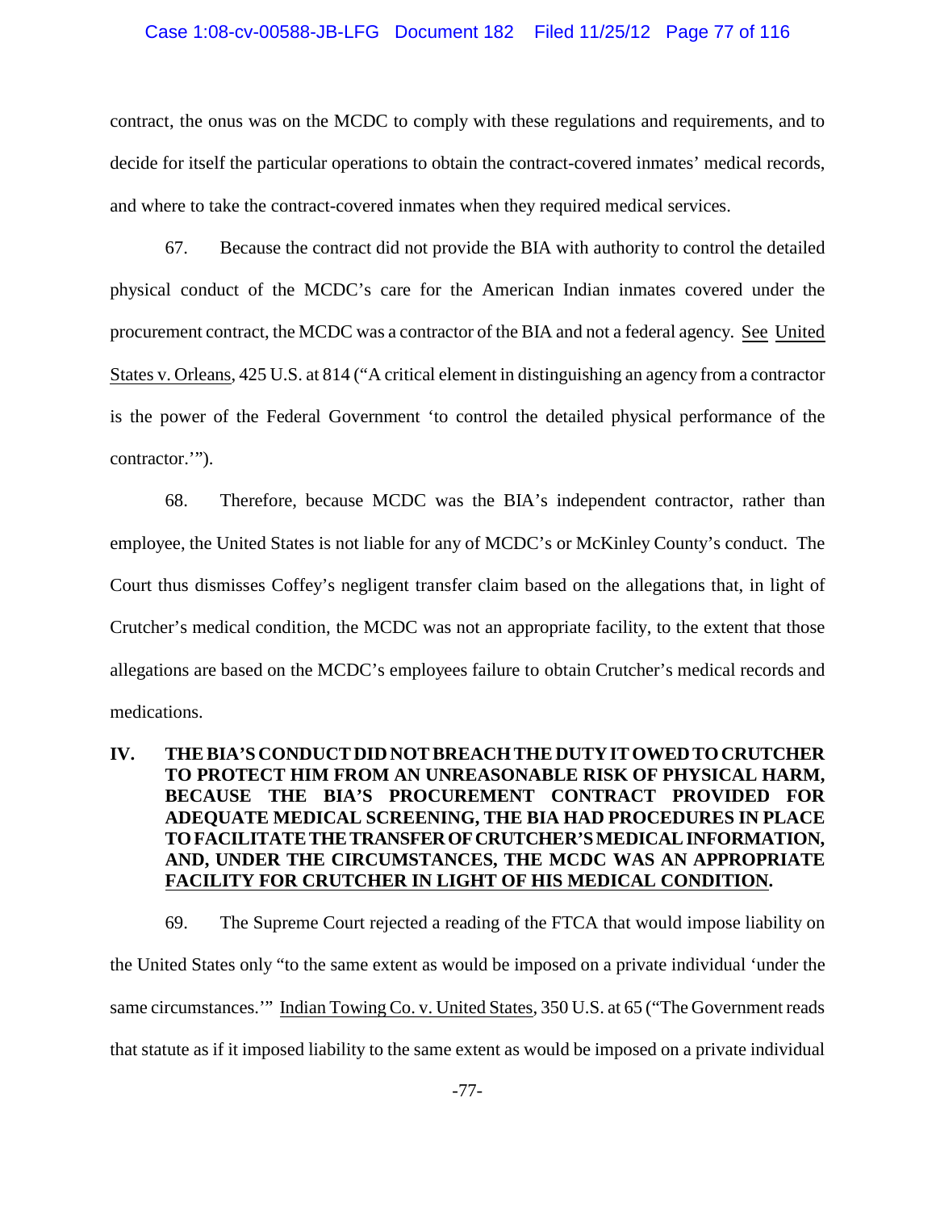contract, the onus was on the MCDC to comply with these regulations and requirements, and to decide for itself the particular operations to obtain the contract-covered inmates' medical records, and where to take the contract-covered inmates when they required medical services.

67. Because the contract did not provide the BIA with authority to control the detailed physical conduct of the MCDC's care for the American Indian inmates covered under the procurement contract, the MCDC was a contractor of the BIA and not a federal agency. See United States v. Orleans, 425 U.S. at 814 ("A critical element in distinguishing an agency from a contractor is the power of the Federal Government 'to control the detailed physical performance of the contractor.'").

68. Therefore, because MCDC was the BIA's independent contractor, rather than employee, the United States is not liable for any of MCDC's or McKinley County's conduct. The Court thus dismisses Coffey's negligent transfer claim based on the allegations that, in light of Crutcher's medical condition, the MCDC was not an appropriate facility, to the extent that those allegations are based on the MCDC's employees failure to obtain Crutcher's medical records and medications.

## IV. THE BIA'S CONDUCT DID NOT BREACH THE DUTY IT OWED TO CRUTCHER TO PROTECT HIM FROM AN UNREASONABLE RISK OF PHYSICAL HARM, BECAUSE THE BIA'S PROCUREMENT CONTRACT PROVIDED FOR ADEQUATE MEDICAL SCREENING, THE BIA HAD PROCEDURES IN PLACE TO FACILITATE THE TRANSFER OF CRUTCHER'S MEDICAL INFORMATION, AND, UNDER THE CIRCUMSTANCES, THE MCDC WAS AN APPROPRIATE FACILITY FOR CRUTCHER IN LIGHT OF HIS MEDICAL CONDITION.

69. The Supreme Court rejected a reading of the FTCA that would impose liability on the United States only "to the same extent as would be imposed on a private individual 'under the same circumstances.'" Indian Towing Co. v. United States, 350 U.S. at 65 ("The Government reads that statute as if it imposed liability to the same extent as would be imposed on a private individual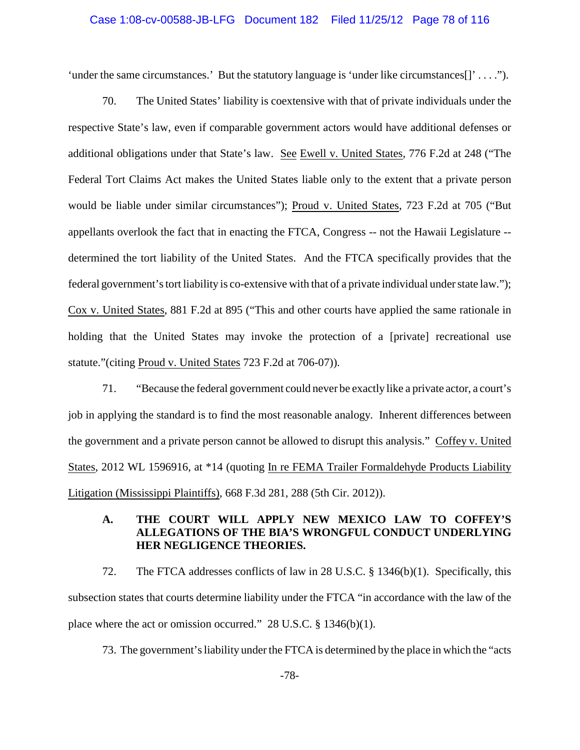'under the same circumstances.' But the statutory language is 'under like circumstances[]' . . . .").

70. The United States' liability is coextensive with that of private individuals under the respective State's law, even if comparable government actors would have additional defenses or additional obligations under that State's law. See Ewell v. United States, 776 F.2d at 248 ("The Federal Tort Claims Act makes the United States liable only to the extent that a private person would be liable under similar circumstances"); Proud v. United States, 723 F.2d at 705 ("But appellants overlook the fact that in enacting the FTCA, Congress -- not the Hawaii Legislature -- determined the tort liability of the United States. And the FTCA specifically provides that the federal government's tort liability is co-extensive with that of a private individual under state law."); Cox v. United States, 881 F.2d at 895 ("This and other courts have applied the same rationale in holding that the United States may invoke the protection of a [private] recreational use statute."(citing Proud v. United States 723 F.2d at 706-07)).

71. "Because the federal government could never be exactly like a private actor, a court's job in applying the standard is to find the most reasonable analogy. Inherent differences between the government and a private person cannot be allowed to disrupt this analysis." Coffey v. United States, 2012 WL 1596916, at *14 (quoting In re FEMA Trailer Formaldehyde Products Liability Litigation (Mississippi Plaintiffs), 668 F.3d 281, 288 (5th Cir. 2012)).

### A. THE COURT WILL APPLY NEW MEXICO LAW TO COFFEY'S ALLEGATIONS OF THE BIA'S WRONGFUL CONDUCT UNDERLYING HER NEGLIGENCE THEORIES.

72. The FTCA addresses conflicts of law in 28 U.S.C. § 1346(b)(1). Specifically, this subsection states that courts determine liability under the FTCA "in accordance with the law of the place where the act or omission occurred." 28 U.S.C. § 1346(b)(1).

73. The government's liability under the FTCA is determined by the place in which the "acts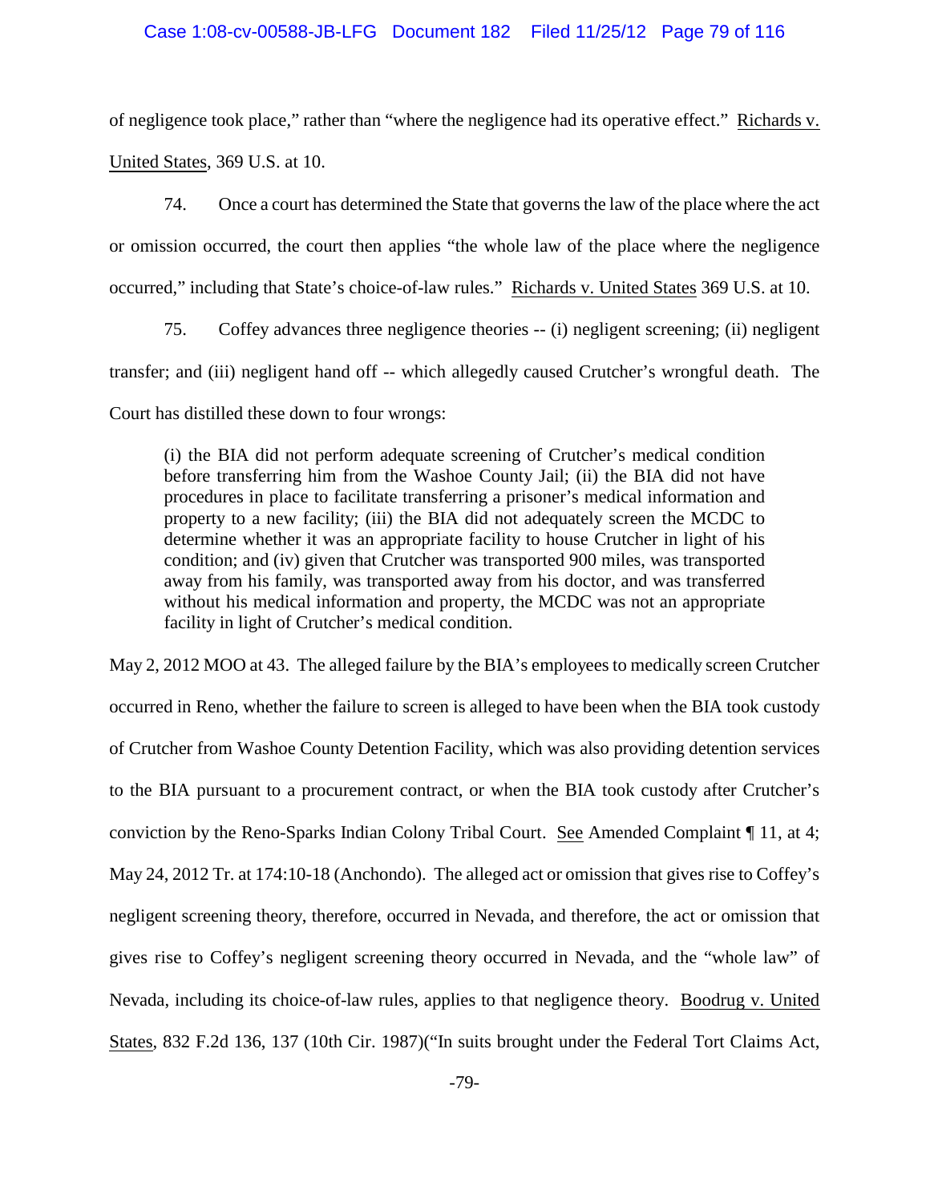of negligence took place," rather than "where the negligence had its operative effect." Richards v. United States, 369 U.S. at 10.

74. Once a court has determined the State that governs the law of the place where the act or omission occurred, the court then applies "the whole law of the place where the negligence occurred," including that State's choice-of-law rules." Richards v. United States 369 U.S. at 10.

75. Coffey advances three negligence theories -- (i) negligent screening; (ii) negligent transfer; and (iii) negligent hand off -- which allegedly caused Crutcher's wrongful death. The Court has distilled these down to four wrongs:

> (i) the BIA did not perform adequate screening of Crutcher's medical condition before transferring him from the Washoe County Jail; (ii) the BIA did not have procedures in place to facilitate transferring a prisoner's medical information and property to a new facility; (iii) the BIA did not adequately screen the MCDC to determine whether it was an appropriate facility to house Crutcher in light of his condition; and (iv) given that Crutcher was transported 900 miles, was transported away from his family, was transported away from his doctor, and was transferred without his medical information and property, the MCDC was not an appropriate facility in light of Crutcher's medical condition.

May 2, 2012 MOO at 43. The alleged failure by the BIA's employees to medically screen Crutcher occurred in Reno, whether the failure to screen is alleged to have been when the BIA took custody of Crutcher from Washoe County Detention Facility, which was also providing detention services to the BIA pursuant to a procurement contract, or when the BIA took custody after Crutcher's conviction by the Reno-Sparks Indian Colony Tribal Court. See Amended Complaint ¶ 11, at 4; May 24, 2012 Tr. at 174:10-18 (Anchondo). The alleged act or omission that gives rise to Coffey's negligent screening theory, therefore, occurred in Nevada, and therefore, the act or omission that gives rise to Coffey's negligent screening theory occurred in Nevada, and the "whole law" of Nevada, including its choice-of-law rules, applies to that negligence theory. Boodrug v. United States, 832 F.2d 136, 137 (10th Cir. 1987)("In suits brought under the Federal Tort Claims Act,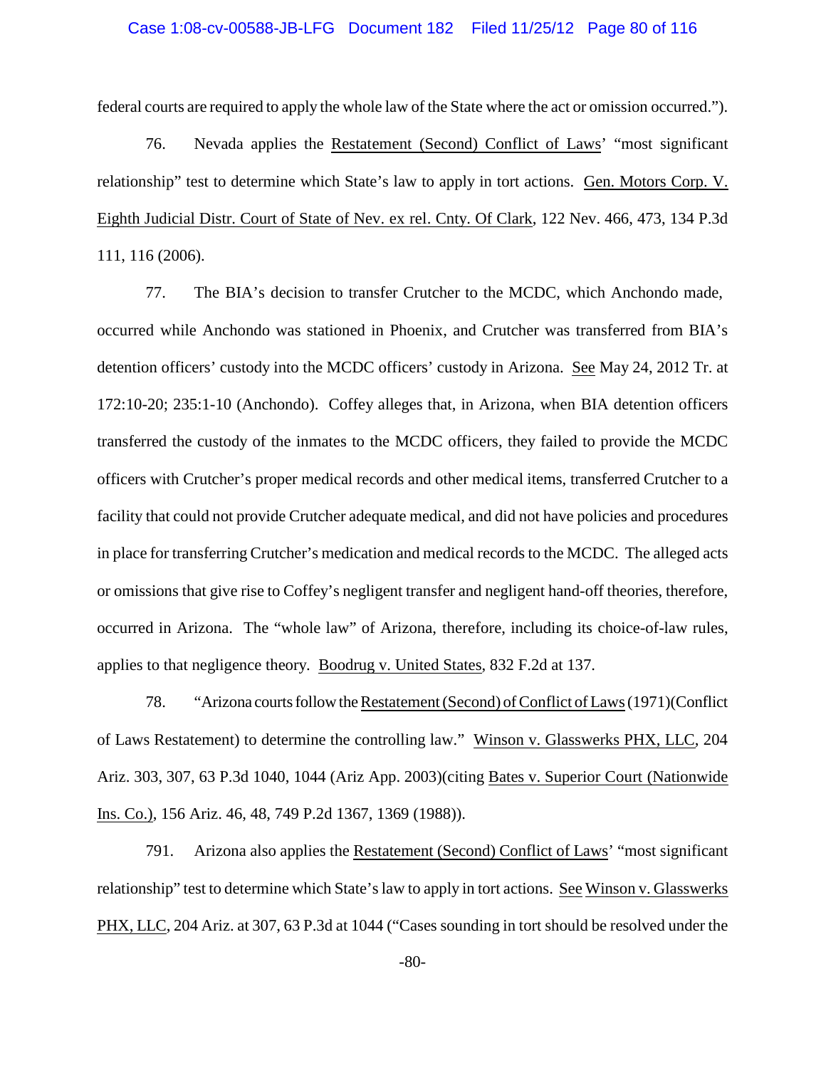federal courts are required to apply the whole law of the State where the act or omission occurred.").

76. Nevada applies the Restatement (Second) Conflict of Laws' "most significant relationship" test to determine which State's law to apply in tort actions. Gen. Motors Corp. V. Eighth Judicial Distr. Court of State of Nev. ex rel. Cnty. Of Clark, 122 Nev. 466, 473, 134 P.3d 111, 116 (2006).

77. The BIA's decision to transfer Crutcher to the MCDC, which Anchondo made, occurred while Anchondo was stationed in Phoenix, and Crutcher was transferred from BIA's detention officers' custody into the MCDC officers' custody in Arizona. See May 24, 2012 Tr. at 172:10-20; 235:1-10 (Anchondo). Coffey alleges that, in Arizona, when BIA detention officers transferred the custody of the inmates to the MCDC officers, they failed to provide the MCDC officers with Crutcher's proper medical records and other medical items, transferred Crutcher to a facility that could not provide Crutcher adequate medical, and did not have policies and procedures in place for transferring Crutcher's medication and medical records to the MCDC. The alleged acts or omissions that give rise to Coffey's negligent transfer and negligent hand-off theories, therefore, occurred in Arizona. The "whole law" of Arizona, therefore, including its choice-of-law rules, applies to that negligence theory. Boodrug v. United States, 832 F.2d at 137.

78. "Arizona courts follow the Restatement (Second) of Conflict of Laws (1971)(Conflict of Laws Restatement) to determine the controlling law." Winson v. Glasswerks PHX, LLC, 204 Ariz. 303, 307, 63 P.3d 1040, 1044 (Ariz App. 2003)(citing Bates v. Superior Court (Nationwide Ins. Co.), 156 Ariz. 46, 48, 749 P.2d 1367, 1369 (1988)).

791. Arizona also applies the Restatement (Second) Conflict of Laws' "most significant relationship" test to determine which State's law to apply in tort actions. See Winson v. Glasswerks PHX, LLC, 204 Ariz. at 307, 63 P.3d at 1044 ("Cases sounding in tort should be resolved under the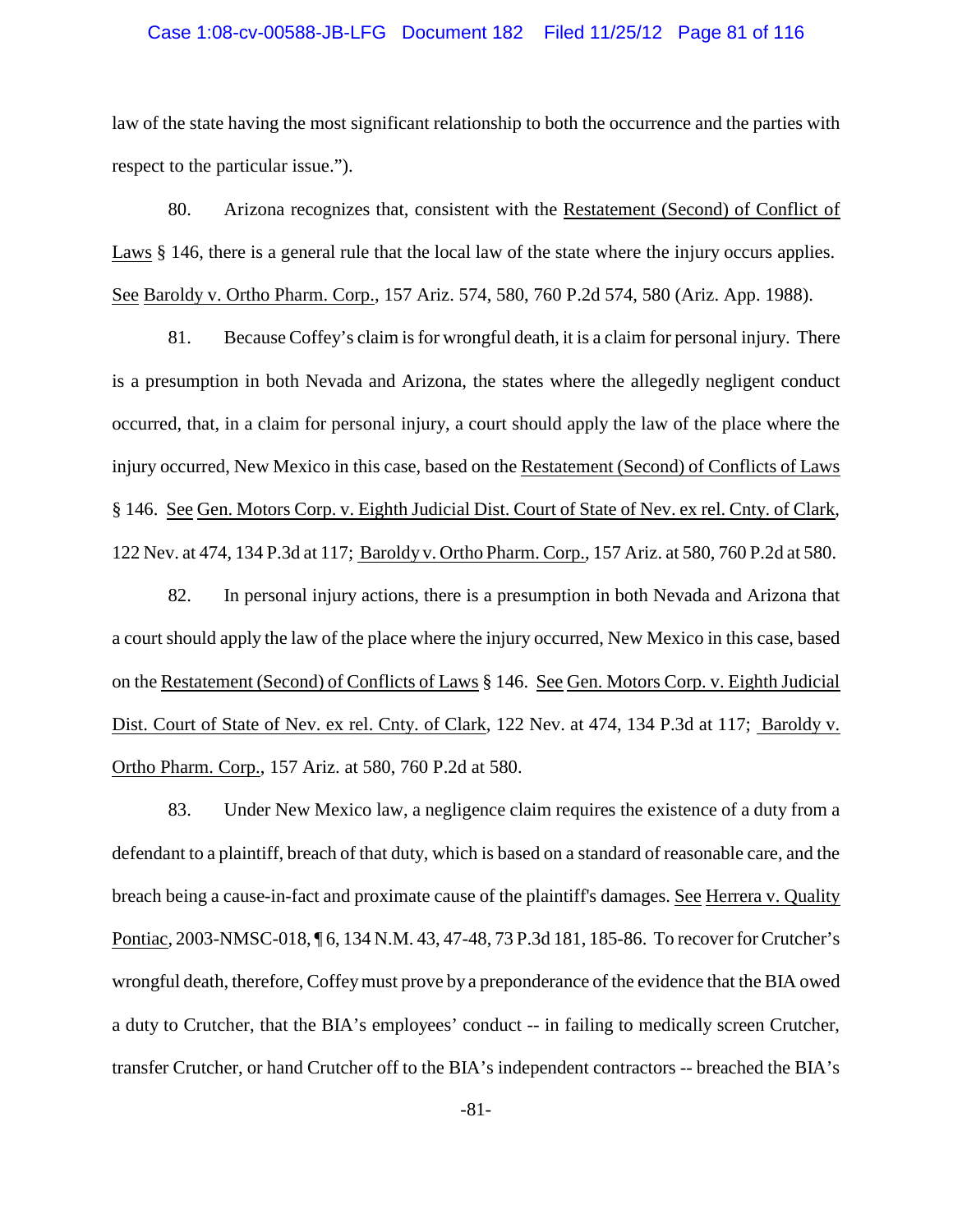law of the state having the most significant relationship to both the occurrence and the parties with respect to the particular issue.").

80. Arizona recognizes that, consistent with the Restatement (Second) of Conflict of Laws § 146, there is a general rule that the local law of the state where the injury occurs applies. See Baroldy v. Ortho Pharm. Corp., 157 Ariz. 574, 580, 760 P.2d 574, 580 (Ariz. App. 1988).

81. Because Coffey's claim is for wrongful death, it is a claim for personal injury. There is a presumption in both Nevada and Arizona, the states where the allegedly negligent conduct occurred, that, in a claim for personal injury, a court should apply the law of the place where the injury occurred, New Mexico in this case, based on the Restatement (Second) of Conflicts of Laws § 146. See Gen. Motors Corp. v. Eighth Judicial Dist. Court of State of Nev. ex rel. Cnty. of Clark, 122 Nev. at 474, 134 P.3d at 117; Baroldy v. Ortho Pharm. Corp., 157 Ariz. at 580, 760 P.2d at 580.

82. In personal injury actions, there is a presumption in both Nevada and Arizona that a court should apply the law of the place where the injury occurred, New Mexico in this case, based on the Restatement (Second) of Conflicts of Laws § 146. See Gen. Motors Corp. v. Eighth Judicial Dist. Court of State of Nev. ex rel. Cnty. of Clark, 122 Nev. at 474, 134 P.3d at 117; Baroldy v. Ortho Pharm. Corp., 157 Ariz. at 580, 760 P.2d at 580.

83. Under New Mexico law, a negligence claim requires the existence of a duty from a defendant to a plaintiff, breach of that duty, which is based on a standard of reasonable care, and the breach being a cause-in-fact and proximate cause of the plaintiff's damages. See Herrera v. Quality Pontiac, 2003-NMSC-018, ¶ 6, 134 N.M. 43, 47-48, 73 P.3d 181, 185-86. To recover for Crutcher's wrongful death, therefore, Coffey must prove by a preponderance of the evidence that the BIA owed a duty to Crutcher, that the BIA's employees' conduct -- in failing to medically screen Crutcher, transfer Crutcher, or hand Crutcher off to the BIA's independent contractors -- breached the BIA's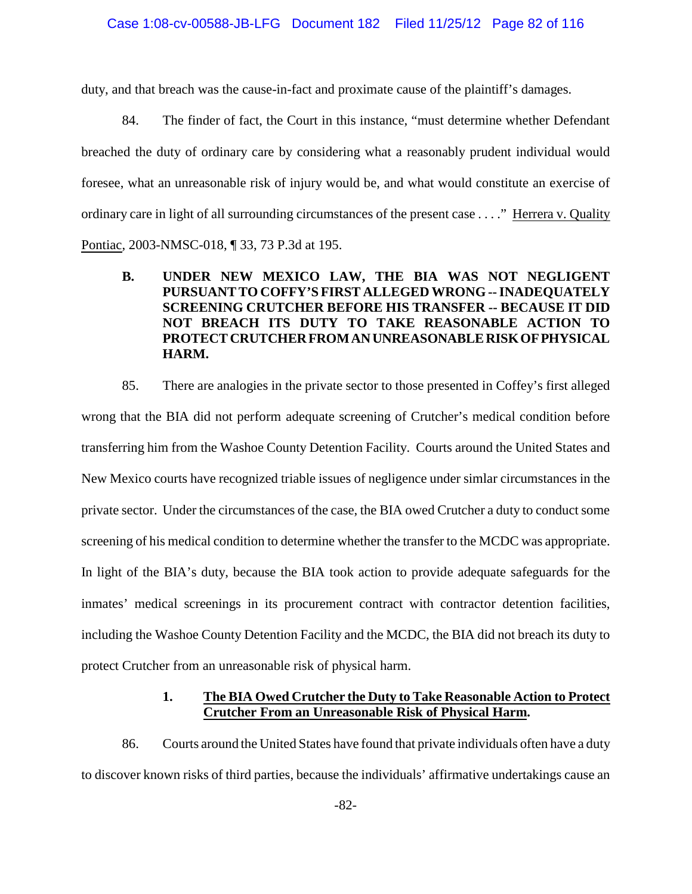duty, and that breach was the cause-in-fact and proximate cause of the plaintiff's damages.

84. The finder of fact, the Court in this instance, "must determine whether Defendant breached the duty of ordinary care by considering what a reasonably prudent individual would foresee, what an unreasonable risk of injury would be, and what would constitute an exercise of ordinary care in light of all surrounding circumstances of the present case . . . ." Herrera v. Quality Pontiac, 2003-NMSC-018, ¶ 33, 73 P.3d at 195.

### B. UNDER NEW MEXICO LAW, THE BIA WAS NOT NEGLIGENT PURSUANT TO COFFY'S FIRST ALLEGED WRONG -- INADEQUATELY SCREENING CRUTCHER BEFORE HIS TRANSFER -- BECAUSE IT DID NOT BREACH ITS DUTY TO TAKE REASONABLE ACTION TO PROTECT CRUTCHER FROM AN UNREASONABLE RISK OF PHYSICAL HARM.

85. There are analogies in the private sector to those presented in Coffey's first alleged wrong that the BIA did not perform adequate screening of Crutcher's medical condition before transferring him from the Washoe County Detention Facility. Courts around the United States and New Mexico courts have recognized triable issues of negligence under simlar circumstances in the private sector. Under the circumstances of the case, the BIA owed Crutcher a duty to conduct some screening of his medical condition to determine whether the transfer to the MCDC was appropriate. In light of the BIA's duty, because the BIA took action to provide adequate safeguards for the inmates' medical screenings in its procurement contract with contractor detention facilities, including the Washoe County Detention Facility and the MCDC, the BIA did not breach its duty to protect Crutcher from an unreasonable risk of physical harm.

#### 1. The BIA Owed Crutcher the Duty to Take Reasonable Action to Protect Crutcher From an Unreasonable Risk of Physical Harm.

86. Courts around the United States have found that private individuals often have a duty to discover known risks of third parties, because the individuals' affirmative undertakings cause an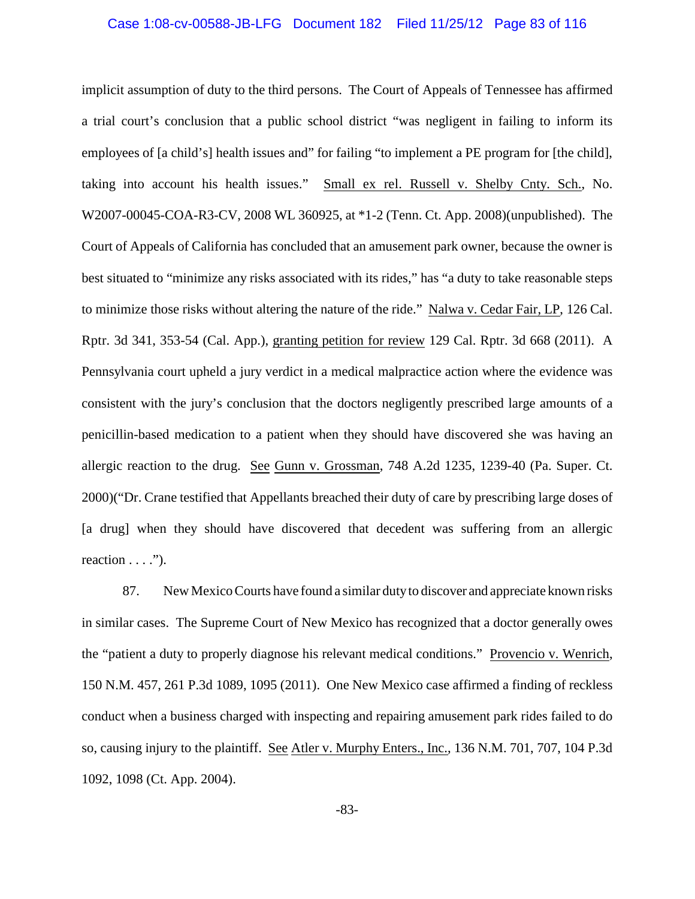implicit assumption of duty to the third persons. The Court of Appeals of Tennessee has affirmed a trial court's conclusion that a public school district "was negligent in failing to inform its employees of [a child's] health issues and" for failing "to implement a PE program for [the child], taking into account his health issues." Small ex rel. Russell v. Shelby Cnty. Sch., No. W2007-00045-COA-R3-CV, 2008 WL 360925, at *1-2 (Tenn. Ct. App. 2008)(unpublished). The Court of Appeals of California has concluded that an amusement park owner, because the owner is best situated to "minimize any risks associated with its rides," has "a duty to take reasonable steps to minimize those risks without altering the nature of the ride." Nalwa v. Cedar Fair, LP, 126 Cal. Rptr. 3d 341, 353-54 (Cal. App.), granting petition for review 129 Cal. Rptr. 3d 668 (2011). A Pennsylvania court upheld a jury verdict in a medical malpractice action where the evidence was consistent with the jury's conclusion that the doctors negligently prescribed large amounts of a penicillin-based medication to a patient when they should have discovered she was having an allergic reaction to the drug. See Gunn v. Grossman, 748 A.2d 1235, 1239-40 (Pa. Super. Ct. 2000)("Dr. Crane testified that Appellants breached their duty of care by prescribing large doses of [a drug] when they should have discovered that decedent was suffering from an allergic reaction . . . .").

87. New Mexico Courts have found a similar duty to discover and appreciate known risks in similar cases. The Supreme Court of New Mexico has recognized that a doctor generally owes the "patient a duty to properly diagnose his relevant medical conditions." Provencio v. Wenrich, 150 N.M. 457, 261 P.3d 1089, 1095 (2011). One New Mexico case affirmed a finding of reckless conduct when a business charged with inspecting and repairing amusement park rides failed to do so, causing injury to the plaintiff. See Atler v. Murphy Enters., Inc., 136 N.M. 701, 707, 104 P.3d 1092, 1098 (Ct. App. 2004).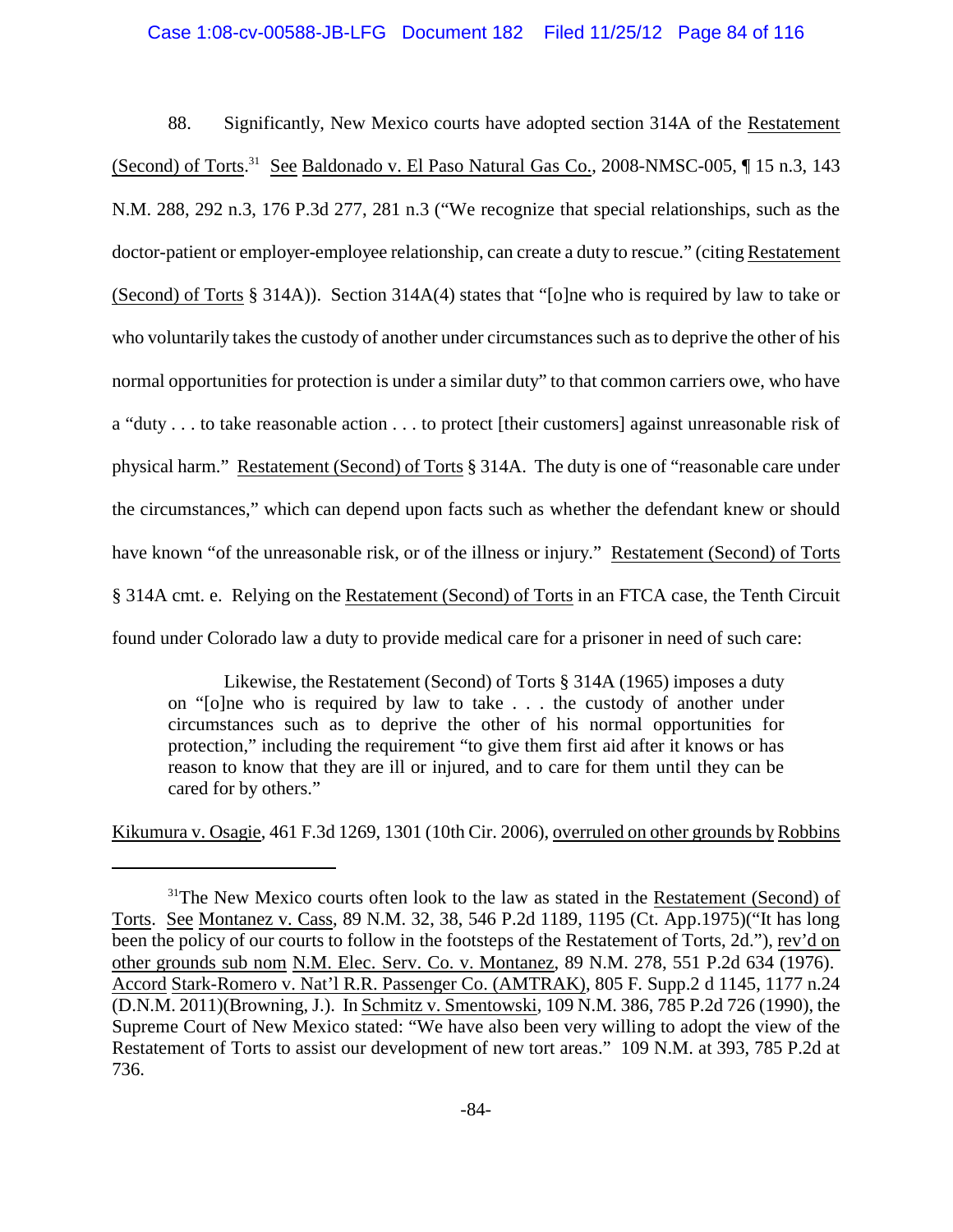88. Significantly, New Mexico courts have adopted section 314A of the Restatement (Second) of Torts.[31] See Baldonado v. El Paso Natural Gas Co., 2008-NMSC-005, ¶ 15 n.3, 143 N.M. 288, 292 n.3, 176 P.3d 277, 281 n.3 ("We recognize that special relationships, such as the doctor-patient or employer-employee relationship, can create a duty to rescue." (citing Restatement (Second) of Torts § 314A)). Section 314A(4) states that "[o]ne who is required by law to take or who voluntarily takes the custody of another under circumstances such as to deprive the other of his normal opportunities for protection is under a similar duty" to that common carriers owe, who have a "duty . . . to take reasonable action . . . to protect [their customers] against unreasonable risk of physical harm." Restatement (Second) of Torts § 314A. The duty is one of "reasonable care under the circumstances," which can depend upon facts such as whether the defendant knew or should have known "of the unreasonable risk, or of the illness or injury." Restatement (Second) of Torts § 314A cmt. e. Relying on the Restatement (Second) of Torts in an FTCA case, the Tenth Circuit found under Colorado law a duty to provide medical care for a prisoner in need of such care:

> Likewise, the Restatement (Second) of Torts § 314A (1965) imposes a duty on "[o]ne who is required by law to take . . . the custody of another under circumstances such as to deprive the other of his normal opportunities for protection," including the requirement "to give them first aid after it knows or has reason to know that they are ill or injured, and to care for them until they can be cared for by others."

Kikumura v. Osagie, 461 F.3d 1269, 1301 (10th Cir. 2006), overruled on other grounds by Robbins

---

[31] The New Mexico courts often look to the law as stated in the Restatement (Second) of Torts. See Montanez v. Cass, 89 N.M. 32, 38, 546 P.2d 1189, 1195 (Ct. App.1975)("It has long been the policy of our courts to follow in the footsteps of the Restatement of Torts, 2d."), rev'd on other grounds sub nom N.M. Elec. Serv. Co. v. Montanez, 89 N.M. 278, 551 P.2d 634 (1976). Accord Stark-Romero v. Nat'l R.R. Passenger Co. (AMTRAK), 805 F. Supp.2 d 1145, 1177 n.24 (D.N.M. 2011)(Browning, J.). In Schmitz v. Smentowski, 109 N.M. 386, 785 P.2d 726 (1990), the Supreme Court of New Mexico stated: "We have also been very willing to adopt the view of the Restatement of Torts to assist our development of new tort areas." 109 N.M. at 393, 785 P.2d at 736.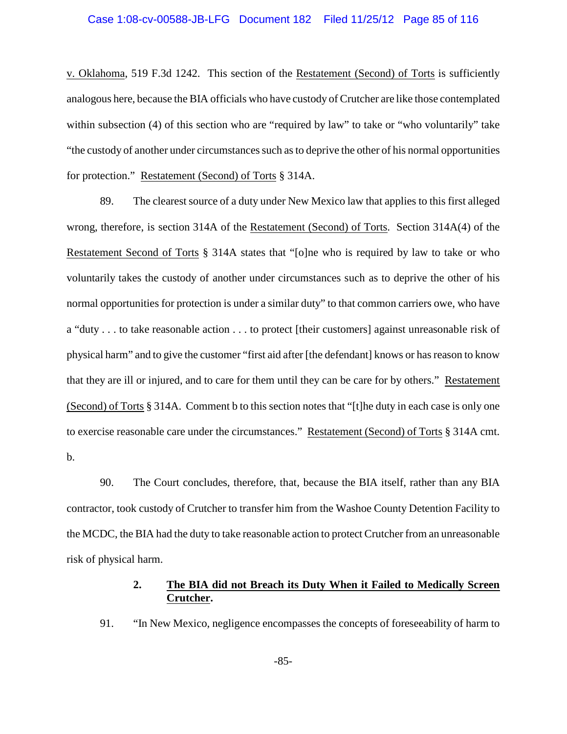v. Oklahoma, 519 F.3d 1242. This section of the Restatement (Second) of Torts is sufficiently analogous here, because the BIA officials who have custody of Crutcher are like those contemplated within subsection (4) of this section who are "required by law" to take or "who voluntarily" take "the custody of another under circumstances such as to deprive the other of his normal opportunities for protection." Restatement (Second) of Torts § 314A.

89. The clearest source of a duty under New Mexico law that applies to this first alleged wrong, therefore, is section 314A of the Restatement (Second) of Torts. Section 314A(4) of the Restatement Second of Torts § 314A states that "[o]ne who is required by law to take or who voluntarily takes the custody of another under circumstances such as to deprive the other of his normal opportunities for protection is under a similar duty" to that common carriers owe, who have a "duty . . . to take reasonable action . . . to protect [their customers] against unreasonable risk of physical harm" and to give the customer "first aid after [the defendant] knows or has reason to know that they are ill or injured, and to care for them until they can be care for by others." Restatement (Second) of Torts § 314A. Comment b to this section notes that "[t]he duty in each case is only one to exercise reasonable care under the circumstances." Restatement (Second) of Torts § 314A cmt. b.

90. The Court concludes, therefore, that, because the BIA itself, rather than any BIA contractor, took custody of Crutcher to transfer him from the Washoe County Detention Facility to the MCDC, the BIA had the duty to take reasonable action to protect Crutcher from an unreasonable risk of physical harm.

### 2. The BIA did not Breach its Duty When it Failed to Medically Screen Crutcher.

91. "In New Mexico, negligence encompasses the concepts of foreseeability of harm to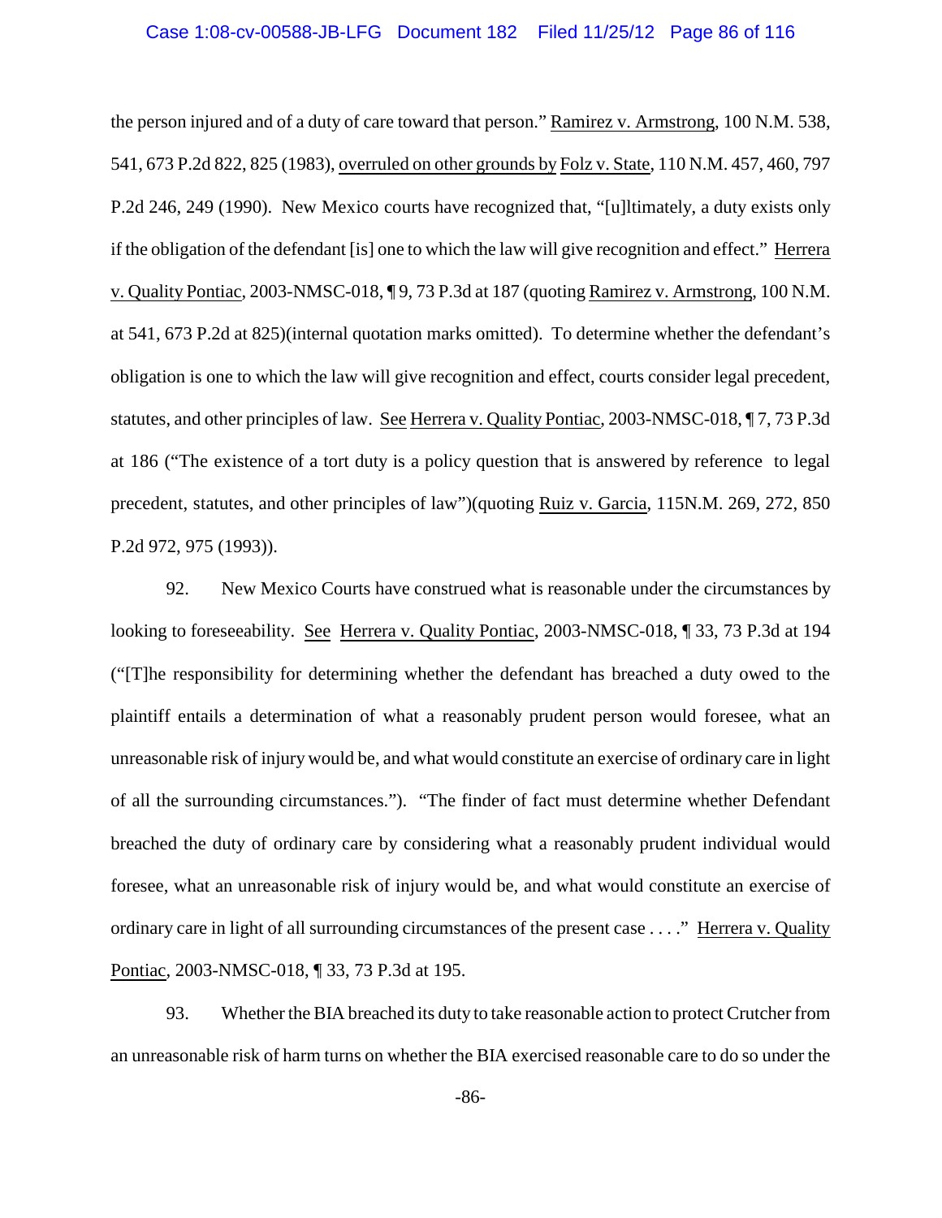the person injured and of a duty of care toward that person." Ramirez v. Armstrong, 100 N.M. 538, 541, 673 P.2d 822, 825 (1983), overruled on other grounds by Folz v. State, 110 N.M. 457, 460, 797 P.2d 246, 249 (1990). New Mexico courts have recognized that, "[u]ltimately, a duty exists only if the obligation of the defendant [is] one to which the law will give recognition and effect." Herrera v. Quality Pontiac, 2003-NMSC-018, ¶ 9, 73 P.3d at 187 (quoting Ramirez v. Armstrong, 100 N.M. at 541, 673 P.2d at 825)(internal quotation marks omitted). To determine whether the defendant's obligation is one to which the law will give recognition and effect, courts consider legal precedent, statutes, and other principles of law. See Herrera v. Quality Pontiac, 2003-NMSC-018, ¶ 7, 73 P.3d at 186 ("The existence of a tort duty is a policy question that is answered by reference to legal precedent, statutes, and other principles of law")(quoting Ruiz v. Garcia, 115N.M. 269, 272, 850 P.2d 972, 975 (1993)).

92. New Mexico Courts have construed what is reasonable under the circumstances by looking to foreseeability. See Herrera v. Quality Pontiac, 2003-NMSC-018, ¶ 33, 73 P.3d at 194 ("[T]he responsibility for determining whether the defendant has breached a duty owed to the plaintiff entails a determination of what a reasonably prudent person would foresee, what an unreasonable risk of injury would be, and what would constitute an exercise of ordinary care in light of all the surrounding circumstances."). "The finder of fact must determine whether Defendant breached the duty of ordinary care by considering what a reasonably prudent individual would foresee, what an unreasonable risk of injury would be, and what would constitute an exercise of ordinary care in light of all surrounding circumstances of the present case . . . ." Herrera v. Quality Pontiac, 2003-NMSC-018, ¶ 33, 73 P.3d at 195.

93. Whether the BIA breached its duty to take reasonable action to protect Crutcher from an unreasonable risk of harm turns on whether the BIA exercised reasonable care to do so under the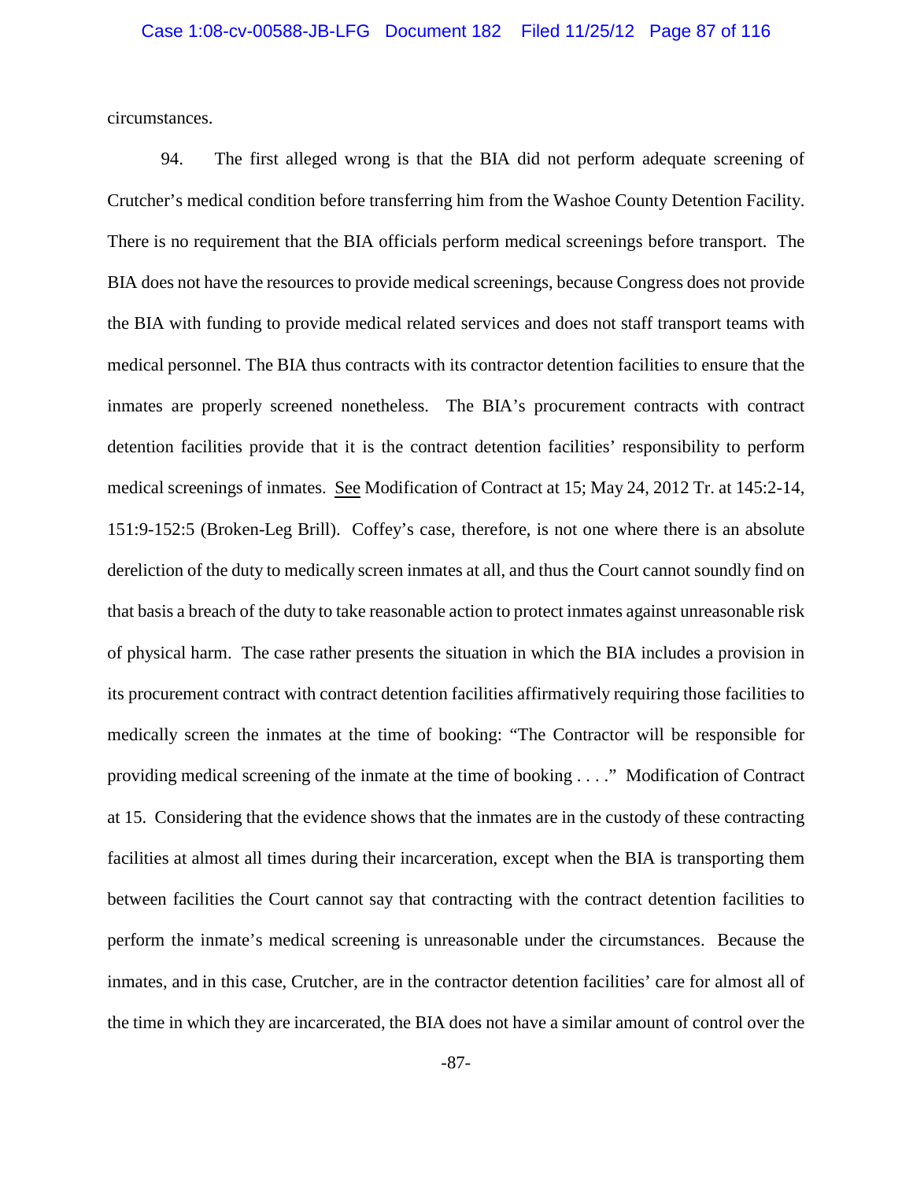circumstances.

94. The first alleged wrong is that the BIA did not perform adequate screening of Crutcher's medical condition before transferring him from the Washoe County Detention Facility. There is no requirement that the BIA officials perform medical screenings before transport. The BIA does not have the resources to provide medical screenings, because Congress does not provide the BIA with funding to provide medical related services and does not staff transport teams with medical personnel. The BIA thus contracts with its contractor detention facilities to ensure that the inmates are properly screened nonetheless. The BIA's procurement contracts with contract detention facilities provide that it is the contract detention facilities' responsibility to perform medical screenings of inmates. See Modification of Contract at 15; May 24, 2012 Tr. at 145:2-14, 151:9-152:5 (Broken-Leg Brill). Coffey's case, therefore, is not one where there is an absolute dereliction of the duty to medically screen inmates at all, and thus the Court cannot soundly find on that basis a breach of the duty to take reasonable action to protect inmates against unreasonable risk of physical harm. The case rather presents the situation in which the BIA includes a provision in its procurement contract with contract detention facilities affirmatively requiring those facilities to medically screen the inmates at the time of booking: "The Contractor will be responsible for providing medical screening of the inmate at the time of booking . . . ." Modification of Contract at 15. Considering that the evidence shows that the inmates are in the custody of these contracting facilities at almost all times during their incarceration, except when the BIA is transporting them between facilities the Court cannot say that contracting with the contract detention facilities to perform the inmate's medical screening is unreasonable under the circumstances. Because the inmates, and in this case, Crutcher, are in the contractor detention facilities' care for almost all of the time in which they are incarcerated, the BIA does not have a similar amount of control over the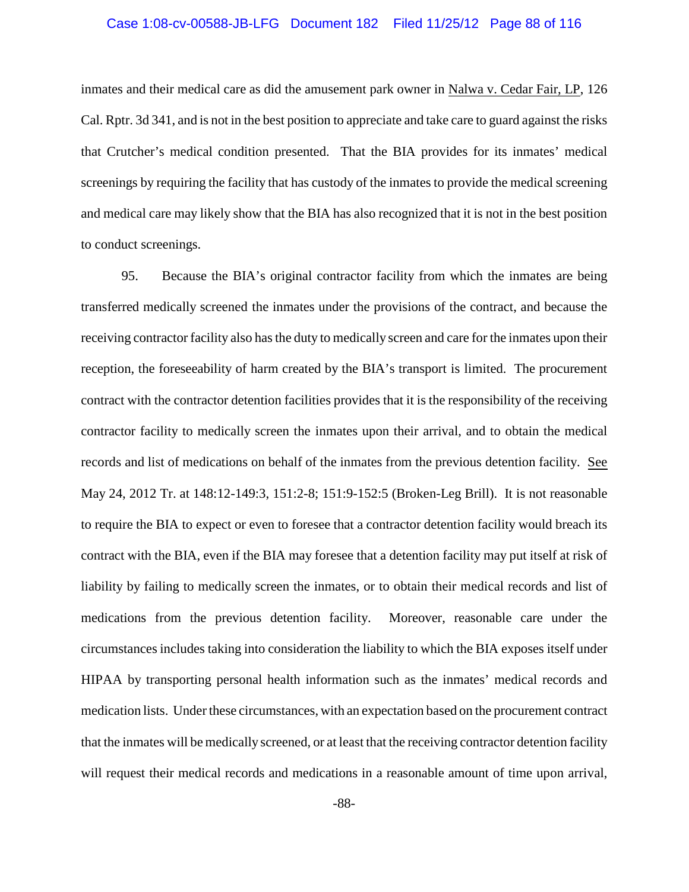inmates and their medical care as did the amusement park owner in Nalwa v. Cedar Fair, LP, 126 Cal. Rptr. 3d 341, and is not in the best position to appreciate and take care to guard against the risks that Crutcher's medical condition presented. That the BIA provides for its inmates' medical screenings by requiring the facility that has custody of the inmates to provide the medical screening and medical care may likely show that the BIA has also recognized that it is not in the best position to conduct screenings.

95. Because the BIA's original contractor facility from which the inmates are being transferred medically screened the inmates under the provisions of the contract, and because the receiving contractor facility also has the duty to medically screen and care for the inmates upon their reception, the foreseeability of harm created by the BIA's transport is limited. The procurement contract with the contractor detention facilities provides that it is the responsibility of the receiving contractor facility to medically screen the inmates upon their arrival, and to obtain the medical records and list of medications on behalf of the inmates from the previous detention facility. See May 24, 2012 Tr. at 148:12-149:3, 151:2-8; 151:9-152:5 (Broken-Leg Brill). It is not reasonable to require the BIA to expect or even to foresee that a contractor detention facility would breach its contract with the BIA, even if the BIA may foresee that a detention facility may put itself at risk of liability by failing to medically screen the inmates, or to obtain their medical records and list of medications from the previous detention facility. Moreover, reasonable care under the circumstances includes taking into consideration the liability to which the BIA exposes itself under HIPAA by transporting personal health information such as the inmates' medical records and medication lists. Under these circumstances, with an expectation based on the procurement contract that the inmates will be medically screened, or at least that the receiving contractor detention facility will request their medical records and medications in a reasonable amount of time upon arrival,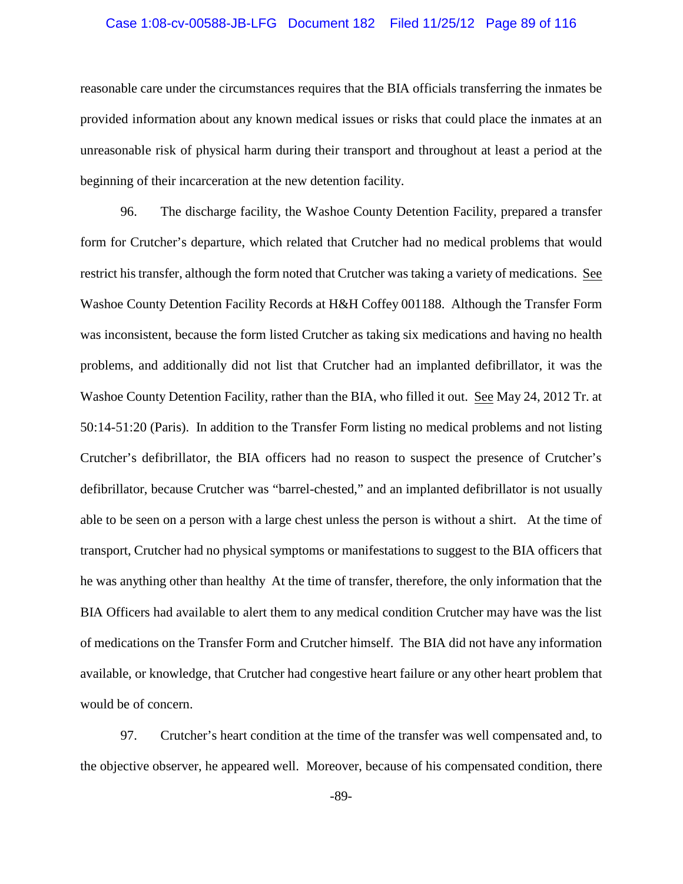reasonable care under the circumstances requires that the BIA officials transferring the inmates be provided information about any known medical issues or risks that could place the inmates at an unreasonable risk of physical harm during their transport and throughout at least a period at the beginning of their incarceration at the new detention facility.

96. The discharge facility, the Washoe County Detention Facility, prepared a transfer form for Crutcher's departure, which related that Crutcher had no medical problems that would restrict his transfer, although the form noted that Crutcher was taking a variety of medications. See Washoe County Detention Facility Records at H&H Coffey 001188. Although the Transfer Form was inconsistent, because the form listed Crutcher as taking six medications and having no health problems, and additionally did not list that Crutcher had an implanted defibrillator, it was the Washoe County Detention Facility, rather than the BIA, who filled it out. See May 24, 2012 Tr. at 50:14-51:20 (Paris). In addition to the Transfer Form listing no medical problems and not listing Crutcher's defibrillator, the BIA officers had no reason to suspect the presence of Crutcher's defibrillator, because Crutcher was "barrel-chested," and an implanted defibrillator is not usually able to be seen on a person with a large chest unless the person is without a shirt. At the time of transport, Crutcher had no physical symptoms or manifestations to suggest to the BIA officers that he was anything other than healthy At the time of transfer, therefore, the only information that the BIA Officers had available to alert them to any medical condition Crutcher may have was the list of medications on the Transfer Form and Crutcher himself. The BIA did not have any information available, or knowledge, that Crutcher had congestive heart failure or any other heart problem that would be of concern.

97. Crutcher's heart condition at the time of the transfer was well compensated and, to the objective observer, he appeared well. Moreover, because of his compensated condition, there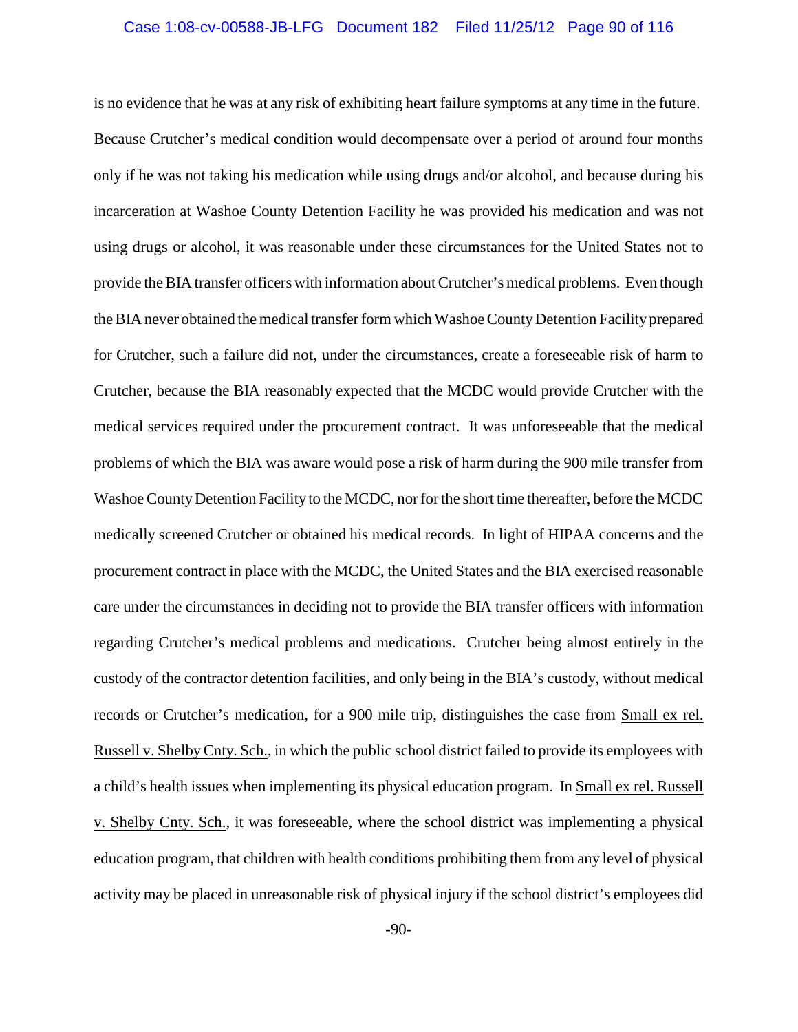is no evidence that he was at any risk of exhibiting heart failure symptoms at any time in the future. Because Crutcher's medical condition would decompensate over a period of around four months only if he was not taking his medication while using drugs and/or alcohol, and because during his incarceration at Washoe County Detention Facility he was provided his medication and was not using drugs or alcohol, it was reasonable under these circumstances for the United States not to provide the BIA transfer officers with information about Crutcher's medical problems. Even though the BIA never obtained the medical transfer form which Washoe County Detention Facility prepared for Crutcher, such a failure did not, under the circumstances, create a foreseeable risk of harm to Crutcher, because the BIA reasonably expected that the MCDC would provide Crutcher with the medical services required under the procurement contract. It was unforeseeable that the medical problems of which the BIA was aware would pose a risk of harm during the 900 mile transfer from Washoe County Detention Facility to the MCDC, nor for the short time thereafter, before the MCDC medically screened Crutcher or obtained his medical records. In light of HIPAA concerns and the procurement contract in place with the MCDC, the United States and the BIA exercised reasonable care under the circumstances in deciding not to provide the BIA transfer officers with information regarding Crutcher's medical problems and medications. Crutcher being almost entirely in the custody of the contractor detention facilities, and only being in the BIA's custody, without medical records or Crutcher's medication, for a 900 mile trip, distinguishes the case from Small ex rel. Russell v. Shelby Cnty. Sch., in which the public school district failed to provide its employees with a child's health issues when implementing its physical education program. In Small ex rel. Russell v. Shelby Cnty. Sch., it was foreseeable, where the school district was implementing a physical education program, that children with health conditions prohibiting them from any level of physical activity may be placed in unreasonable risk of physical injury if the school district's employees did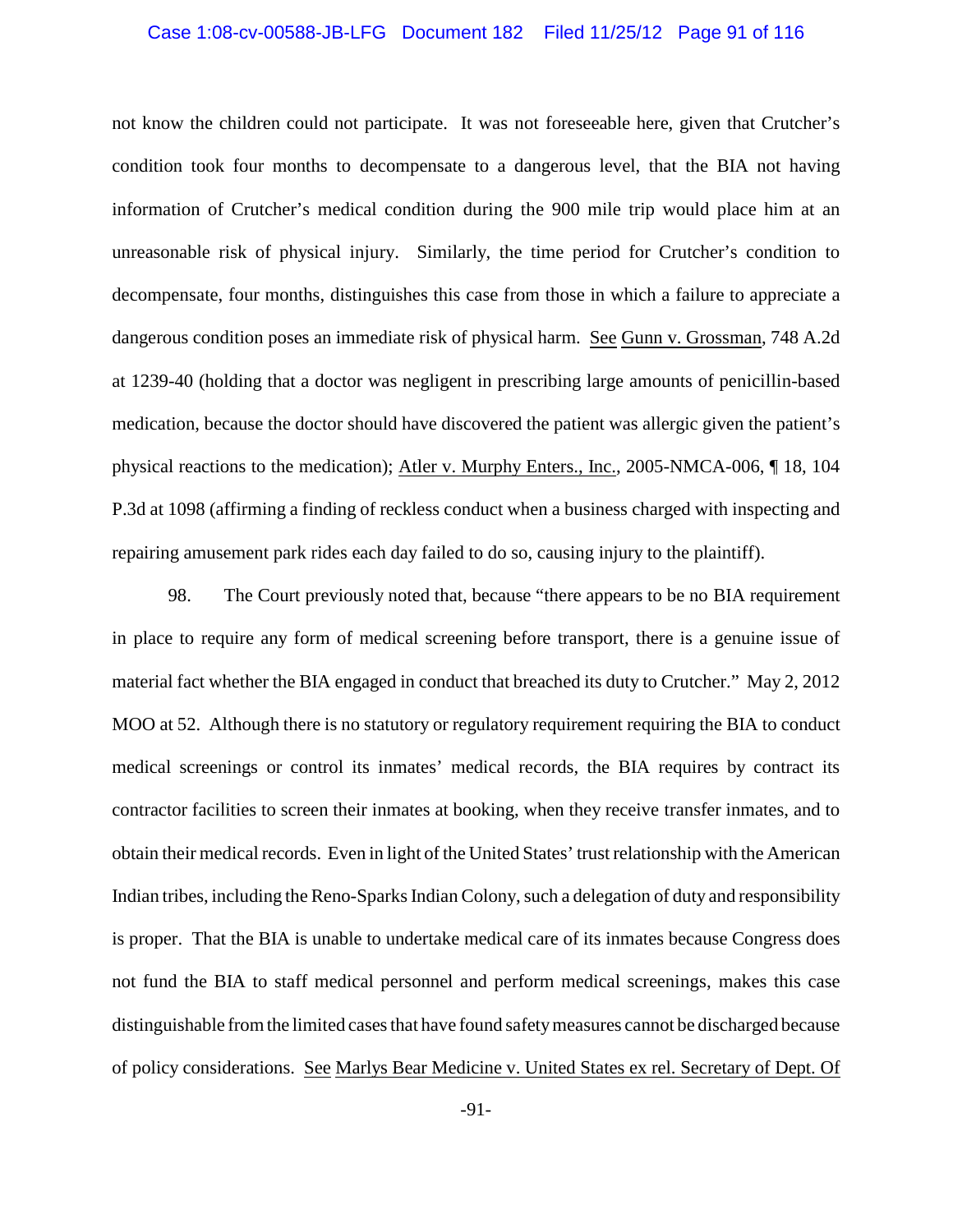not know the children could not participate. It was not foreseeable here, given that Crutcher's condition took four months to decompensate to a dangerous level, that the BIA not having information of Crutcher's medical condition during the 900 mile trip would place him at an unreasonable risk of physical injury. Similarly, the time period for Crutcher's condition to decompensate, four months, distinguishes this case from those in which a failure to appreciate a dangerous condition poses an immediate risk of physical harm. See Gunn v. Grossman, 748 A.2d at 1239-40 (holding that a doctor was negligent in prescribing large amounts of penicillin-based medication, because the doctor should have discovered the patient was allergic given the patient's physical reactions to the medication); Atler v. Murphy Enters., Inc., 2005-NMCA-006, ¶ 18, 104 P.3d at 1098 (affirming a finding of reckless conduct when a business charged with inspecting and repairing amusement park rides each day failed to do so, causing injury to the plaintiff).

98. The Court previously noted that, because "there appears to be no BIA requirement in place to require any form of medical screening before transport, there is a genuine issue of material fact whether the BIA engaged in conduct that breached its duty to Crutcher." May 2, 2012 MOO at 52. Although there is no statutory or regulatory requirement requiring the BIA to conduct medical screenings or control its inmates' medical records, the BIA requires by contract its contractor facilities to screen their inmates at booking, when they receive transfer inmates, and to obtain their medical records. Even in light of the United States' trust relationship with the American Indian tribes, including the Reno-Sparks Indian Colony, such a delegation of duty and responsibility is proper. That the BIA is unable to undertake medical care of its inmates because Congress does not fund the BIA to staff medical personnel and perform medical screenings, makes this case distinguishable from the limited cases that have found safety measures cannot be discharged because of policy considerations. See Marlys Bear Medicine v. United States ex rel. Secretary of Dept. Of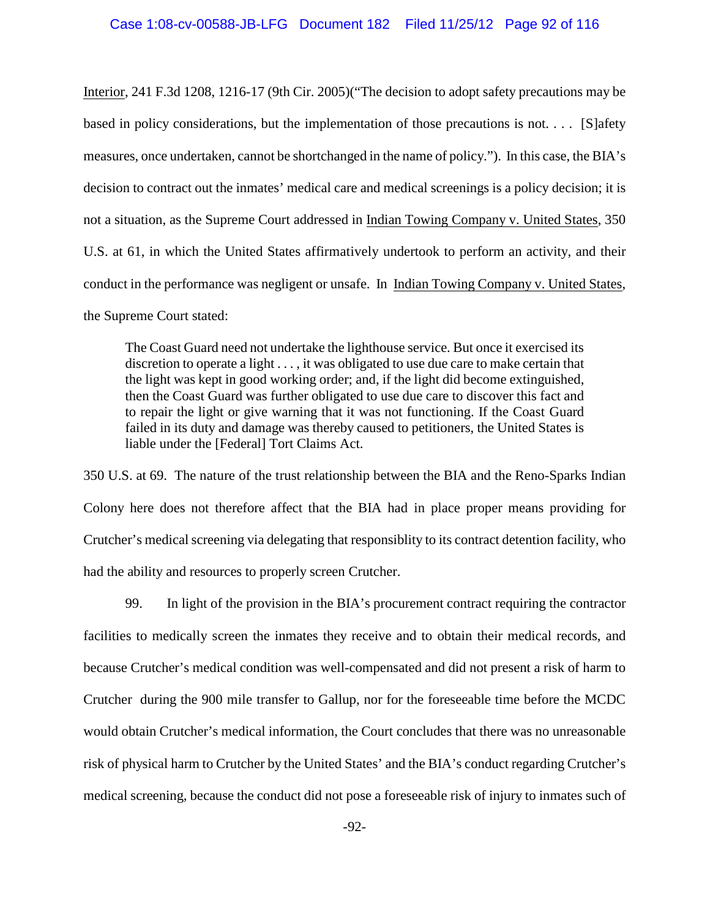Interior, 241 F.3d 1208, 1216-17 (9th Cir. 2005)("The decision to adopt safety precautions may be based in policy considerations, but the implementation of those precautions is not. . . . [S]afety measures, once undertaken, cannot be shortchanged in the name of policy."). In this case, the BIA's decision to contract out the inmates' medical care and medical screenings is a policy decision; it is not a situation, as the Supreme Court addressed in Indian Towing Company v. United States, 350 U.S. at 61, in which the United States affirmatively undertook to perform an activity, and their conduct in the performance was negligent or unsafe. In Indian Towing Company v. United States, the Supreme Court stated:

> The Coast Guard need not undertake the lighthouse service. But once it exercised its discretion to operate a light . . . , it was obligated to use due care to make certain that the light was kept in good working order; and, if the light did become extinguished, then the Coast Guard was further obligated to use due care to discover this fact and to repair the light or give warning that it was not functioning. If the Coast Guard failed in its duty and damage was thereby caused to petitioners, the United States is liable under the [Federal] Tort Claims Act.

350 U.S. at 69. The nature of the trust relationship between the BIA and the Reno-Sparks Indian Colony here does not therefore affect that the BIA had in place proper means providing for Crutcher's medical screening via delegating that responsiblity to its contract detention facility, who had the ability and resources to properly screen Crutcher.

99. In light of the provision in the BIA's procurement contract requiring the contractor facilities to medically screen the inmates they receive and to obtain their medical records, and because Crutcher's medical condition was well-compensated and did not present a risk of harm to Crutcher during the 900 mile transfer to Gallup, nor for the foreseeable time before the MCDC would obtain Crutcher's medical information, the Court concludes that there was no unreasonable risk of physical harm to Crutcher by the United States' and the BIA's conduct regarding Crutcher's medical screening, because the conduct did not pose a foreseeable risk of injury to inmates such of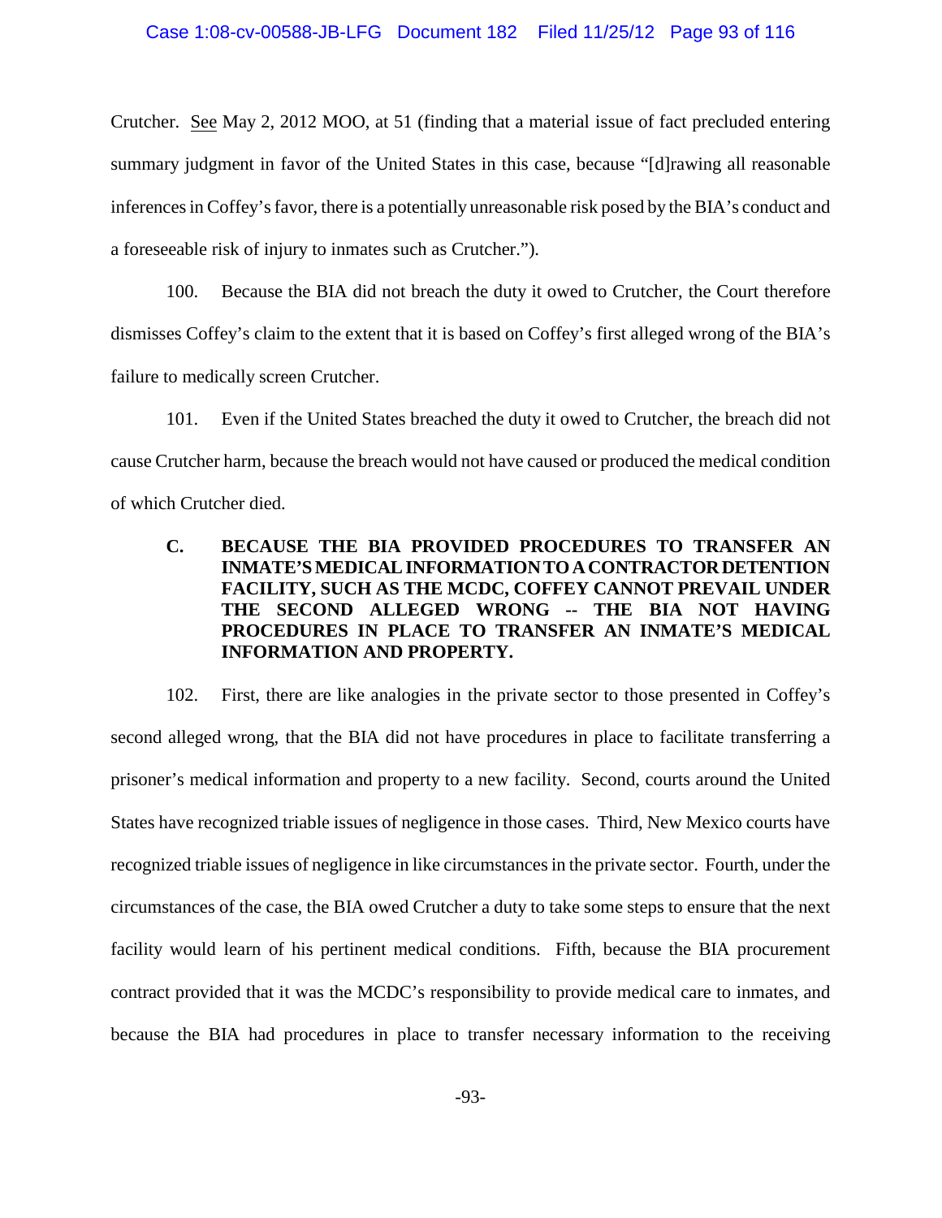Crutcher. See May 2, 2012 MOO, at 51 (finding that a material issue of fact precluded entering summary judgment in favor of the United States in this case, because "[d]rawing all reasonable inferences in Coffey's favor, there is a potentially unreasonable risk posed by the BIA's conduct and a foreseeable risk of injury to inmates such as Crutcher.").

100. Because the BIA did not breach the duty it owed to Crutcher, the Court therefore dismisses Coffey's claim to the extent that it is based on Coffey's first alleged wrong of the BIA's failure to medically screen Crutcher.

101. Even if the United States breached the duty it owed to Crutcher, the breach did not cause Crutcher harm, because the breach would not have caused or produced the medical condition of which Crutcher died.

### C. BECAUSE THE BIA PROVIDED PROCEDURES TO TRANSFER AN INMATE'S MEDICAL INFORMATION TO A CONTRACTOR DETENTION FACILITY, SUCH AS THE MCDC, COFFEY CANNOT PREVAIL UNDER THE SECOND ALLEGED WRONG -- THE BIA NOT HAVING PROCEDURES IN PLACE TO TRANSFER AN INMATE'S MEDICAL INFORMATION AND PROPERTY.

102. First, there are like analogies in the private sector to those presented in Coffey's second alleged wrong, that the BIA did not have procedures in place to facilitate transferring a prisoner's medical information and property to a new facility. Second, courts around the United States have recognized triable issues of negligence in those cases. Third, New Mexico courts have recognized triable issues of negligence in like circumstances in the private sector. Fourth, under the circumstances of the case, the BIA owed Crutcher a duty to take some steps to ensure that the next facility would learn of his pertinent medical conditions. Fifth, because the BIA procurement contract provided that it was the MCDC's responsibility to provide medical care to inmates, and because the BIA had procedures in place to transfer necessary information to the receiving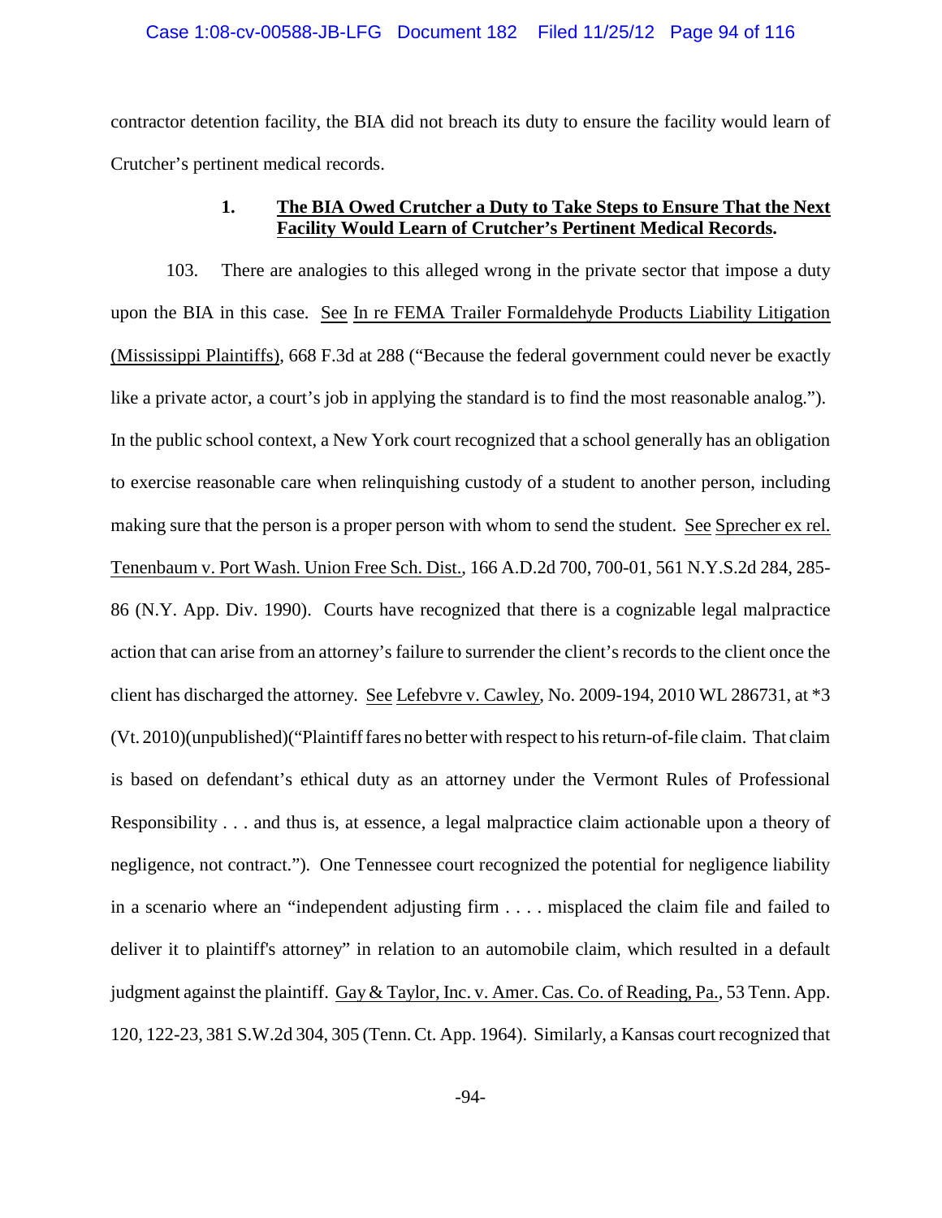contractor detention facility, the BIA did not breach its duty to ensure the facility would learn of Crutcher's pertinent medical records.

### 1. **The BIA Owed Crutcher a Duty to Take Steps to Ensure That the Next Facility Would Learn of Crutcher's Pertinent Medical Records.**

103. There are analogies to this alleged wrong in the private sector that impose a duty upon the BIA in this case. See In re FEMA Trailer Formaldehyde Products Liability Litigation (Mississippi Plaintiffs), 668 F.3d at 288 ("Because the federal government could never be exactly like a private actor, a court's job in applying the standard is to find the most reasonable analog."). In the public school context, a New York court recognized that a school generally has an obligation to exercise reasonable care when relinquishing custody of a student to another person, including making sure that the person is a proper person with whom to send the student. See Sprecher ex rel. Tenenbaum v. Port Wash. Union Free Sch. Dist., 166 A.D.2d 700, 700-01, 561 N.Y.S.2d 284, 285-86 (N.Y. App. Div. 1990). Courts have recognized that there is a cognizable legal malpractice action that can arise from an attorney's failure to surrender the client's records to the client once the client has discharged the attorney. See Lefebvre v. Cawley, No. 2009-194, 2010 WL 286731, at *3 (Vt. 2010)(unpublished)("Plaintiff fares no better with respect to his return-of-file claim. That claim is based on defendant's ethical duty as an attorney under the Vermont Rules of Professional Responsibility . . . and thus is, at essence, a legal malpractice claim actionable upon a theory of negligence, not contract."). One Tennessee court recognized the potential for negligence liability in a scenario where an "independent adjusting firm . . . . misplaced the claim file and failed to deliver it to plaintiff's attorney" in relation to an automobile claim, which resulted in a default judgment against the plaintiff. Gay & Taylor, Inc. v. Amer. Cas. Co. of Reading, Pa., 53 Tenn. App. 120, 122-23, 381 S.W.2d 304, 305 (Tenn. Ct. App. 1964). Similarly, a Kansas court recognized that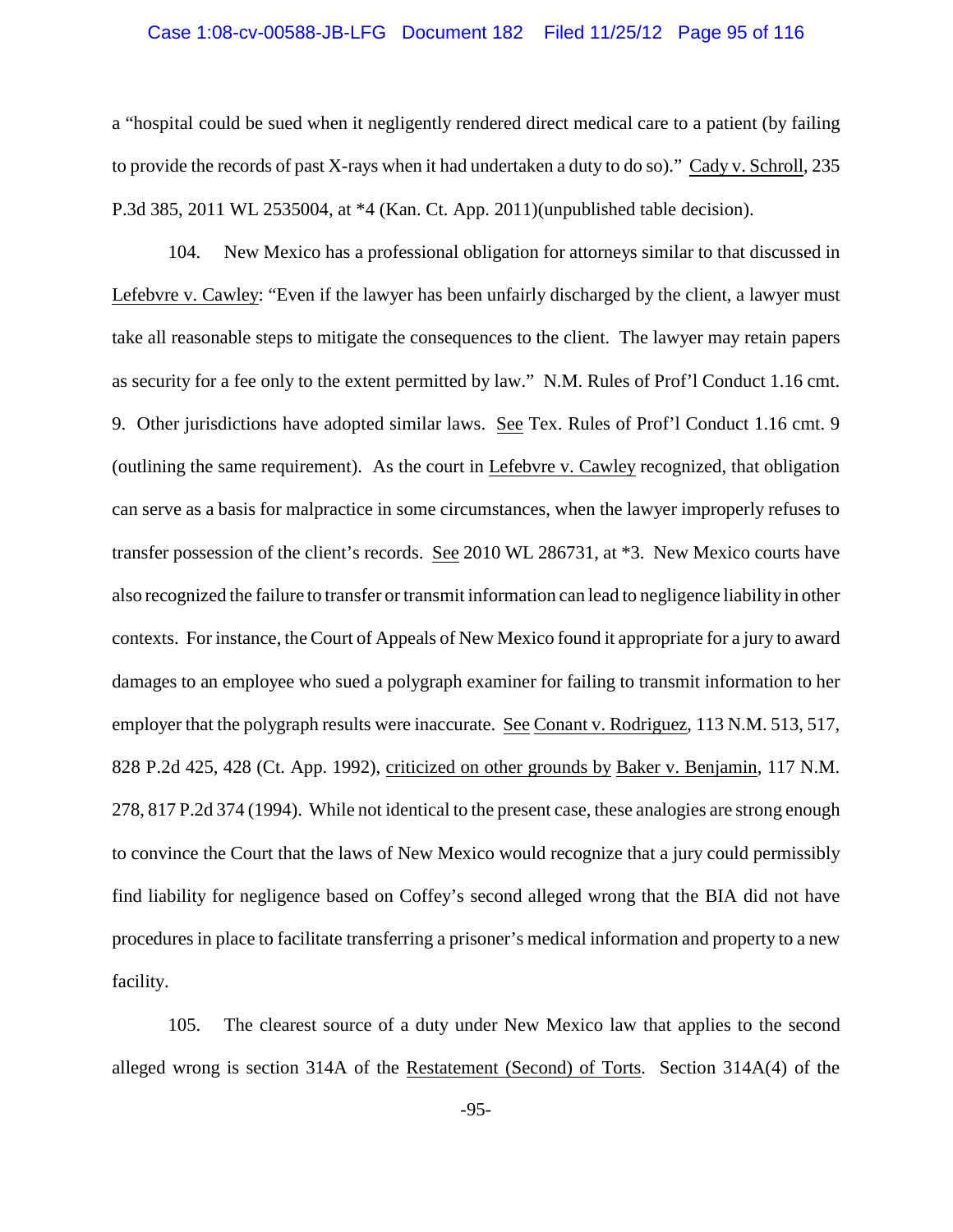a "hospital could be sued when it negligently rendered direct medical care to a patient (by failing to provide the records of past X-rays when it had undertaken a duty to do so)." Cady v. Schroll, 235 P.3d 385, 2011 WL 2535004, at *4 (Kan. Ct. App. 2011)(unpublished table decision).

104. New Mexico has a professional obligation for attorneys similar to that discussed in Lefebvre v. Cawley: "Even if the lawyer has been unfairly discharged by the client, a lawyer must take all reasonable steps to mitigate the consequences to the client. The lawyer may retain papers as security for a fee only to the extent permitted by law." N.M. Rules of Prof'l Conduct 1.16 cmt. 9. Other jurisdictions have adopted similar laws. See Tex. Rules of Prof'l Conduct 1.16 cmt. 9 (outlining the same requirement). As the court in Lefebvre v. Cawley recognized, that obligation can serve as a basis for malpractice in some circumstances, when the lawyer improperly refuses to transfer possession of the client's records. See 2010 WL 286731, at *3. New Mexico courts have also recognized the failure to transfer or transmit information can lead to negligence liability in other contexts. For instance, the Court of Appeals of New Mexico found it appropriate for a jury to award damages to an employee who sued a polygraph examiner for failing to transmit information to her employer that the polygraph results were inaccurate. See Conant v. Rodriguez, 113 N.M. 513, 517, 828 P.2d 425, 428 (Ct. App. 1992), criticized on other grounds by Baker v. Benjamin, 117 N.M. 278, 817 P.2d 374 (1994). While not identical to the present case, these analogies are strong enough to convince the Court that the laws of New Mexico would recognize that a jury could permissibly find liability for negligence based on Coffey's second alleged wrong that the BIA did not have procedures in place to facilitate transferring a prisoner's medical information and property to a new facility.

105. The clearest source of a duty under New Mexico law that applies to the second alleged wrong is section 314A of the Restatement (Second) of Torts. Section 314A(4) of the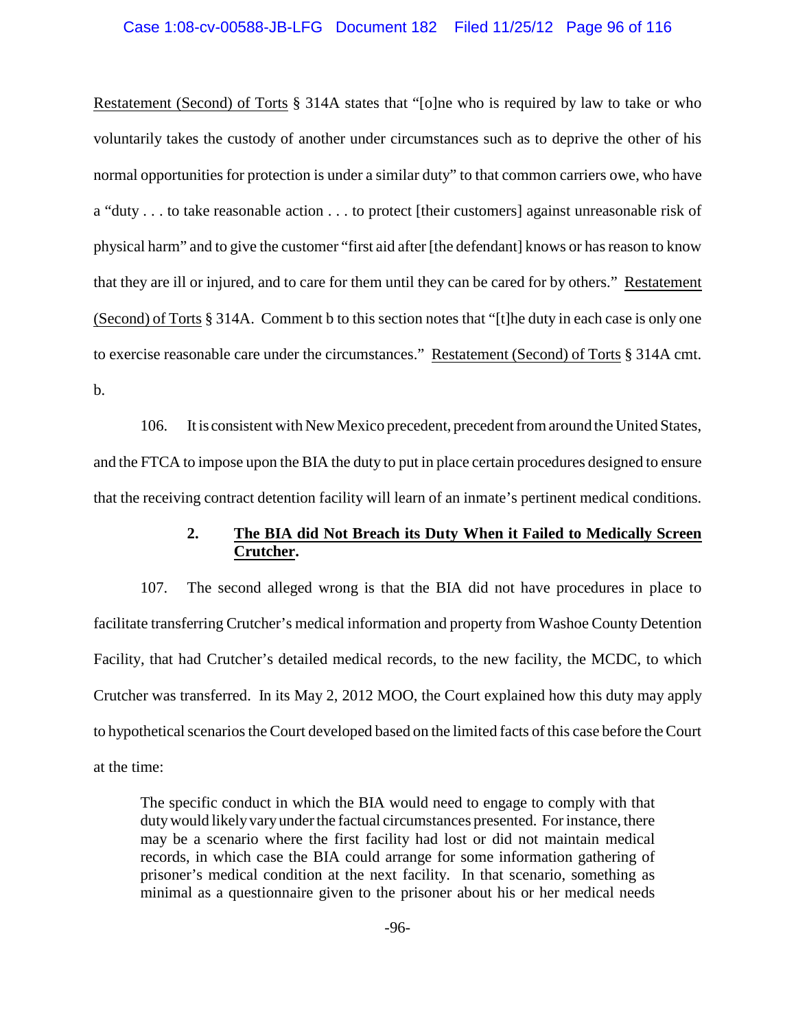Restatement (Second) of Torts § 314A states that "[o]ne who is required by law to take or who voluntarily takes the custody of another under circumstances such as to deprive the other of his normal opportunities for protection is under a similar duty" to that common carriers owe, who have a "duty . . . to take reasonable action . . . to protect [their customers] against unreasonable risk of physical harm" and to give the customer "first aid after [the defendant] knows or has reason to know that they are ill or injured, and to care for them until they can be cared for by others." Restatement (Second) of Torts § 314A. Comment b to this section notes that "[t]he duty in each case is only one to exercise reasonable care under the circumstances." Restatement (Second) of Torts § 314A cmt. b.

106. It is consistent with New Mexico precedent, precedent from around the United States, and the FTCA to impose upon the BIA the duty to put in place certain procedures designed to ensure that the receiving contract detention facility will learn of an inmate's pertinent medical conditions.

### 2. The BIA did Not Breach its Duty When it Failed to Medically Screen Crutcher.

107. The second alleged wrong is that the BIA did not have procedures in place to facilitate transferring Crutcher's medical information and property from Washoe County Detention Facility, that had Crutcher's detailed medical records, to the new facility, the MCDC, to which Crutcher was transferred. In its May 2, 2012 MOO, the Court explained how this duty may apply to hypothetical scenarios the Court developed based on the limited facts of this case before the Court at the time:

> The specific conduct in which the BIA would need to engage to comply with that duty would likely vary under the factual circumstances presented. For instance, there may be a scenario where the first facility had lost or did not maintain medical records, in which case the BIA could arrange for some information gathering of prisoner's medical condition at the next facility. In that scenario, something as minimal as a questionnaire given to the prisoner about his or her medical needs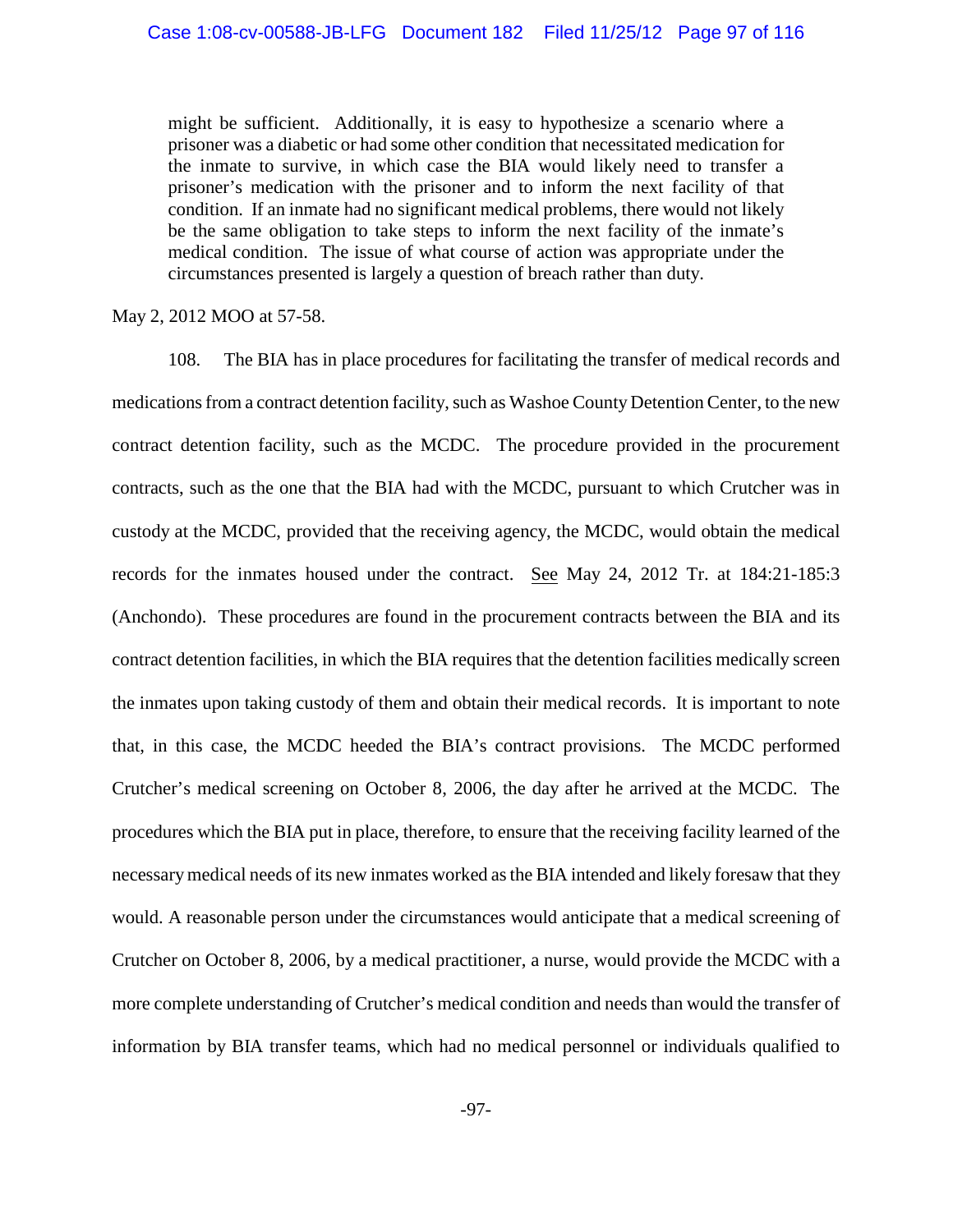> might be sufficient. Additionally, it is easy to hypothesize a scenario where a prisoner was a diabetic or had some other condition that necessitated medication for the inmate to survive, in which case the BIA would likely need to transfer a prisoner's medication with the prisoner and to inform the next facility of that condition. If an inmate had no significant medical problems, there would not likely be the same obligation to take steps to inform the next facility of the inmate's medical condition. The issue of what course of action was appropriate under the circumstances presented is largely a question of breach rather than duty.

May 2, 2012 MOO at 57-58.

108. The BIA has in place procedures for facilitating the transfer of medical records and medications from a contract detention facility, such as Washoe County Detention Center, to the new contract detention facility, such as the MCDC. The procedure provided in the procurement contracts, such as the one that the BIA had with the MCDC, pursuant to which Crutcher was in custody at the MCDC, provided that the receiving agency, the MCDC, would obtain the medical records for the inmates housed under the contract. See May 24, 2012 Tr. at 184:21-185:3 (Anchondo). These procedures are found in the procurement contracts between the BIA and its contract detention facilities, in which the BIA requires that the detention facilities medically screen the inmates upon taking custody of them and obtain their medical records. It is important to note that, in this case, the MCDC heeded the BIA's contract provisions. The MCDC performed Crutcher's medical screening on October 8, 2006, the day after he arrived at the MCDC. The procedures which the BIA put in place, therefore, to ensure that the receiving facility learned of the necessary medical needs of its new inmates worked as the BIA intended and likely foresaw that they would. A reasonable person under the circumstances would anticipate that a medical screening of Crutcher on October 8, 2006, by a medical practitioner, a nurse, would provide the MCDC with a more complete understanding of Crutcher's medical condition and needs than would the transfer of information by BIA transfer teams, which had no medical personnel or individuals qualified to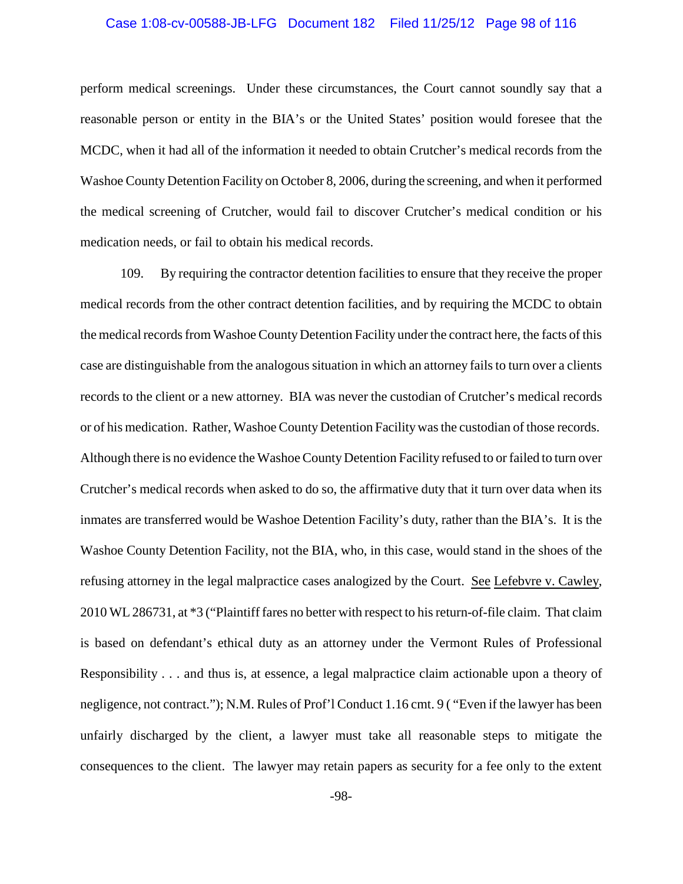perform medical screenings. Under these circumstances, the Court cannot soundly say that a reasonable person or entity in the BIA's or the United States' position would foresee that the MCDC, when it had all of the information it needed to obtain Crutcher's medical records from the Washoe County Detention Facility on October 8, 2006, during the screening, and when it performed the medical screening of Crutcher, would fail to discover Crutcher's medical condition or his medication needs, or fail to obtain his medical records.

109. By requiring the contractor detention facilities to ensure that they receive the proper medical records from the other contract detention facilities, and by requiring the MCDC to obtain the medical records from Washoe County Detention Facility under the contract here, the facts of this case are distinguishable from the analogous situation in which an attorney fails to turn over a clients records to the client or a new attorney. BIA was never the custodian of Crutcher's medical records or of his medication. Rather, Washoe County Detention Facility was the custodian of those records. Although there is no evidence the Washoe County Detention Facility refused to or failed to turn over Crutcher's medical records when asked to do so, the affirmative duty that it turn over data when its inmates are transferred would be Washoe Detention Facility's duty, rather than the BIA's. It is the Washoe County Detention Facility, not the BIA, who, in this case, would stand in the shoes of the refusing attorney in the legal malpractice cases analogized by the Court. See Lefebvre v. Cawley, 2010 WL 286731, at *3 ("Plaintiff fares no better with respect to his return-of-file claim. That claim is based on defendant's ethical duty as an attorney under the Vermont Rules of Professional Responsibility . . . and thus is, at essence, a legal malpractice claim actionable upon a theory of negligence, not contract."); N.M. Rules of Prof'l Conduct 1.16 cmt. 9 ( "Even if the lawyer has been unfairly discharged by the client, a lawyer must take all reasonable steps to mitigate the consequences to the client. The lawyer may retain papers as security for a fee only to the extent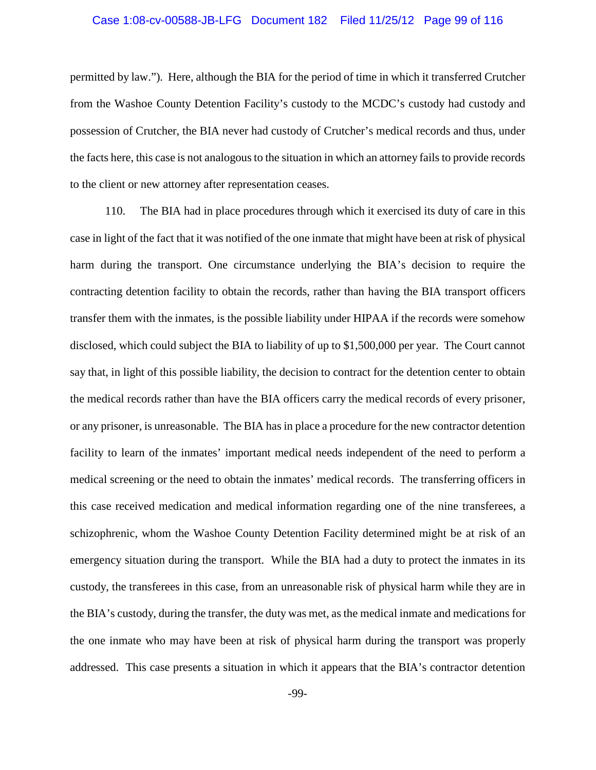permitted by law."). Here, although the BIA for the period of time in which it transferred Crutcher from the Washoe County Detention Facility's custody to the MCDC's custody had custody and possession of Crutcher, the BIA never had custody of Crutcher's medical records and thus, under the facts here, this case is not analogous to the situation in which an attorney fails to provide records to the client or new attorney after representation ceases.

110. The BIA had in place procedures through which it exercised its duty of care in this case in light of the fact that it was notified of the one inmate that might have been at risk of physical harm during the transport. One circumstance underlying the BIA's decision to require the contracting detention facility to obtain the records, rather than having the BIA transport officers transfer them with the inmates, is the possible liability under HIPAA if the records were somehow disclosed, which could subject the BIA to liability of up to $1,500,000 per year. The Court cannot say that, in light of this possible liability, the decision to contract for the detention center to obtain the medical records rather than have the BIA officers carry the medical records of every prisoner, or any prisoner, is unreasonable. The BIA has in place a procedure for the new contractor detention facility to learn of the inmates' important medical needs independent of the need to perform a medical screening or the need to obtain the inmates' medical records. The transferring officers in this case received medication and medical information regarding one of the nine transferees, a schizophrenic, whom the Washoe County Detention Facility determined might be at risk of an emergency situation during the transport. While the BIA had a duty to protect the inmates in its custody, the transferees in this case, from an unreasonable risk of physical harm while they are in the BIA's custody, during the transfer, the duty was met, as the medical inmate and medications for the one inmate who may have been at risk of physical harm during the transport was properly addressed. This case presents a situation in which it appears that the BIA's contractor detention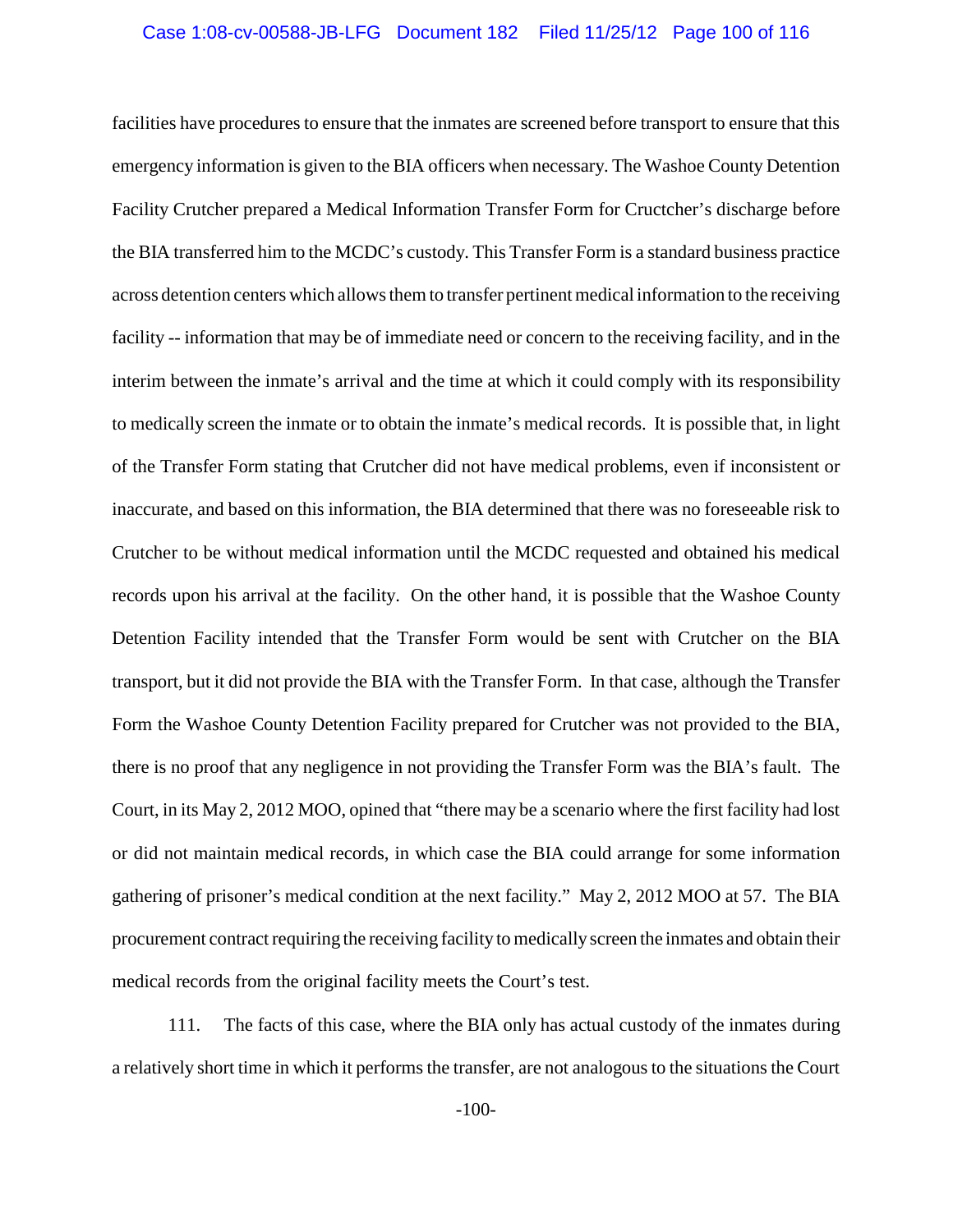facilities have procedures to ensure that the inmates are screened before transport to ensure that this emergency information is given to the BIA officers when necessary. The Washoe County Detention Facility Crutcher prepared a Medical Information Transfer Form for Cructcher's discharge before the BIA transferred him to the MCDC's custody. This Transfer Form is a standard business practice across detention centers which allows them to transfer pertinent medical information to the receiving facility -- information that may be of immediate need or concern to the receiving facility, and in the interim between the inmate's arrival and the time at which it could comply with its responsibility to medically screen the inmate or to obtain the inmate's medical records. It is possible that, in light of the Transfer Form stating that Crutcher did not have medical problems, even if inconsistent or inaccurate, and based on this information, the BIA determined that there was no foreseeable risk to Crutcher to be without medical information until the MCDC requested and obtained his medical records upon his arrival at the facility. On the other hand, it is possible that the Washoe County Detention Facility intended that the Transfer Form would be sent with Crutcher on the BIA transport, but it did not provide the BIA with the Transfer Form. In that case, although the Transfer Form the Washoe County Detention Facility prepared for Crutcher was not provided to the BIA, there is no proof that any negligence in not providing the Transfer Form was the BIA's fault. The Court, in its May 2, 2012 MOO, opined that "there may be a scenario where the first facility had lost or did not maintain medical records, in which case the BIA could arrange for some information gathering of prisoner's medical condition at the next facility." May 2, 2012 MOO at 57. The BIA procurement contract requiring the receiving facility to medically screen the inmates and obtain their medical records from the original facility meets the Court's test.

111. The facts of this case, where the BIA only has actual custody of the inmates during a relatively short time in which it performs the transfer, are not analogous to the situations the Court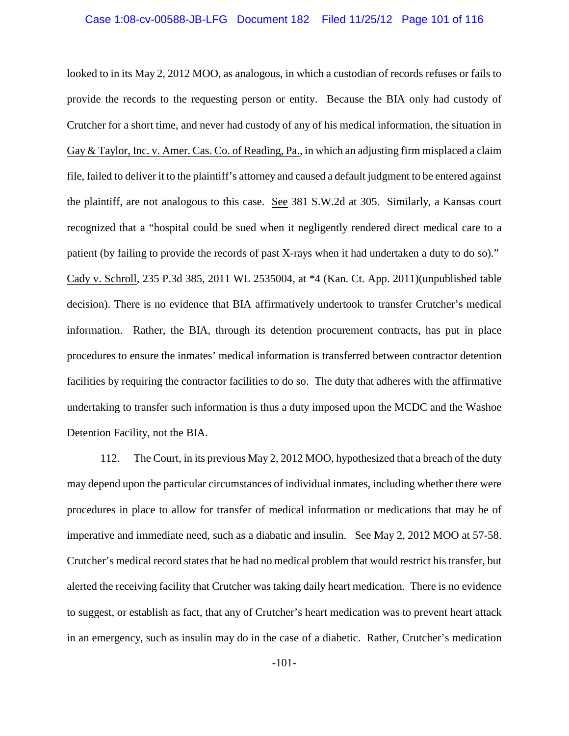looked to in its May 2, 2012 MOO, as analogous, in which a custodian of records refuses or fails to provide the records to the requesting person or entity. Because the BIA only had custody of Crutcher for a short time, and never had custody of any of his medical information, the situation in Gay & Taylor, Inc. v. Amer. Cas. Co. of Reading, Pa., in which an adjusting firm misplaced a claim file, failed to deliver it to the plaintiff's attorney and caused a default judgment to be entered against the plaintiff, are not analogous to this case. See 381 S.W.2d at 305. Similarly, a Kansas court recognized that a "hospital could be sued when it negligently rendered direct medical care to a patient (by failing to provide the records of past X-rays when it had undertaken a duty to do so)." Cady v. Schroll, 235 P.3d 385, 2011 WL 2535004, at *4 (Kan. Ct. App. 2011)(unpublished table decision). There is no evidence that BIA affirmatively undertook to transfer Crutcher's medical information. Rather, the BIA, through its detention procurement contracts, has put in place procedures to ensure the inmates' medical information is transferred between contractor detention facilities by requiring the contractor facilities to do so. The duty that adheres with the affirmative undertaking to transfer such information is thus a duty imposed upon the MCDC and the Washoe Detention Facility, not the BIA.

112. The Court, in its previous May 2, 2012 MOO, hypothesized that a breach of the duty may depend upon the particular circumstances of individual inmates, including whether there were procedures in place to allow for transfer of medical information or medications that may be of imperative and immediate need, such as a diabatic and insulin. See May 2, 2012 MOO at 57-58. Crutcher's medical record states that he had no medical problem that would restrict his transfer, but alerted the receiving facility that Crutcher was taking daily heart medication. There is no evidence to suggest, or establish as fact, that any of Crutcher's heart medication was to prevent heart attack in an emergency, such as insulin may do in the case of a diabetic. Rather, Crutcher's medication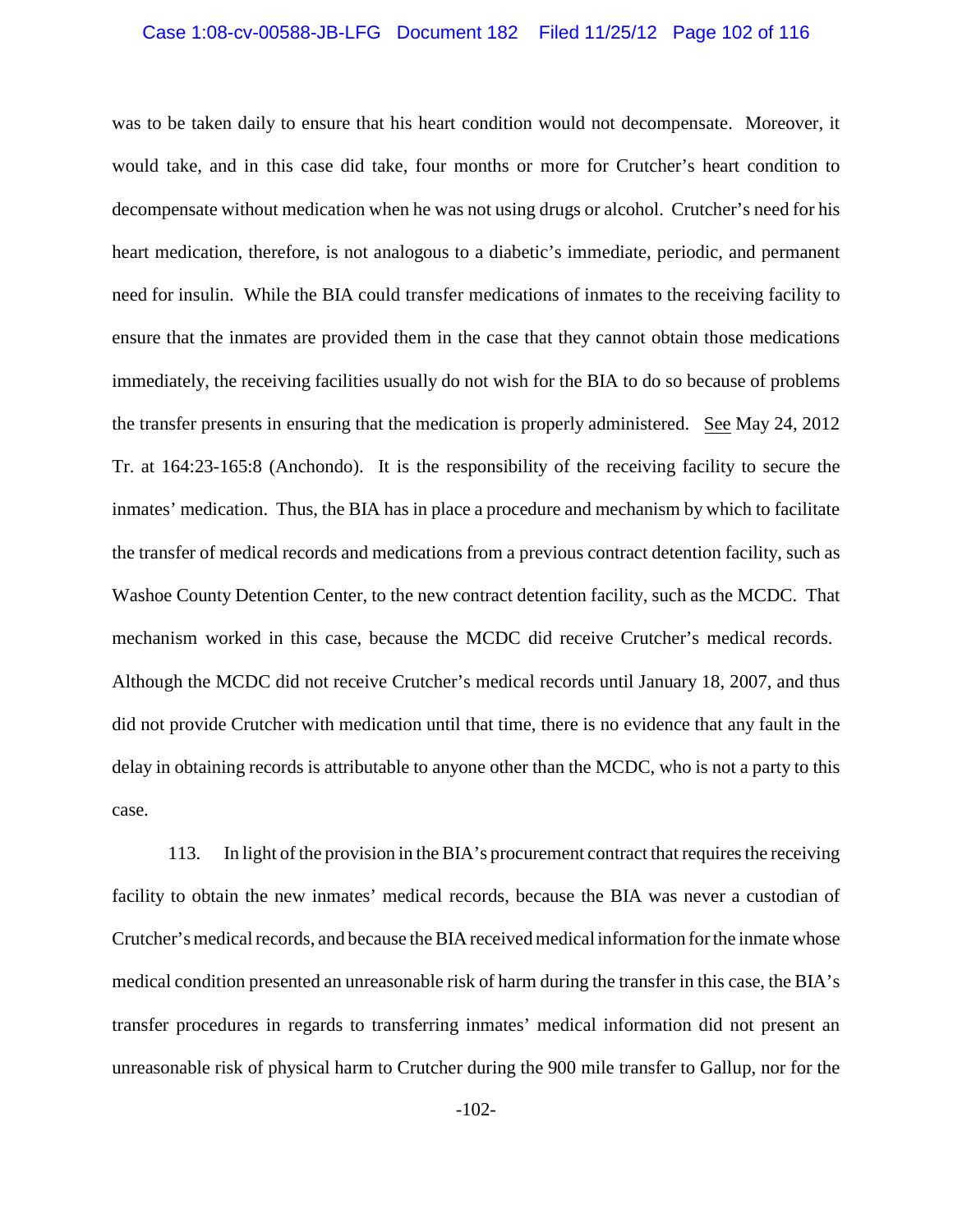was to be taken daily to ensure that his heart condition would not decompensate. Moreover, it would take, and in this case did take, four months or more for Crutcher's heart condition to decompensate without medication when he was not using drugs or alcohol. Crutcher's need for his heart medication, therefore, is not analogous to a diabetic's immediate, periodic, and permanent need for insulin. While the BIA could transfer medications of inmates to the receiving facility to ensure that the inmates are provided them in the case that they cannot obtain those medications immediately, the receiving facilities usually do not wish for the BIA to do so because of problems the transfer presents in ensuring that the medication is properly administered. See May 24, 2012 Tr. at 164:23-165:8 (Anchondo). It is the responsibility of the receiving facility to secure the inmates' medication. Thus, the BIA has in place a procedure and mechanism by which to facilitate the transfer of medical records and medications from a previous contract detention facility, such as Washoe County Detention Center, to the new contract detention facility, such as the MCDC. That mechanism worked in this case, because the MCDC did receive Crutcher's medical records. Although the MCDC did not receive Crutcher's medical records until January 18, 2007, and thus did not provide Crutcher with medication until that time, there is no evidence that any fault in the delay in obtaining records is attributable to anyone other than the MCDC, who is not a party to this case.

113. In light of the provision in the BIA's procurement contract that requires the receiving facility to obtain the new inmates' medical records, because the BIA was never a custodian of Crutcher's medical records, and because the BIA received medical information for the inmate whose medical condition presented an unreasonable risk of harm during the transfer in this case, the BIA's transfer procedures in regards to transferring inmates' medical information did not present an unreasonable risk of physical harm to Crutcher during the 900 mile transfer to Gallup, nor for the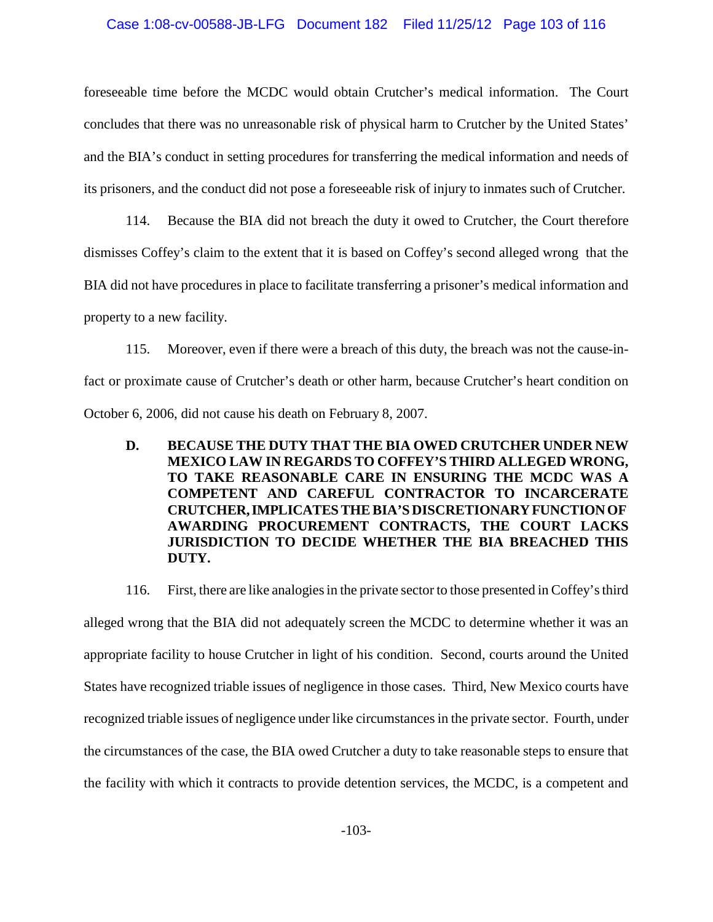foreseeable time before the MCDC would obtain Crutcher's medical information. The Court concludes that there was no unreasonable risk of physical harm to Crutcher by the United States' and the BIA's conduct in setting procedures for transferring the medical information and needs of its prisoners, and the conduct did not pose a foreseeable risk of injury to inmates such of Crutcher.

114. Because the BIA did not breach the duty it owed to Crutcher, the Court therefore dismisses Coffey's claim to the extent that it is based on Coffey's second alleged wrong that the BIA did not have procedures in place to facilitate transferring a prisoner's medical information and property to a new facility.

115. Moreover, even if there were a breach of this duty, the breach was not the cause-in-fact or proximate cause of Crutcher's death or other harm, because Crutcher's heart condition on October 6, 2006, did not cause his death on February 8, 2007.

### D. BECAUSE THE DUTY THAT THE BIA OWED CRUTCHER UNDER NEW MEXICO LAW IN REGARDS TO COFFEY'S THIRD ALLEGED WRONG, TO TAKE REASONABLE CARE IN ENSURING THE MCDC WAS A COMPETENT AND CAREFUL CONTRACTOR TO INCARCERATE CRUTCHER, IMPLICATES THE BIA'S DISCRETIONARY FUNCTION OF AWARDING PROCUREMENT CONTRACTS, THE COURT LACKS JURISDICTION TO DECIDE WHETHER THE BIA BREACHED THIS DUTY.

116. First, there are like analogies in the private sector to those presented in Coffey's third alleged wrong that the BIA did not adequately screen the MCDC to determine whether it was an appropriate facility to house Crutcher in light of his condition. Second, courts around the United States have recognized triable issues of negligence in those cases. Third, New Mexico courts have recognized triable issues of negligence under like circumstances in the private sector. Fourth, under the circumstances of the case, the BIA owed Crutcher a duty to take reasonable steps to ensure that the facility with which it contracts to provide detention services, the MCDC, is a competent and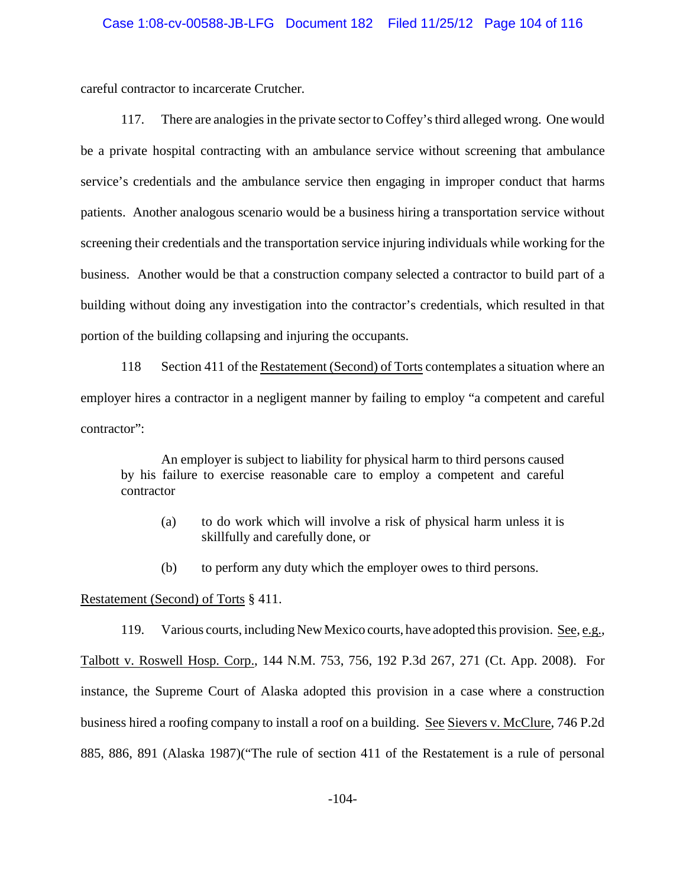careful contractor to incarcerate Crutcher.

117. There are analogies in the private sector to Coffey's third alleged wrong. One would be a private hospital contracting with an ambulance service without screening that ambulance service's credentials and the ambulance service then engaging in improper conduct that harms patients. Another analogous scenario would be a business hiring a transportation service without screening their credentials and the transportation service injuring individuals while working for the business. Another would be that a construction company selected a contractor to build part of a building without doing any investigation into the contractor's credentials, which resulted in that portion of the building collapsing and injuring the occupants.

118 Section 411 of the Restatement (Second) of Torts contemplates a situation where an employer hires a contractor in a negligent manner by failing to employ "a competent and careful contractor":

> An employer is subject to liability for physical harm to third persons caused by his failure to exercise reasonable care to employ a competent and careful contractor
>
> (a) to do work which will involve a risk of physical harm unless it is skillfully and carefully done, or
>
> (b) to perform any duty which the employer owes to third persons.

Restatement (Second) of Torts § 411.

119. Various courts, including New Mexico courts, have adopted this provision. See, e.g., Talbott v. Roswell Hosp. Corp., 144 N.M. 753, 756, 192 P.3d 267, 271 (Ct. App. 2008). For instance, the Supreme Court of Alaska adopted this provision in a case where a construction business hired a roofing company to install a roof on a building. See Sievers v. McClure, 746 P.2d 885, 886, 891 (Alaska 1987)("The rule of section 411 of the Restatement is a rule of personal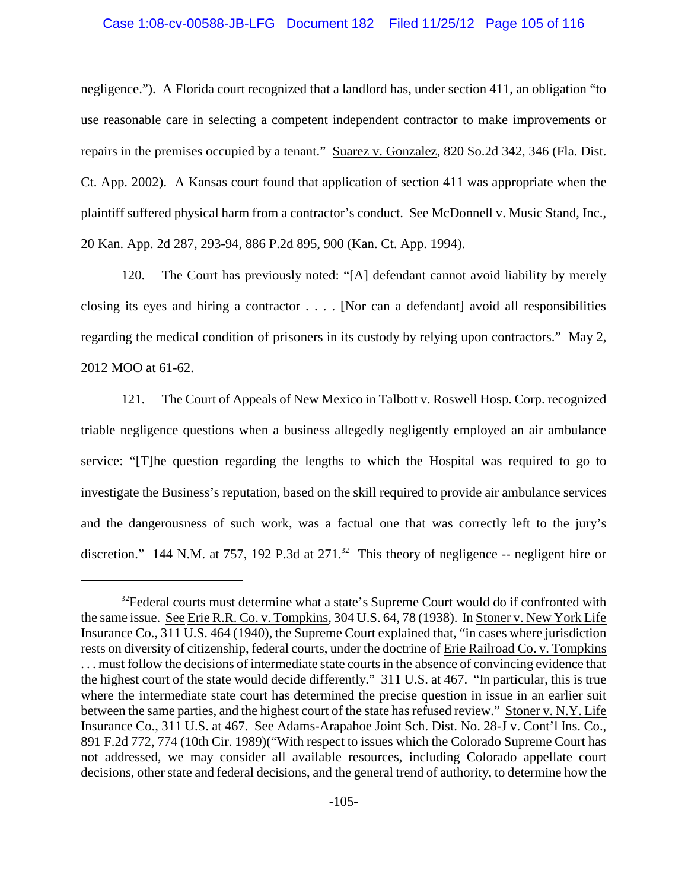negligence."). A Florida court recognized that a landlord has, under section 411, an obligation "to use reasonable care in selecting a competent independent contractor to make improvements or repairs in the premises occupied by a tenant." Suarez v. Gonzalez, 820 So.2d 342, 346 (Fla. Dist. Ct. App. 2002). A Kansas court found that application of section 411 was appropriate when the plaintiff suffered physical harm from a contractor's conduct. See McDonnell v. Music Stand, Inc., 20 Kan. App. 2d 287, 293-94, 886 P.2d 895, 900 (Kan. Ct. App. 1994).

120. The Court has previously noted: "[A] defendant cannot avoid liability by merely closing its eyes and hiring a contractor . . . . [Nor can a defendant] avoid all responsibilities regarding the medical condition of prisoners in its custody by relying upon contractors." May 2, 2012 MOO at 61-62.

121. The Court of Appeals of New Mexico in Talbott v. Roswell Hosp. Corp. recognized triable negligence questions when a business allegedly negligently employed an air ambulance service: "[T]he question regarding the lengths to which the Hospital was required to go to investigate the Business's reputation, based on the skill required to provide air ambulance services and the dangerousness of such work, was a factual one that was correctly left to the jury's discretion." 144 N.M. at 757, 192 P.3d at 271.[32] This theory of negligence -- negligent hire or

---

[32] Federal courts must determine what a state's Supreme Court would do if confronted with the same issue. See Erie R.R. Co. v. Tompkins, 304 U.S. 64, 78 (1938). In Stoner v. New York Life Insurance Co., 311 U.S. 464 (1940), the Supreme Court explained that, "in cases where jurisdiction rests on diversity of citizenship, federal courts, under the doctrine of Erie Railroad Co. v. Tompkins . . . must follow the decisions of intermediate state courts in the absence of convincing evidence that the highest court of the state would decide differently." 311 U.S. at 467. "In particular, this is true where the intermediate state court has determined the precise question in issue in an earlier suit between the same parties, and the highest court of the state has refused review." Stoner v. N.Y. Life Insurance Co., 311 U.S. at 467. See Adams-Arapahoe Joint Sch. Dist. No. 28-J v. Cont'l Ins. Co., 891 F.2d 772, 774 (10th Cir. 1989)("With respect to issues which the Colorado Supreme Court has not addressed, we may consider all available resources, including Colorado appellate court decisions, other state and federal decisions, and the general trend of authority, to determine how the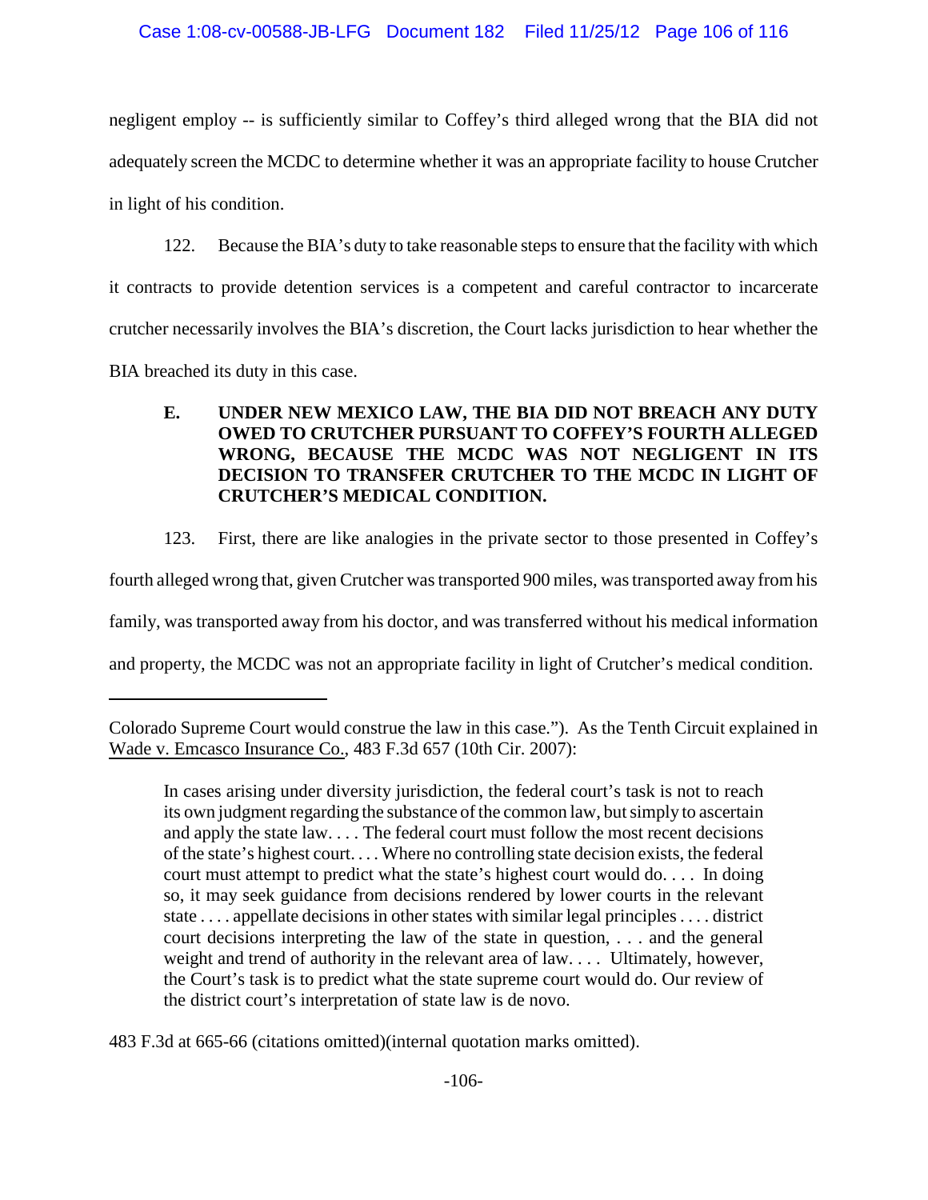negligent employ -- is sufficiently similar to Coffey's third alleged wrong that the BIA did not adequately screen the MCDC to determine whether it was an appropriate facility to house Crutcher in light of his condition.

122. Because the BIA's duty to take reasonable steps to ensure that the facility with which it contracts to provide detention services is a competent and careful contractor to incarcerate crutcher necessarily involves the BIA's discretion, the Court lacks jurisdiction to hear whether the BIA breached its duty in this case.

**E. UNDER NEW MEXICO LAW, THE BIA DID NOT BREACH ANY DUTY OWED TO CRUTCHER PURSUANT TO COFFEY'S FOURTH ALLEGED WRONG, BECAUSE THE MCDC WAS NOT NEGLIGENT IN ITS DECISION TO TRANSFER CRUTCHER TO THE MCDC IN LIGHT OF CRUTCHER'S MEDICAL CONDITION.**

123. First, there are like analogies in the private sector to those presented in Coffey's fourth alleged wrong that, given Crutcher was transported 900 miles, was transported away from his family, was transported away from his doctor, and was transferred without his medical information and property, the MCDC was not an appropriate facility in light of Crutcher's medical condition.

---

Colorado Supreme Court would construe the law in this case."). As the Tenth Circuit explained in Wade v. Emcasco Insurance Co., 483 F.3d 657 (10th Cir. 2007):

> In cases arising under diversity jurisdiction, the federal court's task is not to reach its own judgment regarding the substance of the common law, but simply to ascertain and apply the state law. . . . The federal court must follow the most recent decisions of the state's highest court. . . . Where no controlling state decision exists, the federal court must attempt to predict what the state's highest court would do. . . . In doing so, it may seek guidance from decisions rendered by lower courts in the relevant state . . . . appellate decisions in other states with similar legal principles . . . . district court decisions interpreting the law of the state in question, . . . and the general weight and trend of authority in the relevant area of law. . . . Ultimately, however, the Court's task is to predict what the state supreme court would do. Our review of the district court's interpretation of state law is de novo.

483 F.3d at 665-66 (citations omitted)(internal quotation marks omitted).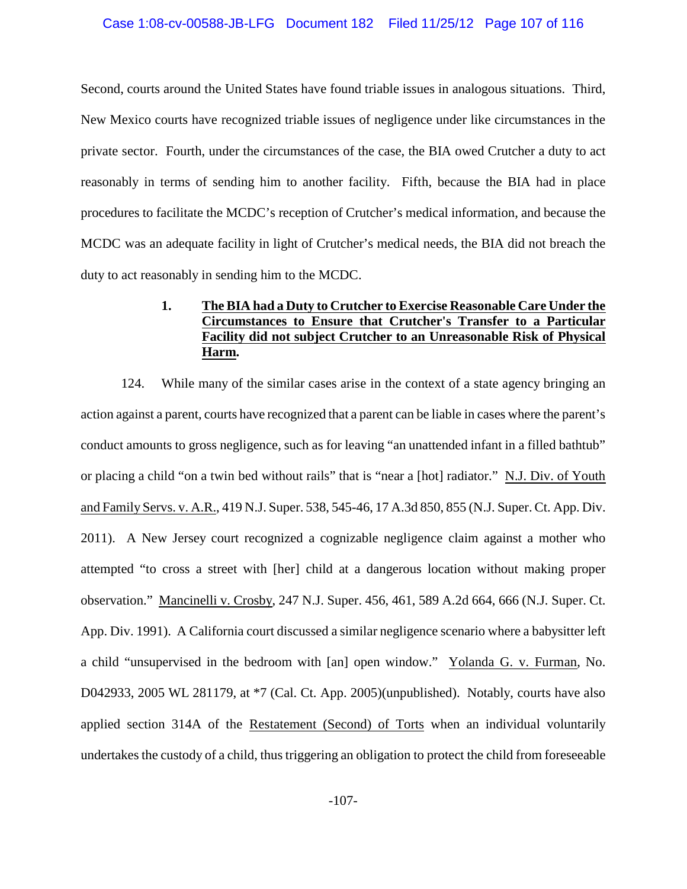Second, courts around the United States have found triable issues in analogous situations. Third, New Mexico courts have recognized triable issues of negligence under like circumstances in the private sector. Fourth, under the circumstances of the case, the BIA owed Crutcher a duty to act reasonably in terms of sending him to another facility. Fifth, because the BIA had in place procedures to facilitate the MCDC's reception of Crutcher's medical information, and because the MCDC was an adequate facility in light of Crutcher's medical needs, the BIA did not breach the duty to act reasonably in sending him to the MCDC.

### 1. **The BIA had a Duty to Crutcher to Exercise Reasonable Care Under the Circumstances to Ensure that Crutcher's Transfer to a Particular Facility did not subject Crutcher to an Unreasonable Risk of Physical Harm.**

124. While many of the similar cases arise in the context of a state agency bringing an action against a parent, courts have recognized that a parent can be liable in cases where the parent's conduct amounts to gross negligence, such as for leaving "an unattended infant in a filled bathtub" or placing a child "on a twin bed without rails" that is "near a [hot] radiator." N.J. Div. of Youth and Family Servs. v. A.R., 419 N.J. Super. 538, 545-46, 17 A.3d 850, 855 (N.J. Super. Ct. App. Div. 2011). A New Jersey court recognized a cognizable negligence claim against a mother who attempted "to cross a street with [her] child at a dangerous location without making proper observation." Mancinelli v. Crosby, 247 N.J. Super. 456, 461, 589 A.2d 664, 666 (N.J. Super. Ct. App. Div. 1991). A California court discussed a similar negligence scenario where a babysitter left a child "unsupervised in the bedroom with [an] open window." Yolanda G. v. Furman, No. D042933, 2005 WL 281179, at *7 (Cal. Ct. App. 2005)(unpublished). Notably, courts have also applied section 314A of the Restatement (Second) of Torts when an individual voluntarily undertakes the custody of a child, thus triggering an obligation to protect the child from foreseeable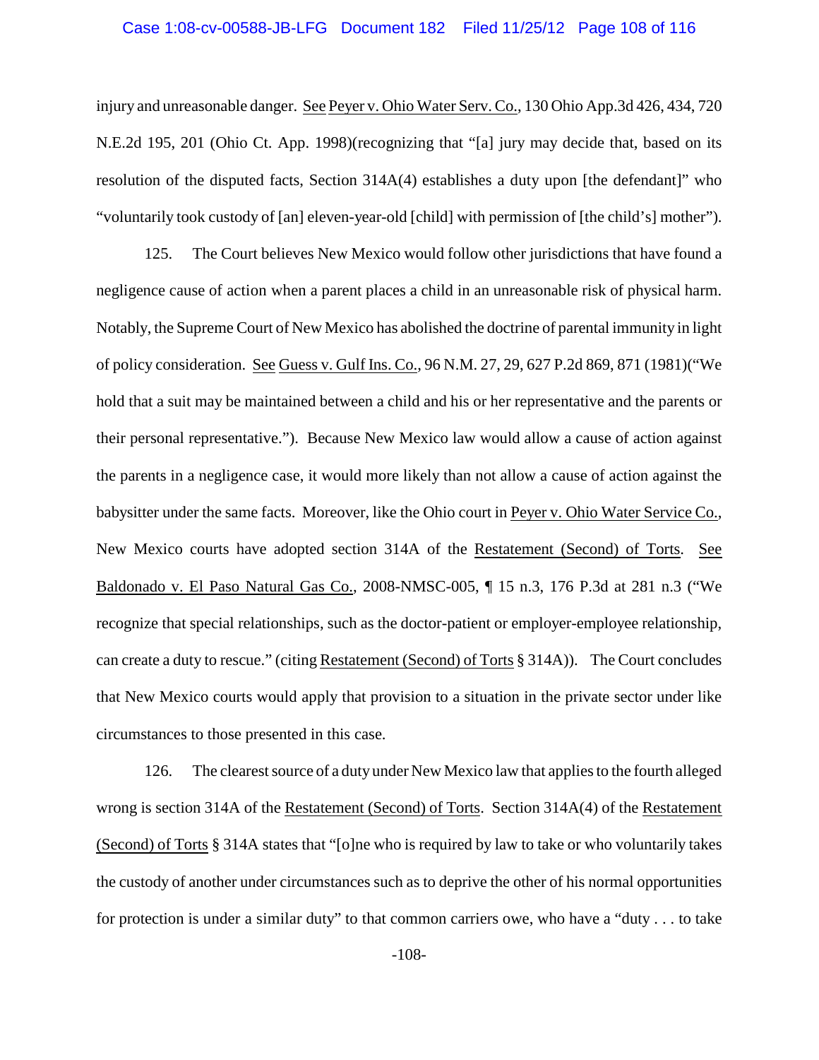injury and unreasonable danger. See Peyer v. Ohio Water Serv. Co., 130 Ohio App.3d 426, 434, 720 N.E.2d 195, 201 (Ohio Ct. App. 1998)(recognizing that "[a] jury may decide that, based on its resolution of the disputed facts, Section 314A(4) establishes a duty upon [the defendant]" who "voluntarily took custody of [an] eleven-year-old [child] with permission of [the child's] mother").

125. The Court believes New Mexico would follow other jurisdictions that have found a negligence cause of action when a parent places a child in an unreasonable risk of physical harm. Notably, the Supreme Court of New Mexico has abolished the doctrine of parental immunity in light of policy consideration. See Guess v. Gulf Ins. Co., 96 N.M. 27, 29, 627 P.2d 869, 871 (1981)("We hold that a suit may be maintained between a child and his or her representative and the parents or their personal representative."). Because New Mexico law would allow a cause of action against the parents in a negligence case, it would more likely than not allow a cause of action against the babysitter under the same facts. Moreover, like the Ohio court in Peyer v. Ohio Water Service Co., New Mexico courts have adopted section 314A of the Restatement (Second) of Torts. See Baldonado v. El Paso Natural Gas Co., 2008-NMSC-005, ¶ 15 n.3, 176 P.3d at 281 n.3 ("We recognize that special relationships, such as the doctor-patient or employer-employee relationship, can create a duty to rescue." (citing Restatement (Second) of Torts § 314A)). The Court concludes that New Mexico courts would apply that provision to a situation in the private sector under like circumstances to those presented in this case.

126. The clearest source of a duty under New Mexico law that applies to the fourth alleged wrong is section 314A of the Restatement (Second) of Torts. Section 314A(4) of the Restatement (Second) of Torts § 314A states that "[o]ne who is required by law to take or who voluntarily takes the custody of another under circumstances such as to deprive the other of his normal opportunities for protection is under a similar duty" to that common carriers owe, who have a "duty . . . to take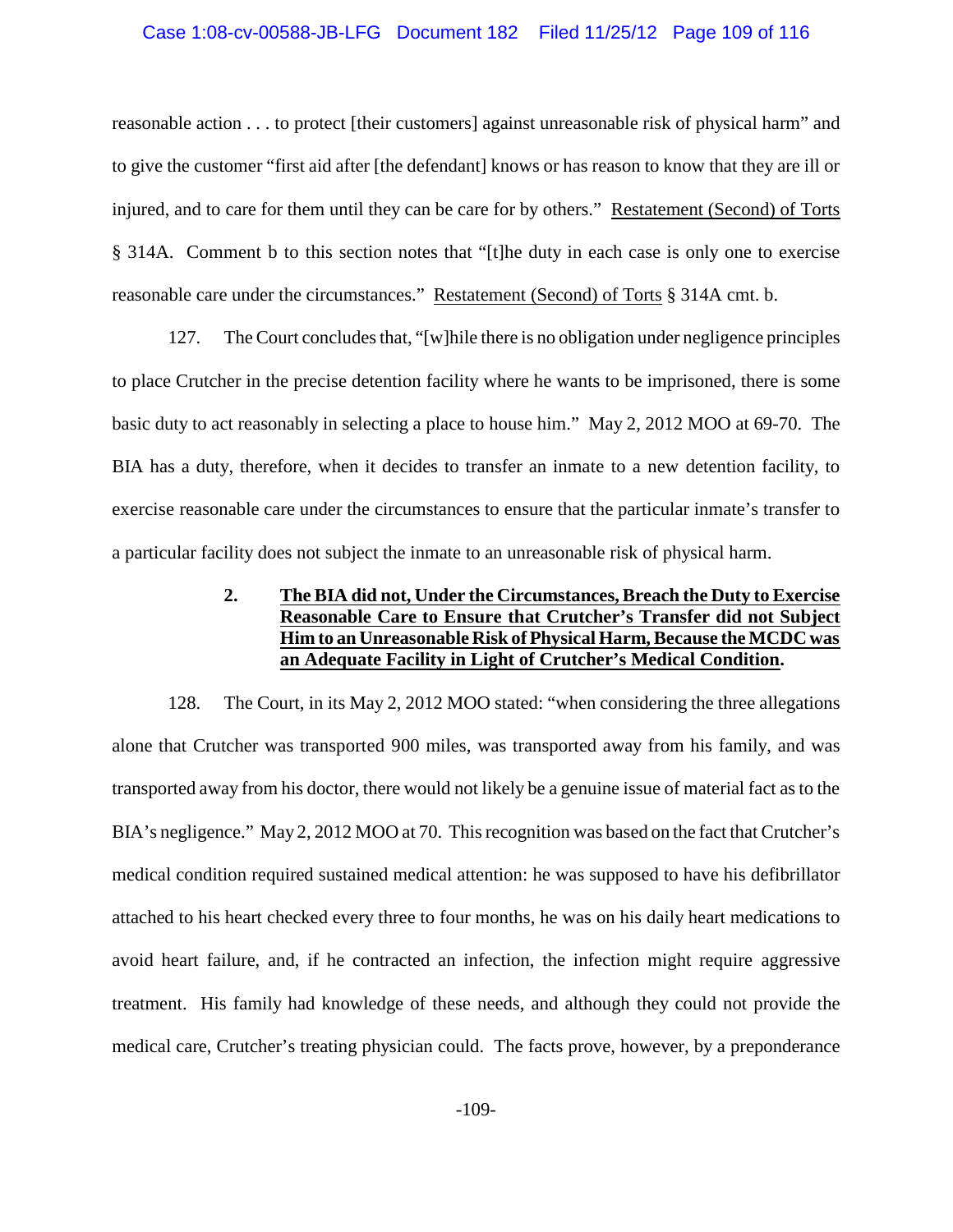reasonable action . . . to protect [their customers] against unreasonable risk of physical harm" and to give the customer "first aid after [the defendant] knows or has reason to know that they are ill or injured, and to care for them until they can be care for by others." Restatement (Second) of Torts § 314A. Comment b to this section notes that "[t]he duty in each case is only one to exercise reasonable care under the circumstances." Restatement (Second) of Torts § 314A cmt. b.

127. The Court concludes that, "[w]hile there is no obligation under negligence principles to place Crutcher in the precise detention facility where he wants to be imprisoned, there is some basic duty to act reasonably in selecting a place to house him." May 2, 2012 MOO at 69-70. The BIA has a duty, therefore, when it decides to transfer an inmate to a new detention facility, to exercise reasonable care under the circumstances to ensure that the particular inmate's transfer to a particular facility does not subject the inmate to an unreasonable risk of physical harm.

**2. The BIA did not, Under the Circumstances, Breach the Duty to Exercise Reasonable Care to Ensure that Crutcher's Transfer did not Subject Him to an Unreasonable Risk of Physical Harm, Because the MCDC was an Adequate Facility in Light of Crutcher's Medical Condition.**

128. The Court, in its May 2, 2012 MOO stated: "when considering the three allegations alone that Crutcher was transported 900 miles, was transported away from his family, and was transported away from his doctor, there would not likely be a genuine issue of material fact as to the BIA's negligence." May 2, 2012 MOO at 70. This recognition was based on the fact that Crutcher's medical condition required sustained medical attention: he was supposed to have his defibrillator attached to his heart checked every three to four months, he was on his daily heart medications to avoid heart failure, and, if he contracted an infection, the infection might require aggressive treatment. His family had knowledge of these needs, and although they could not provide the medical care, Crutcher's treating physician could. The facts prove, however, by a preponderance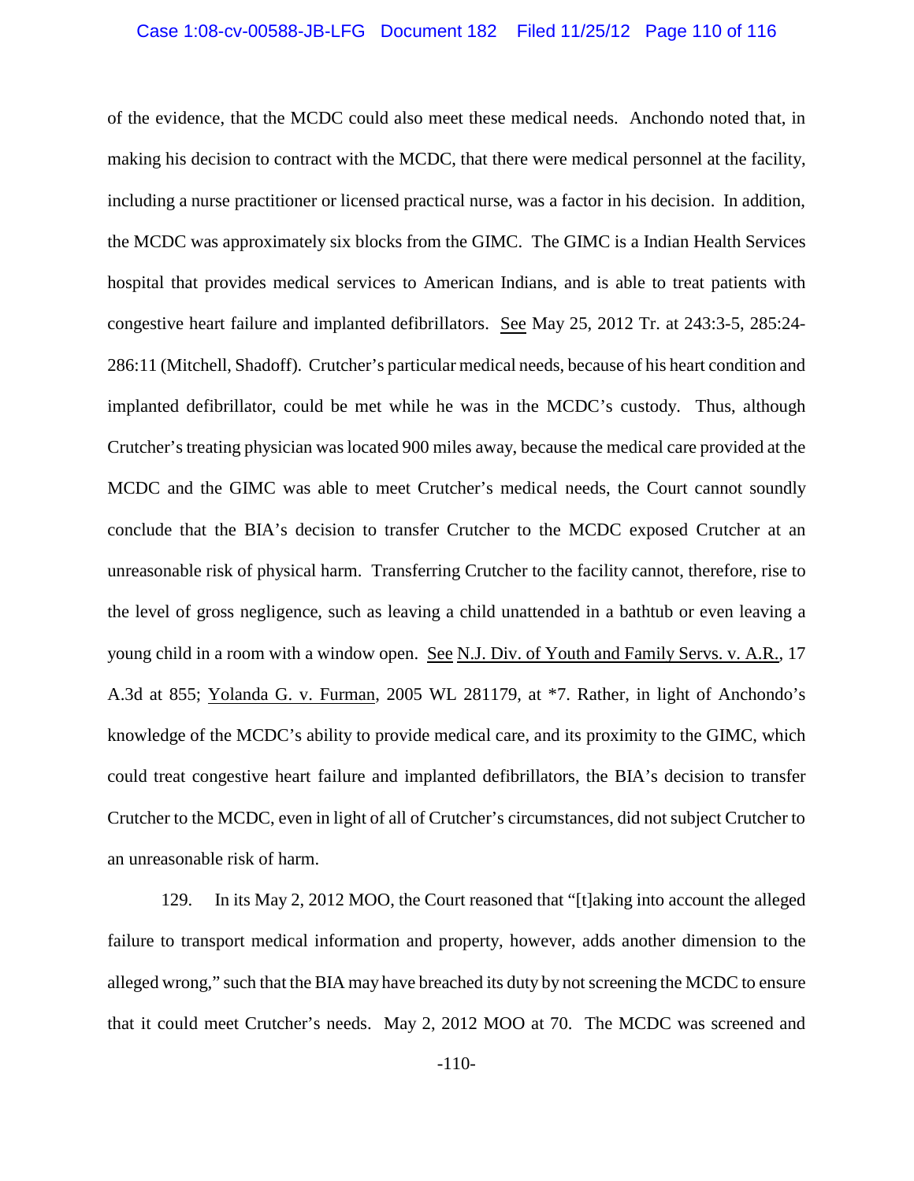of the evidence, that the MCDC could also meet these medical needs. Anchondo noted that, in making his decision to contract with the MCDC, that there were medical personnel at the facility, including a nurse practitioner or licensed practical nurse, was a factor in his decision. In addition, the MCDC was approximately six blocks from the GIMC. The GIMC is a Indian Health Services hospital that provides medical services to American Indians, and is able to treat patients with congestive heart failure and implanted defibrillators. See May 25, 2012 Tr. at 243:3-5, 285:24-286:11 (Mitchell, Shadoff). Crutcher's particular medical needs, because of his heart condition and implanted defibrillator, could be met while he was in the MCDC's custody. Thus, although Crutcher's treating physician was located 900 miles away, because the medical care provided at the MCDC and the GIMC was able to meet Crutcher's medical needs, the Court cannot soundly conclude that the BIA's decision to transfer Crutcher to the MCDC exposed Crutcher at an unreasonable risk of physical harm. Transferring Crutcher to the facility cannot, therefore, rise to the level of gross negligence, such as leaving a child unattended in a bathtub or even leaving a young child in a room with a window open. See N.J. Div. of Youth and Family Servs. v. A.R., 17 A.3d at 855; Yolanda G. v. Furman, 2005 WL 281179, at *7. Rather, in light of Anchondo's knowledge of the MCDC's ability to provide medical care, and its proximity to the GIMC, which could treat congestive heart failure and implanted defibrillators, the BIA's decision to transfer Crutcher to the MCDC, even in light of all of Crutcher's circumstances, did not subject Crutcher to an unreasonable risk of harm.

129. In its May 2, 2012 MOO, the Court reasoned that "[t]aking into account the alleged failure to transport medical information and property, however, adds another dimension to the alleged wrong," such that the BIA may have breached its duty by not screening the MCDC to ensure that it could meet Crutcher's needs. May 2, 2012 MOO at 70. The MCDC was screened and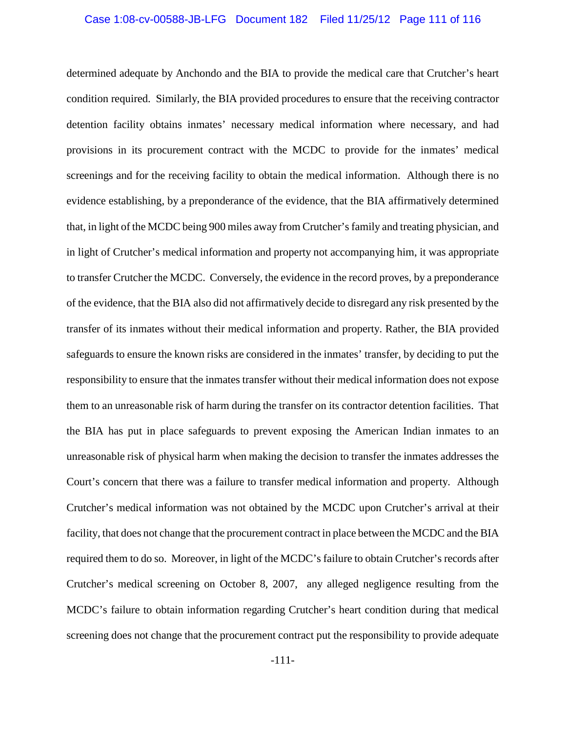determined adequate by Anchondo and the BIA to provide the medical care that Crutcher's heart condition required. Similarly, the BIA provided procedures to ensure that the receiving contractor detention facility obtains inmates' necessary medical information where necessary, and had provisions in its procurement contract with the MCDC to provide for the inmates' medical screenings and for the receiving facility to obtain the medical information. Although there is no evidence establishing, by a preponderance of the evidence, that the BIA affirmatively determined that, in light of the MCDC being 900 miles away from Crutcher's family and treating physician, and in light of Crutcher's medical information and property not accompanying him, it was appropriate to transfer Crutcher the MCDC. Conversely, the evidence in the record proves, by a preponderance of the evidence, that the BIA also did not affirmatively decide to disregard any risk presented by the transfer of its inmates without their medical information and property. Rather, the BIA provided safeguards to ensure the known risks are considered in the inmates' transfer, by deciding to put the responsibility to ensure that the inmates transfer without their medical information does not expose them to an unreasonable risk of harm during the transfer on its contractor detention facilities. That the BIA has put in place safeguards to prevent exposing the American Indian inmates to an unreasonable risk of physical harm when making the decision to transfer the inmates addresses the Court's concern that there was a failure to transfer medical information and property. Although Crutcher's medical information was not obtained by the MCDC upon Crutcher's arrival at their facility, that does not change that the procurement contract in place between the MCDC and the BIA required them to do so. Moreover, in light of the MCDC's failure to obtain Crutcher's records after Crutcher's medical screening on October 8, 2007, any alleged negligence resulting from the MCDC's failure to obtain information regarding Crutcher's heart condition during that medical screening does not change that the procurement contract put the responsibility to provide adequate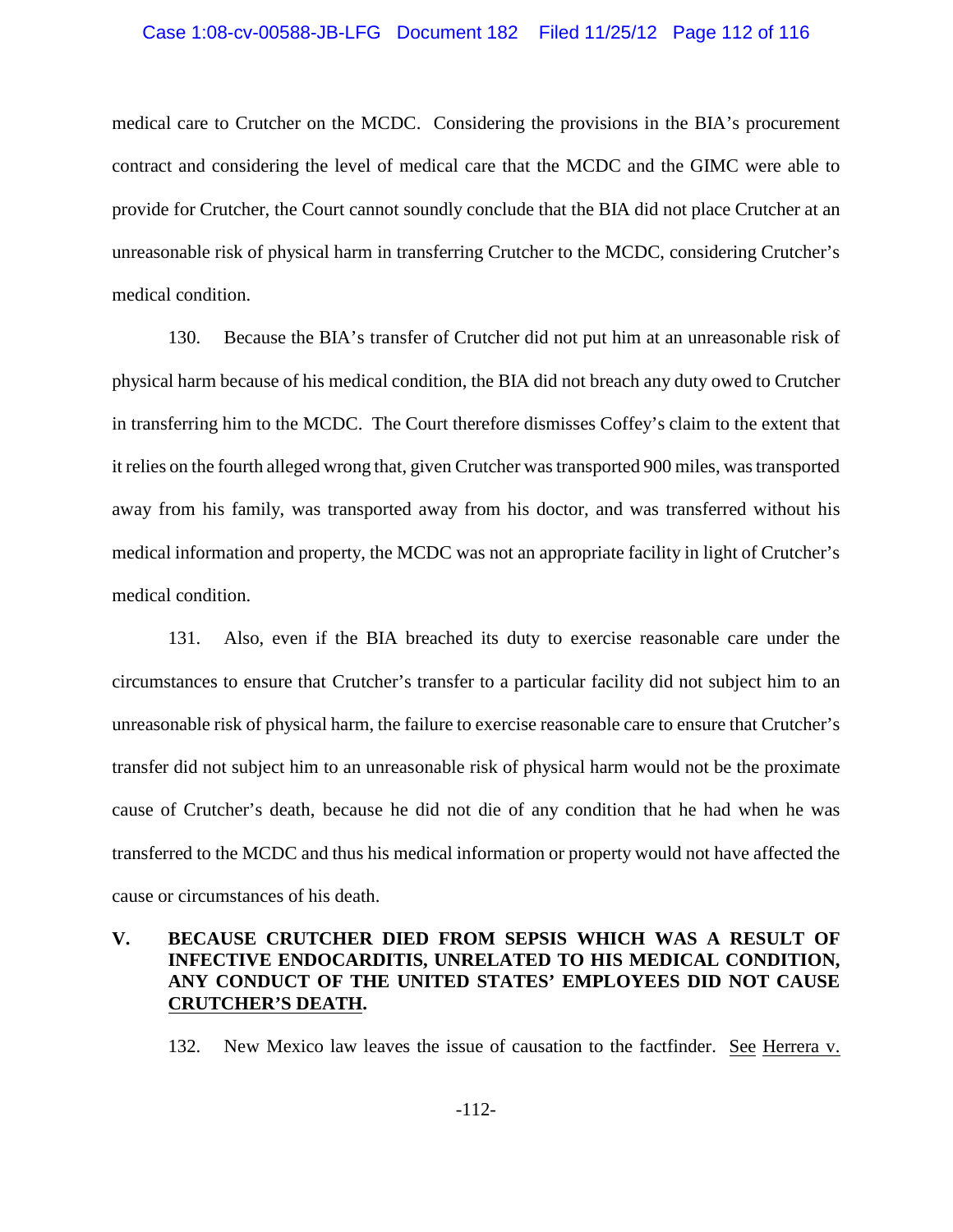medical care to Crutcher on the MCDC. Considering the provisions in the BIA's procurement contract and considering the level of medical care that the MCDC and the GIMC were able to provide for Crutcher, the Court cannot soundly conclude that the BIA did not place Crutcher at an unreasonable risk of physical harm in transferring Crutcher to the MCDC, considering Crutcher's medical condition.

130. Because the BIA's transfer of Crutcher did not put him at an unreasonable risk of physical harm because of his medical condition, the BIA did not breach any duty owed to Crutcher in transferring him to the MCDC. The Court therefore dismisses Coffey's claim to the extent that it relies on the fourth alleged wrong that, given Crutcher was transported 900 miles, was transported away from his family, was transported away from his doctor, and was transferred without his medical information and property, the MCDC was not an appropriate facility in light of Crutcher's medical condition.

131. Also, even if the BIA breached its duty to exercise reasonable care under the circumstances to ensure that Crutcher's transfer to a particular facility did not subject him to an unreasonable risk of physical harm, the failure to exercise reasonable care to ensure that Crutcher's transfer did not subject him to an unreasonable risk of physical harm would not be the proximate cause of Crutcher's death, because he did not die of any condition that he had when he was transferred to the MCDC and thus his medical information or property would not have affected the cause or circumstances of his death.

## V. BECAUSE CRUTCHER DIED FROM SEPSIS WHICH WAS A RESULT OF INFECTIVE ENDOCARDITIS, UNRELATED TO HIS MEDICAL CONDITION, ANY CONDUCT OF THE UNITED STATES' EMPLOYEES DID NOT CAUSE CRUTCHER'S DEATH.

132. New Mexico law leaves the issue of causation to the factfinder. See Herrera v.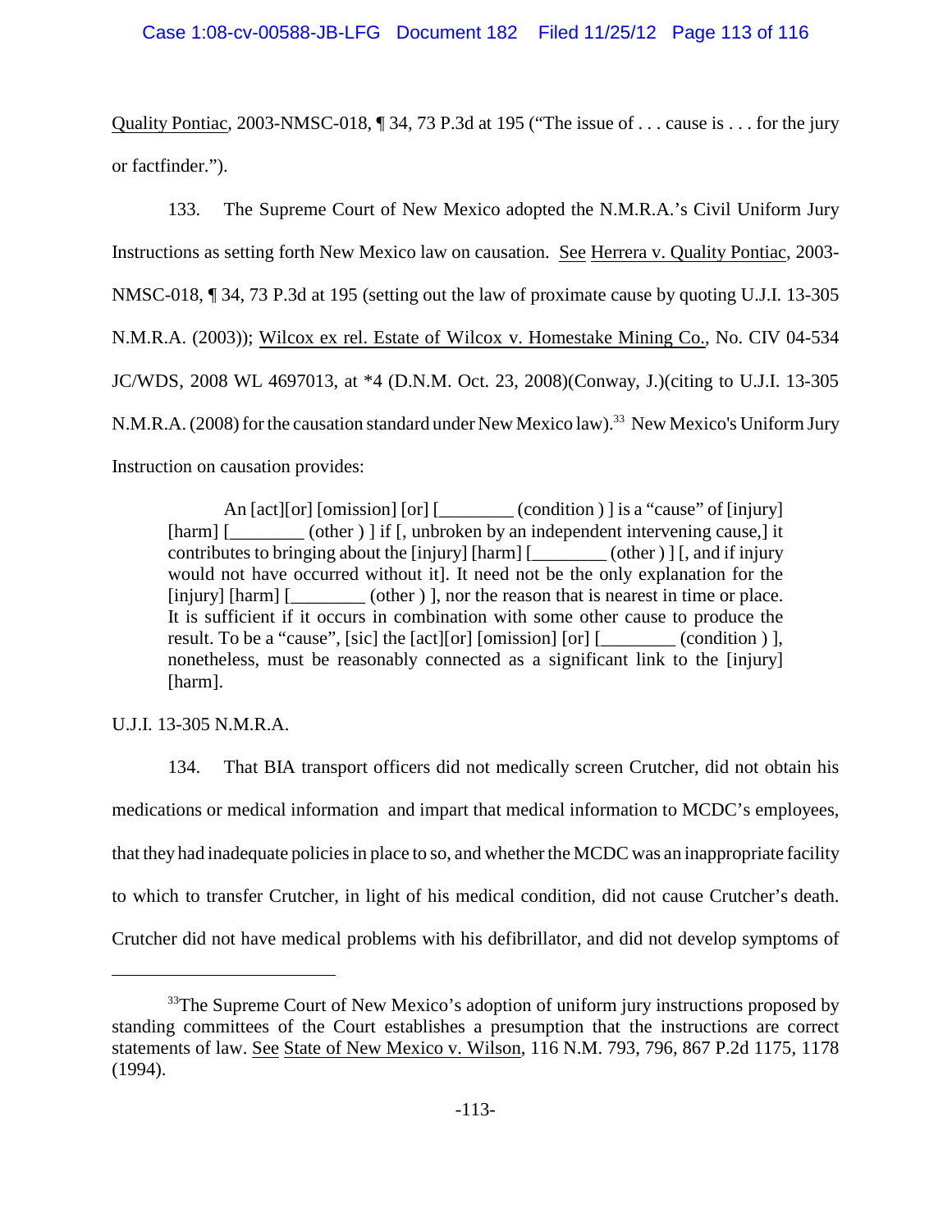Quality Pontiac, 2003-NMSC-018, ¶ 34, 73 P.3d at 195 ("The issue of . . . cause is . . . for the jury or factfinder.").

133. The Supreme Court of New Mexico adopted the N.M.R.A.'s Civil Uniform Jury Instructions as setting forth New Mexico law on causation. See Herrera v. Quality Pontiac, 2003-NMSC-018, ¶ 34, 73 P.3d at 195 (setting out the law of proximate cause by quoting U.J.I. 13-305 N.M.R.A. (2003)); Wilcox ex rel. Estate of Wilcox v. Homestake Mining Co., No. CIV 04-534 JC/WDS, 2008 WL 4697013, at *4 (D.N.M. Oct. 23, 2008)(Conway, J.)(citing to U.J.I. 13-305 N.M.R.A. (2008) for the causation standard under New Mexico law).[33] New Mexico's Uniform Jury Instruction on causation provides:

> An [act][or] [omission] [or] [________ (condition ) ] is a "cause" of [injury] [harm] [________ (other ) ] if [, unbroken by an independent intervening cause,] it contributes to bringing about the [injury] [harm] [________ (other ) ] [, and if injury would not have occurred without it]. It need not be the only explanation for the [injury] [harm] [________ (other ) ], nor the reason that is nearest in time or place. It is sufficient if it occurs in combination with some other cause to produce the result. To be a "cause", [sic] the [act][or] [omission] [or] [________ (condition ) ], nonetheless, must be reasonably connected as a significant link to the [injury] [harm].

U.J.I. 13-305 N.M.R.A.

134. That BIA transport officers did not medically screen Crutcher, did not obtain his medications or medical information and impart that medical information to MCDC's employees, that they had inadequate policies in place to so, and whether the MCDC was an inappropriate facility to which to transfer Crutcher, in light of his medical condition, did not cause Crutcher's death. Crutcher did not have medical problems with his defibrillator, and did not develop symptoms of

---

[33] The Supreme Court of New Mexico's adoption of uniform jury instructions proposed by standing committees of the Court establishes a presumption that the instructions are correct statements of law. See State of New Mexico v. Wilson, 116 N.M. 793, 796, 867 P.2d 1175, 1178 (1994).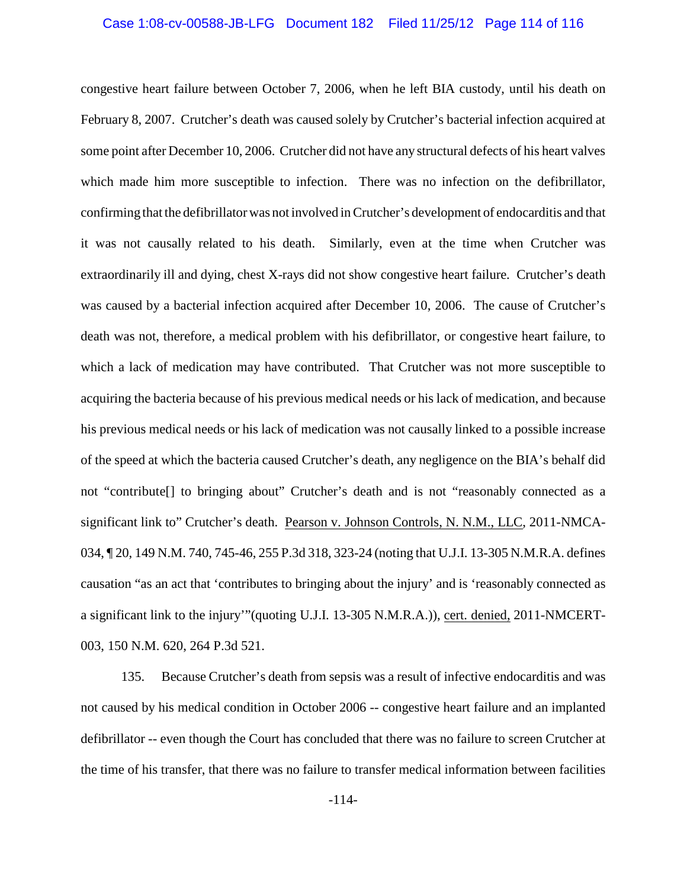congestive heart failure between October 7, 2006, when he left BIA custody, until his death on February 8, 2007. Crutcher's death was caused solely by Crutcher's bacterial infection acquired at some point after December 10, 2006. Crutcher did not have any structural defects of his heart valves which made him more susceptible to infection. There was no infection on the defibrillator, confirming that the defibrillator was not involved in Crutcher's development of endocarditis and that it was not causally related to his death. Similarly, even at the time when Crutcher was extraordinarily ill and dying, chest X-rays did not show congestive heart failure. Crutcher's death was caused by a bacterial infection acquired after December 10, 2006. The cause of Crutcher's death was not, therefore, a medical problem with his defibrillator, or congestive heart failure, to which a lack of medication may have contributed. That Crutcher was not more susceptible to acquiring the bacteria because of his previous medical needs or his lack of medication, and because his previous medical needs or his lack of medication was not causally linked to a possible increase of the speed at which the bacteria caused Crutcher's death, any negligence on the BIA's behalf did not "contribute[] to bringing about" Crutcher's death and is not "reasonably connected as a significant link to" Crutcher's death. Pearson v. Johnson Controls, N. N.M., LLC, 2011-NMCA-034, ¶ 20, 149 N.M. 740, 745-46, 255 P.3d 318, 323-24 (noting that U.J.I. 13-305 N.M.R.A. defines causation "as an act that 'contributes to bringing about the injury' and is 'reasonably connected as a significant link to the injury'"(quoting U.J.I. 13-305 N.M.R.A.)), cert. denied, 2011-NMCERT-003, 150 N.M. 620, 264 P.3d 521.

135. Because Crutcher's death from sepsis was a result of infective endocarditis and was not caused by his medical condition in October 2006 -- congestive heart failure and an implanted defibrillator -- even though the Court has concluded that there was no failure to screen Crutcher at the time of his transfer, that there was no failure to transfer medical information between facilities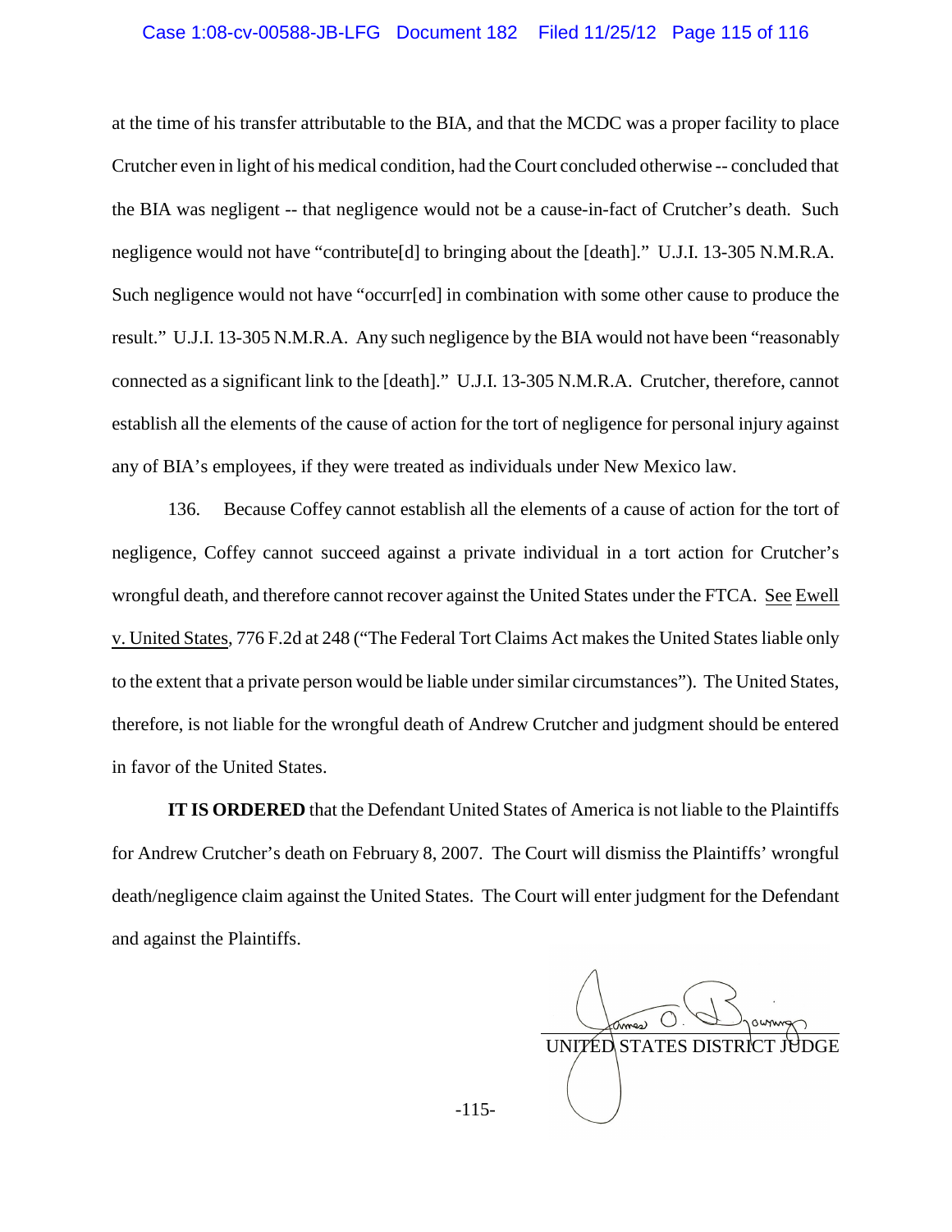at the time of his transfer attributable to the BIA, and that the MCDC was a proper facility to place Crutcher even in light of his medical condition, had the Court concluded otherwise -- concluded that the BIA was negligent -- that negligence would not be a cause-in-fact of Crutcher's death. Such negligence would not have "contribute[d] to bringing about the [death]." U.J.I. 13-305 N.M.R.A. Such negligence would not have "occurr[ed] in combination with some other cause to produce the result." U.J.I. 13-305 N.M.R.A. Any such negligence by the BIA would not have been "reasonably connected as a significant link to the [death]." U.J.I. 13-305 N.M.R.A. Crutcher, therefore, cannot establish all the elements of the cause of action for the tort of negligence for personal injury against any of BIA's employees, if they were treated as individuals under New Mexico law.

136. Because Coffey cannot establish all the elements of a cause of action for the tort of negligence, Coffey cannot succeed against a private individual in a tort action for Crutcher's wrongful death, and therefore cannot recover against the United States under the FTCA. See Ewell v. United States, 776 F.2d at 248 ("The Federal Tort Claims Act makes the United States liable only to the extent that a private person would be liable under similar circumstances"). The United States, therefore, is not liable for the wrongful death of Andrew Crutcher and judgment should be entered in favor of the United States.

**IT IS ORDERED** that the Defendant United States of America is not liable to the Plaintiffs for Andrew Crutcher's death on February 8, 2007. The Court will dismiss the Plaintiffs' wrongful death/negligence claim against the United States. The Court will enter judgment for the Defendant and against the Plaintiffs.

UNITED STATES DISTRICT JUDGE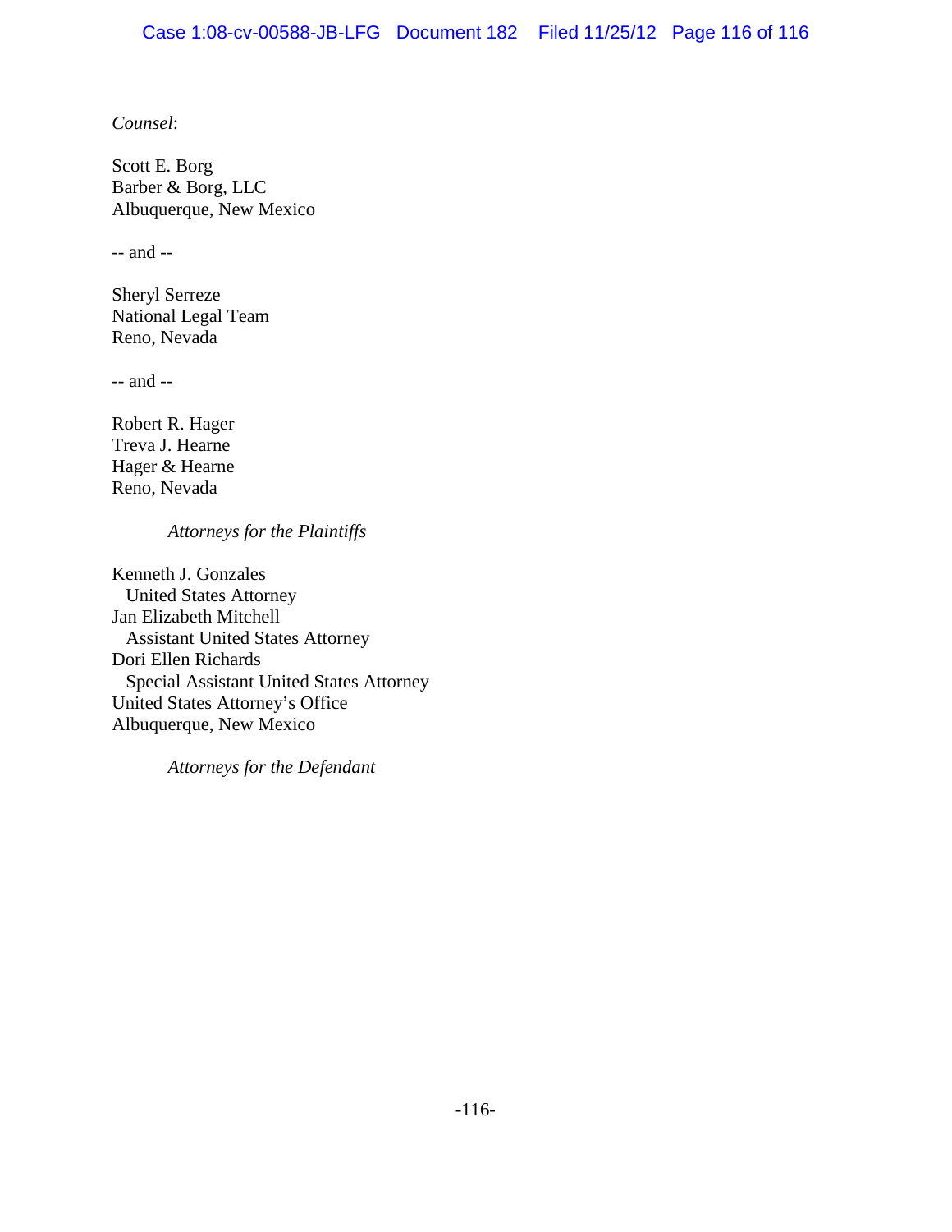*Counsel*:

Scott E. Borg
Barber & Borg, LLC
Albuquerque, New Mexico

-- and --

Sheryl Serreze
National Legal Team
Reno, Nevada

-- and --

Robert R. Hager
Treva J. Hearne
Hager & Hearne
Reno, Nevada

*Attorneys for the Plaintiffs*

Kenneth J. Gonzales
United States Attorney
Jan Elizabeth Mitchell
Assistant United States Attorney
Dori Ellen Richards
Special Assistant United States Attorney
United States Attorney's Office
Albuquerque, New Mexico

*Attorneys for the Defendant*